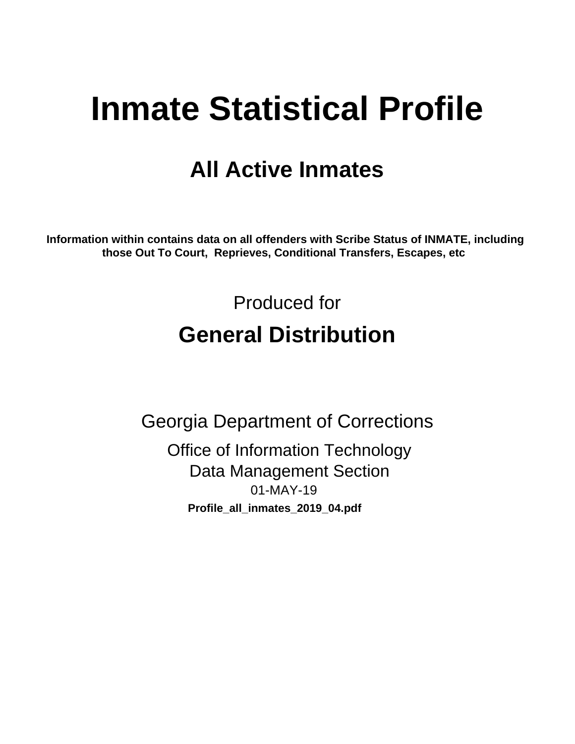# Inmate Statistical Profile

## All Active Inmates

**Information within contains data on all offenders with Scribe Status of INMATE, including those Out To Court, Reprieves, Conditional Transfers, Escapes, etc**

Produced for

## General Distribution

Georgia Department of Corrections

Office of Information Technology
Data Management Section
01-MAY-19

**Profile_all_inmates_2019_04.pdf**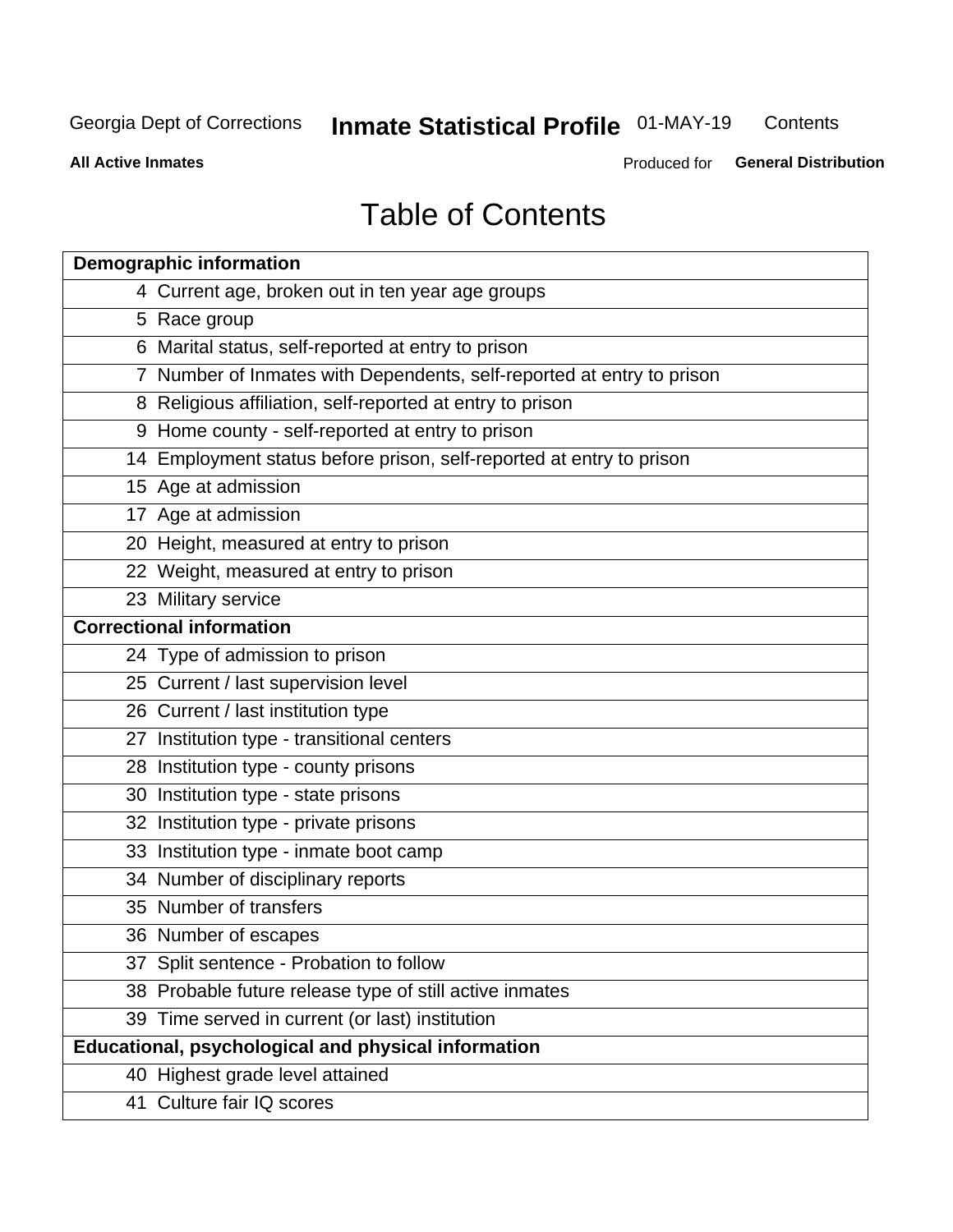# Table of Contents

| Demographic information | |
|---|---|
| 4 | Current age, broken out in ten year age groups |
| 5 | Race group |
| 6 | Marital status, self-reported at entry to prison |
| 7 | Number of Inmates with Dependents, self-reported at entry to prison |
| 8 | Religious affiliation, self-reported at entry to prison |
| 9 | Home county - self-reported at entry to prison |
| 14 | Employment status before prison, self-reported at entry to prison |
| 15 | Age at admission |
| 17 | Age at admission |
| 20 | Height, measured at entry to prison |
| 22 | Weight, measured at entry to prison |
| 23 | Military service |
| **Correctional information** | |
| 24 | Type of admission to prison |
| 25 | Current / last supervision level |
| 26 | Current / last institution type |
| 27 | Institution type - transitional centers |
| 28 | Institution type - county prisons |
| 30 | Institution type - state prisons |
| 32 | Institution type - private prisons |
| 33 | Institution type - inmate boot camp |
| 34 | Number of disciplinary reports |
| 35 | Number of transfers |
| 36 | Number of escapes |
| 37 | Split sentence - Probation to follow |
| 38 | Probable future release type of still active inmates |
| 39 | Time served in current (or last) institution |
| **Educational, psychological and physical information** | |
| 40 | Highest grade level attained |
| 41 | Culture fair IQ scores |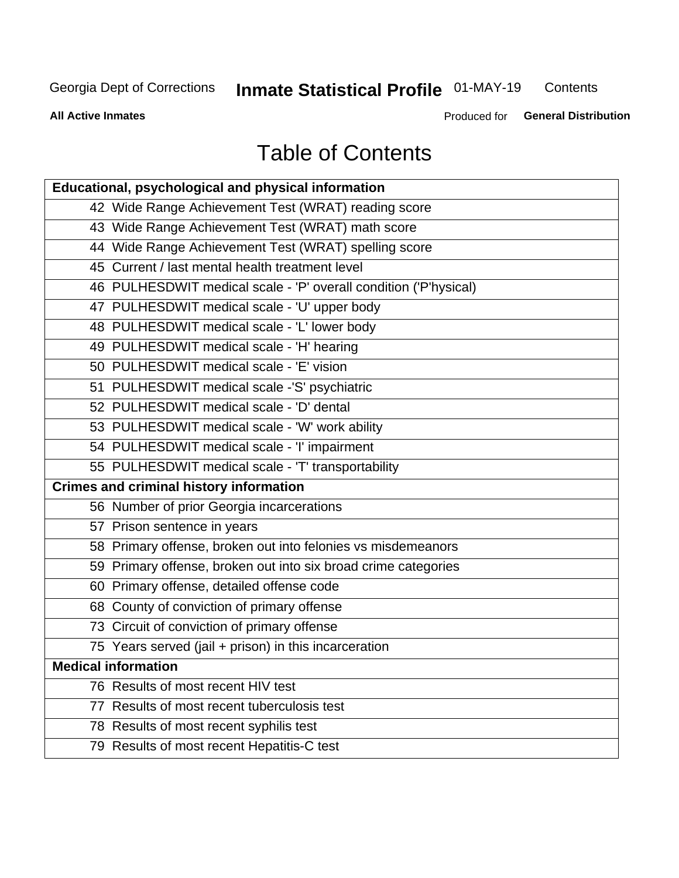# Table of Contents

| Educational, psychological and physical information |
|---|
| 42 Wide Range Achievement Test (WRAT) reading score |
| 43 Wide Range Achievement Test (WRAT) math score |
| 44 Wide Range Achievement Test (WRAT) spelling score |
| 45 Current / last mental health treatment level |
| 46 PULHESDWIT medical scale - 'P' overall condition ('P'hysical) |
| 47 PULHESDWIT medical scale - 'U' upper body |
| 48 PULHESDWIT medical scale - 'L' lower body |
| 49 PULHESDWIT medical scale - 'H' hearing |
| 50 PULHESDWIT medical scale - 'E' vision |
| 51 PULHESDWIT medical scale -'S' psychiatric |
| 52 PULHESDWIT medical scale - 'D' dental |
| 53 PULHESDWIT medical scale - 'W' work ability |
| 54 PULHESDWIT medical scale - 'I' impairment |
| 55 PULHESDWIT medical scale - 'T' transportability |
| **Crimes and criminal history information** |
| 56 Number of prior Georgia incarcerations |
| 57 Prison sentence in years |
| 58 Primary offense, broken out into felonies vs misdemeanors |
| 59 Primary offense, broken out into six broad crime categories |
| 60 Primary offense, detailed offense code |
| 68 County of conviction of primary offense |
| 73 Circuit of conviction of primary offense |
| 75 Years served (jail + prison) in this incarceration |
| **Medical information** |
| 76 Results of most recent HIV test |
| 77 Results of most recent tuberculosis test |
| 78 Results of most recent syphilis test |
| 79 Results of most recent Hepatitis-C test |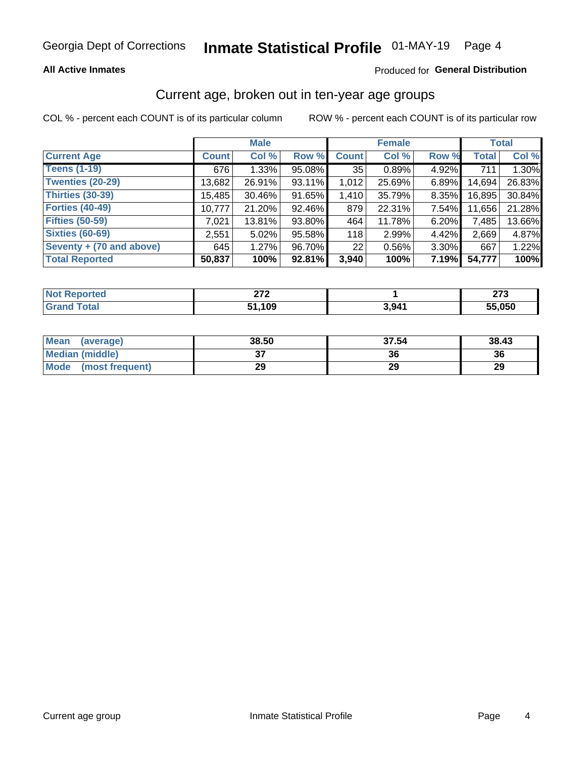Georgia Dept of Corrections **Inmate Statistical Profile** 01-MAY-19

**All Active Inmates**

Produced for **General Distribution**

## Current age, broken out in ten-year age groups

COL % - percent each COUNT is of its particular column

ROW % - percent each COUNT is of its particular row

| | Male | | | Female | | | Total | |
|---|---|---|---|---|---|---|---|---|
| **Current Age** | **Count** | **Col %** | **Row %** | **Count** | **Col %** | **Row %** | **Total** | **Col %** |
| **Teens (1-19)** | 676 | 1.33% | 95.08% | 35 | 0.89% | 4.92% | 711 | 1.30% |
| **Twenties (20-29)** | 13,682 | 26.91% | 93.11% | 1,012 | 25.69% | 6.89% | 14,694 | 26.83% |
| **Thirties (30-39)** | 15,485 | 30.46% | 91.65% | 1,410 | 35.79% | 8.35% | 16,895 | 30.84% |
| **Forties (40-49)** | 10,777 | 21.20% | 92.46% | 879 | 22.31% | 7.54% | 11,656 | 21.28% |
| **Fifties (50-59)** | 7,021 | 13.81% | 93.80% | 464 | 11.78% | 6.20% | 7,485 | 13.66% |
| **Sixties (60-69)** | 2,551 | 5.02% | 95.58% | 118 | 2.99% | 4.42% | 2,669 | 4.87% |
| **Seventy + (70 and above)** | 645 | 1.27% | 96.70% | 22 | 0.56% | 3.30% | 667 | 1.22% |
| **Total Reported** | **50,837** | **100%** | **92.81%** | **3,940** | **100%** | **7.19%** | **54,777** | **100%** |

| | Male | Female | Total |
|---|---|---|---|
| **Not Reported** | **272** | **1** | **273** |
| **Grand Total** | **51,109** | **3,941** | **55,050** |

| | Male | Female | Total |
|---|---|---|---|
| **Mean (average)** | **38.50** | **37.54** | **38.43** |
| **Median (middle)** | **37** | **36** | **36** |
| **Mode (most frequent)** | **29** | **29** | **29** |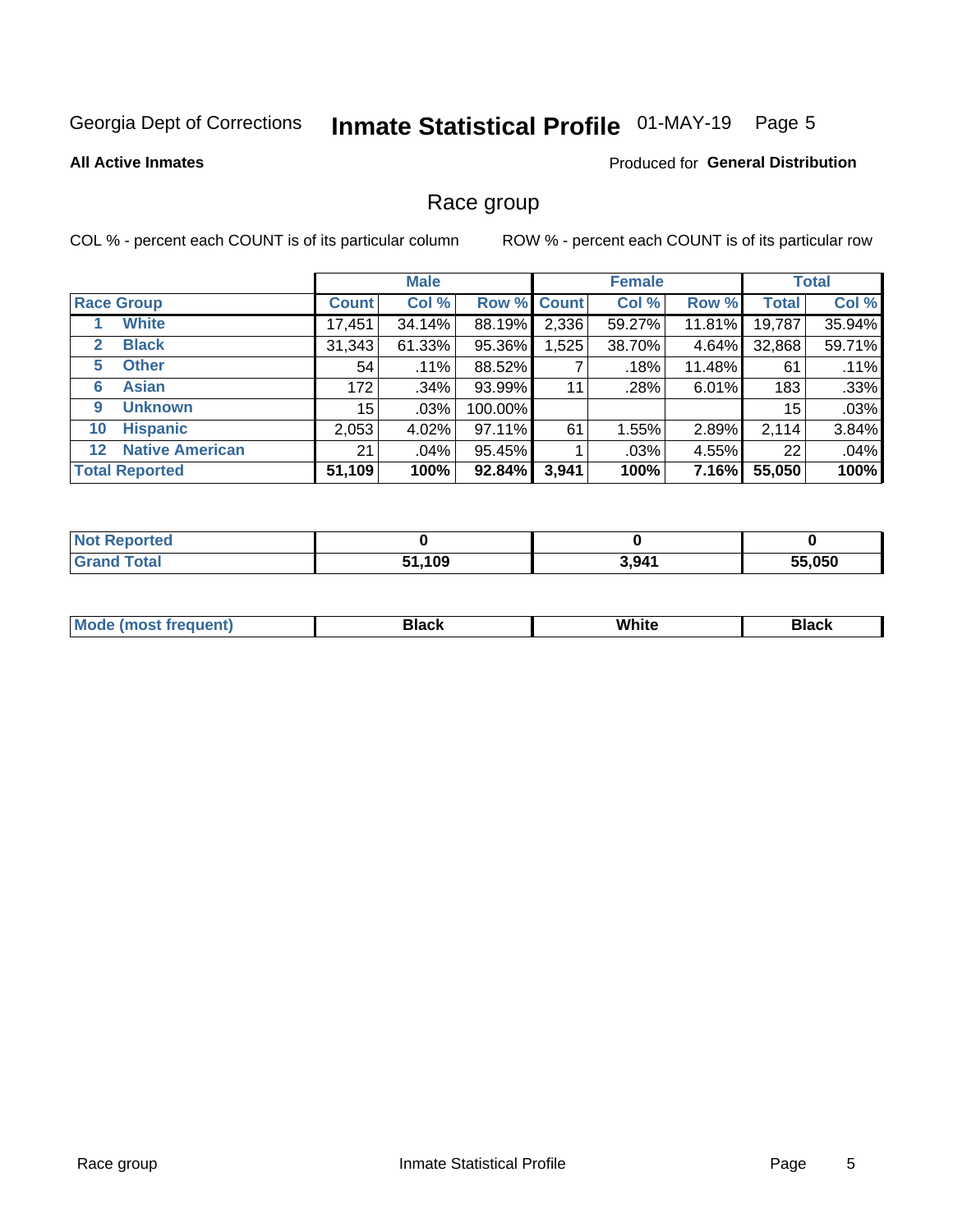Georgia Dept of Corrections **Inmate Statistical Profile** 01-MAY-19 Page 5

**All Active Inmates**

Produced for **General Distribution**

## Race group

COL % - percent each COUNT is of its particular column ROW % - percent each COUNT is of its particular row

| | Male | | | Female | | | Total | |
|---|---|---|---|---|---|---|---|---|
| **Race Group** | **Count** | **Col %** | **Row %** | **Count** | **Col %** | **Row %** | **Total** | **Col %** |
| 1 **White** | 17,451 | 34.14% | 88.19% | 2,336 | 59.27% | 11.81% | 19,787 | 35.94% |
| 2 **Black** | 31,343 | 61.33% | 95.36% | 1,525 | 38.70% | 4.64% | 32,868 | 59.71% |
| 5 **Other** | 54 | .11% | 88.52% | 7 | .18% | 11.48% | 61 | .11% |
| 6 **Asian** | 172 | .34% | 93.99% | 11 | .28% | 6.01% | 183 | .33% |
| 9 **Unknown** | 15 | .03% | 100.00% | | | | 15 | .03% |
| 10 **Hispanic** | 2,053 | 4.02% | 97.11% | 61 | 1.55% | 2.89% | 2,114 | 3.84% |
| 12 **Native American** | 21 | .04% | 95.45% | 1 | .03% | 4.55% | 22 | .04% |
| **Total Reported** | **51,109** | **100%** | **92.84%** | **3,941** | **100%** | **7.16%** | **55,050** | **100%** |

| | Male | Female | Total |
|---|---|---|---|
| **Not Reported** | **0** | **0** | **0** |
| **Grand Total** | **51,109** | **3,941** | **55,050** |

| | Male | Female | Total |
|---|---|---|---|
| **Mode (most frequent)** | **Black** | **White** | **Black** |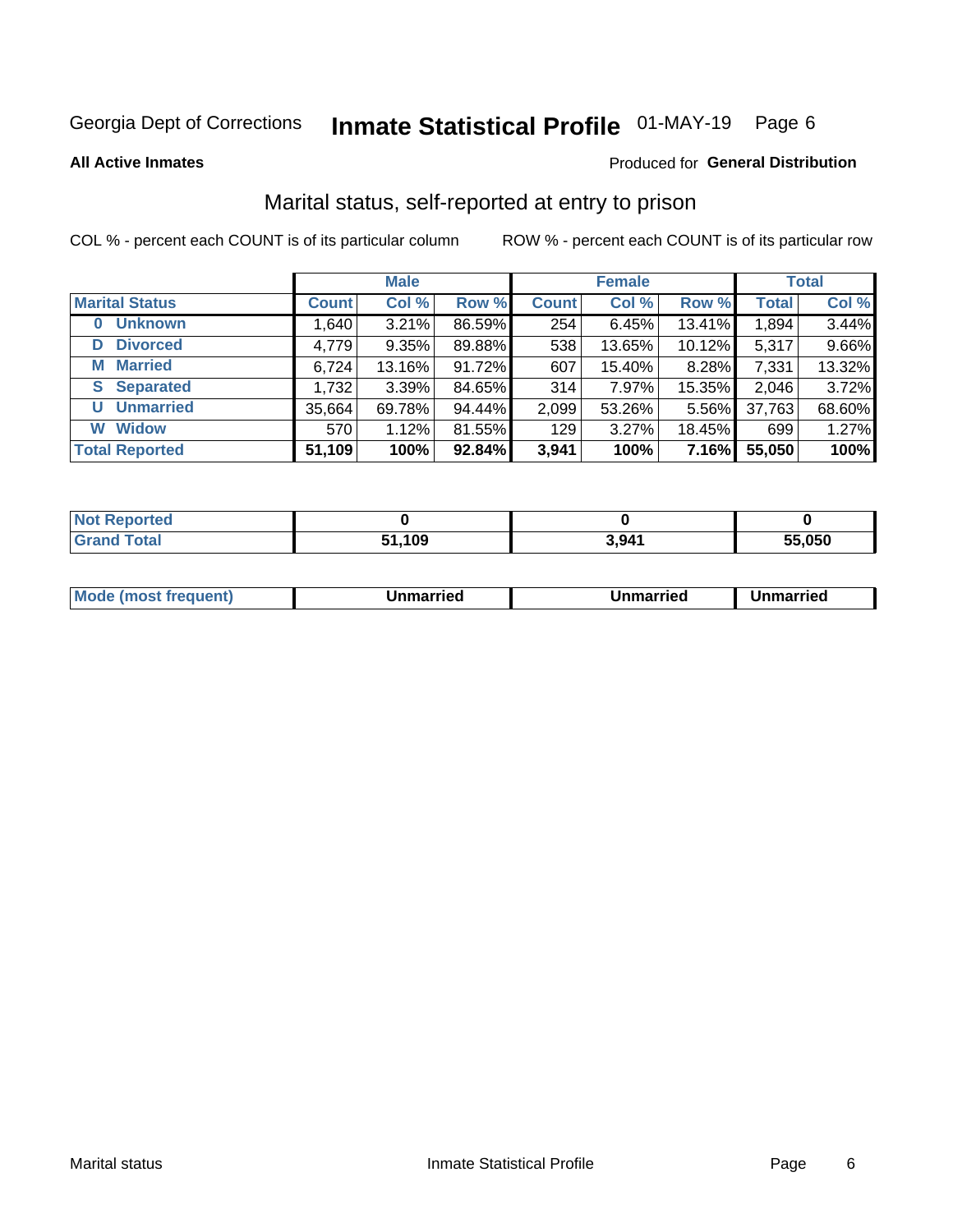Georgia Dept of Corrections **Inmate Statistical Profile** 01-MAY-19 Page 6

**All Active Inmates**

Produced for **General Distribution**

## Marital status, self-reported at entry to prison

COL % - percent each COUNT is of its particular column

ROW % - percent each COUNT is of its particular row

| | Male | | | Female | | | Total | |
|---|---|---|---|---|---|---|---|---|
| **Marital Status** | **Count** | **Col %** | **Row %** | **Count** | **Col %** | **Row %** | **Total** | **Col %** |
| **0 Unknown** | 1,640 | 3.21% | 86.59% | 254 | 6.45% | 13.41% | 1,894 | 3.44% |
| **D Divorced** | 4,779 | 9.35% | 89.88% | 538 | 13.65% | 10.12% | 5,317 | 9.66% |
| **M Married** | 6,724 | 13.16% | 91.72% | 607 | 15.40% | 8.28% | 7,331 | 13.32% |
| **S Separated** | 1,732 | 3.39% | 84.65% | 314 | 7.97% | 15.35% | 2,046 | 3.72% |
| **U Unmarried** | 35,664 | 69.78% | 94.44% | 2,099 | 53.26% | 5.56% | 37,763 | 68.60% |
| **W Widow** | 570 | 1.12% | 81.55% | 129 | 3.27% | 18.45% | 699 | 1.27% |
| **Total Reported** | **51,109** | **100%** | **92.84%** | **3,941** | **100%** | **7.16%** | **55,050** | **100%** |

| | Male | Female | Total |
|---|---|---|---|
| **Not Reported** | **0** | **0** | **0** |
| **Grand Total** | **51,109** | **3,941** | **55,050** |

| | Male | Female | Total |
|---|---|---|---|
| **Mode (most frequent)** | **Unmarried** | **Unmarried** | **Unmarried** |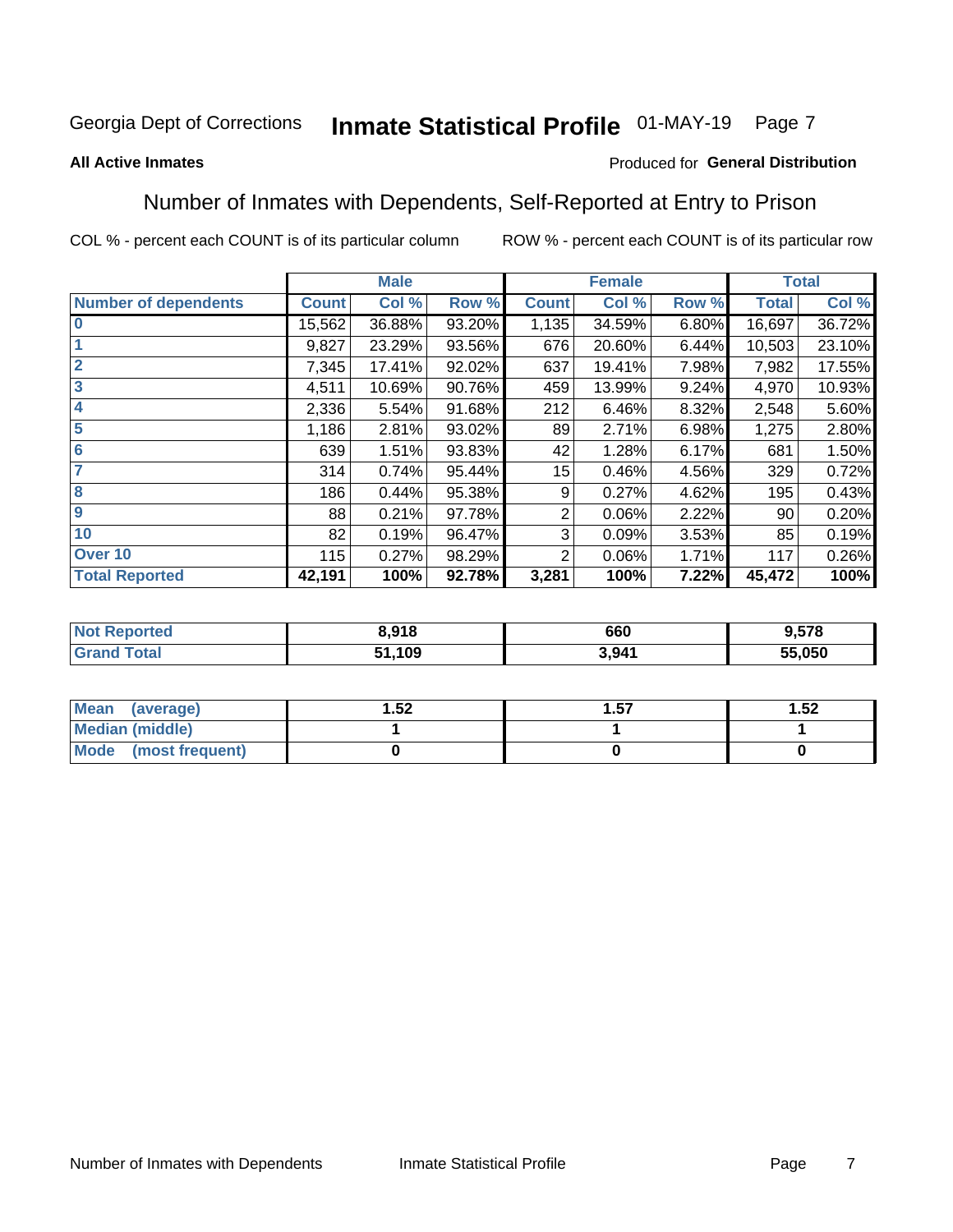Georgia Dept of Corrections **Inmate Statistical Profile** 01-MAY-19

**All Active Inmates**

Produced for **General Distribution**

## Number of Inmates with Dependents, Self-Reported at Entry to Prison

COL % - percent each COUNT is of its particular column    ROW % - percent each COUNT is of its particular row

| | Male | | | Female | | | Total | |
|---|---|---|---|---|---|---|---|---|
| **Number of dependents** | **Count** | **Col %** | **Row %** | **Count** | **Col %** | **Row %** | **Total** | **Col %** |
| 0 | 15,562 | 36.88% | 93.20% | 1,135 | 34.59% | 6.80% | 16,697 | 36.72% |
| 1 | 9,827 | 23.29% | 93.56% | 676 | 20.60% | 6.44% | 10,503 | 23.10% |
| 2 | 7,345 | 17.41% | 92.02% | 637 | 19.41% | 7.98% | 7,982 | 17.55% |
| 3 | 4,511 | 10.69% | 90.76% | 459 | 13.99% | 9.24% | 4,970 | 10.93% |
| 4 | 2,336 | 5.54% | 91.68% | 212 | 6.46% | 8.32% | 2,548 | 5.60% |
| 5 | 1,186 | 2.81% | 93.02% | 89 | 2.71% | 6.98% | 1,275 | 2.80% |
| 6 | 639 | 1.51% | 93.83% | 42 | 1.28% | 6.17% | 681 | 1.50% |
| 7 | 314 | 0.74% | 95.44% | 15 | 0.46% | 4.56% | 329 | 0.72% |
| 8 | 186 | 0.44% | 95.38% | 9 | 0.27% | 4.62% | 195 | 0.43% |
| 9 | 88 | 0.21% | 97.78% | 2 | 0.06% | 2.22% | 90 | 0.20% |
| 10 | 82 | 0.19% | 96.47% | 3 | 0.09% | 3.53% | 85 | 0.19% |
| Over 10 | 115 | 0.27% | 98.29% | 2 | 0.06% | 1.71% | 117 | 0.26% |
| **Total Reported** | **42,191** | **100%** | **92.78%** | **3,281** | **100%** | **7.22%** | **45,472** | **100%** |

| | Male | Female | Total |
|---|---|---|---|
| **Not Reported** | **8,918** | **660** | **9,578** |
| **Grand Total** | **51,109** | **3,941** | **55,050** |

| | Male | Female | Total |
|---|---|---|---|
| **Mean (average)** | **1.52** | **1.57** | **1.52** |
| **Median (middle)** | **1** | **1** | **1** |
| **Mode (most frequent)** | **0** | **0** | **0** |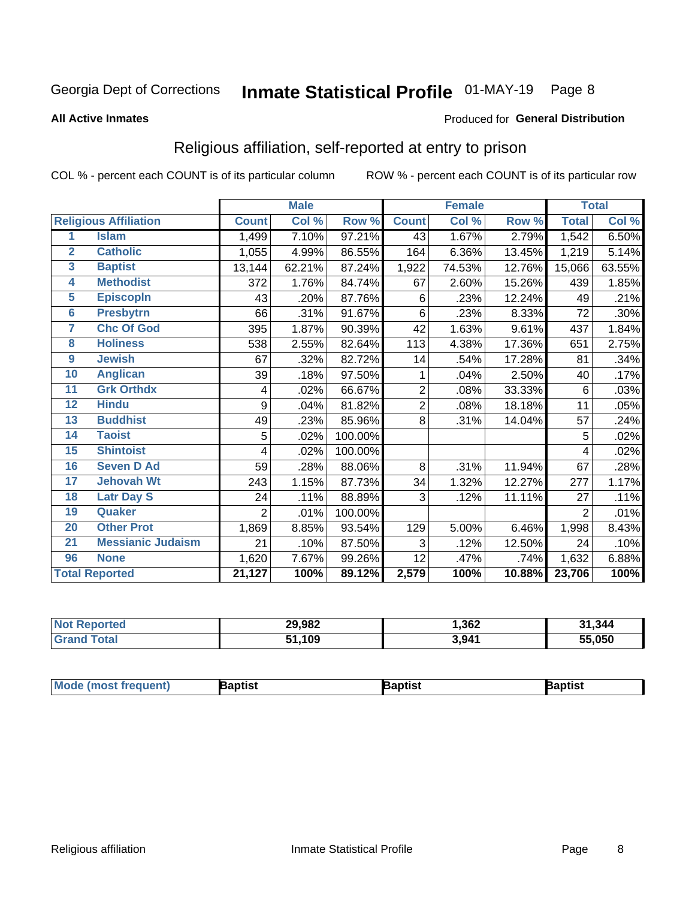Georgia Dept of Corrections **Inmate Statistical Profile** 01-MAY-19

**All Active Inmates**

Produced for **General Distribution**

## Religious affiliation, self-reported at entry to prison

COL % - percent each COUNT is of its particular column ROW % - percent each COUNT is of its particular row

| Religious Affiliation | | Male | | | Female | | | Total | |
|---|---|---|---|---|---|---|---|---|---|
| | | Count | Col % | Row % | Count | Col % | Row % | Total | Col % |
| 1 | Islam | 1,499 | 7.10% | 97.21% | 43 | 1.67% | 2.79% | 1,542 | 6.50% |
| 2 | Catholic | 1,055 | 4.99% | 86.55% | 164 | 6.36% | 13.45% | 1,219 | 5.14% |
| 3 | Baptist | 13,144 | 62.21% | 87.24% | 1,922 | 74.53% | 12.76% | 15,066 | 63.55% |
| 4 | Methodist | 372 | 1.76% | 84.74% | 67 | 2.60% | 15.26% | 439 | 1.85% |
| 5 | Episcopln | 43 | .20% | 87.76% | 6 | .23% | 12.24% | 49 | .21% |
| 6 | Presbytrn | 66 | .31% | 91.67% | 6 | .23% | 8.33% | 72 | .30% |
| 7 | Chc Of God | 395 | 1.87% | 90.39% | 42 | 1.63% | 9.61% | 437 | 1.84% |
| 8 | Holiness | 538 | 2.55% | 82.64% | 113 | 4.38% | 17.36% | 651 | 2.75% |
| 9 | Jewish | 67 | .32% | 82.72% | 14 | .54% | 17.28% | 81 | .34% |
| 10 | Anglican | 39 | .18% | 97.50% | 1 | .04% | 2.50% | 40 | .17% |
| 11 | Grk Orthdx | 4 | .02% | 66.67% | 2 | .08% | 33.33% | 6 | .03% |
| 12 | Hindu | 9 | .04% | 81.82% | 2 | .08% | 18.18% | 11 | .05% |
| 13 | Buddhist | 49 | .23% | 85.96% | 8 | .31% | 14.04% | 57 | .24% |
| 14 | Taoist | 5 | .02% | 100.00% | | | | 5 | .02% |
| 15 | Shintoist | 4 | .02% | 100.00% | | | | 4 | .02% |
| 16 | Seven D Ad | 59 | .28% | 88.06% | 8 | .31% | 11.94% | 67 | .28% |
| 17 | Jehovah Wt | 243 | 1.15% | 87.73% | 34 | 1.32% | 12.27% | 277 | 1.17% |
| 18 | Latr Day S | 24 | .11% | 88.89% | 3 | .12% | 11.11% | 27 | .11% |
| 19 | Quaker | 2 | .01% | 100.00% | | | | 2 | .01% |
| 20 | Other Prot | 1,869 | 8.85% | 93.54% | 129 | 5.00% | 6.46% | 1,998 | 8.43% |
| 21 | Messianic Judaism | 21 | .10% | 87.50% | 3 | .12% | 12.50% | 24 | .10% |
| 96 | None | 1,620 | 7.67% | 99.26% | 12 | .47% | .74% | 1,632 | 6.88% |
| **Total Reported** | | **21,127** | **100%** | **89.12%** | **2,579** | **100%** | **10.88%** | **23,706** | **100%** |

| | Male | Female | Total |
|---|---|---|---|
| Not Reported | 29,982 | 1,362 | 31,344 |
| Grand Total | 51,109 | 3,941 | 55,050 |

| | Male | Female | Total |
|---|---|---|---|
| Mode (most frequent) | Baptist | Baptist | Baptist |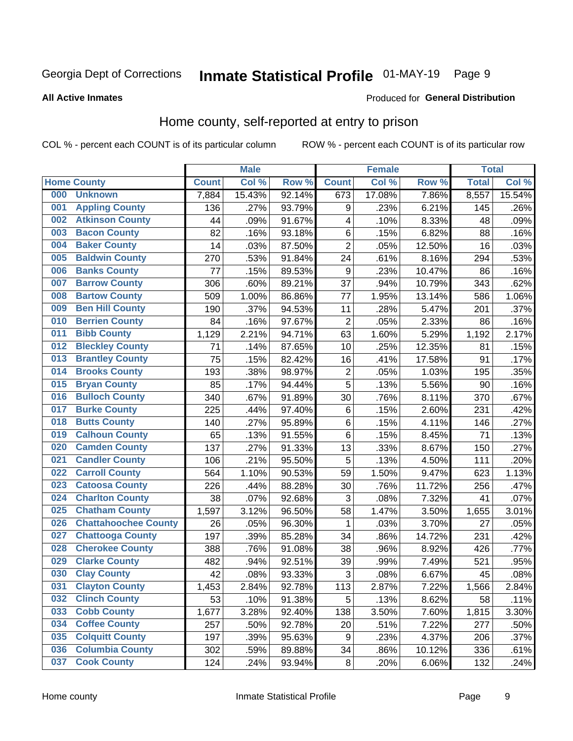Georgia Dept of Corrections **Inmate Statistical Profile** 01-MAY-19

**All Active Inmates**

Produced for **General Distribution**

## Home county, self-reported at entry to prison

COL % - percent each COUNT is of its particular column ROW % - percent each COUNT is of its particular row

| Home County | | Male | | | Female | | | Total | |
|---|---|---|---|---|---|---|---|---|---|
| | | Count | Col % | Row % | Count | Col % | Row % | Total | Col % |
| 000 | Unknown | 7,884 | 15.43% | 92.14% | 673 | 17.08% | 7.86% | 8,557 | 15.54% |
| 001 | Appling County | 136 | .27% | 93.79% | 9 | .23% | 6.21% | 145 | .26% |
| 002 | Atkinson County | 44 | .09% | 91.67% | 4 | .10% | 8.33% | 48 | .09% |
| 003 | Bacon County | 82 | .16% | 93.18% | 6 | .15% | 6.82% | 88 | .16% |
| 004 | Baker County | 14 | .03% | 87.50% | 2 | .05% | 12.50% | 16 | .03% |
| 005 | Baldwin County | 270 | .53% | 91.84% | 24 | .61% | 8.16% | 294 | .53% |
| 006 | Banks County | 77 | .15% | 89.53% | 9 | .23% | 10.47% | 86 | .16% |
| 007 | Barrow County | 306 | .60% | 89.21% | 37 | .94% | 10.79% | 343 | .62% |
| 008 | Bartow County | 509 | 1.00% | 86.86% | 77 | 1.95% | 13.14% | 586 | 1.06% |
| 009 | Ben Hill County | 190 | .37% | 94.53% | 11 | .28% | 5.47% | 201 | .37% |
| 010 | Berrien County | 84 | .16% | 97.67% | 2 | .05% | 2.33% | 86 | .16% |
| 011 | Bibb County | 1,129 | 2.21% | 94.71% | 63 | 1.60% | 5.29% | 1,192 | 2.17% |
| 012 | Bleckley County | 71 | .14% | 87.65% | 10 | .25% | 12.35% | 81 | .15% |
| 013 | Brantley County | 75 | .15% | 82.42% | 16 | .41% | 17.58% | 91 | .17% |
| 014 | Brooks County | 193 | .38% | 98.97% | 2 | .05% | 1.03% | 195 | .35% |
| 015 | Bryan County | 85 | .17% | 94.44% | 5 | .13% | 5.56% | 90 | .16% |
| 016 | Bulloch County | 340 | .67% | 91.89% | 30 | .76% | 8.11% | 370 | .67% |
| 017 | Burke County | 225 | .44% | 97.40% | 6 | .15% | 2.60% | 231 | .42% |
| 018 | Butts County | 140 | .27% | 95.89% | 6 | .15% | 4.11% | 146 | .27% |
| 019 | Calhoun County | 65 | .13% | 91.55% | 6 | .15% | 8.45% | 71 | .13% |
| 020 | Camden County | 137 | .27% | 91.33% | 13 | .33% | 8.67% | 150 | .27% |
| 021 | Candler County | 106 | .21% | 95.50% | 5 | .13% | 4.50% | 111 | .20% |
| 022 | Carroll County | 564 | 1.10% | 90.53% | 59 | 1.50% | 9.47% | 623 | 1.13% |
| 023 | Catoosa County | 226 | .44% | 88.28% | 30 | .76% | 11.72% | 256 | .47% |
| 024 | Charlton County | 38 | .07% | 92.68% | 3 | .08% | 7.32% | 41 | .07% |
| 025 | Chatham County | 1,597 | 3.12% | 96.50% | 58 | 1.47% | 3.50% | 1,655 | 3.01% |
| 026 | Chattahoochee County | 26 | .05% | 96.30% | 1 | .03% | 3.70% | 27 | .05% |
| 027 | Chattooga County | 197 | .39% | 85.28% | 34 | .86% | 14.72% | 231 | .42% |
| 028 | Cherokee County | 388 | .76% | 91.08% | 38 | .96% | 8.92% | 426 | .77% |
| 029 | Clarke County | 482 | .94% | 92.51% | 39 | .99% | 7.49% | 521 | .95% |
| 030 | Clay County | 42 | .08% | 93.33% | 3 | .08% | 6.67% | 45 | .08% |
| 031 | Clayton County | 1,453 | 2.84% | 92.78% | 113 | 2.87% | 7.22% | 1,566 | 2.84% |
| 032 | Clinch County | 53 | .10% | 91.38% | 5 | .13% | 8.62% | 58 | .11% |
| 033 | Cobb County | 1,677 | 3.28% | 92.40% | 138 | 3.50% | 7.60% | 1,815 | 3.30% |
| 034 | Coffee County | 257 | .50% | 92.78% | 20 | .51% | 7.22% | 277 | .50% |
| 035 | Colquitt County | 197 | .39% | 95.63% | 9 | .23% | 4.37% | 206 | .37% |
| 036 | Columbia County | 302 | .59% | 89.88% | 34 | .86% | 10.12% | 336 | .61% |
| 037 | Cook County | 124 | .24% | 93.94% | 8 | .20% | 6.06% | 132 | .24% |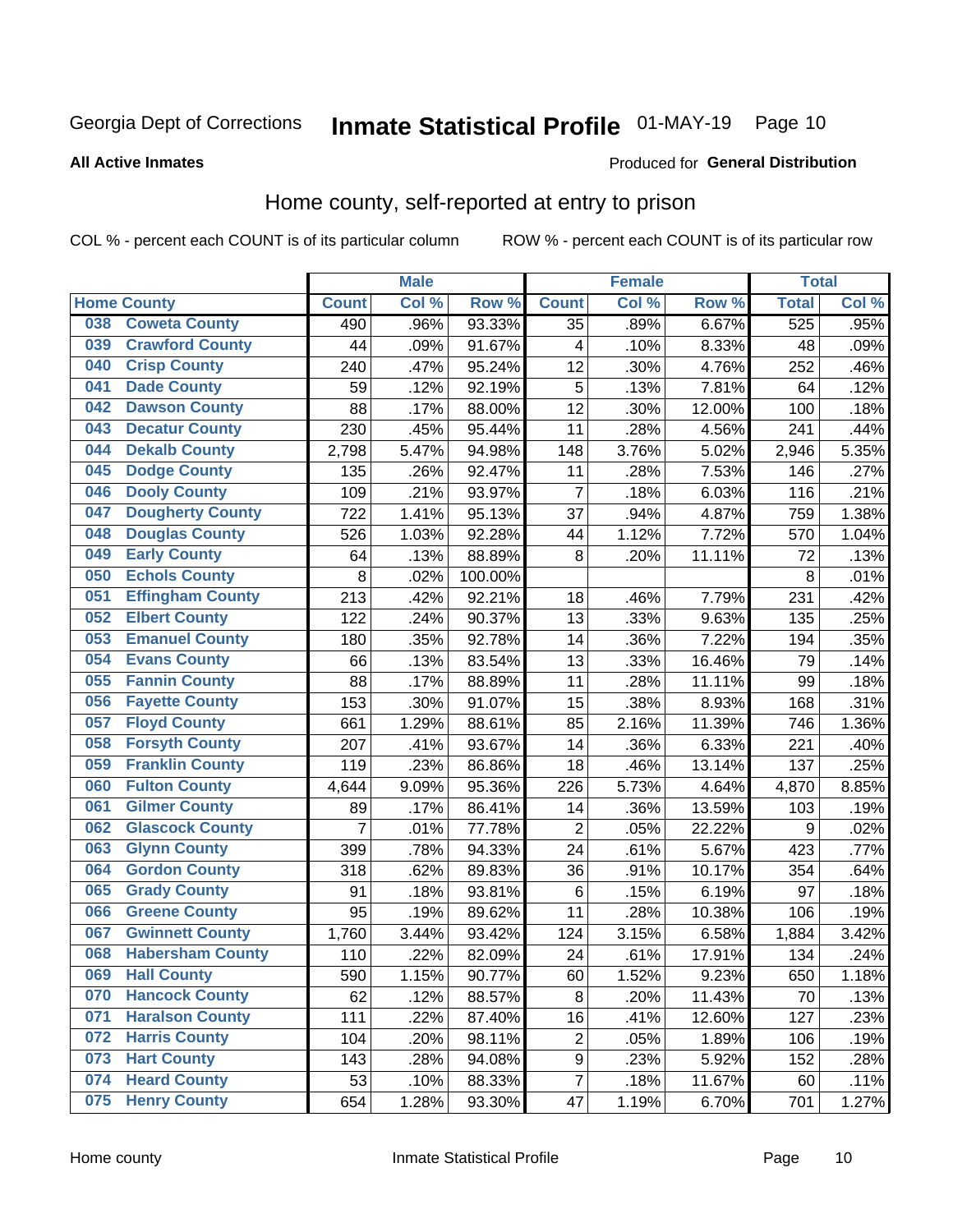Georgia Dept of Corrections **Inmate Statistical Profile** 01-MAY-19

**All Active Inmates**

Produced for **General Distribution**

## Home county, self-reported at entry to prison

COL % - percent each COUNT is of its particular column ROW % - percent each COUNT is of its particular row

| Home County | | Male | | | Female | | | Total | |
|---|---|---|---|---|---|---|---|---|---|
| | | Count | Col % | Row % | Count | Col % | Row % | Total | Col % |
| 038 | Coweta County | 490 | .96% | 93.33% | 35 | .89% | 6.67% | 525 | .95% |
| 039 | Crawford County | 44 | .09% | 91.67% | 4 | .10% | 8.33% | 48 | .09% |
| 040 | Crisp County | 240 | .47% | 95.24% | 12 | .30% | 4.76% | 252 | .46% |
| 041 | Dade County | 59 | .12% | 92.19% | 5 | .13% | 7.81% | 64 | .12% |
| 042 | Dawson County | 88 | .17% | 88.00% | 12 | .30% | 12.00% | 100 | .18% |
| 043 | Decatur County | 230 | .45% | 95.44% | 11 | .28% | 4.56% | 241 | .44% |
| 044 | Dekalb County | 2,798 | 5.47% | 94.98% | 148 | 3.76% | 5.02% | 2,946 | 5.35% |
| 045 | Dodge County | 135 | .26% | 92.47% | 11 | .28% | 7.53% | 146 | .27% |
| 046 | Dooly County | 109 | .21% | 93.97% | 7 | .18% | 6.03% | 116 | .21% |
| 047 | Dougherty County | 722 | 1.41% | 95.13% | 37 | .94% | 4.87% | 759 | 1.38% |
| 048 | Douglas County | 526 | 1.03% | 92.28% | 44 | 1.12% | 7.72% | 570 | 1.04% |
| 049 | Early County | 64 | .13% | 88.89% | 8 | .20% | 11.11% | 72 | .13% |
| 050 | Echols County | 8 | .02% | 100.00% | | | | 8 | .01% |
| 051 | Effingham County | 213 | .42% | 92.21% | 18 | .46% | 7.79% | 231 | .42% |
| 052 | Elbert County | 122 | .24% | 90.37% | 13 | .33% | 9.63% | 135 | .25% |
| 053 | Emanuel County | 180 | .35% | 92.78% | 14 | .36% | 7.22% | 194 | .35% |
| 054 | Evans County | 66 | .13% | 83.54% | 13 | .33% | 16.46% | 79 | .14% |
| 055 | Fannin County | 88 | .17% | 88.89% | 11 | .28% | 11.11% | 99 | .18% |
| 056 | Fayette County | 153 | .30% | 91.07% | 15 | .38% | 8.93% | 168 | .31% |
| 057 | Floyd County | 661 | 1.29% | 88.61% | 85 | 2.16% | 11.39% | 746 | 1.36% |
| 058 | Forsyth County | 207 | .41% | 93.67% | 14 | .36% | 6.33% | 221 | .40% |
| 059 | Franklin County | 119 | .23% | 86.86% | 18 | .46% | 13.14% | 137 | .25% |
| 060 | Fulton County | 4,644 | 9.09% | 95.36% | 226 | 5.73% | 4.64% | 4,870 | 8.85% |
| 061 | Gilmer County | 89 | .17% | 86.41% | 14 | .36% | 13.59% | 103 | .19% |
| 062 | Glascock County | 7 | .01% | 77.78% | 2 | .05% | 22.22% | 9 | .02% |
| 063 | Glynn County | 399 | .78% | 94.33% | 24 | .61% | 5.67% | 423 | .77% |
| 064 | Gordon County | 318 | .62% | 89.83% | 36 | .91% | 10.17% | 354 | .64% |
| 065 | Grady County | 91 | .18% | 93.81% | 6 | .15% | 6.19% | 97 | .18% |
| 066 | Greene County | 95 | .19% | 89.62% | 11 | .28% | 10.38% | 106 | .19% |
| 067 | Gwinnett County | 1,760 | 3.44% | 93.42% | 124 | 3.15% | 6.58% | 1,884 | 3.42% |
| 068 | Habersham County | 110 | .22% | 82.09% | 24 | .61% | 17.91% | 134 | .24% |
| 069 | Hall County | 590 | 1.15% | 90.77% | 60 | 1.52% | 9.23% | 650 | 1.18% |
| 070 | Hancock County | 62 | .12% | 88.57% | 8 | .20% | 11.43% | 70 | .13% |
| 071 | Haralson County | 111 | .22% | 87.40% | 16 | .41% | 12.60% | 127 | .23% |
| 072 | Harris County | 104 | .20% | 98.11% | 2 | .05% | 1.89% | 106 | .19% |
| 073 | Hart County | 143 | .28% | 94.08% | 9 | .23% | 5.92% | 152 | .28% |
| 074 | Heard County | 53 | .10% | 88.33% | 7 | .18% | 11.67% | 60 | .11% |
| 075 | Henry County | 654 | 1.28% | 93.30% | 47 | 1.19% | 6.70% | 701 | 1.27% |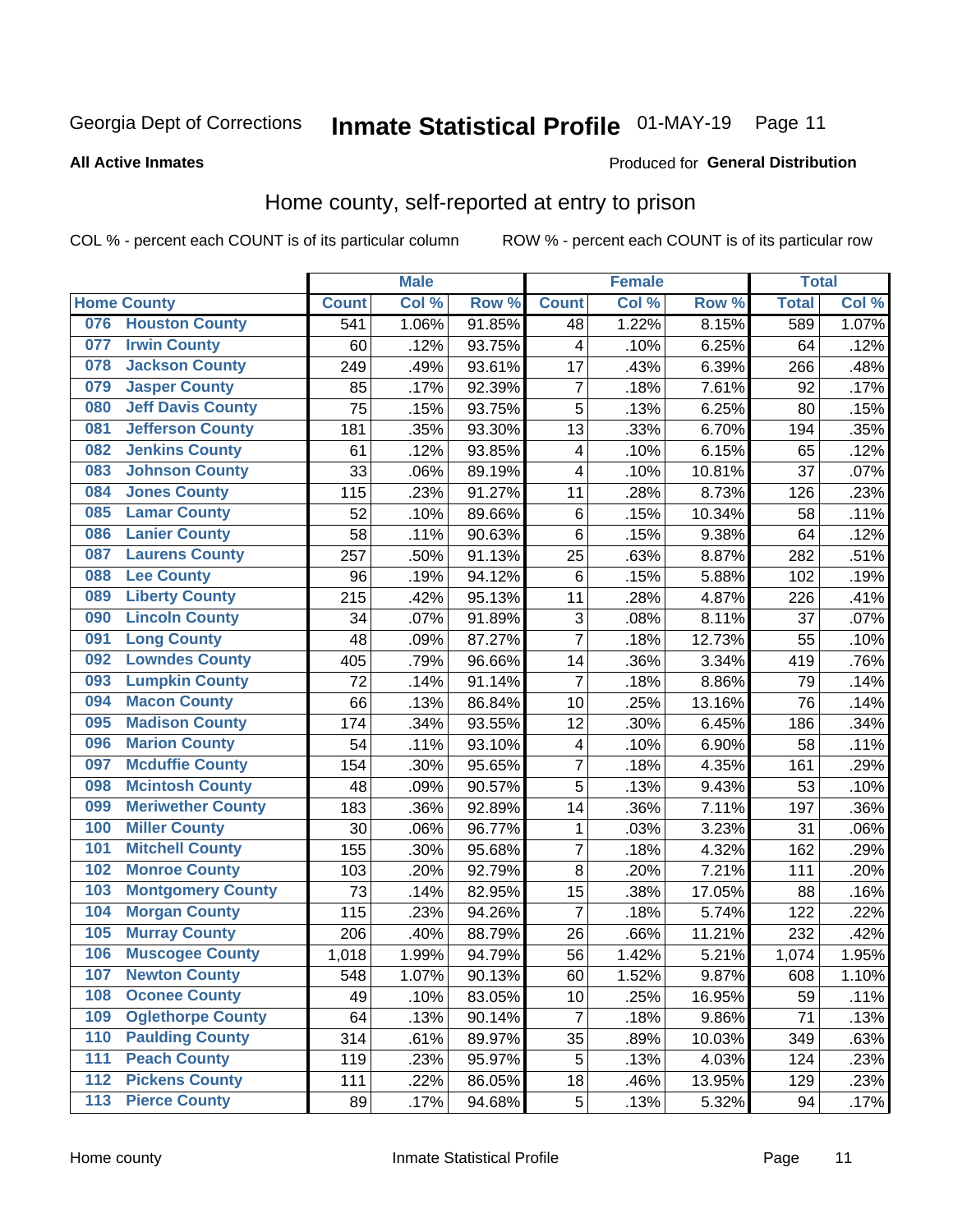Georgia Dept of Corrections **Inmate Statistical Profile** 01-MAY-19

**All Active Inmates**

Produced for **General Distribution**

## Home county, self-reported at entry to prison

COL % - percent each COUNT is of its particular column ROW % - percent each COUNT is of its particular row

| Home County | | Male | | | Female | | | Total | |
|---|---|---|---|---|---|---|---|---|---|
| | | Count | Col % | Row % | Count | Col % | Row % | Total | Col % |
| 076 | Houston County | 541 | 1.06% | 91.85% | 48 | 1.22% | 8.15% | 589 | 1.07% |
| 077 | Irwin County | 60 | .12% | 93.75% | 4 | .10% | 6.25% | 64 | .12% |
| 078 | Jackson County | 249 | .49% | 93.61% | 17 | .43% | 6.39% | 266 | .48% |
| 079 | Jasper County | 85 | .17% | 92.39% | 7 | .18% | 7.61% | 92 | .17% |
| 080 | Jeff Davis County | 75 | .15% | 93.75% | 5 | .13% | 6.25% | 80 | .15% |
| 081 | Jefferson County | 181 | .35% | 93.30% | 13 | .33% | 6.70% | 194 | .35% |
| 082 | Jenkins County | 61 | .12% | 93.85% | 4 | .10% | 6.15% | 65 | .12% |
| 083 | Johnson County | 33 | .06% | 89.19% | 4 | .10% | 10.81% | 37 | .07% |
| 084 | Jones County | 115 | .23% | 91.27% | 11 | .28% | 8.73% | 126 | .23% |
| 085 | Lamar County | 52 | .10% | 89.66% | 6 | .15% | 10.34% | 58 | .11% |
| 086 | Lanier County | 58 | .11% | 90.63% | 6 | .15% | 9.38% | 64 | .12% |
| 087 | Laurens County | 257 | .50% | 91.13% | 25 | .63% | 8.87% | 282 | .51% |
| 088 | Lee County | 96 | .19% | 94.12% | 6 | .15% | 5.88% | 102 | .19% |
| 089 | Liberty County | 215 | .42% | 95.13% | 11 | .28% | 4.87% | 226 | .41% |
| 090 | Lincoln County | 34 | .07% | 91.89% | 3 | .08% | 8.11% | 37 | .07% |
| 091 | Long County | 48 | .09% | 87.27% | 7 | .18% | 12.73% | 55 | .10% |
| 092 | Lowndes County | 405 | .79% | 96.66% | 14 | .36% | 3.34% | 419 | .76% |
| 093 | Lumpkin County | 72 | .14% | 91.14% | 7 | .18% | 8.86% | 79 | .14% |
| 094 | Macon County | 66 | .13% | 86.84% | 10 | .25% | 13.16% | 76 | .14% |
| 095 | Madison County | 174 | .34% | 93.55% | 12 | .30% | 6.45% | 186 | .34% |
| 096 | Marion County | 54 | .11% | 93.10% | 4 | .10% | 6.90% | 58 | .11% |
| 097 | Mcduffie County | 154 | .30% | 95.65% | 7 | .18% | 4.35% | 161 | .29% |
| 098 | Mcintosh County | 48 | .09% | 90.57% | 5 | .13% | 9.43% | 53 | .10% |
| 099 | Meriwether County | 183 | .36% | 92.89% | 14 | .36% | 7.11% | 197 | .36% |
| 100 | Miller County | 30 | .06% | 96.77% | 1 | .03% | 3.23% | 31 | .06% |
| 101 | Mitchell County | 155 | .30% | 95.68% | 7 | .18% | 4.32% | 162 | .29% |
| 102 | Monroe County | 103 | .20% | 92.79% | 8 | .20% | 7.21% | 111 | .20% |
| 103 | Montgomery County | 73 | .14% | 82.95% | 15 | .38% | 17.05% | 88 | .16% |
| 104 | Morgan County | 115 | .23% | 94.26% | 7 | .18% | 5.74% | 122 | .22% |
| 105 | Murray County | 206 | .40% | 88.79% | 26 | .66% | 11.21% | 232 | .42% |
| 106 | Muscogee County | 1,018 | 1.99% | 94.79% | 56 | 1.42% | 5.21% | 1,074 | 1.95% |
| 107 | Newton County | 548 | 1.07% | 90.13% | 60 | 1.52% | 9.87% | 608 | 1.10% |
| 108 | Oconee County | 49 | .10% | 83.05% | 10 | .25% | 16.95% | 59 | .11% |
| 109 | Oglethorpe County | 64 | .13% | 90.14% | 7 | .18% | 9.86% | 71 | .13% |
| 110 | Paulding County | 314 | .61% | 89.97% | 35 | .89% | 10.03% | 349 | .63% |
| 111 | Peach County | 119 | .23% | 95.97% | 5 | .13% | 4.03% | 124 | .23% |
| 112 | Pickens County | 111 | .22% | 86.05% | 18 | .46% | 13.95% | 129 | .23% |
| 113 | Pierce County | 89 | .17% | 94.68% | 5 | .13% | 5.32% | 94 | .17% |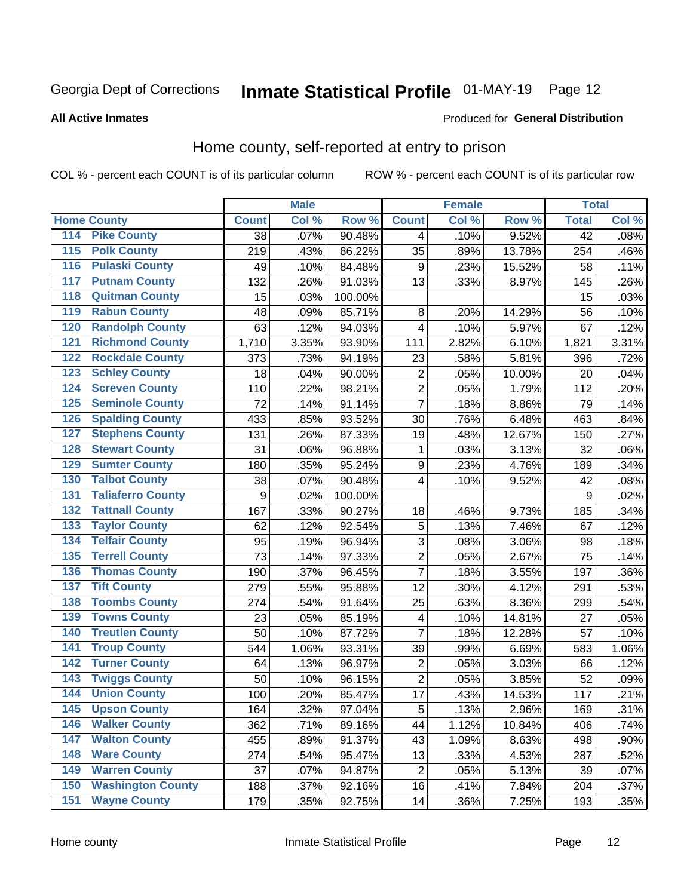Georgia Dept of Corrections **Inmate Statistical Profile** 01-MAY-19

**All Active Inmates**

Produced for **General Distribution**

## Home county, self-reported at entry to prison

COL % - percent each COUNT is of its particular column ROW % - percent each COUNT is of its particular row

| Home County | | Male | | | Female | | | Total | |
|---|---|---|---|---|---|---|---|---|---|
| | | Count | Col % | Row % | Count | Col % | Row % | Total | Col % |
| 114 | Pike County | 38 | .07% | 90.48% | 4 | .10% | 9.52% | 42 | .08% |
| 115 | Polk County | 219 | .43% | 86.22% | 35 | .89% | 13.78% | 254 | .46% |
| 116 | Pulaski County | 49 | .10% | 84.48% | 9 | .23% | 15.52% | 58 | .11% |
| 117 | Putnam County | 132 | .26% | 91.03% | 13 | .33% | 8.97% | 145 | .26% |
| 118 | Quitman County | 15 | .03% | 100.00% | | | | 15 | .03% |
| 119 | Rabun County | 48 | .09% | 85.71% | 8 | .20% | 14.29% | 56 | .10% |
| 120 | Randolph County | 63 | .12% | 94.03% | 4 | .10% | 5.97% | 67 | .12% |
| 121 | Richmond County | 1,710 | 3.35% | 93.90% | 111 | 2.82% | 6.10% | 1,821 | 3.31% |
| 122 | Rockdale County | 373 | .73% | 94.19% | 23 | .58% | 5.81% | 396 | .72% |
| 123 | Schley County | 18 | .04% | 90.00% | 2 | .05% | 10.00% | 20 | .04% |
| 124 | Screven County | 110 | .22% | 98.21% | 2 | .05% | 1.79% | 112 | .20% |
| 125 | Seminole County | 72 | .14% | 91.14% | 7 | .18% | 8.86% | 79 | .14% |
| 126 | Spalding County | 433 | .85% | 93.52% | 30 | .76% | 6.48% | 463 | .84% |
| 127 | Stephens County | 131 | .26% | 87.33% | 19 | .48% | 12.67% | 150 | .27% |
| 128 | Stewart County | 31 | .06% | 96.88% | 1 | .03% | 3.13% | 32 | .06% |
| 129 | Sumter County | 180 | .35% | 95.24% | 9 | .23% | 4.76% | 189 | .34% |
| 130 | Talbot County | 38 | .07% | 90.48% | 4 | .10% | 9.52% | 42 | .08% |
| 131 | Taliaferro County | 9 | .02% | 100.00% | | | | 9 | .02% |
| 132 | Tattnall County | 167 | .33% | 90.27% | 18 | .46% | 9.73% | 185 | .34% |
| 133 | Taylor County | 62 | .12% | 92.54% | 5 | .13% | 7.46% | 67 | .12% |
| 134 | Telfair County | 95 | .19% | 96.94% | 3 | .08% | 3.06% | 98 | .18% |
| 135 | Terrell County | 73 | .14% | 97.33% | 2 | .05% | 2.67% | 75 | .14% |
| 136 | Thomas County | 190 | .37% | 96.45% | 7 | .18% | 3.55% | 197 | .36% |
| 137 | Tift County | 279 | .55% | 95.88% | 12 | .30% | 4.12% | 291 | .53% |
| 138 | Toombs County | 274 | .54% | 91.64% | 25 | .63% | 8.36% | 299 | .54% |
| 139 | Towns County | 23 | .05% | 85.19% | 4 | .10% | 14.81% | 27 | .05% |
| 140 | Treutlen County | 50 | .10% | 87.72% | 7 | .18% | 12.28% | 57 | .10% |
| 141 | Troup County | 544 | 1.06% | 93.31% | 39 | .99% | 6.69% | 583 | 1.06% |
| 142 | Turner County | 64 | .13% | 96.97% | 2 | .05% | 3.03% | 66 | .12% |
| 143 | Twiggs County | 50 | .10% | 96.15% | 2 | .05% | 3.85% | 52 | .09% |
| 144 | Union County | 100 | .20% | 85.47% | 17 | .43% | 14.53% | 117 | .21% |
| 145 | Upson County | 164 | .32% | 97.04% | 5 | .13% | 2.96% | 169 | .31% |
| 146 | Walker County | 362 | .71% | 89.16% | 44 | 1.12% | 10.84% | 406 | .74% |
| 147 | Walton County | 455 | .89% | 91.37% | 43 | 1.09% | 8.63% | 498 | .90% |
| 148 | Ware County | 274 | .54% | 95.47% | 13 | .33% | 4.53% | 287 | .52% |
| 149 | Warren County | 37 | .07% | 94.87% | 2 | .05% | 5.13% | 39 | .07% |
| 150 | Washington County | 188 | .37% | 92.16% | 16 | .41% | 7.84% | 204 | .37% |
| 151 | Wayne County | 179 | .35% | 92.75% | 14 | .36% | 7.25% | 193 | .35% |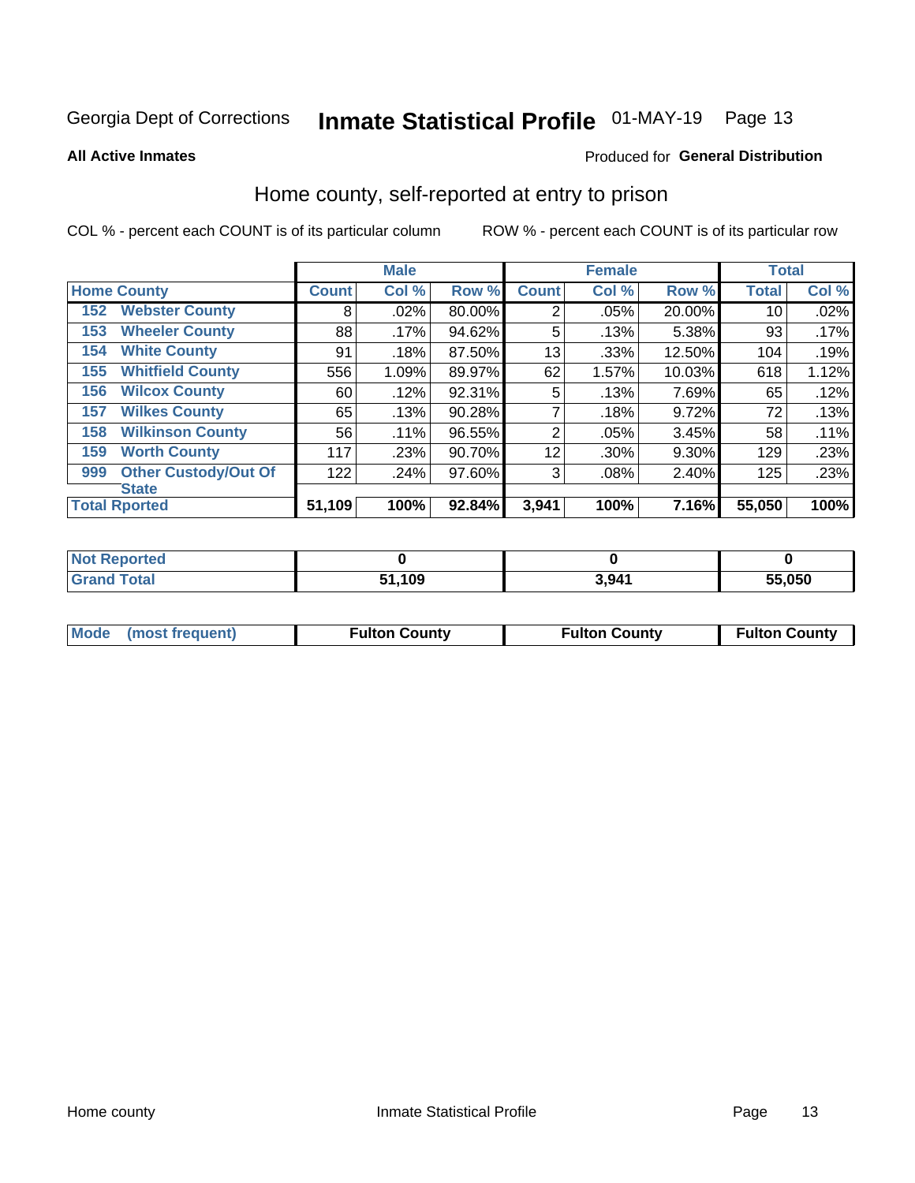Georgia Dept of Corrections **Inmate Statistical Profile** 01-MAY-19 Page 13

**All Active Inmates**

Produced for **General Distribution**

## Home county, self-reported at entry to prison

COL % - percent each COUNT is of its particular column ROW % - percent each COUNT is of its particular row

| Home County | | Male | | | Female | | | Total | |
|---|---|---|---|---|---|---|---|---|---|
| | | Count | Col % | Row % | Count | Col % | Row % | Total | Col % |
| 152 | Webster County | 8 | .02% | 80.00% | 2 | .05% | 20.00% | 10 | .02% |
| 153 | Wheeler County | 88 | .17% | 94.62% | 5 | .13% | 5.38% | 93 | .17% |
| 154 | White County | 91 | .18% | 87.50% | 13 | .33% | 12.50% | 104 | .19% |
| 155 | Whitfield County | 556 | 1.09% | 89.97% | 62 | 1.57% | 10.03% | 618 | 1.12% |
| 156 | Wilcox County | 60 | .12% | 92.31% | 5 | .13% | 7.69% | 65 | .12% |
| 157 | Wilkes County | 65 | .13% | 90.28% | 7 | .18% | 9.72% | 72 | .13% |
| 158 | Wilkinson County | 56 | .11% | 96.55% | 2 | .05% | 3.45% | 58 | .11% |
| 159 | Worth County | 117 | .23% | 90.70% | 12 | .30% | 9.30% | 129 | .23% |
| 999 | Other Custody/Out Of State | 122 | .24% | 97.60% | 3 | .08% | 2.40% | 125 | .23% |
| **Total Rported** | | **51,109** | **100%** | **92.84%** | **3,941** | **100%** | **7.16%** | **55,050** | **100%** |

| | Male | Female | Total |
|---|---|---|---|
| Not Reported | 0 | 0 | 0 |
| Grand Total | 51,109 | 3,941 | 55,050 |

| | Male | Female | Total |
|---|---|---|---|
| Mode (most frequent) | Fulton County | Fulton County | Fulton County |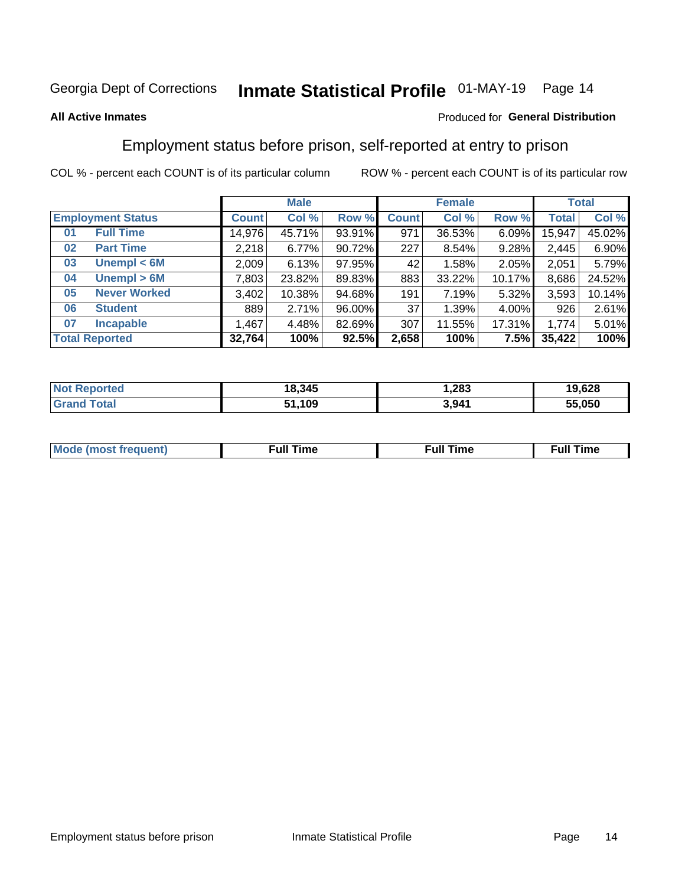Georgia Dept of Corrections **Inmate Statistical Profile** 01-MAY-19 Page 14

**All Active Inmates**

Produced for **General Distribution**

## Employment status before prison, self-reported at entry to prison

COL % - percent each COUNT is of its particular column ROW % - percent each COUNT is of its particular row

| | | Male | | | Female | | | Total | |
|---|---|---|---|---|---|---|---|---|---|
| **Employment Status** | | **Count** | **Col %** | **Row %** | **Count** | **Col %** | **Row %** | **Total** | **Col %** |
| 01 | Full Time | 14,976 | 45.71% | 93.91% | 971 | 36.53% | 6.09% | 15,947 | 45.02% |
| 02 | Part Time | 2,218 | 6.77% | 90.72% | 227 | 8.54% | 9.28% | 2,445 | 6.90% |
| 03 | Unempl < 6M | 2,009 | 6.13% | 97.95% | 42 | 1.58% | 2.05% | 2,051 | 5.79% |
| 04 | Unempl > 6M | 7,803 | 23.82% | 89.83% | 883 | 33.22% | 10.17% | 8,686 | 24.52% |
| 05 | Never Worked | 3,402 | 10.38% | 94.68% | 191 | 7.19% | 5.32% | 3,593 | 10.14% |
| 06 | Student | 889 | 2.71% | 96.00% | 37 | 1.39% | 4.00% | 926 | 2.61% |
| 07 | Incapable | 1,467 | 4.48% | 82.69% | 307 | 11.55% | 17.31% | 1,774 | 5.01% |
| **Total Reported** | | **32,764** | **100%** | **92.5%** | **2,658** | **100%** | **7.5%** | **35,422** | **100%** |

| | Male | Female | Total |
|---|---|---|---|
| Not Reported | 18,345 | 1,283 | 19,628 |
| Grand Total | 51,109 | 3,941 | 55,050 |

| | Male | Female | Total |
|---|---|---|---|
| Mode (most frequent) | Full Time | Full Time | Full Time |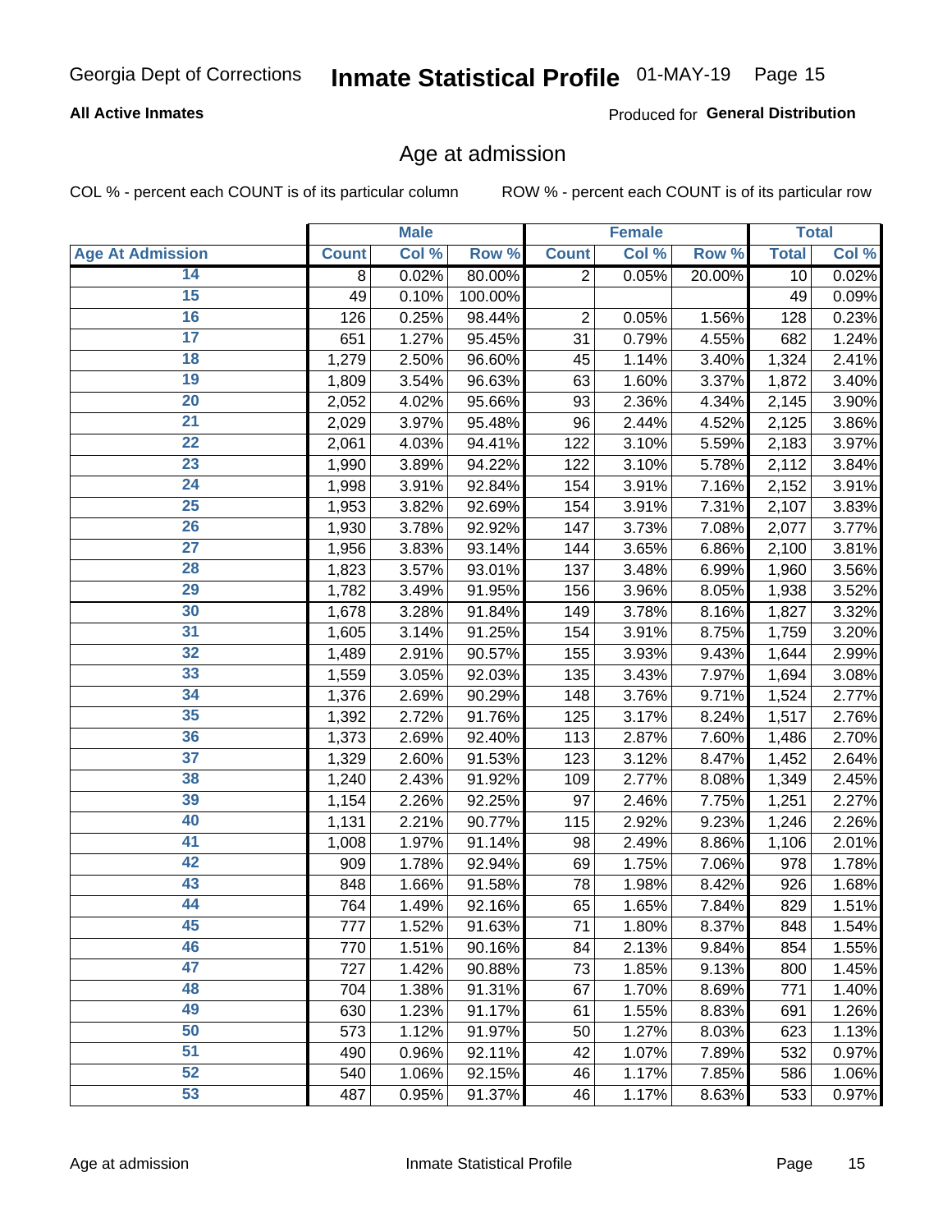Georgia Dept of Corrections **Inmate Statistical Profile** 01-MAY-19

**All Active Inmates**

Produced for **General Distribution**

## Age at admission

COL % - percent each COUNT is of its particular column

ROW % - percent each COUNT is of its particular row

| | Male | | | Female | | | Total | |
|---|---|---|---|---|---|---|---|---|
| **Age At Admission** | **Count** | **Col %** | **Row %** | **Count** | **Col %** | **Row %** | **Total** | **Col %** |
| 14 | 8 | 0.02% | 80.00% | 2 | 0.05% | 20.00% | 10 | 0.02% |
| 15 | 49 | 0.10% | 100.00% | | | | 49 | 0.09% |
| 16 | 126 | 0.25% | 98.44% | 2 | 0.05% | 1.56% | 128 | 0.23% |
| 17 | 651 | 1.27% | 95.45% | 31 | 0.79% | 4.55% | 682 | 1.24% |
| 18 | 1,279 | 2.50% | 96.60% | 45 | 1.14% | 3.40% | 1,324 | 2.41% |
| 19 | 1,809 | 3.54% | 96.63% | 63 | 1.60% | 3.37% | 1,872 | 3.40% |
| 20 | 2,052 | 4.02% | 95.66% | 93 | 2.36% | 4.34% | 2,145 | 3.90% |
| 21 | 2,029 | 3.97% | 95.48% | 96 | 2.44% | 4.52% | 2,125 | 3.86% |
| 22 | 2,061 | 4.03% | 94.41% | 122 | 3.10% | 5.59% | 2,183 | 3.97% |
| 23 | 1,990 | 3.89% | 94.22% | 122 | 3.10% | 5.78% | 2,112 | 3.84% |
| 24 | 1,998 | 3.91% | 92.84% | 154 | 3.91% | 7.16% | 2,152 | 3.91% |
| 25 | 1,953 | 3.82% | 92.69% | 154 | 3.91% | 7.31% | 2,107 | 3.83% |
| 26 | 1,930 | 3.78% | 92.92% | 147 | 3.73% | 7.08% | 2,077 | 3.77% |
| 27 | 1,956 | 3.83% | 93.14% | 144 | 3.65% | 6.86% | 2,100 | 3.81% |
| 28 | 1,823 | 3.57% | 93.01% | 137 | 3.48% | 6.99% | 1,960 | 3.56% |
| 29 | 1,782 | 3.49% | 91.95% | 156 | 3.96% | 8.05% | 1,938 | 3.52% |
| 30 | 1,678 | 3.28% | 91.84% | 149 | 3.78% | 8.16% | 1,827 | 3.32% |
| 31 | 1,605 | 3.14% | 91.25% | 154 | 3.91% | 8.75% | 1,759 | 3.20% |
| 32 | 1,489 | 2.91% | 90.57% | 155 | 3.93% | 9.43% | 1,644 | 2.99% |
| 33 | 1,559 | 3.05% | 92.03% | 135 | 3.43% | 7.97% | 1,694 | 3.08% |
| 34 | 1,376 | 2.69% | 90.29% | 148 | 3.76% | 9.71% | 1,524 | 2.77% |
| 35 | 1,392 | 2.72% | 91.76% | 125 | 3.17% | 8.24% | 1,517 | 2.76% |
| 36 | 1,373 | 2.69% | 92.40% | 113 | 2.87% | 7.60% | 1,486 | 2.70% |
| 37 | 1,329 | 2.60% | 91.53% | 123 | 3.12% | 8.47% | 1,452 | 2.64% |
| 38 | 1,240 | 2.43% | 91.92% | 109 | 2.77% | 8.08% | 1,349 | 2.45% |
| 39 | 1,154 | 2.26% | 92.25% | 97 | 2.46% | 7.75% | 1,251 | 2.27% |
| 40 | 1,131 | 2.21% | 90.77% | 115 | 2.92% | 9.23% | 1,246 | 2.26% |
| 41 | 1,008 | 1.97% | 91.14% | 98 | 2.49% | 8.86% | 1,106 | 2.01% |
| 42 | 909 | 1.78% | 92.94% | 69 | 1.75% | 7.06% | 978 | 1.78% |
| 43 | 848 | 1.66% | 91.58% | 78 | 1.98% | 8.42% | 926 | 1.68% |
| 44 | 764 | 1.49% | 92.16% | 65 | 1.65% | 7.84% | 829 | 1.51% |
| 45 | 777 | 1.52% | 91.63% | 71 | 1.80% | 8.37% | 848 | 1.54% |
| 46 | 770 | 1.51% | 90.16% | 84 | 2.13% | 9.84% | 854 | 1.55% |
| 47 | 727 | 1.42% | 90.88% | 73 | 1.85% | 9.13% | 800 | 1.45% |
| 48 | 704 | 1.38% | 91.31% | 67 | 1.70% | 8.69% | 771 | 1.40% |
| 49 | 630 | 1.23% | 91.17% | 61 | 1.55% | 8.83% | 691 | 1.26% |
| 50 | 573 | 1.12% | 91.97% | 50 | 1.27% | 8.03% | 623 | 1.13% |
| 51 | 490 | 0.96% | 92.11% | 42 | 1.07% | 7.89% | 532 | 0.97% |
| 52 | 540 | 1.06% | 92.15% | 46 | 1.17% | 7.85% | 586 | 1.06% |
| 53 | 487 | 0.95% | 91.37% | 46 | 1.17% | 8.63% | 533 | 0.97% |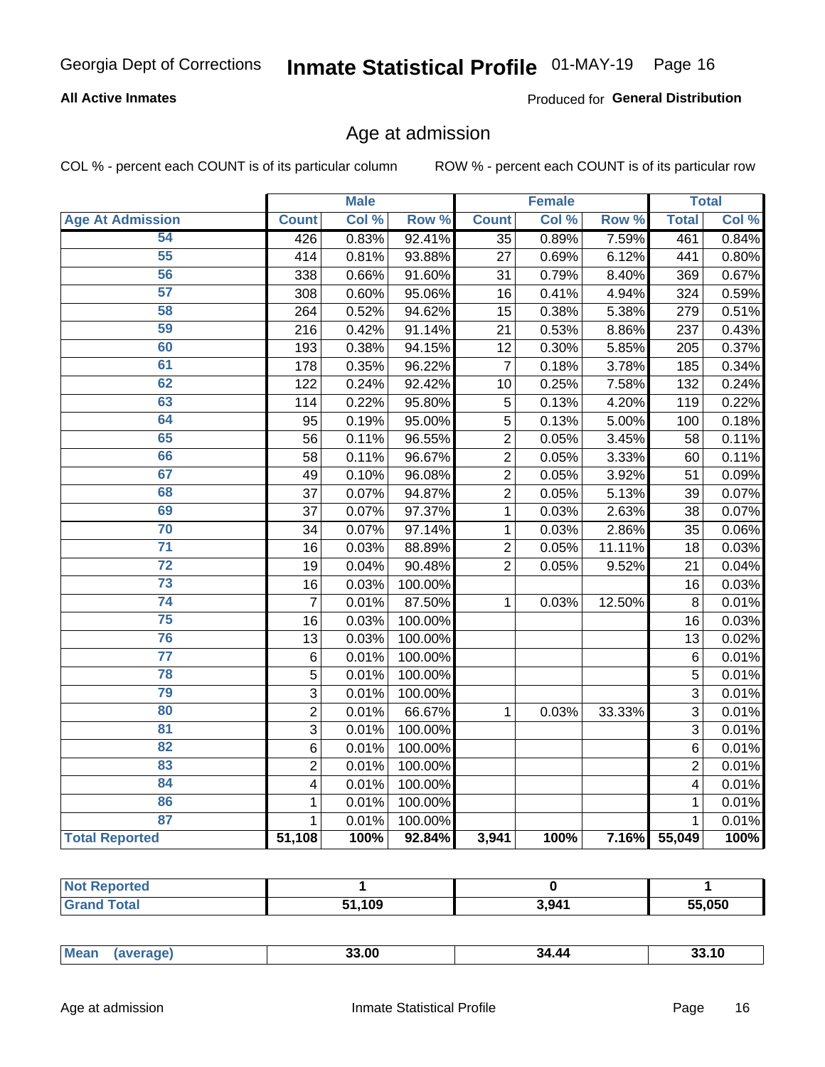Georgia Dept of Corrections **Inmate Statistical Profile** 01-MAY-19

**All Active Inmates**

Produced for **General Distribution**

## Age at admission

COL % - percent each COUNT is of its particular column ROW % - percent each COUNT is of its particular row

| | Male | | | Female | | | Total | |
|---|---|---|---|---|---|---|---|---|
| **Age At Admission** | **Count** | **Col %** | **Row %** | **Count** | **Col %** | **Row %** | **Total** | **Col %** |
| 54 | 426 | 0.83% | 92.41% | 35 | 0.89% | 7.59% | 461 | 0.84% |
| 55 | 414 | 0.81% | 93.88% | 27 | 0.69% | 6.12% | 441 | 0.80% |
| 56 | 338 | 0.66% | 91.60% | 31 | 0.79% | 8.40% | 369 | 0.67% |
| 57 | 308 | 0.60% | 95.06% | 16 | 0.41% | 4.94% | 324 | 0.59% |
| 58 | 264 | 0.52% | 94.62% | 15 | 0.38% | 5.38% | 279 | 0.51% |
| 59 | 216 | 0.42% | 91.14% | 21 | 0.53% | 8.86% | 237 | 0.43% |
| 60 | 193 | 0.38% | 94.15% | 12 | 0.30% | 5.85% | 205 | 0.37% |
| 61 | 178 | 0.35% | 96.22% | 7 | 0.18% | 3.78% | 185 | 0.34% |
| 62 | 122 | 0.24% | 92.42% | 10 | 0.25% | 7.58% | 132 | 0.24% |
| 63 | 114 | 0.22% | 95.80% | 5 | 0.13% | 4.20% | 119 | 0.22% |
| 64 | 95 | 0.19% | 95.00% | 5 | 0.13% | 5.00% | 100 | 0.18% |
| 65 | 56 | 0.11% | 96.55% | 2 | 0.05% | 3.45% | 58 | 0.11% |
| 66 | 58 | 0.11% | 96.67% | 2 | 0.05% | 3.33% | 60 | 0.11% |
| 67 | 49 | 0.10% | 96.08% | 2 | 0.05% | 3.92% | 51 | 0.09% |
| 68 | 37 | 0.07% | 94.87% | 2 | 0.05% | 5.13% | 39 | 0.07% |
| 69 | 37 | 0.07% | 97.37% | 1 | 0.03% | 2.63% | 38 | 0.07% |
| 70 | 34 | 0.07% | 97.14% | 1 | 0.03% | 2.86% | 35 | 0.06% |
| 71 | 16 | 0.03% | 88.89% | 2 | 0.05% | 11.11% | 18 | 0.03% |
| 72 | 19 | 0.04% | 90.48% | 2 | 0.05% | 9.52% | 21 | 0.04% |
| 73 | 16 | 0.03% | 100.00% | | | | 16 | 0.03% |
| 74 | 7 | 0.01% | 87.50% | 1 | 0.03% | 12.50% | 8 | 0.01% |
| 75 | 16 | 0.03% | 100.00% | | | | 16 | 0.03% |
| 76 | 13 | 0.03% | 100.00% | | | | 13 | 0.02% |
| 77 | 6 | 0.01% | 100.00% | | | | 6 | 0.01% |
| 78 | 5 | 0.01% | 100.00% | | | | 5 | 0.01% |
| 79 | 3 | 0.01% | 100.00% | | | | 3 | 0.01% |
| 80 | 2 | 0.01% | 66.67% | 1 | 0.03% | 33.33% | 3 | 0.01% |
| 81 | 3 | 0.01% | 100.00% | | | | 3 | 0.01% |
| 82 | 6 | 0.01% | 100.00% | | | | 6 | 0.01% |
| 83 | 2 | 0.01% | 100.00% | | | | 2 | 0.01% |
| 84 | 4 | 0.01% | 100.00% | | | | 4 | 0.01% |
| 86 | 1 | 0.01% | 100.00% | | | | 1 | 0.01% |
| 87 | 1 | 0.01% | 100.00% | | | | 1 | 0.01% |
| **Total Reported** | **51,108** | **100%** | **92.84%** | **3,941** | **100%** | **7.16%** | **55,049** | **100%** |

| | Male | Female | Total |
|---|---|---|---|
| **Not Reported** | **1** | **0** | **1** |
| **Grand Total** | **51,109** | **3,941** | **55,050** |

| | Male | Female | Total |
|---|---|---|---|
| **Mean (average)** | **33.00** | **34.44** | **33.10** |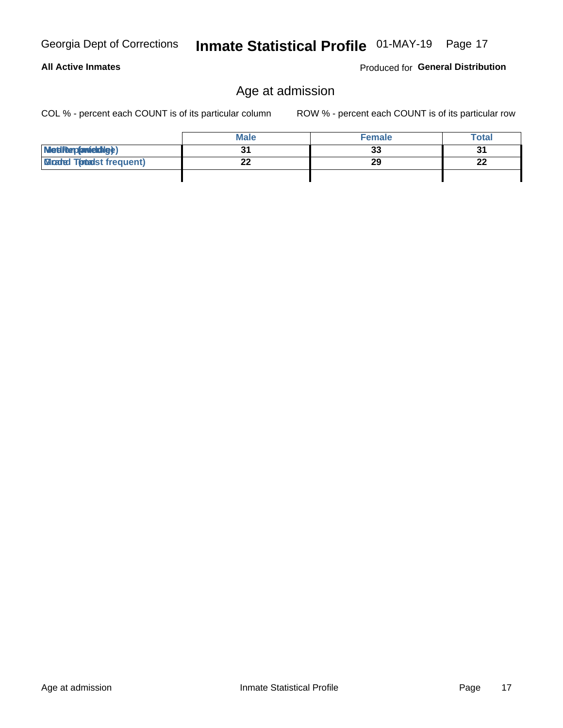Georgia Dept of Corrections **Inmate Statistical Profile** 01-MAY-19

**All Active Inmates** Produced for **General Distribution**

## Age at admission

COL % - percent each COUNT is of its particular column     ROW % - percent each COUNT is of its particular row

| | Male | Female | Total |
|---|---|---|---|
| Median (middle) | 31 | 33 | 31 |
| Mode (most frequent) | 22 | 29 | 22 |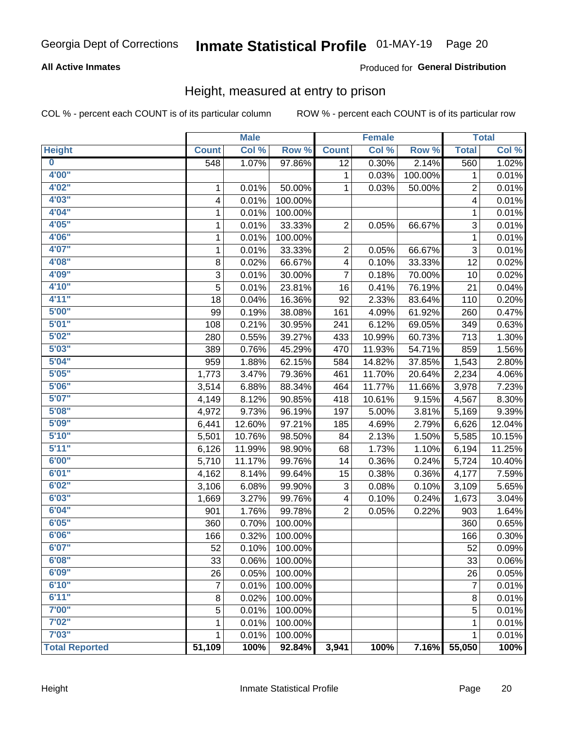Georgia Dept of Corrections **Inmate Statistical Profile** 01-MAY-19

**All Active Inmates**

Produced for **General Distribution**

## Height, measured at entry to prison

COL % - percent each COUNT is of its particular column    ROW % - percent each COUNT is of its particular row

| | Male | | | Female | | | Total | |
|---|---|---|---|---|---|---|---|---|
| **Height** | **Count** | **Col %** | **Row %** | **Count** | **Col %** | **Row %** | **Total** | **Col %** |
| 0 | 548 | 1.07% | 97.86% | 12 | 0.30% | 2.14% | 560 | 1.02% |
| 4'00" | | | | 1 | 0.03% | 100.00% | 1 | 0.01% |
| 4'02" | 1 | 0.01% | 50.00% | 1 | 0.03% | 50.00% | 2 | 0.01% |
| 4'03" | 4 | 0.01% | 100.00% | | | | 4 | 0.01% |
| 4'04" | 1 | 0.01% | 100.00% | | | | 1 | 0.01% |
| 4'05" | 1 | 0.01% | 33.33% | 2 | 0.05% | 66.67% | 3 | 0.01% |
| 4'06" | 1 | 0.01% | 100.00% | | | | 1 | 0.01% |
| 4'07" | 1 | 0.01% | 33.33% | 2 | 0.05% | 66.67% | 3 | 0.01% |
| 4'08" | 8 | 0.02% | 66.67% | 4 | 0.10% | 33.33% | 12 | 0.02% |
| 4'09" | 3 | 0.01% | 30.00% | 7 | 0.18% | 70.00% | 10 | 0.02% |
| 4'10" | 5 | 0.01% | 23.81% | 16 | 0.41% | 76.19% | 21 | 0.04% |
| 4'11" | 18 | 0.04% | 16.36% | 92 | 2.33% | 83.64% | 110 | 0.20% |
| 5'00" | 99 | 0.19% | 38.08% | 161 | 4.09% | 61.92% | 260 | 0.47% |
| 5'01" | 108 | 0.21% | 30.95% | 241 | 6.12% | 69.05% | 349 | 0.63% |
| 5'02" | 280 | 0.55% | 39.27% | 433 | 10.99% | 60.73% | 713 | 1.30% |
| 5'03" | 389 | 0.76% | 45.29% | 470 | 11.93% | 54.71% | 859 | 1.56% |
| 5'04" | 959 | 1.88% | 62.15% | 584 | 14.82% | 37.85% | 1,543 | 2.80% |
| 5'05" | 1,773 | 3.47% | 79.36% | 461 | 11.70% | 20.64% | 2,234 | 4.06% |
| 5'06" | 3,514 | 6.88% | 88.34% | 464 | 11.77% | 11.66% | 3,978 | 7.23% |
| 5'07" | 4,149 | 8.12% | 90.85% | 418 | 10.61% | 9.15% | 4,567 | 8.30% |
| 5'08" | 4,972 | 9.73% | 96.19% | 197 | 5.00% | 3.81% | 5,169 | 9.39% |
| 5'09" | 6,441 | 12.60% | 97.21% | 185 | 4.69% | 2.79% | 6,626 | 12.04% |
| 5'10" | 5,501 | 10.76% | 98.50% | 84 | 2.13% | 1.50% | 5,585 | 10.15% |
| 5'11" | 6,126 | 11.99% | 98.90% | 68 | 1.73% | 1.10% | 6,194 | 11.25% |
| 6'00" | 5,710 | 11.17% | 99.76% | 14 | 0.36% | 0.24% | 5,724 | 10.40% |
| 6'01" | 4,162 | 8.14% | 99.64% | 15 | 0.38% | 0.36% | 4,177 | 7.59% |
| 6'02" | 3,106 | 6.08% | 99.90% | 3 | 0.08% | 0.10% | 3,109 | 5.65% |
| 6'03" | 1,669 | 3.27% | 99.76% | 4 | 0.10% | 0.24% | 1,673 | 3.04% |
| 6'04" | 901 | 1.76% | 99.78% | 2 | 0.05% | 0.22% | 903 | 1.64% |
| 6'05" | 360 | 0.70% | 100.00% | | | | 360 | 0.65% |
| 6'06" | 166 | 0.32% | 100.00% | | | | 166 | 0.30% |
| 6'07" | 52 | 0.10% | 100.00% | | | | 52 | 0.09% |
| 6'08" | 33 | 0.06% | 100.00% | | | | 33 | 0.06% |
| 6'09" | 26 | 0.05% | 100.00% | | | | 26 | 0.05% |
| 6'10" | 7 | 0.01% | 100.00% | | | | 7 | 0.01% |
| 6'11" | 8 | 0.02% | 100.00% | | | | 8 | 0.01% |
| 7'00" | 5 | 0.01% | 100.00% | | | | 5 | 0.01% |
| 7'02" | 1 | 0.01% | 100.00% | | | | 1 | 0.01% |
| 7'03" | 1 | 0.01% | 100.00% | | | | 1 | 0.01% |
| **Total Reported** | **51,109** | **100%** | **92.84%** | **3,941** | **100%** | **7.16%** | **55,050** | **100%** |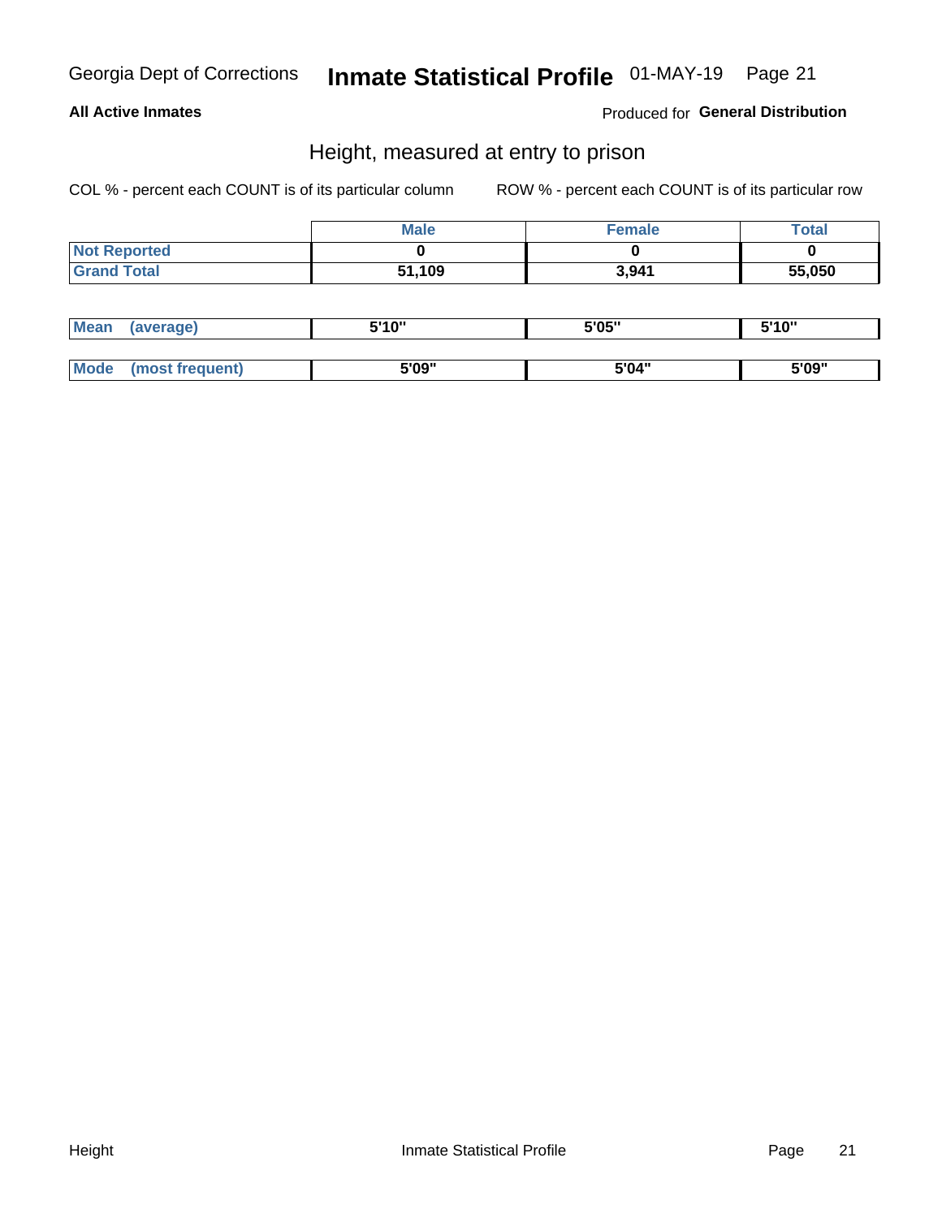Georgia Dept of Corrections **Inmate Statistical Profile** 01-MAY-19

**All Active Inmates**

Produced for **General Distribution**

## Height, measured at entry to prison

COL % - percent each COUNT is of its particular column

ROW % - percent each COUNT is of its particular row

| | Male | Female | Total |
|---|---|---|---|
| **Not Reported** | **0** | **0** | **0** |
| **Grand Total** | **51,109** | **3,941** | **55,050** |

| | | | |
|---|---|---|---|
| **Mean (average)** | **5'10"** | **5'05"** | **5'10"** |
| **Mode (most frequent)** | **5'09"** | **5'04"** | **5'09"** |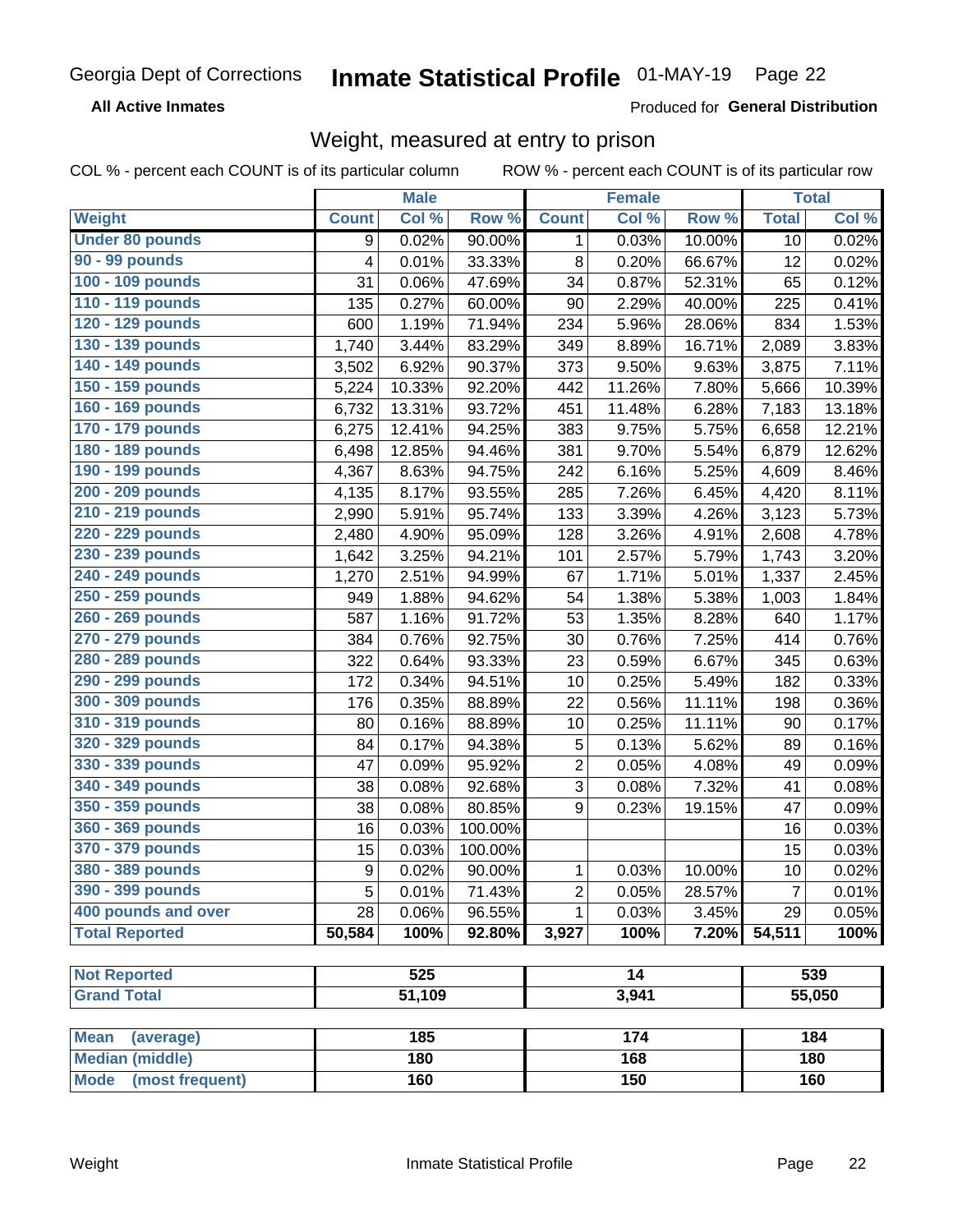Georgia Dept of Corrections **Inmate Statistical Profile** 01-MAY-19

**All Active Inmates**

Produced for **General Distribution**

## Weight, measured at entry to prison

COL % - percent each COUNT is of its particular column ROW % - percent each COUNT is of its particular row

| | Male | | | Female | | | Total | |
|---|---|---|---|---|---|---|---|---|
| **Weight** | **Count** | **Col %** | **Row %** | **Count** | **Col %** | **Row %** | **Total** | **Col %** |
| **Under 80 pounds** | 9 | 0.02% | 90.00% | 1 | 0.03% | 10.00% | 10 | 0.02% |
| **90 - 99 pounds** | 4 | 0.01% | 33.33% | 8 | 0.20% | 66.67% | 12 | 0.02% |
| **100 - 109 pounds** | 31 | 0.06% | 47.69% | 34 | 0.87% | 52.31% | 65 | 0.12% |
| **110 - 119 pounds** | 135 | 0.27% | 60.00% | 90 | 2.29% | 40.00% | 225 | 0.41% |
| **120 - 129 pounds** | 600 | 1.19% | 71.94% | 234 | 5.96% | 28.06% | 834 | 1.53% |
| **130 - 139 pounds** | 1,740 | 3.44% | 83.29% | 349 | 8.89% | 16.71% | 2,089 | 3.83% |
| **140 - 149 pounds** | 3,502 | 6.92% | 90.37% | 373 | 9.50% | 9.63% | 3,875 | 7.11% |
| **150 - 159 pounds** | 5,224 | 10.33% | 92.20% | 442 | 11.26% | 7.80% | 5,666 | 10.39% |
| **160 - 169 pounds** | 6,732 | 13.31% | 93.72% | 451 | 11.48% | 6.28% | 7,183 | 13.18% |
| **170 - 179 pounds** | 6,275 | 12.41% | 94.25% | 383 | 9.75% | 5.75% | 6,658 | 12.21% |
| **180 - 189 pounds** | 6,498 | 12.85% | 94.46% | 381 | 9.70% | 5.54% | 6,879 | 12.62% |
| **190 - 199 pounds** | 4,367 | 8.63% | 94.75% | 242 | 6.16% | 5.25% | 4,609 | 8.46% |
| **200 - 209 pounds** | 4,135 | 8.17% | 93.55% | 285 | 7.26% | 6.45% | 4,420 | 8.11% |
| **210 - 219 pounds** | 2,990 | 5.91% | 95.74% | 133 | 3.39% | 4.26% | 3,123 | 5.73% |
| **220 - 229 pounds** | 2,480 | 4.90% | 95.09% | 128 | 3.26% | 4.91% | 2,608 | 4.78% |
| **230 - 239 pounds** | 1,642 | 3.25% | 94.21% | 101 | 2.57% | 5.79% | 1,743 | 3.20% |
| **240 - 249 pounds** | 1,270 | 2.51% | 94.99% | 67 | 1.71% | 5.01% | 1,337 | 2.45% |
| **250 - 259 pounds** | 949 | 1.88% | 94.62% | 54 | 1.38% | 5.38% | 1,003 | 1.84% |
| **260 - 269 pounds** | 587 | 1.16% | 91.72% | 53 | 1.35% | 8.28% | 640 | 1.17% |
| **270 - 279 pounds** | 384 | 0.76% | 92.75% | 30 | 0.76% | 7.25% | 414 | 0.76% |
| **280 - 289 pounds** | 322 | 0.64% | 93.33% | 23 | 0.59% | 6.67% | 345 | 0.63% |
| **290 - 299 pounds** | 172 | 0.34% | 94.51% | 10 | 0.25% | 5.49% | 182 | 0.33% |
| **300 - 309 pounds** | 176 | 0.35% | 88.89% | 22 | 0.56% | 11.11% | 198 | 0.36% |
| **310 - 319 pounds** | 80 | 0.16% | 88.89% | 10 | 0.25% | 11.11% | 90 | 0.17% |
| **320 - 329 pounds** | 84 | 0.17% | 94.38% | 5 | 0.13% | 5.62% | 89 | 0.16% |
| **330 - 339 pounds** | 47 | 0.09% | 95.92% | 2 | 0.05% | 4.08% | 49 | 0.09% |
| **340 - 349 pounds** | 38 | 0.08% | 92.68% | 3 | 0.08% | 7.32% | 41 | 0.08% |
| **350 - 359 pounds** | 38 | 0.08% | 80.85% | 9 | 0.23% | 19.15% | 47 | 0.09% |
| **360 - 369 pounds** | 16 | 0.03% | 100.00% | | | | 16 | 0.03% |
| **370 - 379 pounds** | 15 | 0.03% | 100.00% | | | | 15 | 0.03% |
| **380 - 389 pounds** | 9 | 0.02% | 90.00% | 1 | 0.03% | 10.00% | 10 | 0.02% |
| **390 - 399 pounds** | 5 | 0.01% | 71.43% | 2 | 0.05% | 28.57% | 7 | 0.01% |
| **400 pounds and over** | 28 | 0.06% | 96.55% | 1 | 0.03% | 3.45% | 29 | 0.05% |
| **Total Reported** | **50,584** | **100%** | **92.80%** | **3,927** | **100%** | **7.20%** | **54,511** | **100%** |

| | Male | Female | Total |
|---|---|---|---|
| **Not Reported** | **525** | **14** | **539** |
| **Grand Total** | **51,109** | **3,941** | **55,050** |

| | Male | Female | Total |
|---|---|---|---|
| **Mean (average)** | **185** | **174** | **184** |
| **Median (middle)** | **180** | **168** | **180** |
| **Mode (most frequent)** | **160** | **150** | **160** |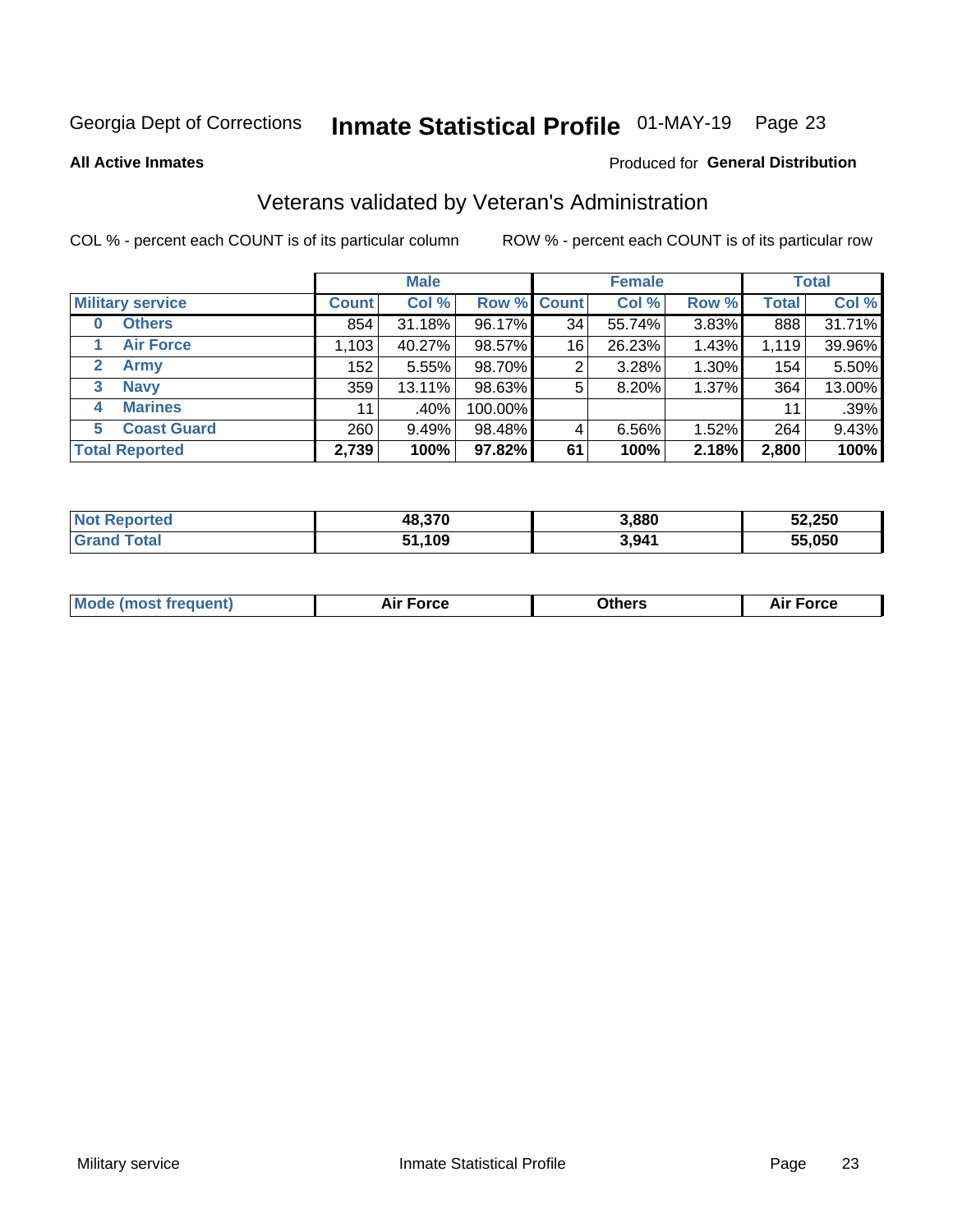Georgia Dept of Corrections **Inmate Statistical Profile** 01-MAY-19 Page 23

**All Active Inmates**

Produced for **General Distribution**

## Veterans validated by Veteran's Administration

COL % - percent each COUNT is of its particular column ROW % - percent each COUNT is of its particular row

| | | Male | | | Female | | | Total | |
|---|---|---|---|---|---|---|---|---|---|
| **Military service** | | **Count** | **Col %** | **Row %** | **Count** | **Col %** | **Row %** | **Total** | **Col %** |
| 0 | Others | 854 | 31.18% | 96.17% | 34 | 55.74% | 3.83% | 888 | 31.71% |
| 1 | Air Force | 1,103 | 40.27% | 98.57% | 16 | 26.23% | 1.43% | 1,119 | 39.96% |
| 2 | Army | 152 | 5.55% | 98.70% | 2 | 3.28% | 1.30% | 154 | 5.50% |
| 3 | Navy | 359 | 13.11% | 98.63% | 5 | 8.20% | 1.37% | 364 | 13.00% |
| 4 | Marines | 11 | .40% | 100.00% | | | | 11 | .39% |
| 5 | Coast Guard | 260 | 9.49% | 98.48% | 4 | 6.56% | 1.52% | 264 | 9.43% |
| **Total Reported** | | **2,739** | **100%** | **97.82%** | **61** | **100%** | **2.18%** | **2,800** | **100%** |

| | Male | Female | Total |
|---|---|---|---|
| **Not Reported** | **48,370** | **3,880** | **52,250** |
| **Grand Total** | **51,109** | **3,941** | **55,050** |

| | Male | Female | Total |
|---|---|---|---|
| **Mode (most frequent)** | **Air Force** | **Others** | **Air Force** |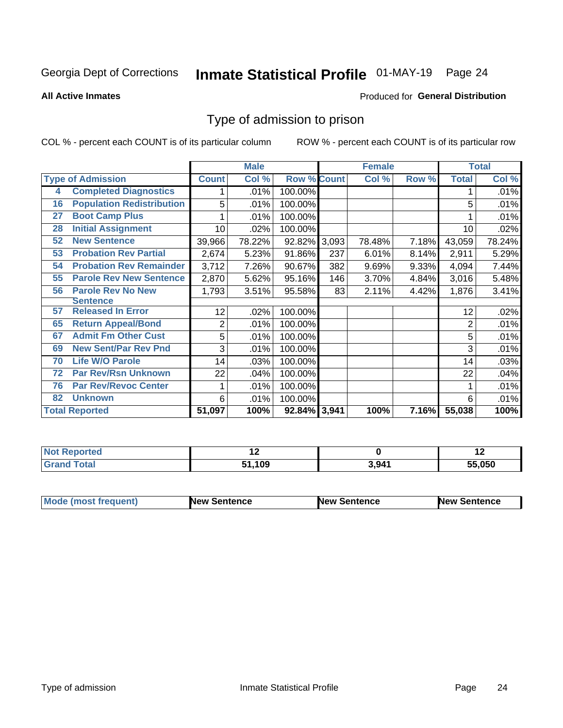Georgia Dept of Corrections **Inmate Statistical Profile** 01-MAY-19

**All Active Inmates**

Produced for **General Distribution**

## Type of admission to prison

COL % - percent each COUNT is of its particular column ROW % - percent each COUNT is of its particular row

| | | Male | | | Female | | | Total | |
|---|---|---|---|---|---|---|---|---|---|
| **Type of Admission** | | **Count** | **Col %** | **Row %** | **Count** | **Col %** | **Row %** | **Total** | **Col %** |
| 4 | Completed Diagnostics | 1 | .01% | 100.00% | | | | 1 | .01% |
| 16 | Population Redistribution | 5 | .01% | 100.00% | | | | 5 | .01% |
| 27 | Boot Camp Plus | 1 | .01% | 100.00% | | | | 1 | .01% |
| 28 | Initial Assignment | 10 | .02% | 100.00% | | | | 10 | .02% |
| 52 | New Sentence | 39,966 | 78.22% | 92.82% | 3,093 | 78.48% | 7.18% | 43,059 | 78.24% |
| 53 | Probation Rev Partial | 2,674 | 5.23% | 91.86% | 237 | 6.01% | 8.14% | 2,911 | 5.29% |
| 54 | Probation Rev Remainder | 3,712 | 7.26% | 90.67% | 382 | 9.69% | 9.33% | 4,094 | 7.44% |
| 55 | Parole Rev New Sentence | 2,870 | 5.62% | 95.16% | 146 | 3.70% | 4.84% | 3,016 | 5.48% |
| 56 | Parole Rev No New Sentence | 1,793 | 3.51% | 95.58% | 83 | 2.11% | 4.42% | 1,876 | 3.41% |
| 57 | Released In Error | 12 | .02% | 100.00% | | | | 12 | .02% |
| 65 | Return Appeal/Bond | 2 | .01% | 100.00% | | | | 2 | .01% |
| 67 | Admit Fm Other Cust | 5 | .01% | 100.00% | | | | 5 | .01% |
| 69 | New Sent/Par Rev Pnd | 3 | .01% | 100.00% | | | | 3 | .01% |
| 70 | Life W/O Parole | 14 | .03% | 100.00% | | | | 14 | .03% |
| 72 | Par Rev/Rsn Unknown | 22 | .04% | 100.00% | | | | 22 | .04% |
| 76 | Par Rev/Revoc Center | 1 | .01% | 100.00% | | | | 1 | .01% |
| 82 | Unknown | 6 | .01% | 100.00% | | | | 6 | .01% |
| **Total Reported** | | **51,097** | **100%** | **92.84%** | **3,941** | **100%** | **7.16%** | **55,038** | **100%** |

| | Male | Female | Total |
|---|---|---|---|
| **Not Reported** | **12** | **0** | **12** |
| **Grand Total** | **51,109** | **3,941** | **55,050** |

| | Male | Female | Total |
|---|---|---|---|
| **Mode (most frequent)** | **New Sentence** | **New Sentence** | **New Sentence** |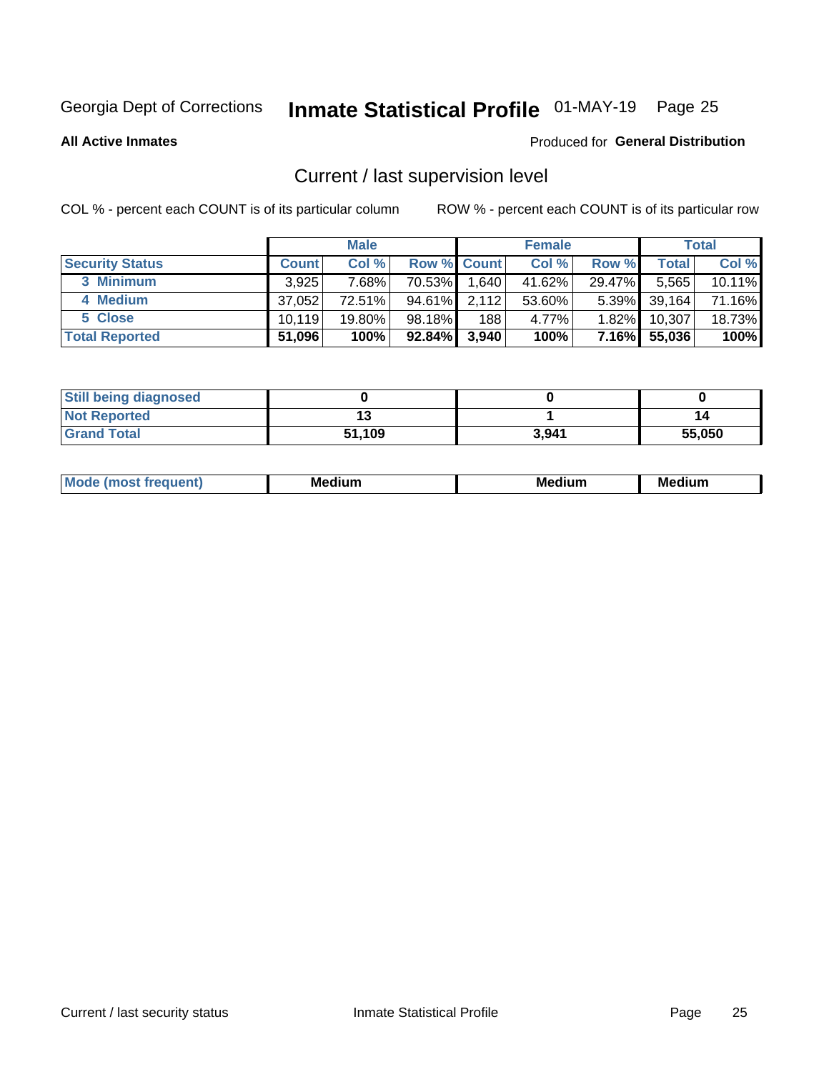Georgia Dept of Corrections **Inmate Statistical Profile** 01-MAY-19

**All Active Inmates**

Produced for **General Distribution**

## Current / last supervision level

COL % - percent each COUNT is of its particular column

ROW % - percent each COUNT is of its particular row

| | Male | | | Female | | | Total | |
|---|---|---|---|---|---|---|---|---|
| **Security Status** | **Count** | **Col %** | **Row %** | **Count** | **Col %** | **Row %** | **Total** | **Col %** |
| 3 Minimum | 3,925 | 7.68% | 70.53% | 1,640 | 41.62% | 29.47% | 5,565 | 10.11% |
| 4 Medium | 37,052 | 72.51% | 94.61% | 2,112 | 53.60% | 5.39% | 39,164 | 71.16% |
| 5 Close | 10,119 | 19.80% | 98.18% | 188 | 4.77% | 1.82% | 10,307 | 18.73% |
| **Total Reported** | **51,096** | **100%** | **92.84%** | **3,940** | **100%** | **7.16%** | **55,036** | **100%** |

| | Male | Female | Total |
|---|---|---|---|
| **Still being diagnosed** | **0** | **0** | **0** |
| **Not Reported** | **13** | **1** | **14** |
| **Grand Total** | **51,109** | **3,941** | **55,050** |

| | Male | Female | Total |
|---|---|---|---|
| **Mode (most frequent)** | **Medium** | **Medium** | **Medium** |

Current / last security status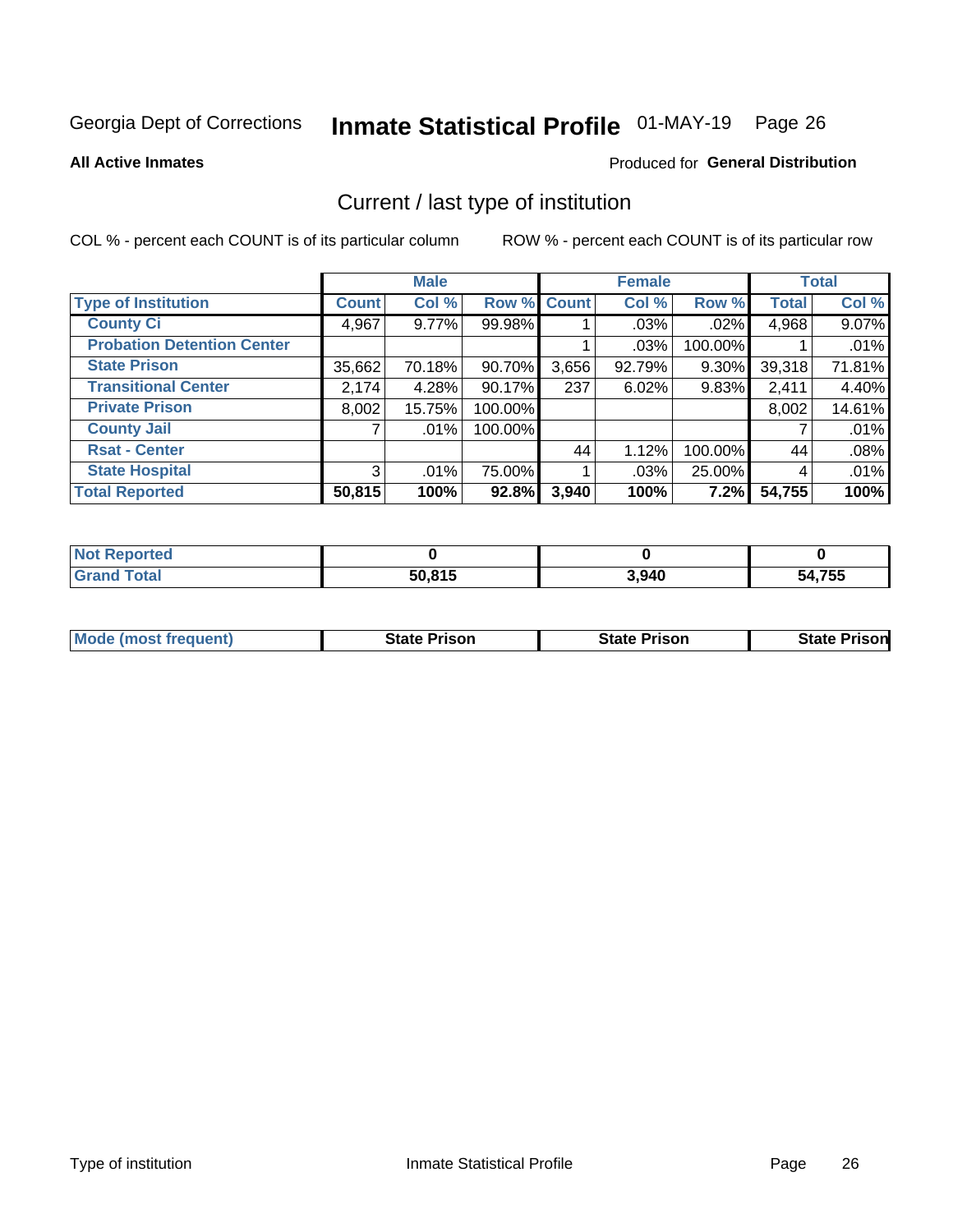Georgia Dept of Corrections **Inmate Statistical Profile** 01-MAY-19 Page 26

**All Active Inmates**

Produced for **General Distribution**

## Current / last type of institution

COL % - percent each COUNT is of its particular column    ROW % - percent each COUNT is of its particular row

| | Male | | | Female | | | Total | |
|---|---|---|---|---|---|---|---|---|
| **Type of Institution** | **Count** | **Col %** | **Row %** | **Count** | **Col %** | **Row %** | **Total** | **Col %** |
| **County Ci** | 4,967 | 9.77% | 99.98% | 1 | .03% | .02% | 4,968 | 9.07% |
| **Probation Detention Center** | | | | 1 | .03% | 100.00% | 1 | .01% |
| **State Prison** | 35,662 | 70.18% | 90.70% | 3,656 | 92.79% | 9.30% | 39,318 | 71.81% |
| **Transitional Center** | 2,174 | 4.28% | 90.17% | 237 | 6.02% | 9.83% | 2,411 | 4.40% |
| **Private Prison** | 8,002 | 15.75% | 100.00% | | | | 8,002 | 14.61% |
| **County Jail** | 7 | .01% | 100.00% | | | | 7 | .01% |
| **Rsat - Center** | | | | 44 | 1.12% | 100.00% | 44 | .08% |
| **State Hospital** | 3 | .01% | 75.00% | 1 | .03% | 25.00% | 4 | .01% |
| **Total Reported** | **50,815** | **100%** | **92.8%** | **3,940** | **100%** | **7.2%** | **54,755** | **100%** |

| | Male | Female | Total |
|---|---|---|---|
| **Not Reported** | **0** | **0** | **0** |
| **Grand Total** | **50,815** | **3,940** | **54,755** |

| | Male | Female | Total |
|---|---|---|---|
| **Mode (most frequent)** | **State Prison** | **State Prison** | **State Prison** |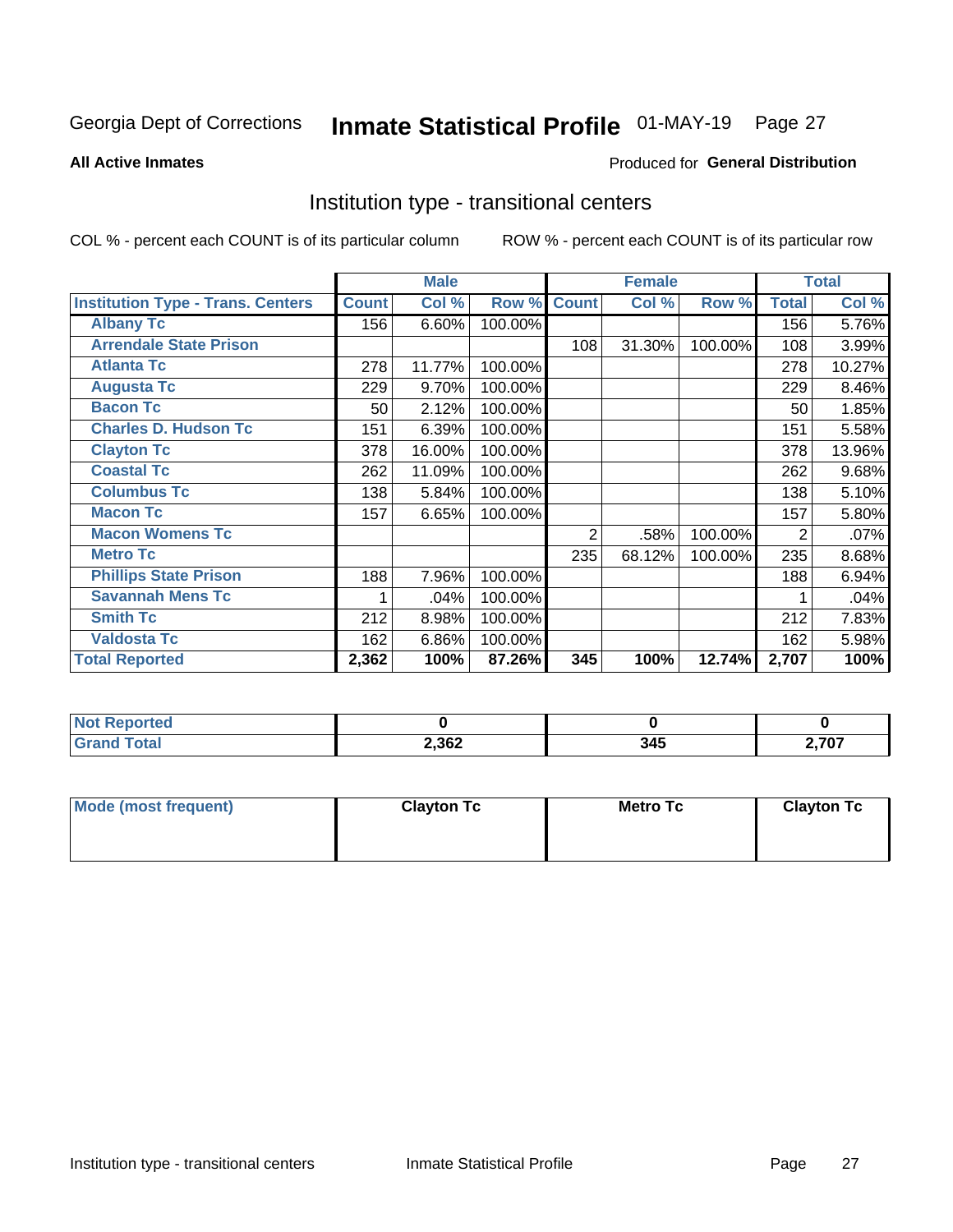Georgia Dept of Corrections **Inmate Statistical Profile** 01-MAY-19

**All Active Inmates**

Produced for **General Distribution**

## Institution type - transitional centers

COL % - percent each COUNT is of its particular column

ROW % - percent each COUNT is of its particular row

| | Male | | | Female | | | Total | |
|---|---|---|---|---|---|---|---|---|
| **Institution Type - Trans. Centers** | **Count** | **Col %** | **Row %** | **Count** | **Col %** | **Row %** | **Total** | **Col %** |
| **Albany Tc** | 156 | 6.60% | 100.00% | | | | 156 | 5.76% |
| **Arrendale State Prison** | | | | 108 | 31.30% | 100.00% | 108 | 3.99% |
| **Atlanta Tc** | 278 | 11.77% | 100.00% | | | | 278 | 10.27% |
| **Augusta Tc** | 229 | 9.70% | 100.00% | | | | 229 | 8.46% |
| **Bacon Tc** | 50 | 2.12% | 100.00% | | | | 50 | 1.85% |
| **Charles D. Hudson Tc** | 151 | 6.39% | 100.00% | | | | 151 | 5.58% |
| **Clayton Tc** | 378 | 16.00% | 100.00% | | | | 378 | 13.96% |
| **Coastal Tc** | 262 | 11.09% | 100.00% | | | | 262 | 9.68% |
| **Columbus Tc** | 138 | 5.84% | 100.00% | | | | 138 | 5.10% |
| **Macon Tc** | 157 | 6.65% | 100.00% | | | | 157 | 5.80% |
| **Macon Womens Tc** | | | | 2 | .58% | 100.00% | 2 | .07% |
| **Metro Tc** | | | | 235 | 68.12% | 100.00% | 235 | 8.68% |
| **Phillips State Prison** | 188 | 7.96% | 100.00% | | | | 188 | 6.94% |
| **Savannah Mens Tc** | 1 | .04% | 100.00% | | | | 1 | .04% |
| **Smith Tc** | 212 | 8.98% | 100.00% | | | | 212 | 7.83% |
| **Valdosta Tc** | 162 | 6.86% | 100.00% | | | | 162 | 5.98% |
| **Total Reported** | **2,362** | **100%** | **87.26%** | **345** | **100%** | **12.74%** | **2,707** | **100%** |

| | Male | Female | Total |
|---|---|---|---|
| **Not Reported** | **0** | **0** | **0** |
| **Grand Total** | **2,362** | **345** | **2,707** |

| | Male | Female | Total |
|---|---|---|---|
| **Mode (most frequent)** | **Clayton Tc** | **Metro Tc** | **Clayton Tc** |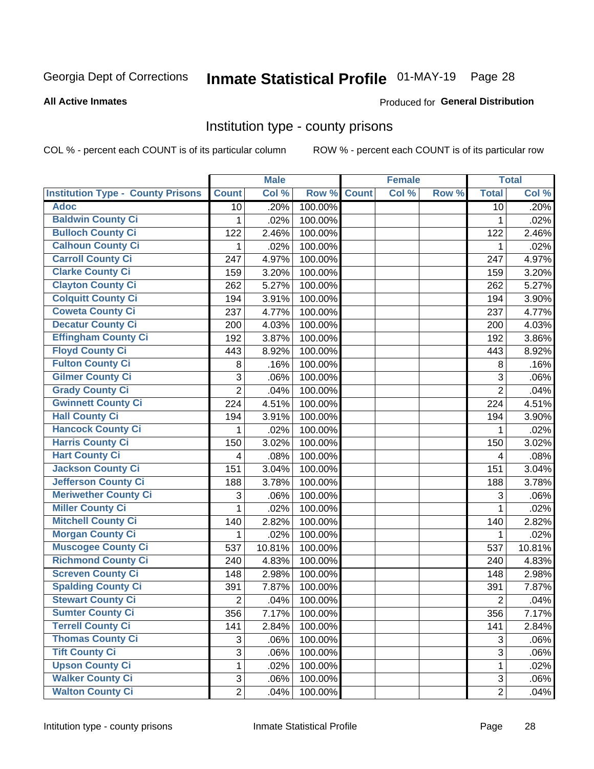Georgia Dept of Corrections **Inmate Statistical Profile** 01-MAY-19

**All Active Inmates**

Produced for **General Distribution**

## Institution type - county prisons

COL % - percent each COUNT is of its particular column

ROW % - percent each COUNT is of its particular row

| | Male | | | Female | | | Total | |
|---|---|---|---|---|---|---|---|---|
| **Institution Type - County Prisons** | **Count** | **Col %** | **Row %** | **Count** | **Col %** | **Row %** | **Total** | **Col %** |
| **Adoc** | 10 | .20% | 100.00% | | | | 10 | .20% |
| **Baldwin County Ci** | 1 | .02% | 100.00% | | | | 1 | .02% |
| **Bulloch County Ci** | 122 | 2.46% | 100.00% | | | | 122 | 2.46% |
| **Calhoun County Ci** | 1 | .02% | 100.00% | | | | 1 | .02% |
| **Carroll County Ci** | 247 | 4.97% | 100.00% | | | | 247 | 4.97% |
| **Clarke County Ci** | 159 | 3.20% | 100.00% | | | | 159 | 3.20% |
| **Clayton County Ci** | 262 | 5.27% | 100.00% | | | | 262 | 5.27% |
| **Colquitt County Ci** | 194 | 3.91% | 100.00% | | | | 194 | 3.90% |
| **Coweta County Ci** | 237 | 4.77% | 100.00% | | | | 237 | 4.77% |
| **Decatur County Ci** | 200 | 4.03% | 100.00% | | | | 200 | 4.03% |
| **Effingham County Ci** | 192 | 3.87% | 100.00% | | | | 192 | 3.86% |
| **Floyd County Ci** | 443 | 8.92% | 100.00% | | | | 443 | 8.92% |
| **Fulton County Ci** | 8 | .16% | 100.00% | | | | 8 | .16% |
| **Gilmer County Ci** | 3 | .06% | 100.00% | | | | 3 | .06% |
| **Grady County Ci** | 2 | .04% | 100.00% | | | | 2 | .04% |
| **Gwinnett County Ci** | 224 | 4.51% | 100.00% | | | | 224 | 4.51% |
| **Hall County Ci** | 194 | 3.91% | 100.00% | | | | 194 | 3.90% |
| **Hancock County Ci** | 1 | .02% | 100.00% | | | | 1 | .02% |
| **Harris County Ci** | 150 | 3.02% | 100.00% | | | | 150 | 3.02% |
| **Hart County Ci** | 4 | .08% | 100.00% | | | | 4 | .08% |
| **Jackson County Ci** | 151 | 3.04% | 100.00% | | | | 151 | 3.04% |
| **Jefferson County Ci** | 188 | 3.78% | 100.00% | | | | 188 | 3.78% |
| **Meriwether County Ci** | 3 | .06% | 100.00% | | | | 3 | .06% |
| **Miller County Ci** | 1 | .02% | 100.00% | | | | 1 | .02% |
| **Mitchell County Ci** | 140 | 2.82% | 100.00% | | | | 140 | 2.82% |
| **Morgan County Ci** | 1 | .02% | 100.00% | | | | 1 | .02% |
| **Muscogee County Ci** | 537 | 10.81% | 100.00% | | | | 537 | 10.81% |
| **Richmond County Ci** | 240 | 4.83% | 100.00% | | | | 240 | 4.83% |
| **Screven County Ci** | 148 | 2.98% | 100.00% | | | | 148 | 2.98% |
| **Spalding County Ci** | 391 | 7.87% | 100.00% | | | | 391 | 7.87% |
| **Stewart County Ci** | 2 | .04% | 100.00% | | | | 2 | .04% |
| **Sumter County Ci** | 356 | 7.17% | 100.00% | | | | 356 | 7.17% |
| **Terrell County Ci** | 141 | 2.84% | 100.00% | | | | 141 | 2.84% |
| **Thomas County Ci** | 3 | .06% | 100.00% | | | | 3 | .06% |
| **Tift County Ci** | 3 | .06% | 100.00% | | | | 3 | .06% |
| **Upson County Ci** | 1 | .02% | 100.00% | | | | 1 | .02% |
| **Walker County Ci** | 3 | .06% | 100.00% | | | | 3 | .06% |
| **Walton County Ci** | 2 | .04% | 100.00% | | | | 2 | .04% |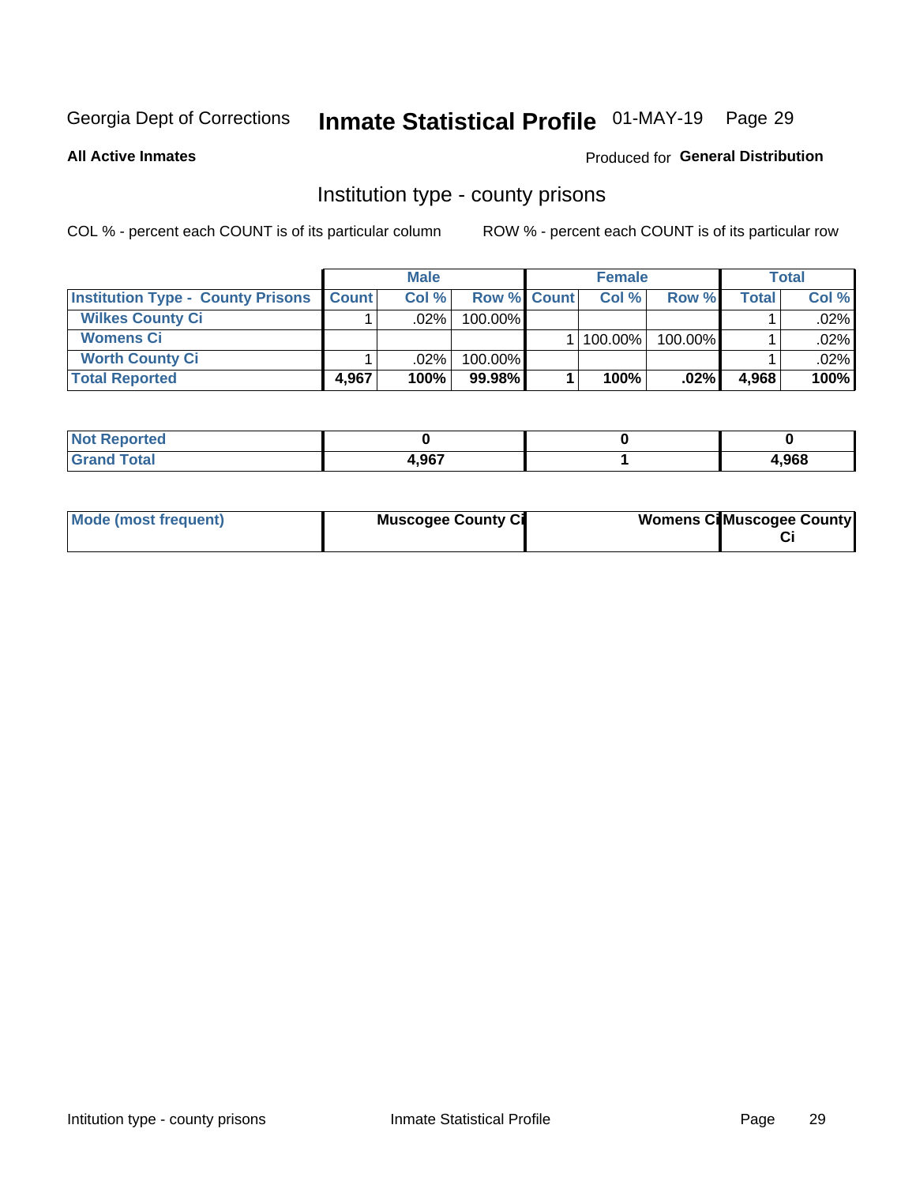Georgia Dept of Corrections **Inmate Statistical Profile** 01-MAY-19 Page 29

**All Active Inmates**

Produced for **General Distribution**

## Institution type - county prisons

COL % - percent each COUNT is of its particular column

ROW % - percent each COUNT is of its particular row

| | Male | | | Female | | | Total | |
|---|---|---|---|---|---|---|---|---|
| **Institution Type - County Prisons** | **Count** | **Col %** | **Row %** | **Count** | **Col %** | **Row %** | **Total** | **Col %** |
| **Wilkes County Ci** | 1 | .02% | 100.00% | | | | 1 | .02% |
| **Womens Ci** | | | | 1 | 100.00% | 100.00% | 1 | .02% |
| **Worth County Ci** | 1 | .02% | 100.00% | | | | 1 | .02% |
| **Total Reported** | **4,967** | **100%** | **99.98%** | **1** | **100%** | **.02%** | **4,968** | **100%** |

| | Male | Female | Total |
|---|---|---|---|
| **Not Reported** | **0** | **0** | **0** |
| **Grand Total** | **4,967** | **1** | **4,968** |

| | Male | Female | Total |
|---|---|---|---|
| **Mode (most frequent)** | **Muscogee County Ci** | **Womens Ci** | **Muscogee County Ci** |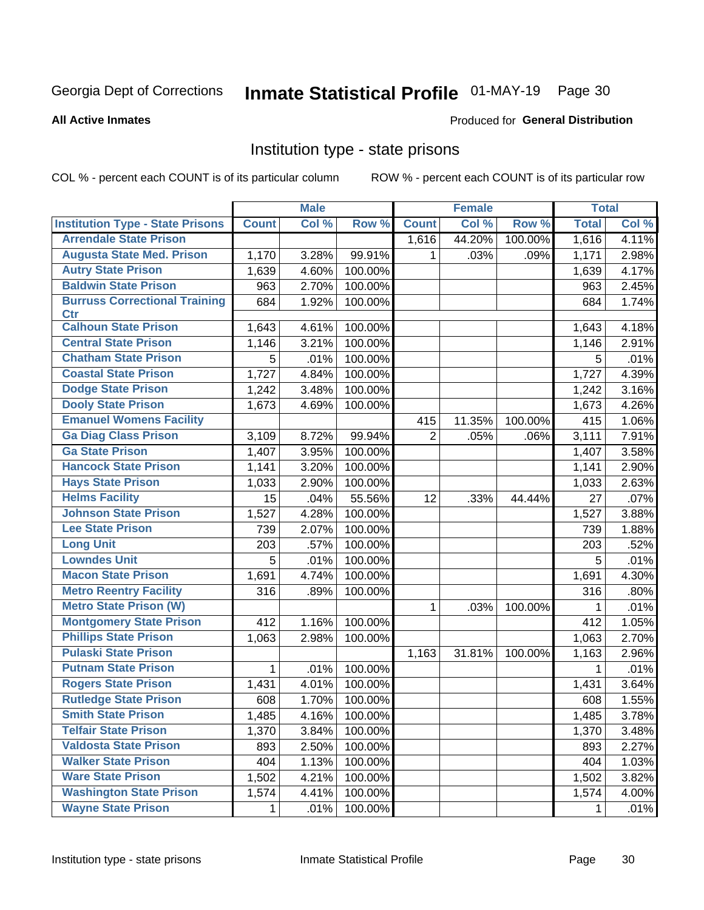Georgia Dept of Corrections **Inmate Statistical Profile** 01-MAY-19

**All Active Inmates**

Produced for **General Distribution**

## Institution type - state prisons

COL % - percent each COUNT is of its particular column    ROW % - percent each COUNT is of its particular row

| | Male | | | Female | | | Total | |
|---|---|---|---|---|---|---|---|---|
| **Institution Type - State Prisons** | **Count** | **Col %** | **Row %** | **Count** | **Col %** | **Row %** | **Total** | **Col %** |
| Arrendale State Prison | | | | 1,616 | 44.20% | 100.00% | 1,616 | 4.11% |
| Augusta State Med. Prison | 1,170 | 3.28% | 99.91% | 1 | .03% | .09% | 1,171 | 2.98% |
| Autry State Prison | 1,639 | 4.60% | 100.00% | | | | 1,639 | 4.17% |
| Baldwin State Prison | 963 | 2.70% | 100.00% | | | | 963 | 2.45% |
| Burruss Correctional Training Ctr | 684 | 1.92% | 100.00% | | | | 684 | 1.74% |
| Calhoun State Prison | 1,643 | 4.61% | 100.00% | | | | 1,643 | 4.18% |
| Central State Prison | 1,146 | 3.21% | 100.00% | | | | 1,146 | 2.91% |
| Chatham State Prison | 5 | .01% | 100.00% | | | | 5 | .01% |
| Coastal State Prison | 1,727 | 4.84% | 100.00% | | | | 1,727 | 4.39% |
| Dodge State Prison | 1,242 | 3.48% | 100.00% | | | | 1,242 | 3.16% |
| Dooly State Prison | 1,673 | 4.69% | 100.00% | | | | 1,673 | 4.26% |
| Emanuel Womens Facility | | | | 415 | 11.35% | 100.00% | 415 | 1.06% |
| Ga Diag Class Prison | 3,109 | 8.72% | 99.94% | 2 | .05% | .06% | 3,111 | 7.91% |
| Ga State Prison | 1,407 | 3.95% | 100.00% | | | | 1,407 | 3.58% |
| Hancock State Prison | 1,141 | 3.20% | 100.00% | | | | 1,141 | 2.90% |
| Hays State Prison | 1,033 | 2.90% | 100.00% | | | | 1,033 | 2.63% |
| Helms Facility | 15 | .04% | 55.56% | 12 | .33% | 44.44% | 27 | .07% |
| Johnson State Prison | 1,527 | 4.28% | 100.00% | | | | 1,527 | 3.88% |
| Lee State Prison | 739 | 2.07% | 100.00% | | | | 739 | 1.88% |
| Long Unit | 203 | .57% | 100.00% | | | | 203 | .52% |
| Lowndes Unit | 5 | .01% | 100.00% | | | | 5 | .01% |
| Macon State Prison | 1,691 | 4.74% | 100.00% | | | | 1,691 | 4.30% |
| Metro Reentry Facility | 316 | .89% | 100.00% | | | | 316 | .80% |
| Metro State Prison (W) | | | | 1 | .03% | 100.00% | 1 | .01% |
| Montgomery State Prison | 412 | 1.16% | 100.00% | | | | 412 | 1.05% |
| Phillips State Prison | 1,063 | 2.98% | 100.00% | | | | 1,063 | 2.70% |
| Pulaski State Prison | | | | 1,163 | 31.81% | 100.00% | 1,163 | 2.96% |
| Putnam State Prison | 1 | .01% | 100.00% | | | | 1 | .01% |
| Rogers State Prison | 1,431 | 4.01% | 100.00% | | | | 1,431 | 3.64% |
| Rutledge State Prison | 608 | 1.70% | 100.00% | | | | 608 | 1.55% |
| Smith State Prison | 1,485 | 4.16% | 100.00% | | | | 1,485 | 3.78% |
| Telfair State Prison | 1,370 | 3.84% | 100.00% | | | | 1,370 | 3.48% |
| Valdosta State Prison | 893 | 2.50% | 100.00% | | | | 893 | 2.27% |
| Walker State Prison | 404 | 1.13% | 100.00% | | | | 404 | 1.03% |
| Ware State Prison | 1,502 | 4.21% | 100.00% | | | | 1,502 | 3.82% |
| Washington State Prison | 1,574 | 4.41% | 100.00% | | | | 1,574 | 4.00% |
| Wayne State Prison | 1 | .01% | 100.00% | | | | 1 | .01% |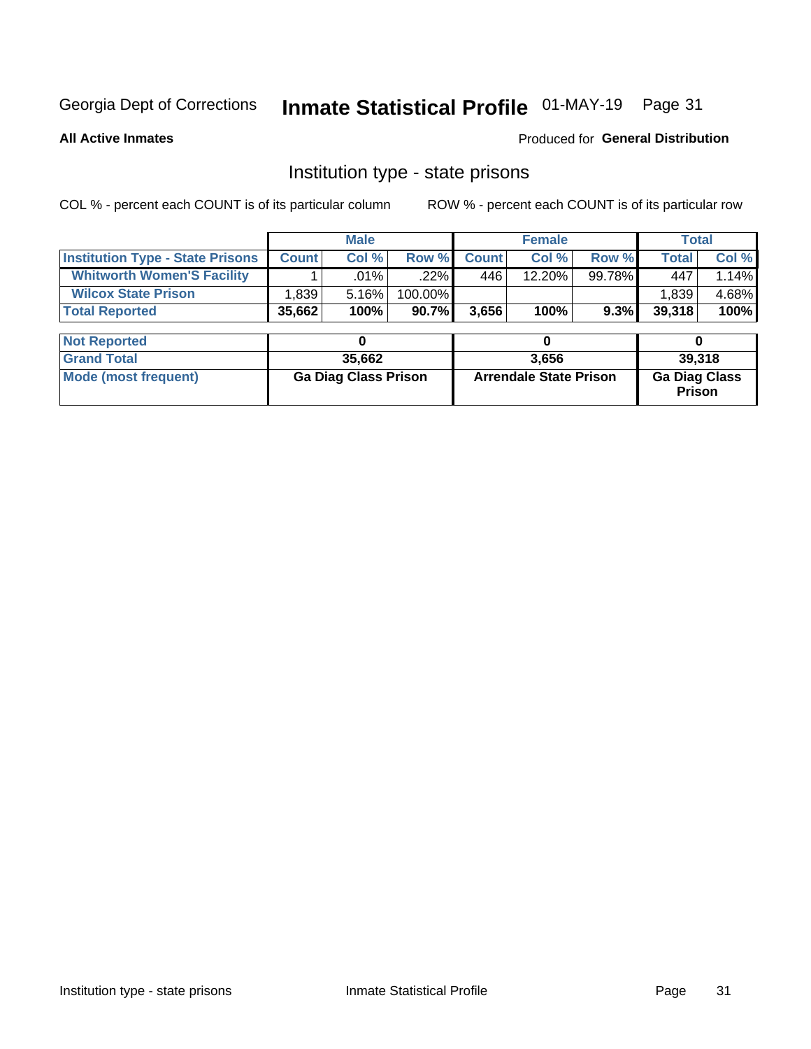Georgia Dept of Corrections **Inmate Statistical Profile** 01-MAY-19 Page 31

**All Active Inmates**

Produced for **General Distribution**

## Institution type - state prisons

COL % - percent each COUNT is of its particular column ROW % - percent each COUNT is of its particular row

| | Male | | | Female | | | Total | |
|---|---|---|---|---|---|---|---|---|
| **Institution Type - State Prisons** | **Count** | **Col %** | **Row %** | **Count** | **Col %** | **Row %** | **Total** | **Col %** |
| **Whitworth Women'S Facility** | 1 | .01% | .22% | 446 | 12.20% | 99.78% | 447 | 1.14% |
| **Wilcox State Prison** | 1,839 | 5.16% | 100.00% | | | | 1,839 | 4.68% |
| **Total Reported** | **35,662** | **100%** | **90.7%** | **3,656** | **100%** | **9.3%** | **39,318** | **100%** |

| | Male | Female | Total |
|---|---|---|---|
| **Not Reported** | **0** | **0** | **0** |
| **Grand Total** | **35,662** | **3,656** | **39,318** |
| **Mode (most frequent)** | **Ga Diag Class Prison** | **Arrendale State Prison** | **Ga Diag Class Prison** |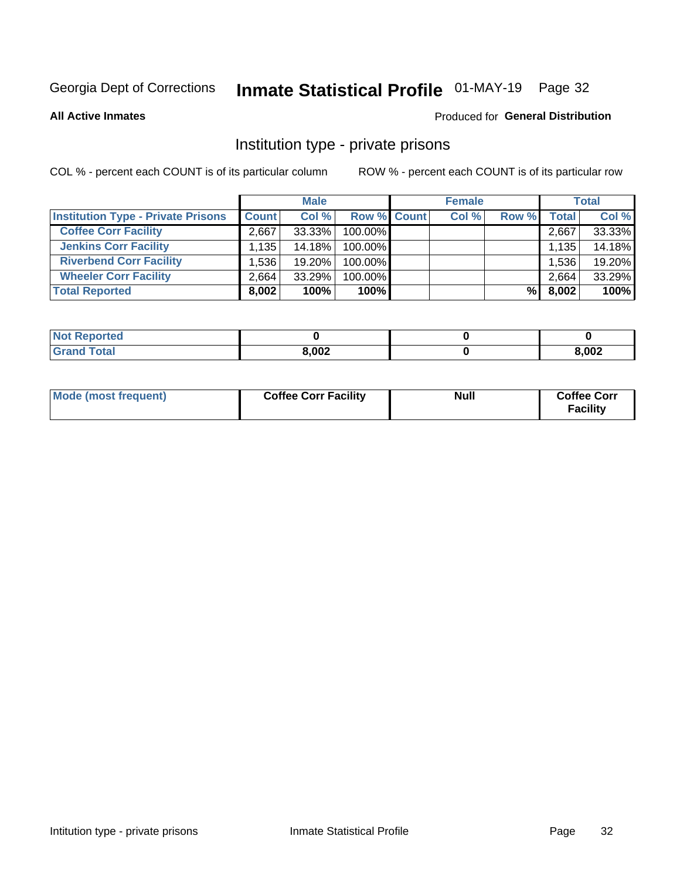Georgia Dept of Corrections **Inmate Statistical Profile** 01-MAY-19 Page 32

**All Active Inmates** Produced for **General Distribution**

## Institution type - private prisons

COL % - percent each COUNT is of its particular column ROW % - percent each COUNT is of its particular row

| | Male | | | Female | | | Total | |
|---|---|---|---|---|---|---|---|---|
| **Institution Type - Private Prisons** | **Count** | **Col %** | **Row %** | **Count** | **Col %** | **Row %** | **Total** | **Col %** |
| **Coffee Corr Facility** | 2,667 | 33.33% | 100.00% | | | | 2,667 | 33.33% |
| **Jenkins Corr Facility** | 1,135 | 14.18% | 100.00% | | | | 1,135 | 14.18% |
| **Riverbend Corr Facility** | 1,536 | 19.20% | 100.00% | | | | 1,536 | 19.20% |
| **Wheeler Corr Facility** | 2,664 | 33.29% | 100.00% | | | | 2,664 | 33.29% |
| **Total Reported** | **8,002** | **100%** | **100%** | | | **%** | **8,002** | **100%** |

| | Male | Female | Total |
|---|---|---|---|
| **Not Reported** | **0** | **0** | **0** |
| **Grand Total** | **8,002** | **0** | **8,002** |

| | Male | Female | Total |
|---|---|---|---|
| **Mode (most frequent)** | **Coffee Corr Facility** | **Null** | **Coffee Corr Facility** |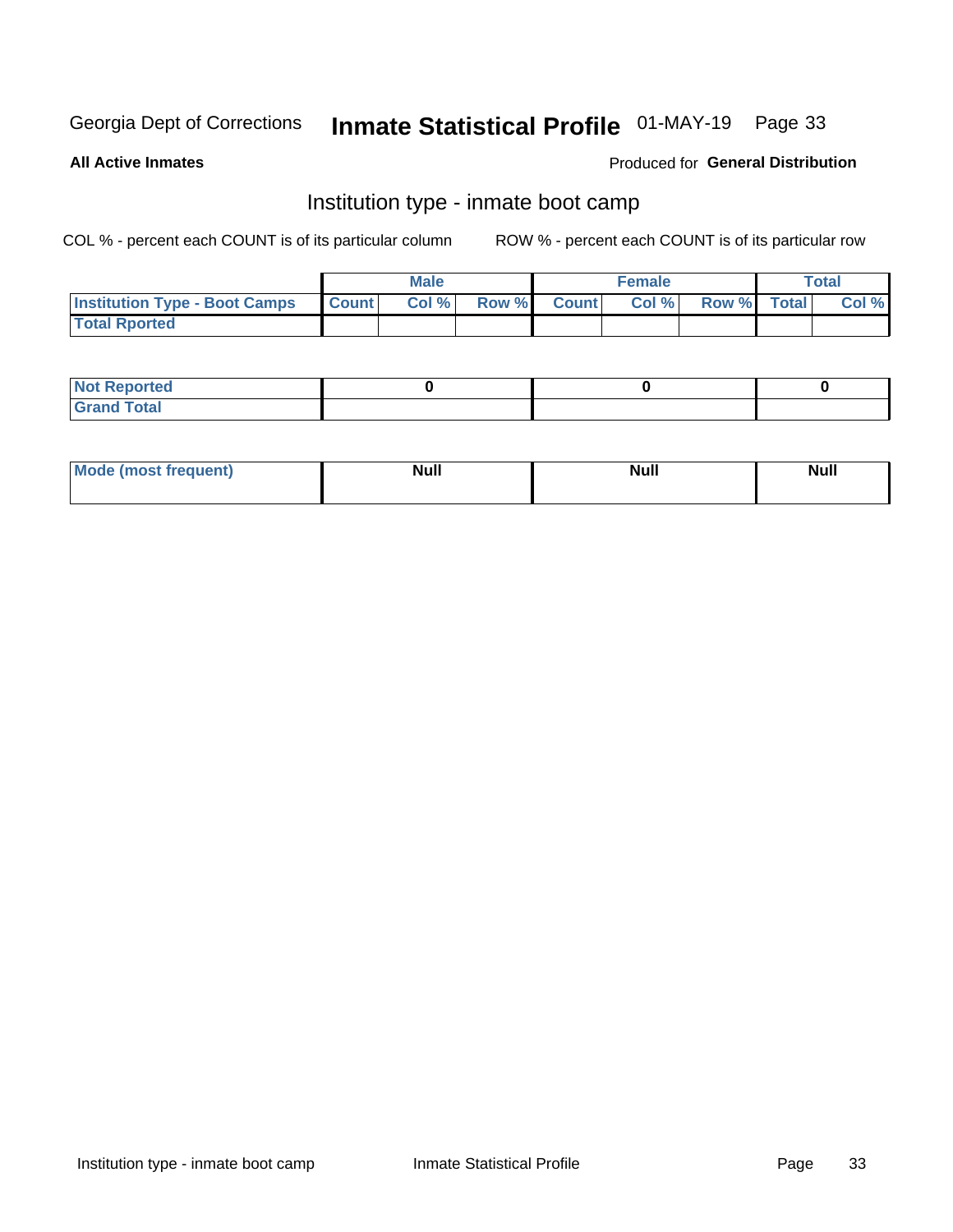Georgia Dept of Corrections **Inmate Statistical Profile** 01-MAY-19

**All Active Inmates**

Produced for **General Distribution**

## Institution type - inmate boot camp

COL % - percent each COUNT is of its particular column

ROW % - percent each COUNT is of its particular row

| | Male | | | Female | | | Total | |
|---|---|---|---|---|---|---|---|---|
| **Institution Type - Boot Camps** | **Count** | **Col %** | **Row %** | **Count** | **Col %** | **Row %** | **Total** | **Col %** |
| **Total Rported** | | | | | | | | |

| | Male | Female | Total |
|---|---|---|---|
| **Not Reported** | **0** | **0** | **0** |
| **Grand Total** | | | |

| | Male | Female | Total |
|---|---|---|---|
| **Mode (most frequent)** | **Null** | **Null** | **Null** |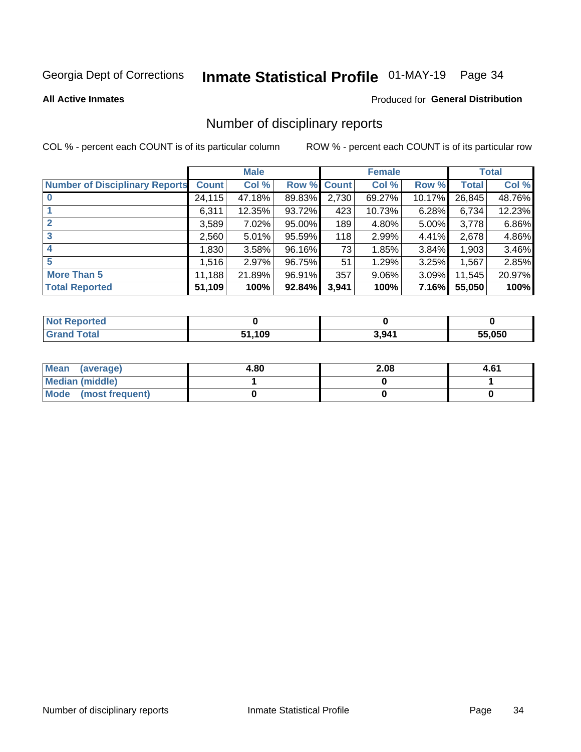Georgia Dept of Corrections **Inmate Statistical Profile** 01-MAY-19

**All Active Inmates**

Produced for **General Distribution**

## Number of disciplinary reports

COL % - percent each COUNT is of its particular column

ROW % - percent each COUNT is of its particular row

| | Male | | | Female | | | Total | |
|---|---|---|---|---|---|---|---|---|
| **Number of Disciplinary Reports** | **Count** | **Col %** | **Row %** | **Count** | **Col %** | **Row %** | **Total** | **Col %** |
| **0** | 24,115 | 47.18% | 89.83% | 2,730 | 69.27% | 10.17% | 26,845 | 48.76% |
| **1** | 6,311 | 12.35% | 93.72% | 423 | 10.73% | 6.28% | 6,734 | 12.23% |
| **2** | 3,589 | 7.02% | 95.00% | 189 | 4.80% | 5.00% | 3,778 | 6.86% |
| **3** | 2,560 | 5.01% | 95.59% | 118 | 2.99% | 4.41% | 2,678 | 4.86% |
| **4** | 1,830 | 3.58% | 96.16% | 73 | 1.85% | 3.84% | 1,903 | 3.46% |
| **5** | 1,516 | 2.97% | 96.75% | 51 | 1.29% | 3.25% | 1,567 | 2.85% |
| **More Than 5** | 11,188 | 21.89% | 96.91% | 357 | 9.06% | 3.09% | 11,545 | 20.97% |
| **Total Reported** | **51,109** | **100%** | **92.84%** | **3,941** | **100%** | **7.16%** | **55,050** | **100%** |

| | Male | Female | Total |
|---|---|---|---|
| **Not Reported** | **0** | **0** | **0** |
| **Grand Total** | **51,109** | **3,941** | **55,050** |

| | Male | Female | Total |
|---|---|---|---|
| **Mean (average)** | **4.80** | **2.08** | **4.61** |
| **Median (middle)** | **1** | **0** | **1** |
| **Mode (most frequent)** | **0** | **0** | **0** |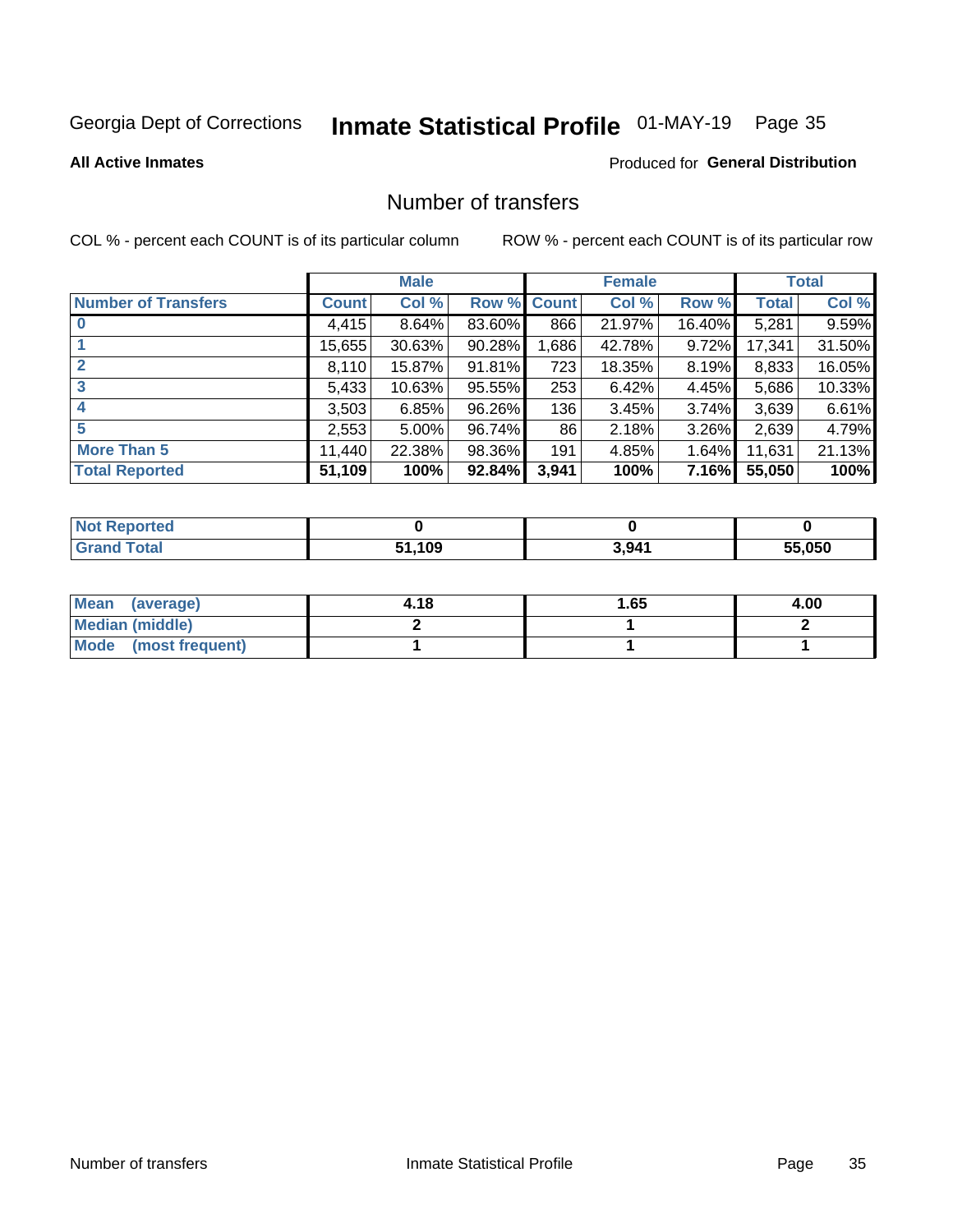Georgia Dept of Corrections **Inmate Statistical Profile** 01-MAY-19

**All Active Inmates**

Produced for **General Distribution**

## Number of transfers

COL % - percent each COUNT is of its particular column

ROW % - percent each COUNT is of its particular row

| | Male | | | Female | | | Total | |
|---|---|---|---|---|---|---|---|---|
| **Number of Transfers** | **Count** | **Col %** | **Row %** | **Count** | **Col %** | **Row %** | **Total** | **Col %** |
| **0** | 4,415 | 8.64% | 83.60% | 866 | 21.97% | 16.40% | 5,281 | 9.59% |
| **1** | 15,655 | 30.63% | 90.28% | 1,686 | 42.78% | 9.72% | 17,341 | 31.50% |
| **2** | 8,110 | 15.87% | 91.81% | 723 | 18.35% | 8.19% | 8,833 | 16.05% |
| **3** | 5,433 | 10.63% | 95.55% | 253 | 6.42% | 4.45% | 5,686 | 10.33% |
| **4** | 3,503 | 6.85% | 96.26% | 136 | 3.45% | 3.74% | 3,639 | 6.61% |
| **5** | 2,553 | 5.00% | 96.74% | 86 | 2.18% | 3.26% | 2,639 | 4.79% |
| **More Than 5** | 11,440 | 22.38% | 98.36% | 191 | 4.85% | 1.64% | 11,631 | 21.13% |
| **Total Reported** | **51,109** | **100%** | **92.84%** | **3,941** | **100%** | **7.16%** | **55,050** | **100%** |

| | Male | Female | Total |
|---|---|---|---|
| **Not Reported** | **0** | **0** | **0** |
| **Grand Total** | **51,109** | **3,941** | **55,050** |

| | Male | Female | Total |
|---|---|---|---|
| **Mean (average)** | **4.18** | **1.65** | **4.00** |
| **Median (middle)** | **2** | **1** | **2** |
| **Mode (most frequent)** | **1** | **1** | **1** |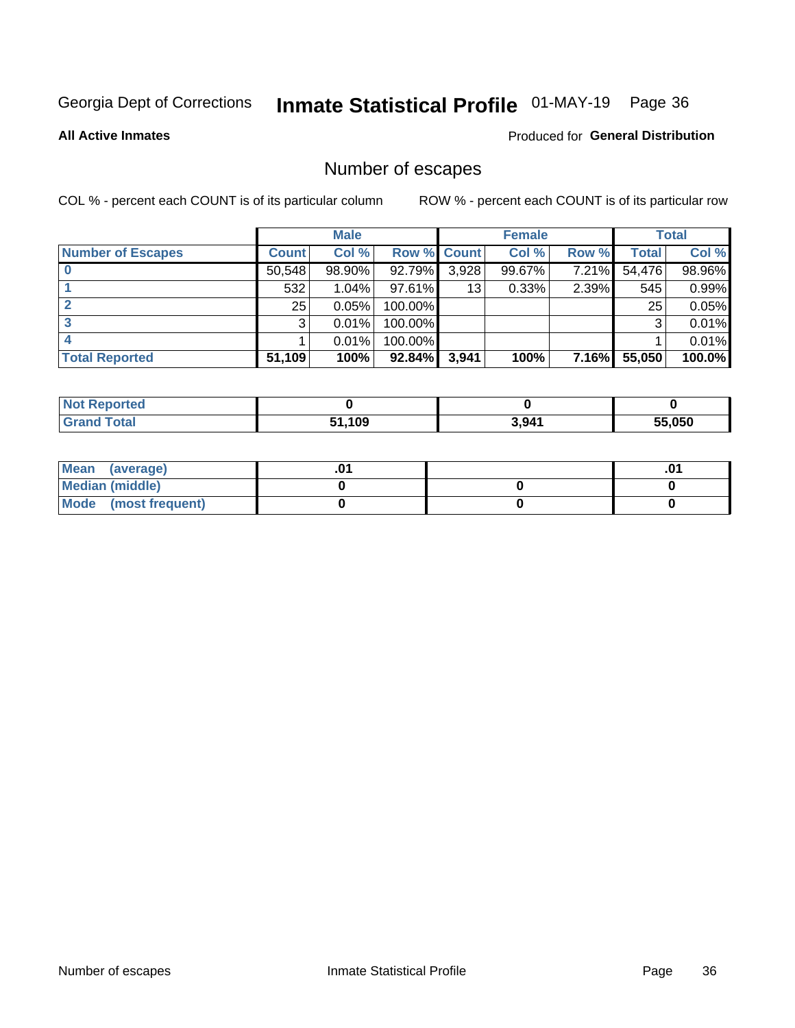Georgia Dept of Corrections **Inmate Statistical Profile** 01-MAY-19 Page 36

**All Active Inmates**

Produced for **General Distribution**

## Number of escapes

COL % - percent each COUNT is of its particular column

ROW % - percent each COUNT is of its particular row

| | Male | | | Female | | | Total | |
|---|---|---|---|---|---|---|---|---|
| **Number of Escapes** | **Count** | **Col %** | **Row %** | **Count** | **Col %** | **Row %** | **Total** | **Col %** |
| **0** | 50,548 | 98.90% | 92.79% | 3,928 | 99.67% | 7.21% | 54,476 | 98.96% |
| **1** | 532 | 1.04% | 97.61% | 13 | 0.33% | 2.39% | 545 | 0.99% |
| **2** | 25 | 0.05% | 100.00% | | | | 25 | 0.05% |
| **3** | 3 | 0.01% | 100.00% | | | | 3 | 0.01% |
| **4** | 1 | 0.01% | 100.00% | | | | 1 | 0.01% |
| **Total Reported** | **51,109** | **100%** | **92.84%** | **3,941** | **100%** | **7.16%** | **55,050** | **100.0%** |

| | Male | Female | Total |
|---|---|---|---|
| **Not Reported** | **0** | **0** | **0** |
| **Grand Total** | **51,109** | **3,941** | **55,050** |

| | Male | Female | Total |
|---|---|---|---|
| **Mean (average)** | **.01** | | **.01** |
| **Median (middle)** | **0** | **0** | **0** |
| **Mode (most frequent)** | **0** | **0** | **0** |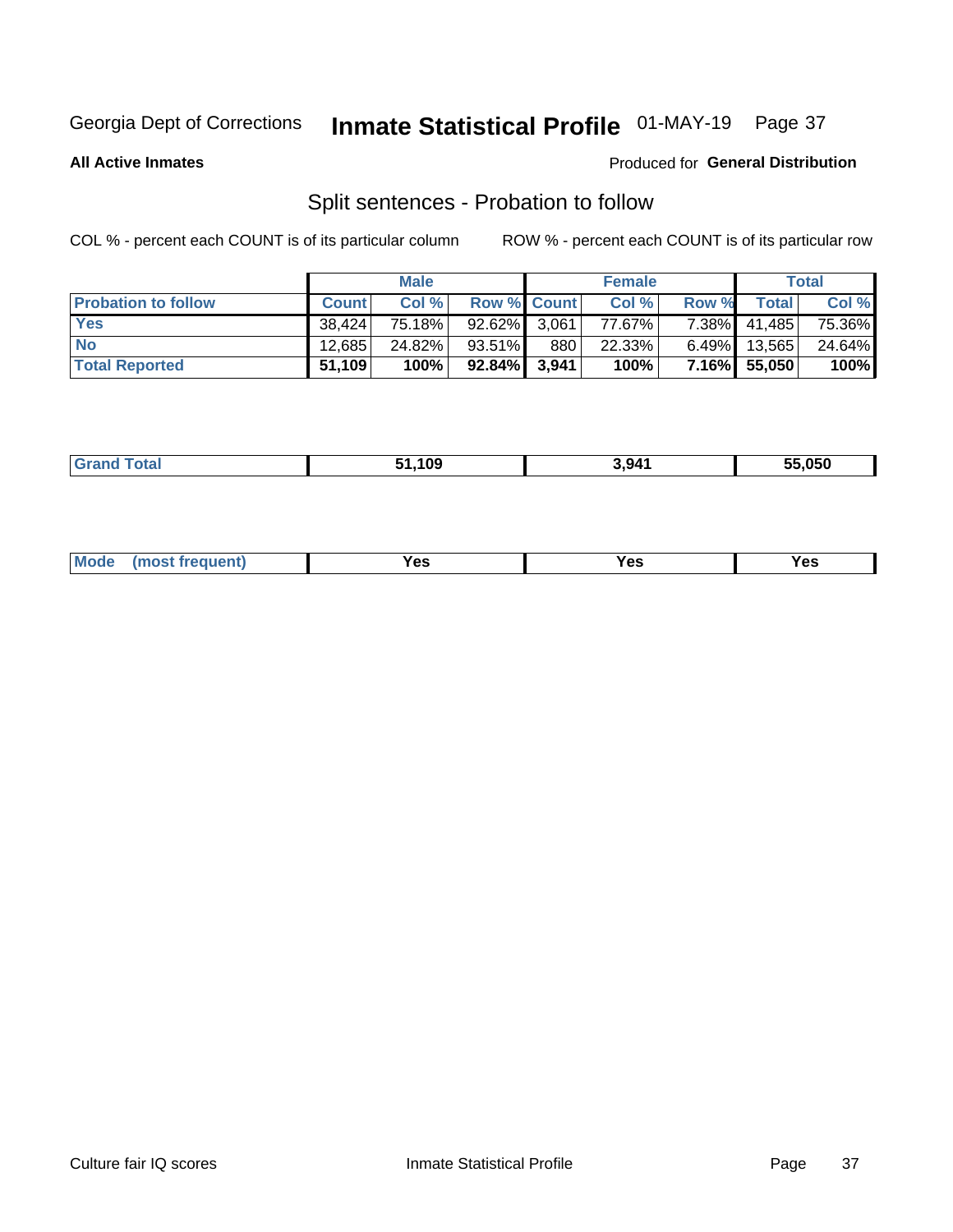# Split sentences - Probation to follow

**All Active Inmates** — Produced for **General Distribution**

COL % - percent each COUNT is of its particular column

ROW % - percent each COUNT is of its particular row

| | Male | | | Female | | | Total | |
|---|---|---|---|---|---|---|---|---|
| **Probation to follow** | **Count** | **Col %** | **Row %** | **Count** | **Col %** | **Row %** | **Total** | **Col %** |
| **Yes** | 38,424 | 75.18% | 92.62% | 3,061 | 77.67% | 7.38% | 41,485 | 75.36% |
| **No** | 12,685 | 24.82% | 93.51% | 880 | 22.33% | 6.49% | 13,565 | 24.64% |
| **Total Reported** | **51,109** | **100%** | **92.84%** | **3,941** | **100%** | **7.16%** | **55,050** | **100%** |

| | Male | Female | Total |
|---|---|---|---|
| **Grand Total** | 51,109 | 3,941 | 55,050 |

| | Male | Female | Total |
|---|---|---|---|
| **Mode (most frequent)** | Yes | Yes | Yes |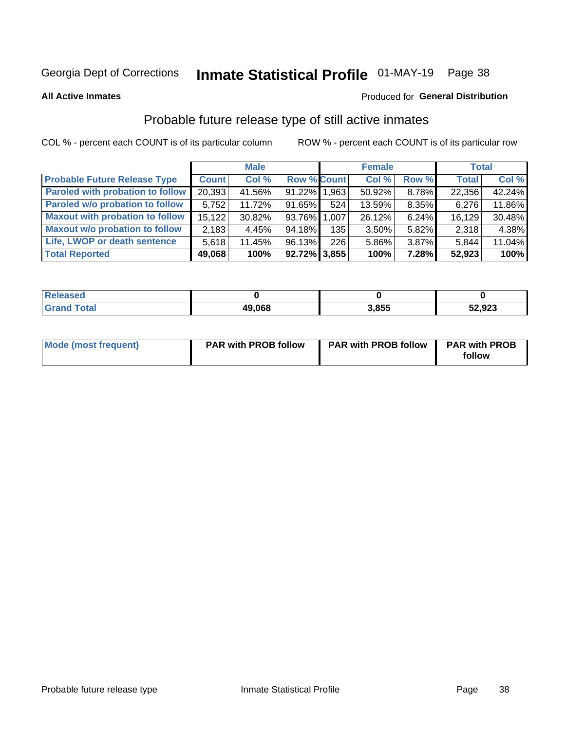Georgia Dept of Corrections **Inmate Statistical Profile** 01-MAY-19

**All Active Inmates**

Produced for **General Distribution**

## Probable future release type of still active inmates

COL % - percent each COUNT is of its particular column

ROW % - percent each COUNT is of its particular row

| | Male | | | Female | | | Total | |
|---|---|---|---|---|---|---|---|---|
| **Probable Future Release Type** | **Count** | **Col %** | **Row %** | **Count** | **Col %** | **Row %** | **Total** | **Col %** |
| Paroled with probation to follow | 20,393 | 41.56% | 91.22% | 1,963 | 50.92% | 8.78% | 22,356 | 42.24% |
| Paroled w/o probation to follow | 5,752 | 11.72% | 91.65% | 524 | 13.59% | 8.35% | 6,276 | 11.86% |
| Maxout with probation to follow | 15,122 | 30.82% | 93.76% | 1,007 | 26.12% | 6.24% | 16,129 | 30.48% |
| Maxout w/o probation to follow | 2,183 | 4.45% | 94.18% | 135 | 3.50% | 5.82% | 2,318 | 4.38% |
| Life, LWOP or death sentence | 5,618 | 11.45% | 96.13% | 226 | 5.86% | 3.87% | 5,844 | 11.04% |
| **Total Reported** | **49,068** | **100%** | **92.72%** | **3,855** | **100%** | **7.28%** | **52,923** | **100%** |

| | Male | Female | Total |
|---|---|---|---|
| Released | 0 | 0 | 0 |
| Grand Total | 49,068 | 3,855 | 52,923 |

| | Male | Female | Total |
|---|---|---|---|
| Mode (most frequent) | PAR with PROB follow | PAR with PROB follow | PAR with PROB follow |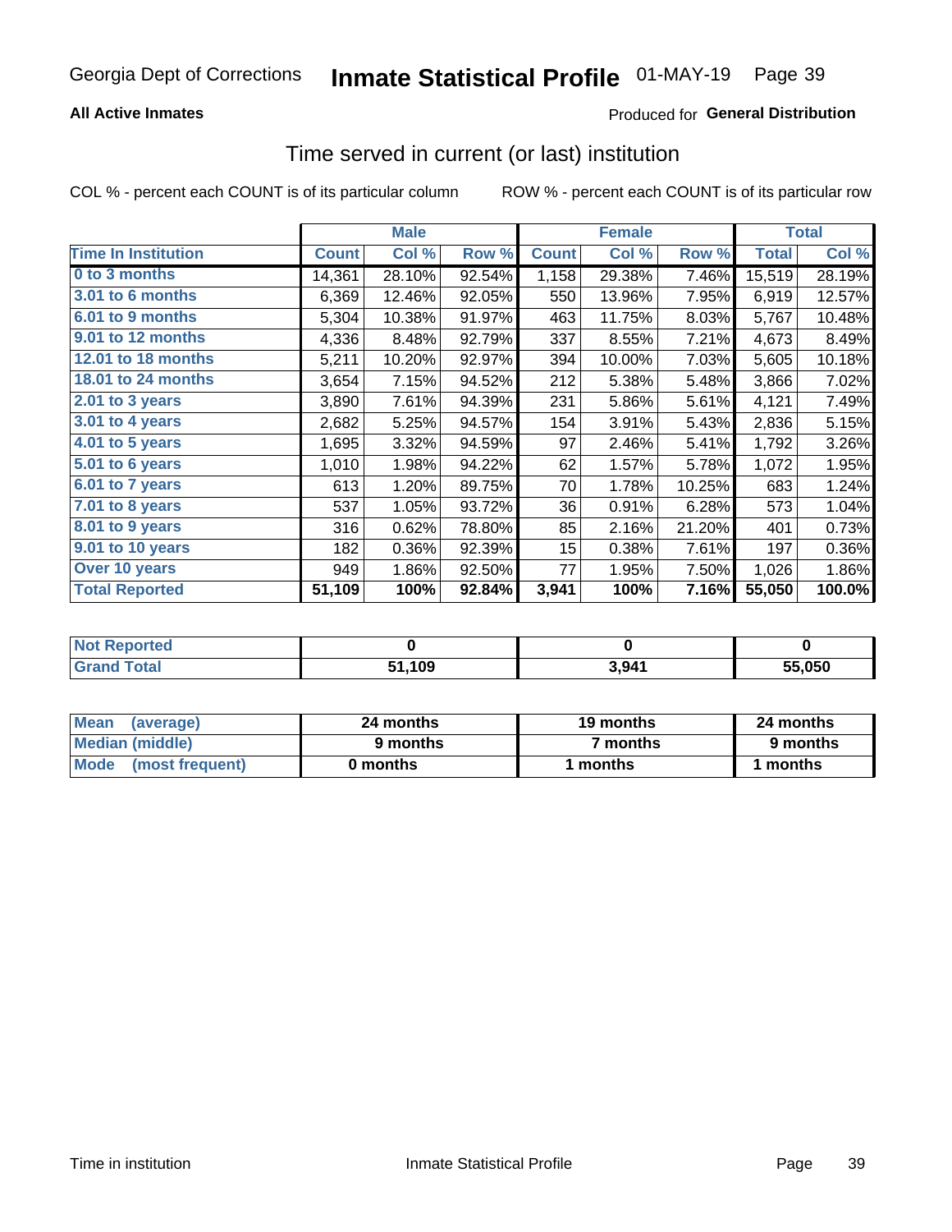Georgia Dept of Corrections **Inmate Statistical Profile** 01-MAY-19

**All Active Inmates**

Produced for **General Distribution**

## Time served in current (or last) institution

COL % - percent each COUNT is of its particular column

ROW % - percent each COUNT is of its particular row

| | Male | | | Female | | | Total | |
|---|---|---|---|---|---|---|---|---|
| **Time In Institution** | **Count** | **Col %** | **Row %** | **Count** | **Col %** | **Row %** | **Total** | **Col %** |
| 0 to 3 months | 14,361 | 28.10% | 92.54% | 1,158 | 29.38% | 7.46% | 15,519 | 28.19% |
| 3.01 to 6 months | 6,369 | 12.46% | 92.05% | 550 | 13.96% | 7.95% | 6,919 | 12.57% |
| 6.01 to 9 months | 5,304 | 10.38% | 91.97% | 463 | 11.75% | 8.03% | 5,767 | 10.48% |
| 9.01 to 12 months | 4,336 | 8.48% | 92.79% | 337 | 8.55% | 7.21% | 4,673 | 8.49% |
| 12.01 to 18 months | 5,211 | 10.20% | 92.97% | 394 | 10.00% | 7.03% | 5,605 | 10.18% |
| 18.01 to 24 months | 3,654 | 7.15% | 94.52% | 212 | 5.38% | 5.48% | 3,866 | 7.02% |
| 2.01 to 3 years | 3,890 | 7.61% | 94.39% | 231 | 5.86% | 5.61% | 4,121 | 7.49% |
| 3.01 to 4 years | 2,682 | 5.25% | 94.57% | 154 | 3.91% | 5.43% | 2,836 | 5.15% |
| 4.01 to 5 years | 1,695 | 3.32% | 94.59% | 97 | 2.46% | 5.41% | 1,792 | 3.26% |
| 5.01 to 6 years | 1,010 | 1.98% | 94.22% | 62 | 1.57% | 5.78% | 1,072 | 1.95% |
| 6.01 to 7 years | 613 | 1.20% | 89.75% | 70 | 1.78% | 10.25% | 683 | 1.24% |
| 7.01 to 8 years | 537 | 1.05% | 93.72% | 36 | 0.91% | 6.28% | 573 | 1.04% |
| 8.01 to 9 years | 316 | 0.62% | 78.80% | 85 | 2.16% | 21.20% | 401 | 0.73% |
| 9.01 to 10 years | 182 | 0.36% | 92.39% | 15 | 0.38% | 7.61% | 197 | 0.36% |
| Over 10 years | 949 | 1.86% | 92.50% | 77 | 1.95% | 7.50% | 1,026 | 1.86% |
| **Total Reported** | **51,109** | **100%** | **92.84%** | **3,941** | **100%** | **7.16%** | **55,050** | **100.0%** |

| | Male | Female | Total |
|---|---|---|---|
| Not Reported | 0 | 0 | 0 |
| Grand Total | 51,109 | 3,941 | 55,050 |

| | Male | Female | Total |
|---|---|---|---|
| Mean (average) | 24 months | 19 months | 24 months |
| Median (middle) | 9 months | 7 months | 9 months |
| Mode (most frequent) | 0 months | 1 months | 1 months |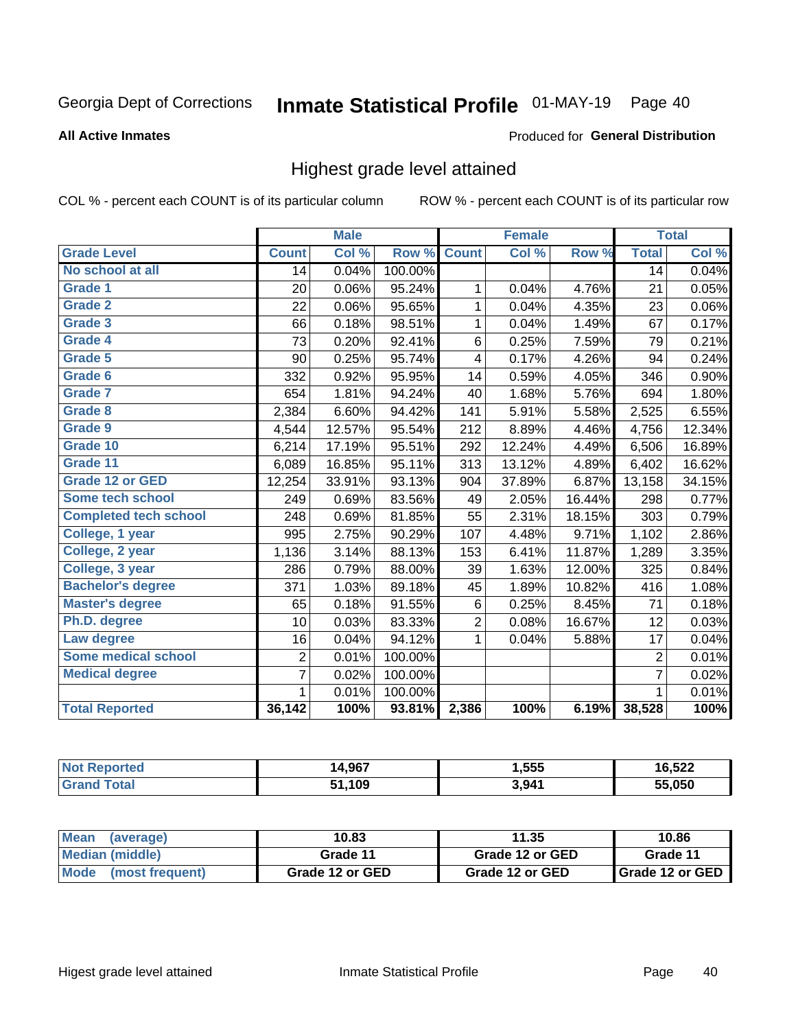Georgia Dept of Corrections **Inmate Statistical Profile** 01-MAY-19

**All Active Inmates**

Produced for **General Distribution**

## Highest grade level attained

COL % - percent each COUNT is of its particular column ROW % - percent each COUNT is of its particular row

| | Male | | | Female | | | Total | |
|---|---|---|---|---|---|---|---|---|
| **Grade Level** | **Count** | **Col %** | **Row %** | **Count** | **Col %** | **Row %** | **Total** | **Col %** |
| No school at all | 14 | 0.04% | 100.00% | | | | 14 | 0.04% |
| Grade 1 | 20 | 0.06% | 95.24% | 1 | 0.04% | 4.76% | 21 | 0.05% |
| Grade 2 | 22 | 0.06% | 95.65% | 1 | 0.04% | 4.35% | 23 | 0.06% |
| Grade 3 | 66 | 0.18% | 98.51% | 1 | 0.04% | 1.49% | 67 | 0.17% |
| Grade 4 | 73 | 0.20% | 92.41% | 6 | 0.25% | 7.59% | 79 | 0.21% |
| Grade 5 | 90 | 0.25% | 95.74% | 4 | 0.17% | 4.26% | 94 | 0.24% |
| Grade 6 | 332 | 0.92% | 95.95% | 14 | 0.59% | 4.05% | 346 | 0.90% |
| Grade 7 | 654 | 1.81% | 94.24% | 40 | 1.68% | 5.76% | 694 | 1.80% |
| Grade 8 | 2,384 | 6.60% | 94.42% | 141 | 5.91% | 5.58% | 2,525 | 6.55% |
| Grade 9 | 4,544 | 12.57% | 95.54% | 212 | 8.89% | 4.46% | 4,756 | 12.34% |
| Grade 10 | 6,214 | 17.19% | 95.51% | 292 | 12.24% | 4.49% | 6,506 | 16.89% |
| Grade 11 | 6,089 | 16.85% | 95.11% | 313 | 13.12% | 4.89% | 6,402 | 16.62% |
| Grade 12 or GED | 12,254 | 33.91% | 93.13% | 904 | 37.89% | 6.87% | 13,158 | 34.15% |
| Some tech school | 249 | 0.69% | 83.56% | 49 | 2.05% | 16.44% | 298 | 0.77% |
| Completed tech school | 248 | 0.69% | 81.85% | 55 | 2.31% | 18.15% | 303 | 0.79% |
| College, 1 year | 995 | 2.75% | 90.29% | 107 | 4.48% | 9.71% | 1,102 | 2.86% |
| College, 2 year | 1,136 | 3.14% | 88.13% | 153 | 6.41% | 11.87% | 1,289 | 3.35% |
| College, 3 year | 286 | 0.79% | 88.00% | 39 | 1.63% | 12.00% | 325 | 0.84% |
| Bachelor's degree | 371 | 1.03% | 89.18% | 45 | 1.89% | 10.82% | 416 | 1.08% |
| Master's degree | 65 | 0.18% | 91.55% | 6 | 0.25% | 8.45% | 71 | 0.18% |
| Ph.D. degree | 10 | 0.03% | 83.33% | 2 | 0.08% | 16.67% | 12 | 0.03% |
| Law degree | 16 | 0.04% | 94.12% | 1 | 0.04% | 5.88% | 17 | 0.04% |
| Some medical school | 2 | 0.01% | 100.00% | | | | 2 | 0.01% |
| Medical degree | 7 | 0.02% | 100.00% | | | | 7 | 0.02% |
| | 1 | 0.01% | 100.00% | | | | 1 | 0.01% |
| **Total Reported** | **36,142** | **100%** | **93.81%** | **2,386** | **100%** | **6.19%** | **38,528** | **100%** |

| | Male | Female | Total |
|---|---|---|---|
| Not Reported | 14,967 | 1,555 | 16,522 |
| Grand Total | 51,109 | 3,941 | 55,050 |

| | Male | Female | Total |
|---|---|---|---|
| Mean (average) | 10.83 | 11.35 | 10.86 |
| Median (middle) | Grade 11 | Grade 12 or GED | Grade 11 |
| Mode (most frequent) | Grade 12 or GED | Grade 12 or GED | Grade 12 or GED |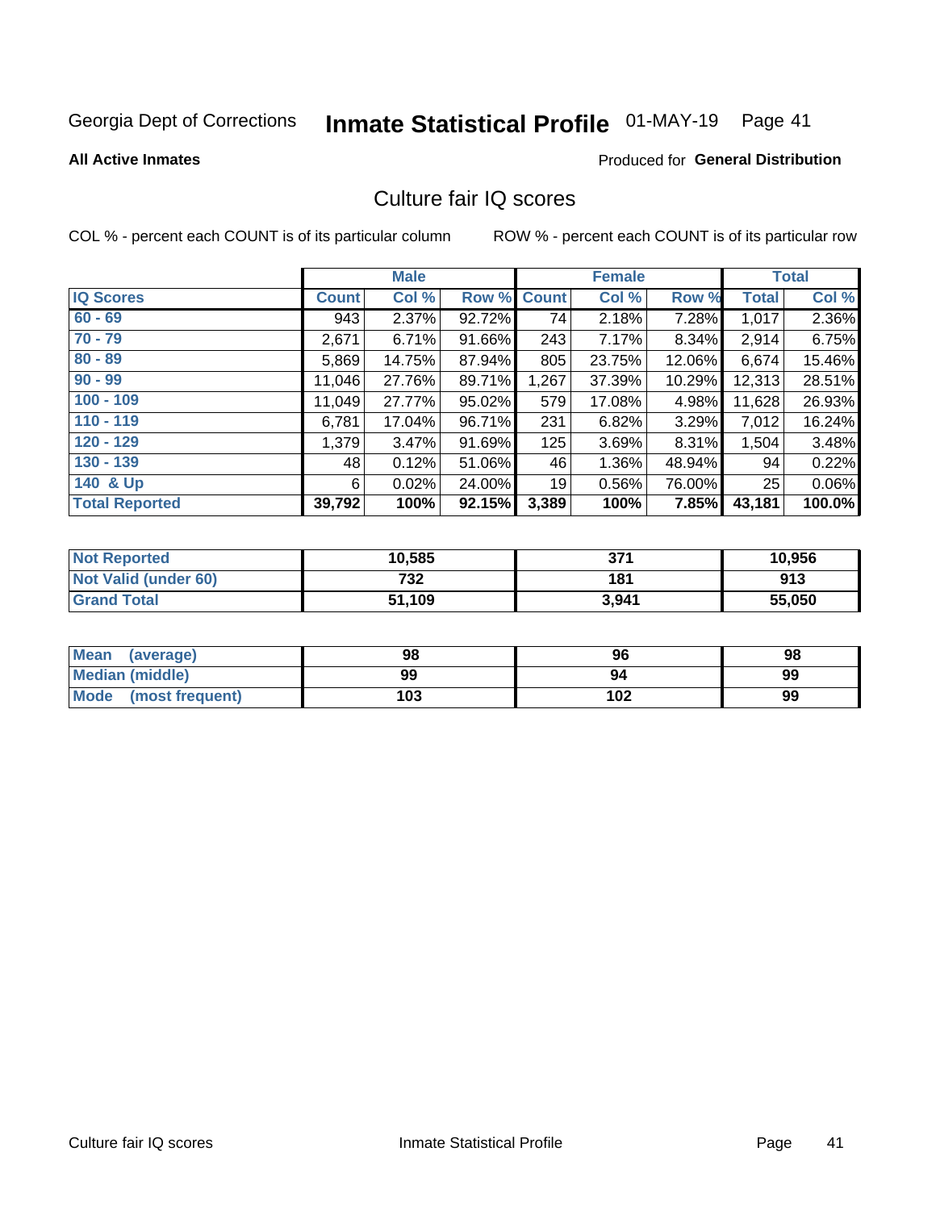Georgia Dept of Corrections **Inmate Statistical Profile** 01-MAY-19

**All Active Inmates**

Produced for **General Distribution**

## Culture fair IQ scores

COL % - percent each COUNT is of its particular column

ROW % - percent each COUNT is of its particular row

| | Male | | | Female | | | Total | |
|---|---|---|---|---|---|---|---|---|
| **IQ Scores** | **Count** | **Col %** | **Row %** | **Count** | **Col %** | **Row %** | **Total** | **Col %** |
| 60 - 69 | 943 | 2.37% | 92.72% | 74 | 2.18% | 7.28% | 1,017 | 2.36% |
| 70 - 79 | 2,671 | 6.71% | 91.66% | 243 | 7.17% | 8.34% | 2,914 | 6.75% |
| 80 - 89 | 5,869 | 14.75% | 87.94% | 805 | 23.75% | 12.06% | 6,674 | 15.46% |
| 90 - 99 | 11,046 | 27.76% | 89.71% | 1,267 | 37.39% | 10.29% | 12,313 | 28.51% |
| 100 - 109 | 11,049 | 27.77% | 95.02% | 579 | 17.08% | 4.98% | 11,628 | 26.93% |
| 110 - 119 | 6,781 | 17.04% | 96.71% | 231 | 6.82% | 3.29% | 7,012 | 16.24% |
| 120 - 129 | 1,379 | 3.47% | 91.69% | 125 | 3.69% | 8.31% | 1,504 | 3.48% |
| 130 - 139 | 48 | 0.12% | 51.06% | 46 | 1.36% | 48.94% | 94 | 0.22% |
| 140 & Up | 6 | 0.02% | 24.00% | 19 | 0.56% | 76.00% | 25 | 0.06% |
| **Total Reported** | **39,792** | **100%** | **92.15%** | **3,389** | **100%** | **7.85%** | **43,181** | **100.0%** |

| | Male | Female | Total |
|---|---|---|---|
| Not Reported | 10,585 | 371 | 10,956 |
| Not Valid (under 60) | 732 | 181 | 913 |
| Grand Total | 51,109 | 3,941 | 55,050 |

| | Male | Female | Total |
|---|---|---|---|
| Mean (average) | 98 | 96 | 98 |
| Median (middle) | 99 | 94 | 99 |
| Mode (most frequent) | 103 | 102 | 99 |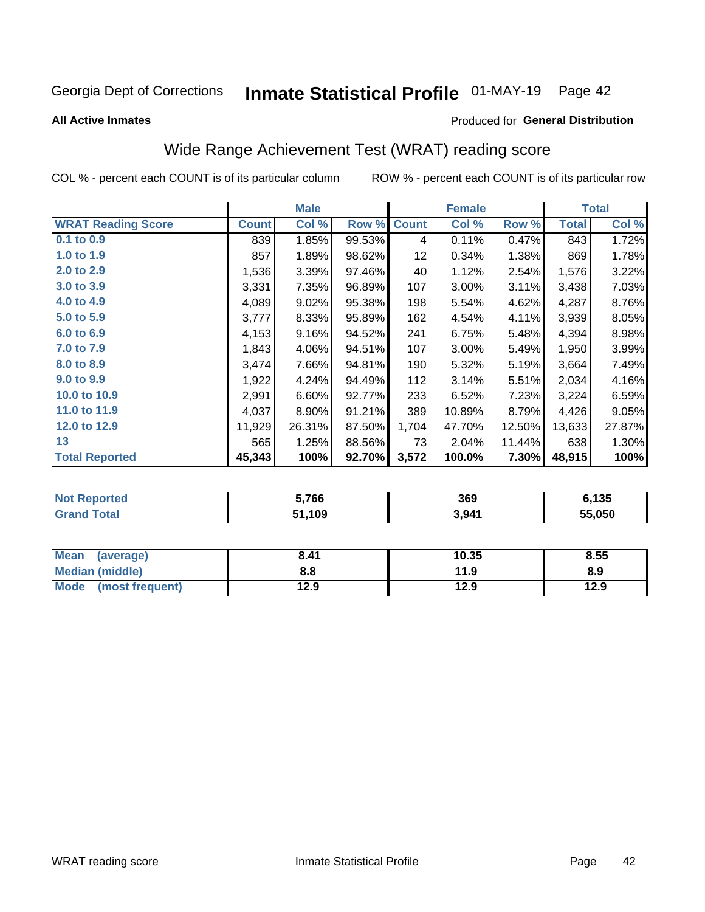Georgia Dept of Corrections **Inmate Statistical Profile** 01-MAY-19

**All Active Inmates**

Produced for **General Distribution**

## Wide Range Achievement Test (WRAT) reading score

COL % - percent each COUNT is of its particular column ROW % - percent each COUNT is of its particular row

| | Male | | | Female | | | Total | |
|---|---|---|---|---|---|---|---|---|
| **WRAT Reading Score** | **Count** | **Col %** | **Row %** | **Count** | **Col %** | **Row %** | **Total** | **Col %** |
| 0.1 to 0.9 | 839 | 1.85% | 99.53% | 4 | 0.11% | 0.47% | 843 | 1.72% |
| 1.0 to 1.9 | 857 | 1.89% | 98.62% | 12 | 0.34% | 1.38% | 869 | 1.78% |
| 2.0 to 2.9 | 1,536 | 3.39% | 97.46% | 40 | 1.12% | 2.54% | 1,576 | 3.22% |
| 3.0 to 3.9 | 3,331 | 7.35% | 96.89% | 107 | 3.00% | 3.11% | 3,438 | 7.03% |
| 4.0 to 4.9 | 4,089 | 9.02% | 95.38% | 198 | 5.54% | 4.62% | 4,287 | 8.76% |
| 5.0 to 5.9 | 3,777 | 8.33% | 95.89% | 162 | 4.54% | 4.11% | 3,939 | 8.05% |
| 6.0 to 6.9 | 4,153 | 9.16% | 94.52% | 241 | 6.75% | 5.48% | 4,394 | 8.98% |
| 7.0 to 7.9 | 1,843 | 4.06% | 94.51% | 107 | 3.00% | 5.49% | 1,950 | 3.99% |
| 8.0 to 8.9 | 3,474 | 7.66% | 94.81% | 190 | 5.32% | 5.19% | 3,664 | 7.49% |
| 9.0 to 9.9 | 1,922 | 4.24% | 94.49% | 112 | 3.14% | 5.51% | 2,034 | 4.16% |
| 10.0 to 10.9 | 2,991 | 6.60% | 92.77% | 233 | 6.52% | 7.23% | 3,224 | 6.59% |
| 11.0 to 11.9 | 4,037 | 8.90% | 91.21% | 389 | 10.89% | 8.79% | 4,426 | 9.05% |
| 12.0 to 12.9 | 11,929 | 26.31% | 87.50% | 1,704 | 47.70% | 12.50% | 13,633 | 27.87% |
| 13 | 565 | 1.25% | 88.56% | 73 | 2.04% | 11.44% | 638 | 1.30% |
| **Total Reported** | **45,343** | **100%** | **92.70%** | **3,572** | **100.0%** | **7.30%** | **48,915** | **100%** |

| | Male | Female | Total |
|---|---|---|---|
| **Not Reported** | **5,766** | **369** | **6,135** |
| **Grand Total** | **51,109** | **3,941** | **55,050** |

| | Male | Female | Total |
|---|---|---|---|
| **Mean (average)** | **8.41** | **10.35** | **8.55** |
| **Median (middle)** | **8.8** | **11.9** | **8.9** |
| **Mode (most frequent)** | **12.9** | **12.9** | **12.9** |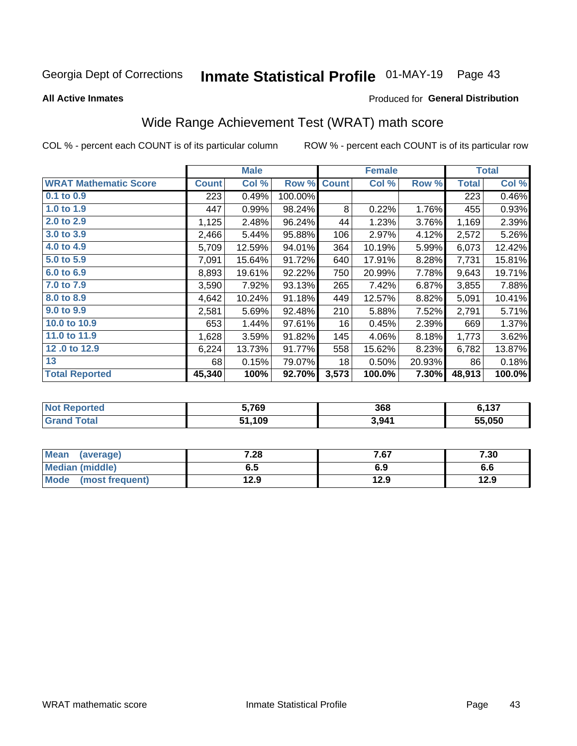Georgia Dept of Corrections **Inmate Statistical Profile** 01-MAY-19

**All Active Inmates**

Produced for **General Distribution**

## Wide Range Achievement Test (WRAT) math score

COL % - percent each COUNT is of its particular column ROW % - percent each COUNT is of its particular row

| | Male | | | Female | | | Total | |
|---|---|---|---|---|---|---|---|---|
| **WRAT Mathematic Score** | **Count** | **Col %** | **Row %** | **Count** | **Col %** | **Row %** | **Total** | **Col %** |
| **0.1 to 0.9** | 223 | 0.49% | 100.00% | | | | 223 | 0.46% |
| **1.0 to 1.9** | 447 | 0.99% | 98.24% | 8 | 0.22% | 1.76% | 455 | 0.93% |
| **2.0 to 2.9** | 1,125 | 2.48% | 96.24% | 44 | 1.23% | 3.76% | 1,169 | 2.39% |
| **3.0 to 3.9** | 2,466 | 5.44% | 95.88% | 106 | 2.97% | 4.12% | 2,572 | 5.26% |
| **4.0 to 4.9** | 5,709 | 12.59% | 94.01% | 364 | 10.19% | 5.99% | 6,073 | 12.42% |
| **5.0 to 5.9** | 7,091 | 15.64% | 91.72% | 640 | 17.91% | 8.28% | 7,731 | 15.81% |
| **6.0 to 6.9** | 8,893 | 19.61% | 92.22% | 750 | 20.99% | 7.78% | 9,643 | 19.71% |
| **7.0 to 7.9** | 3,590 | 7.92% | 93.13% | 265 | 7.42% | 6.87% | 3,855 | 7.88% |
| **8.0 to 8.9** | 4,642 | 10.24% | 91.18% | 449 | 12.57% | 8.82% | 5,091 | 10.41% |
| **9.0 to 9.9** | 2,581 | 5.69% | 92.48% | 210 | 5.88% | 7.52% | 2,791 | 5.71% |
| **10.0 to 10.9** | 653 | 1.44% | 97.61% | 16 | 0.45% | 2.39% | 669 | 1.37% |
| **11.0 to 11.9** | 1,628 | 3.59% | 91.82% | 145 | 4.06% | 8.18% | 1,773 | 3.62% |
| **12 .0 to 12.9** | 6,224 | 13.73% | 91.77% | 558 | 15.62% | 8.23% | 6,782 | 13.87% |
| **13** | 68 | 0.15% | 79.07% | 18 | 0.50% | 20.93% | 86 | 0.18% |
| **Total Reported** | **45,340** | **100%** | **92.70%** | **3,573** | **100.0%** | **7.30%** | **48,913** | **100.0%** |

| | Male | Female | Total |
|---|---|---|---|
| **Not Reported** | **5,769** | **368** | **6,137** |
| **Grand Total** | **51,109** | **3,941** | **55,050** |

| | Male | Female | Total |
|---|---|---|---|
| **Mean (average)** | **7.28** | **7.67** | **7.30** |
| **Median (middle)** | **6.5** | **6.9** | **6.6** |
| **Mode (most frequent)** | **12.9** | **12.9** | **12.9** |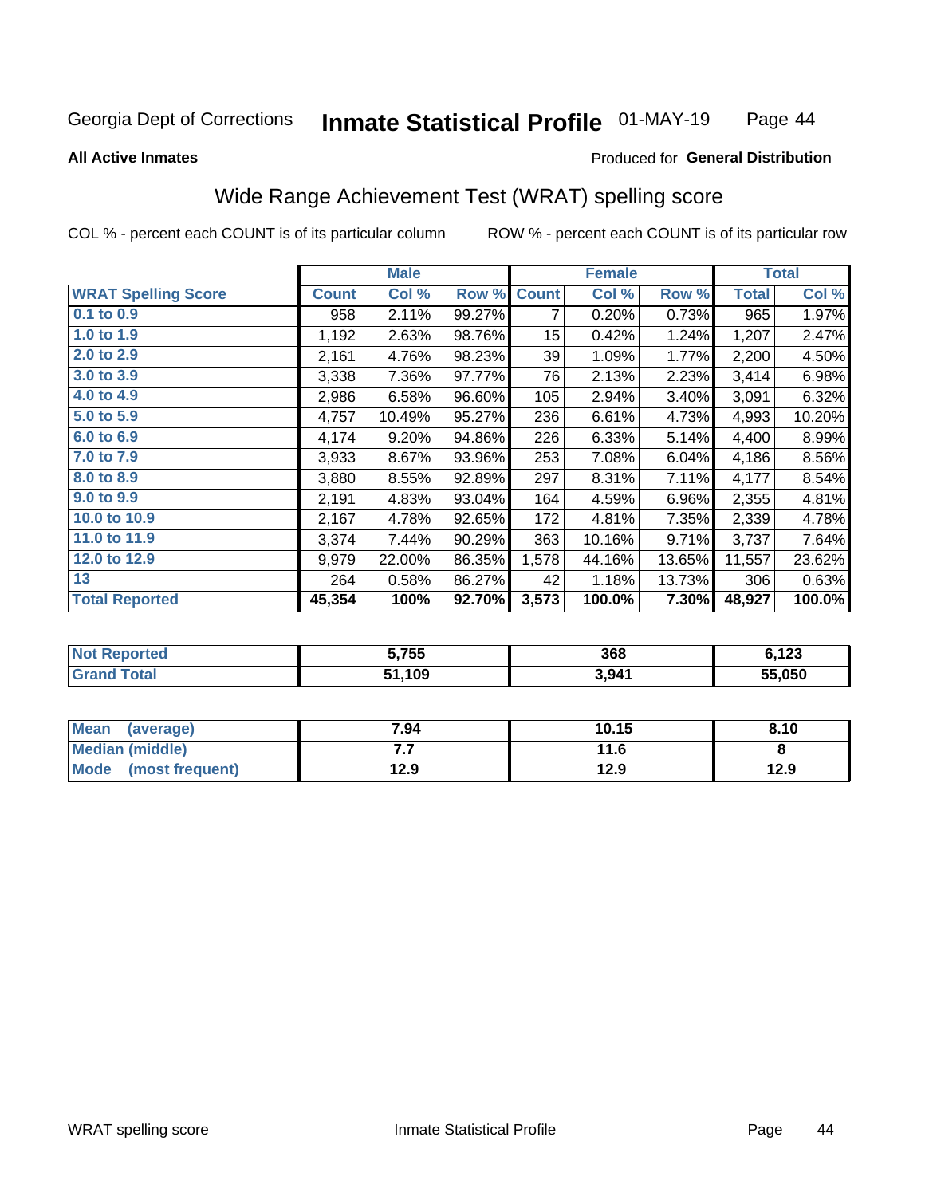Georgia Dept of Corrections **Inmate Statistical Profile** 01-MAY-19

**All Active Inmates**

Produced for **General Distribution**

## Wide Range Achievement Test (WRAT) spelling score

COL % - percent each COUNT is of its particular column ROW % - percent each COUNT is of its particular row

| | Male | | | Female | | | Total | |
|---|---|---|---|---|---|---|---|---|
| **WRAT Spelling Score** | **Count** | **Col %** | **Row %** | **Count** | **Col %** | **Row %** | **Total** | **Col %** |
| 0.1 to 0.9 | 958 | 2.11% | 99.27% | 7 | 0.20% | 0.73% | 965 | 1.97% |
| 1.0 to 1.9 | 1,192 | 2.63% | 98.76% | 15 | 0.42% | 1.24% | 1,207 | 2.47% |
| 2.0 to 2.9 | 2,161 | 4.76% | 98.23% | 39 | 1.09% | 1.77% | 2,200 | 4.50% |
| 3.0 to 3.9 | 3,338 | 7.36% | 97.77% | 76 | 2.13% | 2.23% | 3,414 | 6.98% |
| 4.0 to 4.9 | 2,986 | 6.58% | 96.60% | 105 | 2.94% | 3.40% | 3,091 | 6.32% |
| 5.0 to 5.9 | 4,757 | 10.49% | 95.27% | 236 | 6.61% | 4.73% | 4,993 | 10.20% |
| 6.0 to 6.9 | 4,174 | 9.20% | 94.86% | 226 | 6.33% | 5.14% | 4,400 | 8.99% |
| 7.0 to 7.9 | 3,933 | 8.67% | 93.96% | 253 | 7.08% | 6.04% | 4,186 | 8.56% |
| 8.0 to 8.9 | 3,880 | 8.55% | 92.89% | 297 | 8.31% | 7.11% | 4,177 | 8.54% |
| 9.0 to 9.9 | 2,191 | 4.83% | 93.04% | 164 | 4.59% | 6.96% | 2,355 | 4.81% |
| 10.0 to 10.9 | 2,167 | 4.78% | 92.65% | 172 | 4.81% | 7.35% | 2,339 | 4.78% |
| 11.0 to 11.9 | 3,374 | 7.44% | 90.29% | 363 | 10.16% | 9.71% | 3,737 | 7.64% |
| 12.0 to 12.9 | 9,979 | 22.00% | 86.35% | 1,578 | 44.16% | 13.65% | 11,557 | 23.62% |
| 13 | 264 | 0.58% | 86.27% | 42 | 1.18% | 13.73% | 306 | 0.63% |
| **Total Reported** | **45,354** | **100%** | **92.70%** | **3,573** | **100.0%** | **7.30%** | **48,927** | **100.0%** |

| | Male | Female | Total |
|---|---|---|---|
| **Not Reported** | **5,755** | **368** | **6,123** |
| **Grand Total** | **51,109** | **3,941** | **55,050** |

| | Male | Female | Total |
|---|---|---|---|
| **Mean (average)** | **7.94** | **10.15** | **8.10** |
| **Median (middle)** | **7.7** | **11.6** | **8** |
| **Mode (most frequent)** | **12.9** | **12.9** | **12.9** |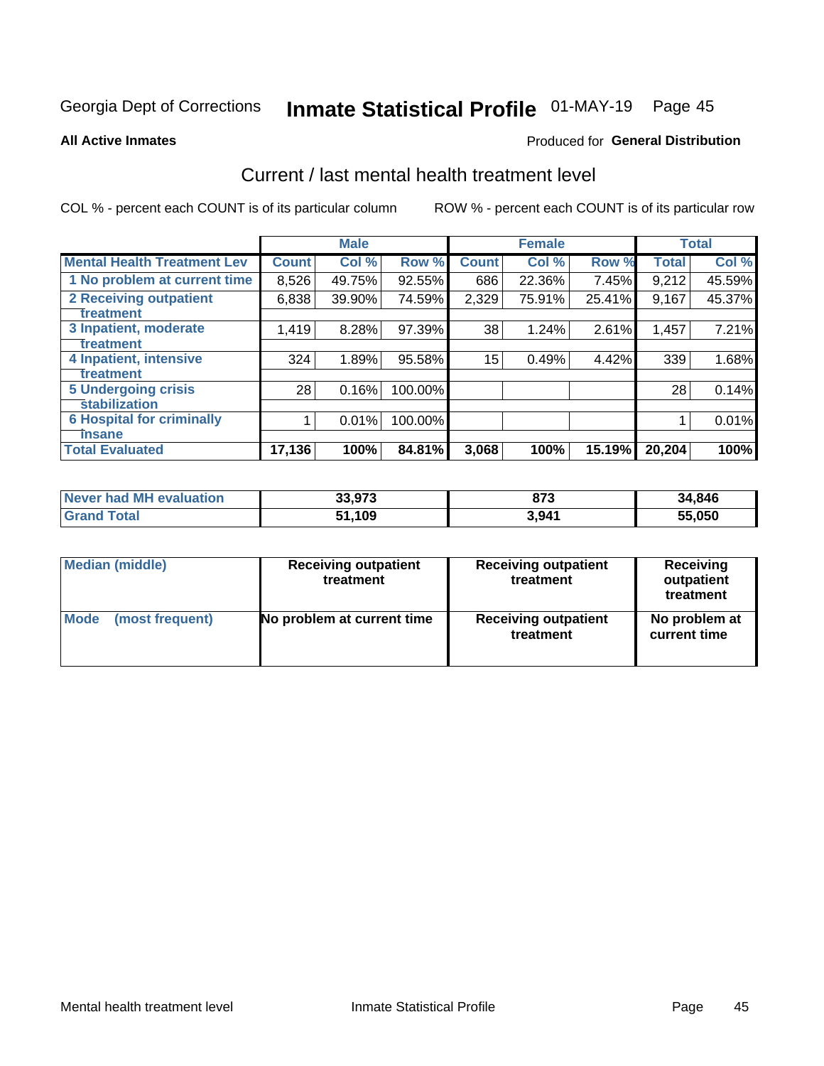Georgia Dept of Corrections **Inmate Statistical Profile** 01-MAY-19

**All Active Inmates**

Produced for **General Distribution**

## Current / last mental health treatment level

COL % - percent each COUNT is of its particular column ROW % - percent each COUNT is of its particular row

| | Male | | | Female | | | Total | |
|---|---|---|---|---|---|---|---|---|
| **Mental Health Treatment Lev** | **Count** | **Col %** | **Row %** | **Count** | **Col %** | **Row %** | **Total** | **Col %** |
| 1 No problem at current time | 8,526 | 49.75% | 92.55% | 686 | 22.36% | 7.45% | 9,212 | 45.59% |
| 2 Receiving outpatient treatment | 6,838 | 39.90% | 74.59% | 2,329 | 75.91% | 25.41% | 9,167 | 45.37% |
| 3 Inpatient, moderate treatment | 1,419 | 8.28% | 97.39% | 38 | 1.24% | 2.61% | 1,457 | 7.21% |
| 4 Inpatient, intensive treatment | 324 | 1.89% | 95.58% | 15 | 0.49% | 4.42% | 339 | 1.68% |
| 5 Undergoing crisis stabilization | 28 | 0.16% | 100.00% | | | | 28 | 0.14% |
| 6 Hospital for criminally insane | 1 | 0.01% | 100.00% | | | | 1 | 0.01% |
| **Total Evaluated** | **17,136** | **100%** | **84.81%** | **3,068** | **100%** | **15.19%** | **20,204** | **100%** |

| | Male | Female | Total |
|---|---|---|---|
| **Never had MH evaluation** | **33,973** | **873** | **34,846** |
| **Grand Total** | **51,109** | **3,941** | **55,050** |

| | Male | Female | Total |
|---|---|---|---|
| **Median (middle)** | **Receiving outpatient treatment** | **Receiving outpatient treatment** | **Receiving outpatient treatment** |
| **Mode (most frequent)** | **No problem at current time** | **Receiving outpatient treatment** | **No problem at current time** |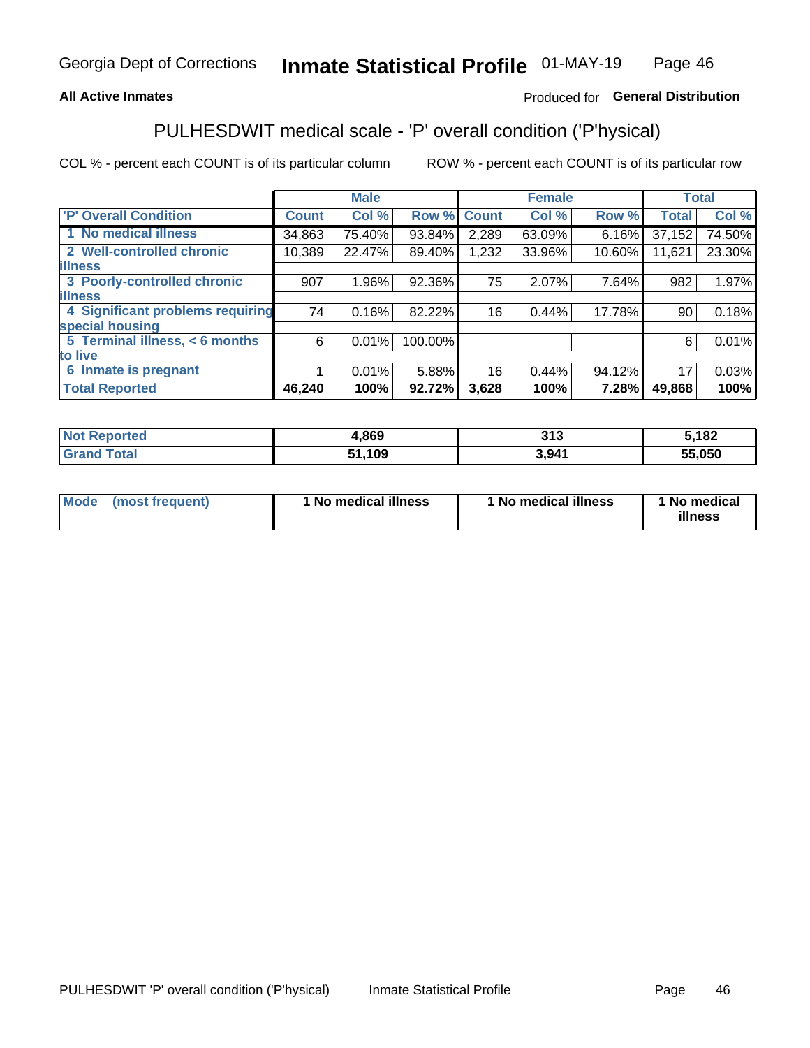Georgia Dept of Corrections **Inmate Statistical Profile** 01-MAY-19

**All Active Inmates**

Produced for **General Distribution**

## PULHESDWIT medical scale - 'P' overall condition ('P'hysical)

COL % - percent each COUNT is of its particular column ROW % - percent each COUNT is of its particular row

| | Male | | | Female | | | Total | |
|---|---|---|---|---|---|---|---|---|
| 'P' Overall Condition | Count | Col % | Row % | Count | Col % | Row % | Total | Col % |
| 1 No medical illness | 34,863 | 75.40% | 93.84% | 2,289 | 63.09% | 6.16% | 37,152 | 74.50% |
| 2 Well-controlled chronic illness | 10,389 | 22.47% | 89.40% | 1,232 | 33.96% | 10.60% | 11,621 | 23.30% |
| 3 Poorly-controlled chronic illness | 907 | 1.96% | 92.36% | 75 | 2.07% | 7.64% | 982 | 1.97% |
| 4 Significant problems requiring special housing | 74 | 0.16% | 82.22% | 16 | 0.44% | 17.78% | 90 | 0.18% |
| 5 Terminal illness, < 6 months to live | 6 | 0.01% | 100.00% | | | | 6 | 0.01% |
| 6 Inmate is pregnant | 1 | 0.01% | 5.88% | 16 | 0.44% | 94.12% | 17 | 0.03% |
| **Total Reported** | **46,240** | **100%** | **92.72%** | **3,628** | **100%** | **7.28%** | **49,868** | **100%** |

| | Male | Female | Total |
|---|---|---|---|
| Not Reported | 4,869 | 313 | 5,182 |
| Grand Total | 51,109 | 3,941 | 55,050 |

| | Male | Female | Total |
|---|---|---|---|
| Mode (most frequent) | 1 No medical illness | 1 No medical illness | 1 No medical illness |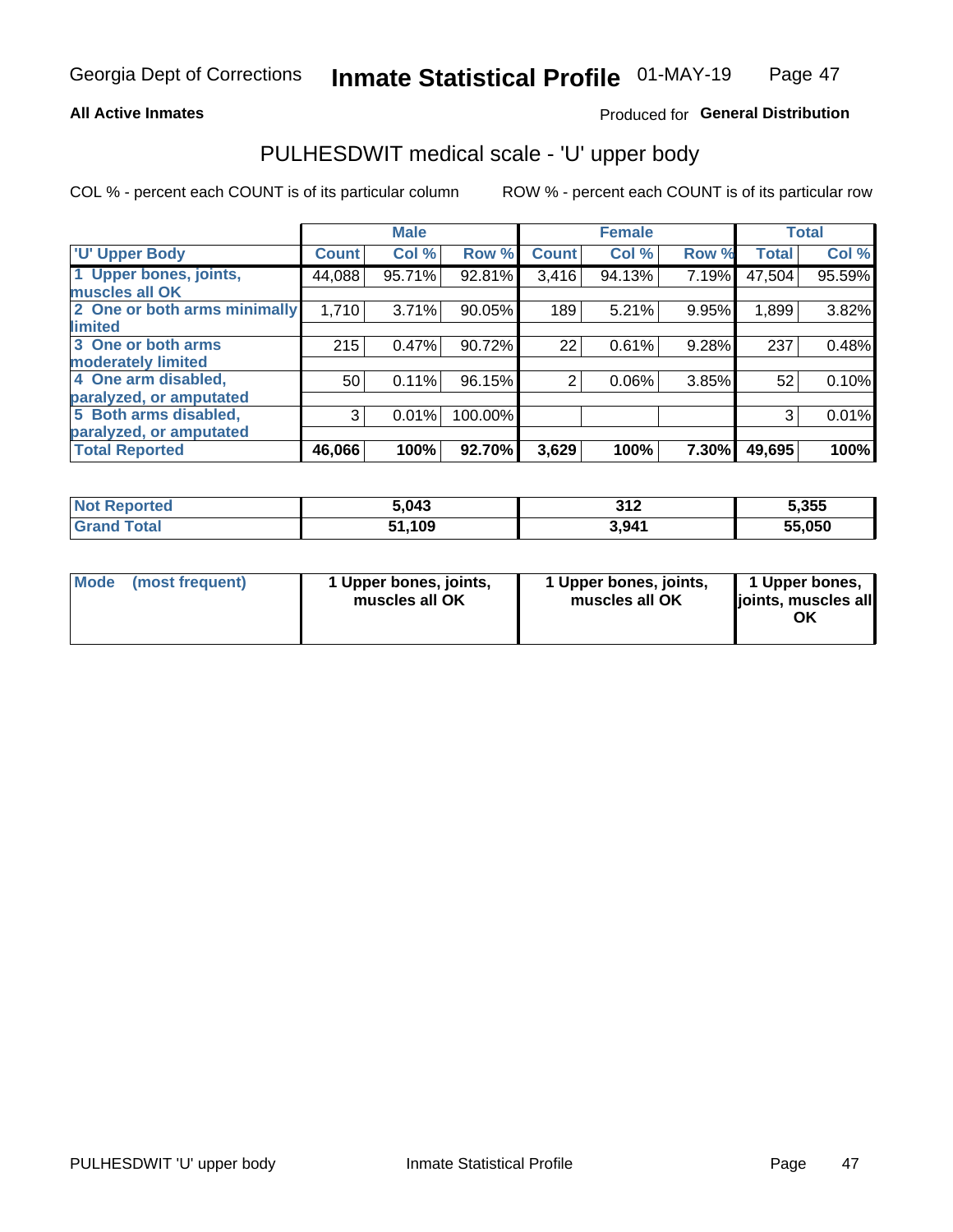Georgia Dept of Corrections **Inmate Statistical Profile** 01-MAY-19

**All Active Inmates**

Produced for **General Distribution**

## PULHESDWIT medical scale - 'U' upper body

COL % - percent each COUNT is of its particular column

ROW % - percent each COUNT is of its particular row

| | Male | | | Female | | | Total | |
|---|---|---|---|---|---|---|---|---|
| 'U' Upper Body | Count | Col % | Row % | Count | Col % | Row % | Total | Col % |
| 1 Upper bones, joints, muscles all OK | 44,088 | 95.71% | 92.81% | 3,416 | 94.13% | 7.19% | 47,504 | 95.59% |
| 2 One or both arms minimally limited | 1,710 | 3.71% | 90.05% | 189 | 5.21% | 9.95% | 1,899 | 3.82% |
| 3 One or both arms moderately limited | 215 | 0.47% | 90.72% | 22 | 0.61% | 9.28% | 237 | 0.48% |
| 4 One arm disabled, paralyzed, or amputated | 50 | 0.11% | 96.15% | 2 | 0.06% | 3.85% | 52 | 0.10% |
| 5 Both arms disabled, paralyzed, or amputated | 3 | 0.01% | 100.00% | | | | 3 | 0.01% |
| **Total Reported** | **46,066** | **100%** | **92.70%** | **3,629** | **100%** | **7.30%** | **49,695** | **100%** |

| | Male | Female | Total |
|---|---|---|---|
| Not Reported | 5,043 | 312 | 5,355 |
| Grand Total | 51,109 | 3,941 | 55,050 |

| | Male | Female | Total |
|---|---|---|---|
| Mode (most frequent) | 1 Upper bones, joints, muscles all OK | 1 Upper bones, joints, muscles all OK | 1 Upper bones, joints, muscles all OK |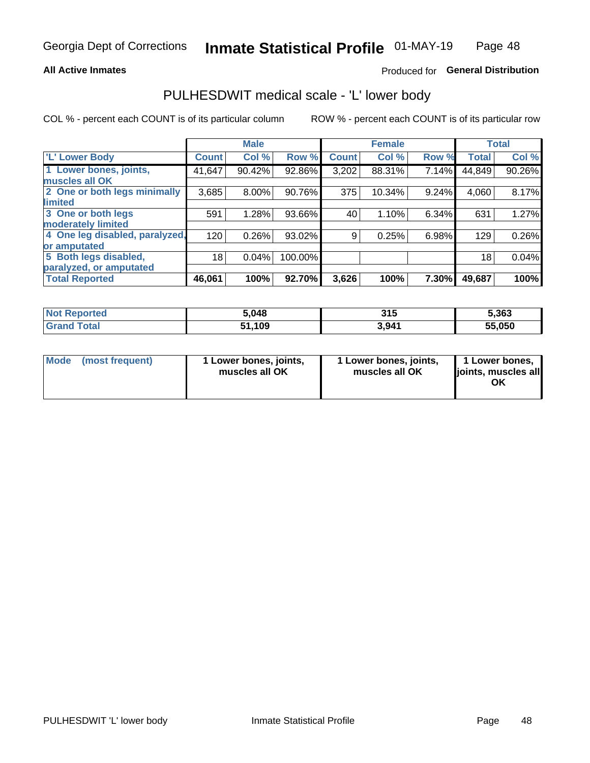Georgia Dept of Corrections **Inmate Statistical Profile** 01-MAY-19

**All Active Inmates**

Produced for **General Distribution**

## PULHESDWIT medical scale - 'L' lower body

COL % - percent each COUNT is of its particular column ROW % - percent each COUNT is of its particular row

| | Male | | | Female | | | Total | |
|---|---|---|---|---|---|---|---|---|
| 'L' Lower Body | Count | Col % | Row % | Count | Col % | Row % | Total | Col % |
| 1 Lower bones, joints, muscles all OK | 41,647 | 90.42% | 92.86% | 3,202 | 88.31% | 7.14% | 44,849 | 90.26% |
| 2 One or both legs minimally limited | 3,685 | 8.00% | 90.76% | 375 | 10.34% | 9.24% | 4,060 | 8.17% |
| 3 One or both legs moderately limited | 591 | 1.28% | 93.66% | 40 | 1.10% | 6.34% | 631 | 1.27% |
| 4 One leg disabled, paralyzed, or amputated | 120 | 0.26% | 93.02% | 9 | 0.25% | 6.98% | 129 | 0.26% |
| 5 Both legs disabled, paralyzed, or amputated | 18 | 0.04% | 100.00% | | | | 18 | 0.04% |
| **Total Reported** | **46,061** | **100%** | **92.70%** | **3,626** | **100%** | **7.30%** | **49,687** | **100%** |

| | Male | Female | Total |
|---|---|---|---|
| Not Reported | 5,048 | 315 | 5,363 |
| Grand Total | 51,109 | 3,941 | 55,050 |

| | Male | Female | Total |
|---|---|---|---|
| Mode (most frequent) | 1 Lower bones, joints, muscles all OK | 1 Lower bones, joints, muscles all OK | 1 Lower bones, joints, muscles all OK |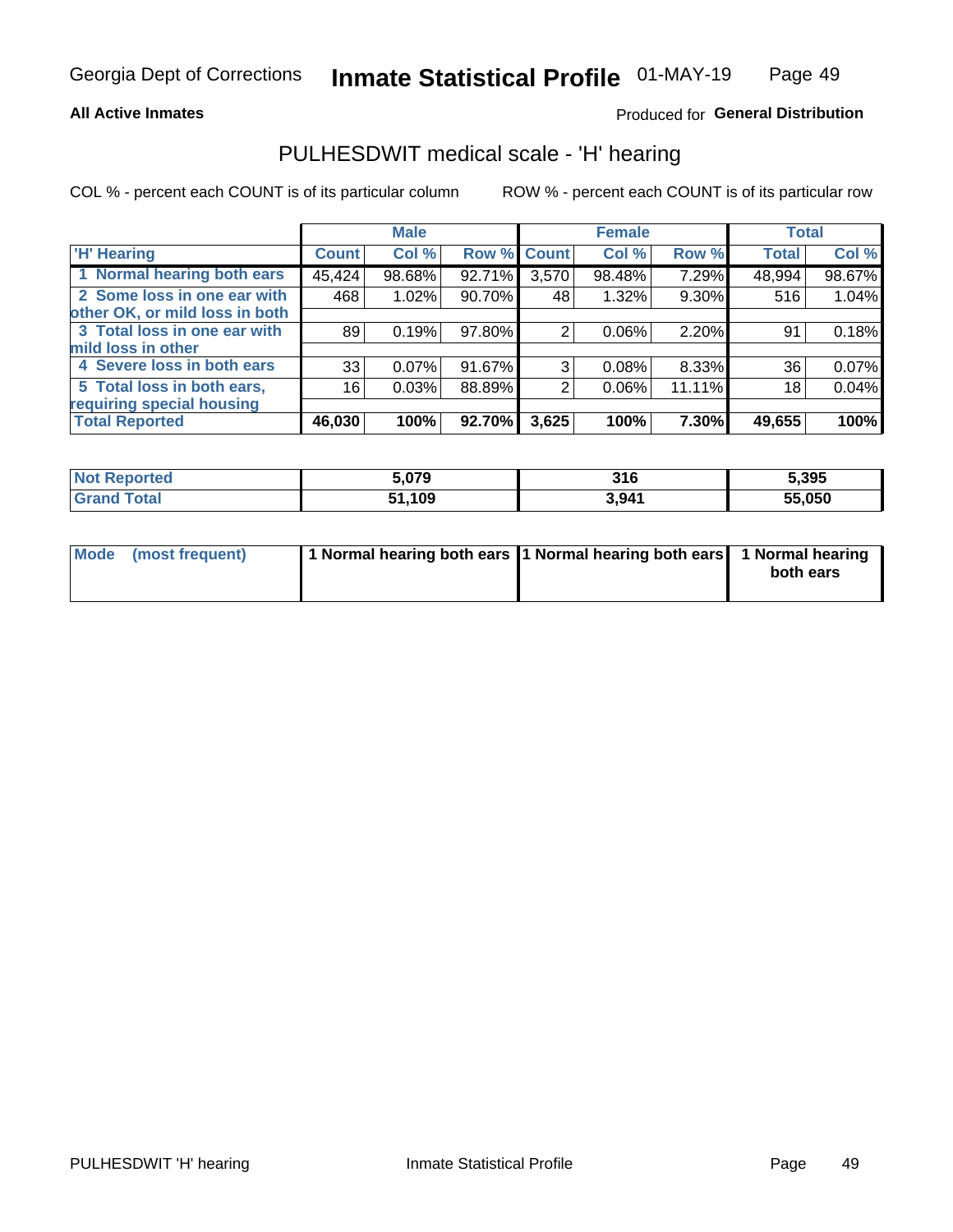**All Active Inmates**

Produced for **General Distribution**

## PULHESDWIT medical scale - 'H' hearing

COL % - percent each COUNT is of its particular column

ROW % - percent each COUNT is of its particular row

| | Male | | | Female | | | Total | |
|---|---|---|---|---|---|---|---|---|
| 'H' Hearing | Count | Col % | Row % | Count | Col % | Row % | Total | Col % |
| 1 Normal hearing both ears | 45,424 | 98.68% | 92.71% | 3,570 | 98.48% | 7.29% | 48,994 | 98.67% |
| 2 Some loss in one ear with other OK, or mild loss in both | 468 | 1.02% | 90.70% | 48 | 1.32% | 9.30% | 516 | 1.04% |
| 3 Total loss in one ear with mild loss in other | 89 | 0.19% | 97.80% | 2 | 0.06% | 2.20% | 91 | 0.18% |
| 4 Severe loss in both ears | 33 | 0.07% | 91.67% | 3 | 0.08% | 8.33% | 36 | 0.07% |
| 5 Total loss in both ears, requiring special housing | 16 | 0.03% | 88.89% | 2 | 0.06% | 11.11% | 18 | 0.04% |
| **Total Reported** | **46,030** | **100%** | **92.70%** | **3,625** | **100%** | **7.30%** | **49,655** | **100%** |

| | Male | Female | Total |
|---|---|---|---|
| Not Reported | 5,079 | 316 | 5,395 |
| Grand Total | 51,109 | 3,941 | 55,050 |

| | Male | Female | Total |
|---|---|---|---|
| Mode (most frequent) | 1 Normal hearing both ears | 1 Normal hearing both ears | 1 Normal hearing both ears |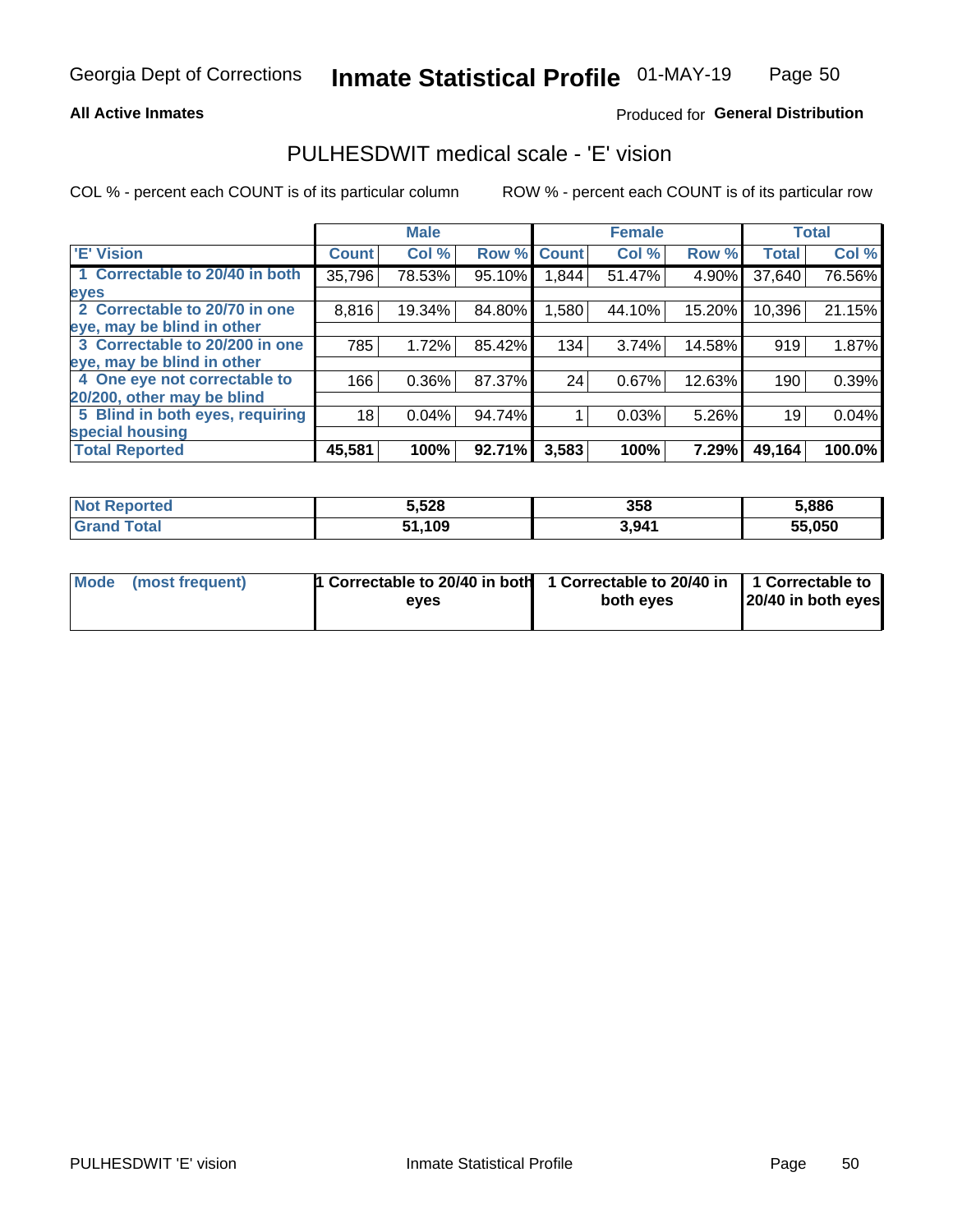Georgia Dept of Corrections **Inmate Statistical Profile** 01-MAY-19

**All Active Inmates**

Produced for **General Distribution**

## PULHESDWIT medical scale - 'E' vision

COL % - percent each COUNT is of its particular column

ROW % - percent each COUNT is of its particular row

| | Male | | | Female | | | Total | |
|---|---|---|---|---|---|---|---|---|
| 'E' Vision | Count | Col % | Row % | Count | Col % | Row % | Total | Col % |
| 1 Correctable to 20/40 in both eyes | 35,796 | 78.53% | 95.10% | 1,844 | 51.47% | 4.90% | 37,640 | 76.56% |
| 2 Correctable to 20/70 in one eye, may be blind in other | 8,816 | 19.34% | 84.80% | 1,580 | 44.10% | 15.20% | 10,396 | 21.15% |
| 3 Correctable to 20/200 in one eye, may be blind in other | 785 | 1.72% | 85.42% | 134 | 3.74% | 14.58% | 919 | 1.87% |
| 4 One eye not correctable to 20/200, other may be blind | 166 | 0.36% | 87.37% | 24 | 0.67% | 12.63% | 190 | 0.39% |
| 5 Blind in both eyes, requiring special housing | 18 | 0.04% | 94.74% | 1 | 0.03% | 5.26% | 19 | 0.04% |
| **Total Reported** | **45,581** | **100%** | **92.71%** | **3,583** | **100%** | **7.29%** | **49,164** | **100.0%** |

| | Male | Female | Total |
|---|---|---|---|
| Not Reported | 5,528 | 358 | 5,886 |
| Grand Total | 51,109 | 3,941 | 55,050 |

| | Male | Female | Total |
|---|---|---|---|
| Mode (most frequent) | 1 Correctable to 20/40 in both eyes | 1 Correctable to 20/40 in both eyes | 1 Correctable to 20/40 in both eyes |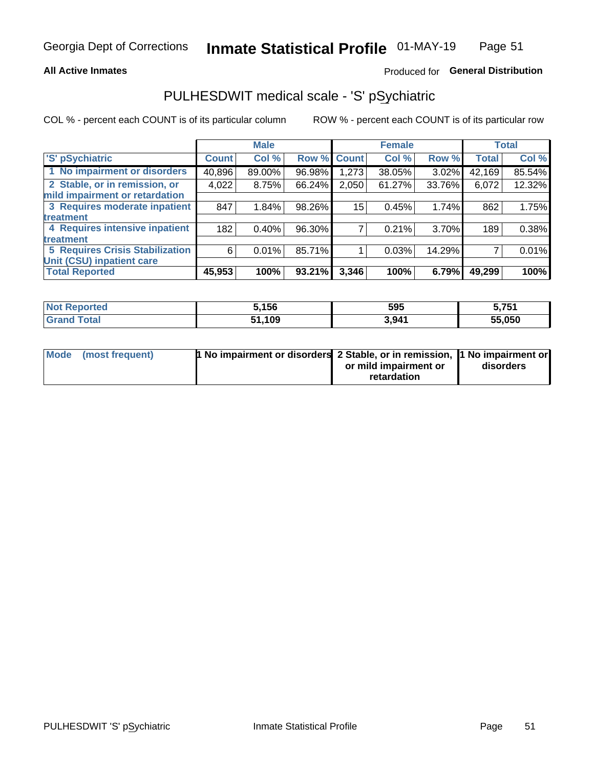Georgia Dept of Corrections **Inmate Statistical Profile** 01-MAY-19

**All Active Inmates** Produced for **General Distribution**

## PULHESDWIT medical scale - 'S' pSychiatric

COL % - percent each COUNT is of its particular column ROW % - percent each COUNT is of its particular row

| | Male | | | Female | | | Total | |
|---|---|---|---|---|---|---|---|---|
| 'S' pSychiatric | Count | Col % | Row % | Count | Col % | Row % | Total | Col % |
| 1 No impairment or disorders | 40,896 | 89.00% | 96.98% | 1,273 | 38.05% | 3.02% | 42,169 | 85.54% |
| 2 Stable, or in remission, or mild impairment or retardation | 4,022 | 8.75% | 66.24% | 2,050 | 61.27% | 33.76% | 6,072 | 12.32% |
| 3 Requires moderate inpatient treatment | 847 | 1.84% | 98.26% | 15 | 0.45% | 1.74% | 862 | 1.75% |
| 4 Requires intensive inpatient treatment | 182 | 0.40% | 96.30% | 7 | 0.21% | 3.70% | 189 | 0.38% |
| 5 Requires Crisis Stabilization Unit (CSU) inpatient care | 6 | 0.01% | 85.71% | 1 | 0.03% | 14.29% | 7 | 0.01% |
| **Total Reported** | **45,953** | **100%** | **93.21%** | **3,346** | **100%** | **6.79%** | **49,299** | **100%** |

| | Male | Female | Total |
|---|---|---|---|
| Not Reported | 5,156 | 595 | 5,751 |
| Grand Total | 51,109 | 3,941 | 55,050 |

| | Male | Female | Total |
|---|---|---|---|
| Mode (most frequent) | 1 No impairment or disorders | 2 Stable, or in remission, or mild impairment or retardation | 1 No impairment or disorders |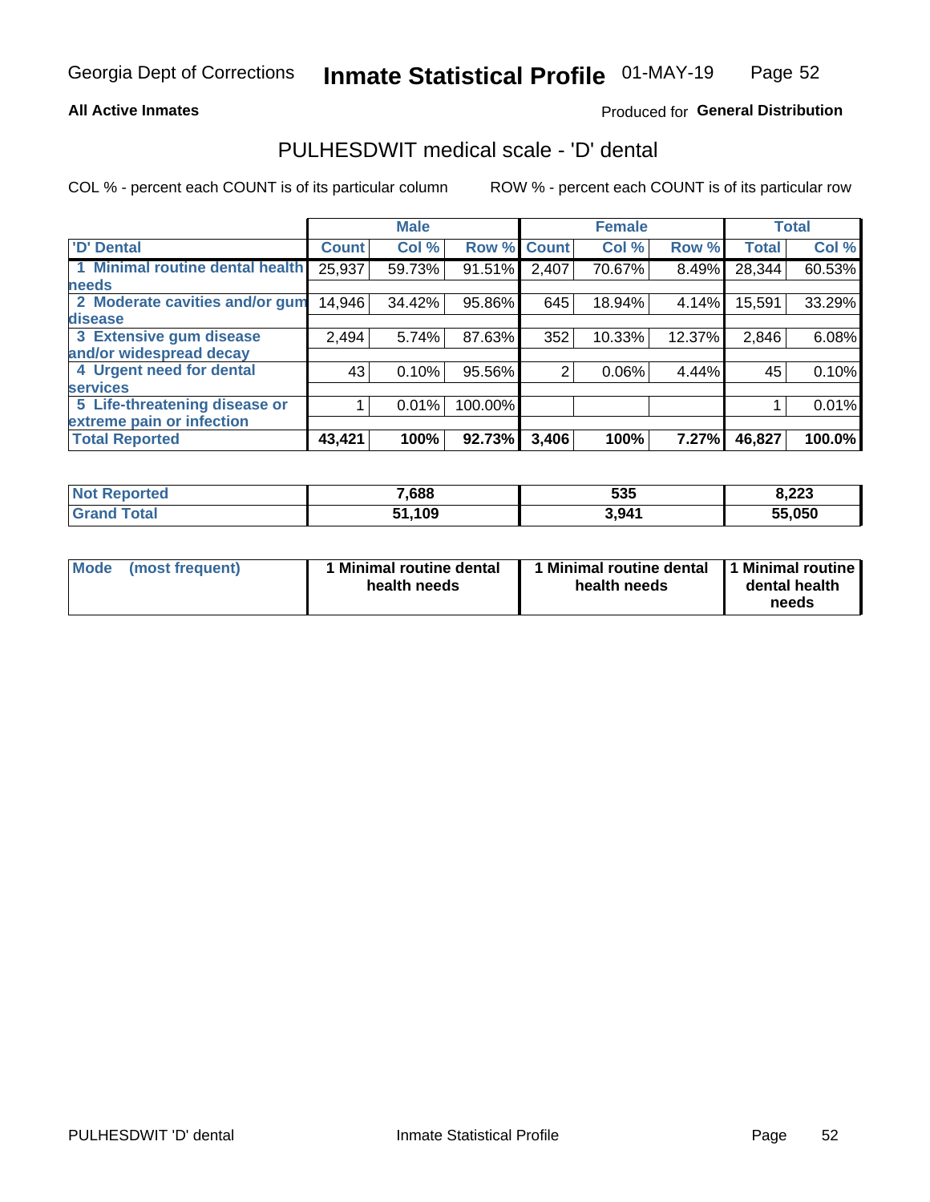Georgia Dept of Corrections **Inmate Statistical Profile** 01-MAY-19

**All Active Inmates**

Produced for **General Distribution**

## PULHESDWIT medical scale - 'D' dental

COL % - percent each COUNT is of its particular column

ROW % - percent each COUNT is of its particular row

| | Male | | | Female | | | Total | |
|---|---|---|---|---|---|---|---|---|
| 'D' Dental | Count | Col % | Row % | Count | Col % | Row % | Total | Col % |
| 1 Minimal routine dental health needs | 25,937 | 59.73% | 91.51% | 2,407 | 70.67% | 8.49% | 28,344 | 60.53% |
| 2 Moderate cavities and/or gum disease | 14,946 | 34.42% | 95.86% | 645 | 18.94% | 4.14% | 15,591 | 33.29% |
| 3 Extensive gum disease and/or widespread decay | 2,494 | 5.74% | 87.63% | 352 | 10.33% | 12.37% | 2,846 | 6.08% |
| 4 Urgent need for dental services | 43 | 0.10% | 95.56% | 2 | 0.06% | 4.44% | 45 | 0.10% |
| 5 Life-threatening disease or extreme pain or infection | 1 | 0.01% | 100.00% | | | | 1 | 0.01% |
| **Total Reported** | **43,421** | **100%** | **92.73%** | **3,406** | **100%** | **7.27%** | **46,827** | **100.0%** |

| | Male | Female | Total |
|---|---|---|---|
| **Not Reported** | **7,688** | **535** | **8,223** |
| **Grand Total** | **51,109** | **3,941** | **55,050** |

| | Male | Female | Total |
|---|---|---|---|
| **Mode (most frequent)** | **1 Minimal routine dental health needs** | **1 Minimal routine dental health needs** | **1 Minimal routine dental health needs** |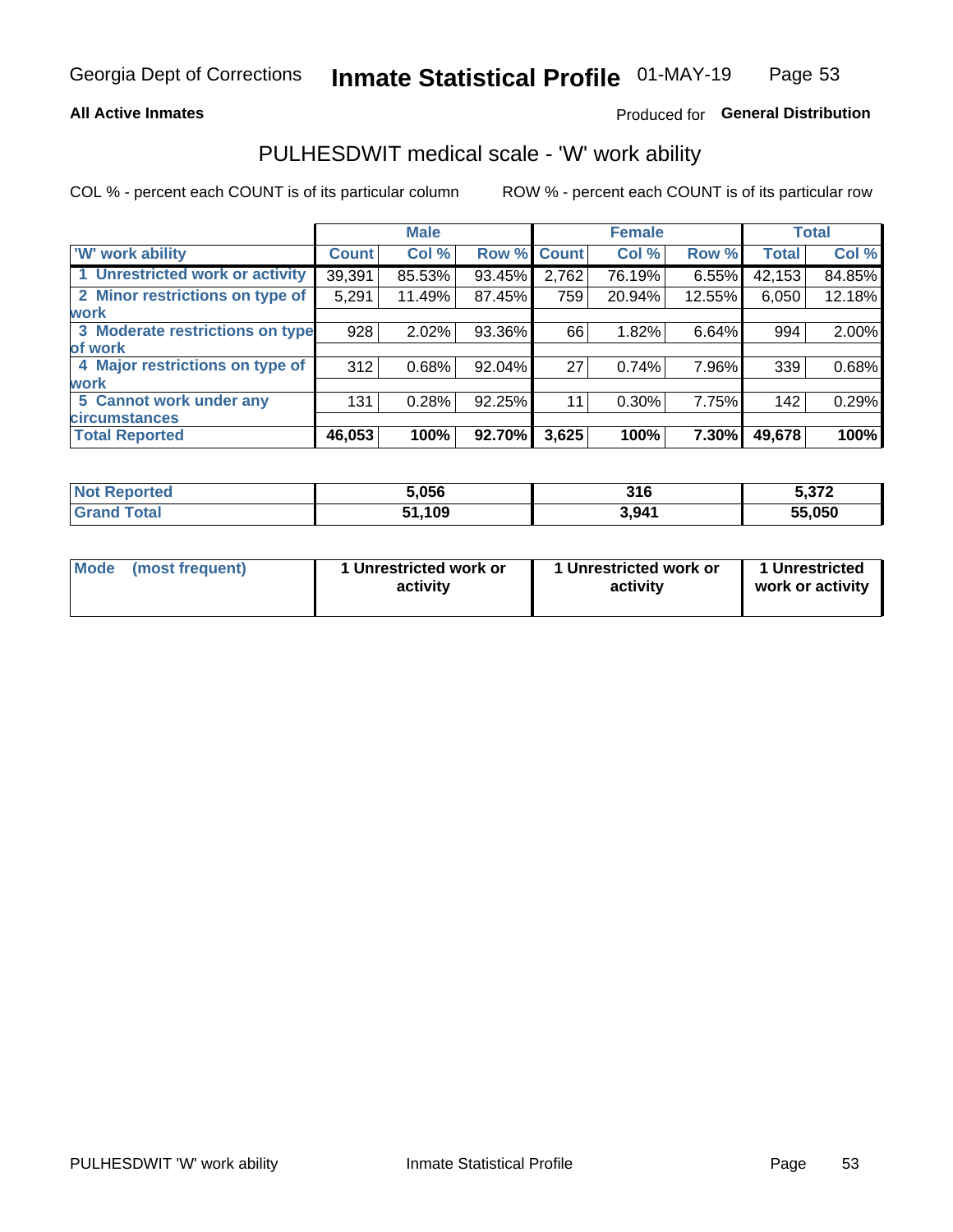Georgia Dept of Corrections **Inmate Statistical Profile** 01-MAY-19

**All Active Inmates**

Produced for **General Distribution**

## PULHESDWIT medical scale - 'W' work ability

COL % - percent each COUNT is of its particular column

ROW % - percent each COUNT is of its particular row

| | Male | | | Female | | | Total | |
|---|---|---|---|---|---|---|---|---|
| 'W' work ability | Count | Col % | Row % | Count | Col % | Row % | Total | Col % |
| 1 Unrestricted work or activity | 39,391 | 85.53% | 93.45% | 2,762 | 76.19% | 6.55% | 42,153 | 84.85% |
| 2 Minor restrictions on type of work | 5,291 | 11.49% | 87.45% | 759 | 20.94% | 12.55% | 6,050 | 12.18% |
| 3 Moderate restrictions on type of work | 928 | 2.02% | 93.36% | 66 | 1.82% | 6.64% | 994 | 2.00% |
| 4 Major restrictions on type of work | 312 | 0.68% | 92.04% | 27 | 0.74% | 7.96% | 339 | 0.68% |
| 5 Cannot work under any circumstances | 131 | 0.28% | 92.25% | 11 | 0.30% | 7.75% | 142 | 0.29% |
| **Total Reported** | **46,053** | **100%** | **92.70%** | **3,625** | **100%** | **7.30%** | **49,678** | **100%** |

| | Male | Female | Total |
|---|---|---|---|
| Not Reported | 5,056 | 316 | 5,372 |
| Grand Total | 51,109 | 3,941 | 55,050 |

| | Male | Female | Total |
|---|---|---|---|
| Mode (most frequent) | 1 Unrestricted work or activity | 1 Unrestricted work or activity | 1 Unrestricted work or activity |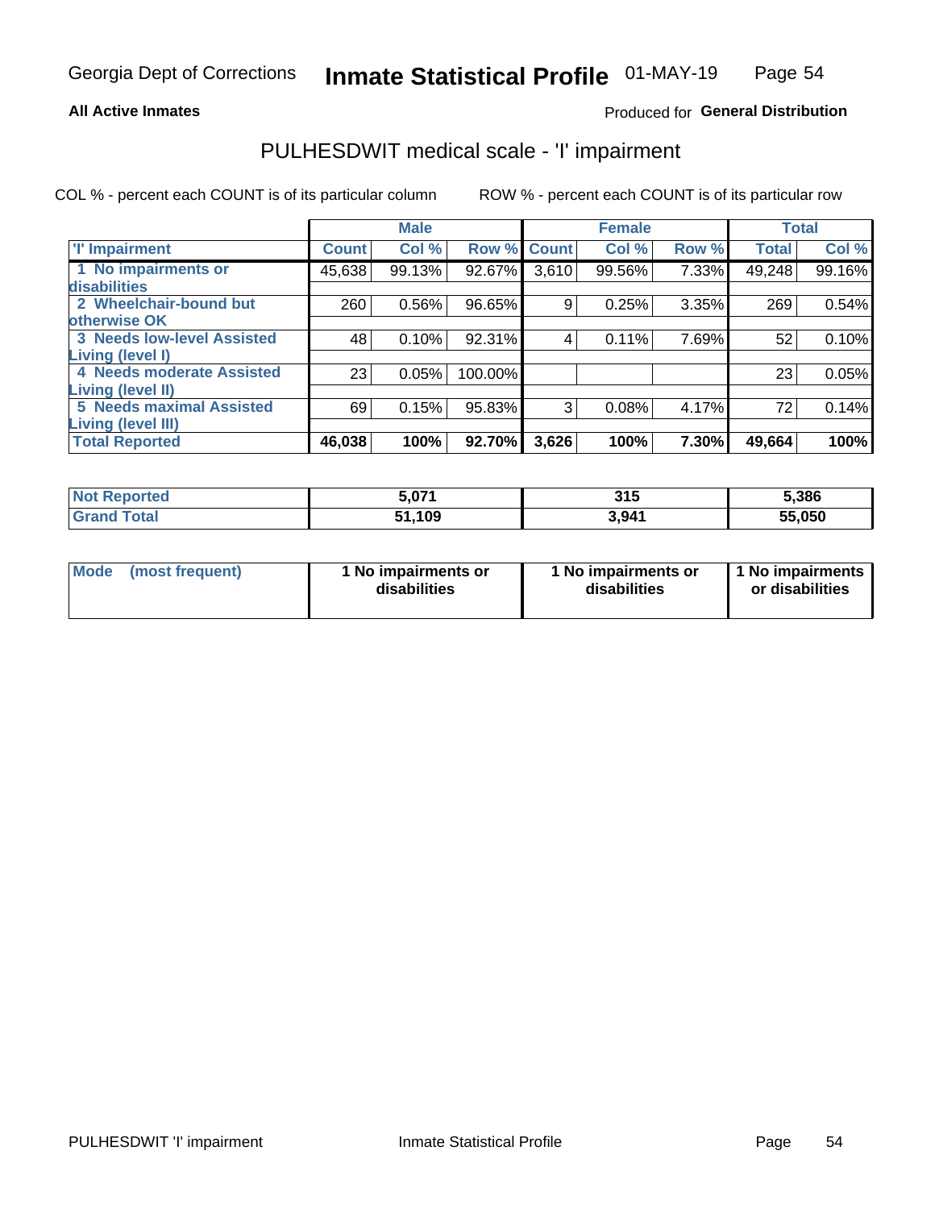Georgia Dept of Corrections **Inmate Statistical Profile** 01-MAY-19

**All Active Inmates**

Produced for **General Distribution**

## PULHESDWIT medical scale - 'I' impairment

COL % - percent each COUNT is of its particular column ROW % - percent each COUNT is of its particular row

| | Male | | | Female | | | Total | |
|---|---|---|---|---|---|---|---|---|
| 'I' Impairment | Count | Col % | Row % | Count | Col % | Row % | Total | Col % |
| 1 No impairments or disabilities | 45,638 | 99.13% | 92.67% | 3,610 | 99.56% | 7.33% | 49,248 | 99.16% |
| 2 Wheelchair-bound but otherwise OK | 260 | 0.56% | 96.65% | 9 | 0.25% | 3.35% | 269 | 0.54% |
| 3 Needs low-level Assisted Living (level I) | 48 | 0.10% | 92.31% | 4 | 0.11% | 7.69% | 52 | 0.10% |
| 4 Needs moderate Assisted Living (level II) | 23 | 0.05% | 100.00% | | | | 23 | 0.05% |
| 5 Needs maximal Assisted Living (level III) | 69 | 0.15% | 95.83% | 3 | 0.08% | 4.17% | 72 | 0.14% |
| **Total Reported** | **46,038** | **100%** | **92.70%** | **3,626** | **100%** | **7.30%** | **49,664** | **100%** |

| | Male | Female | Total |
|---|---|---|---|
| Not Reported | 5,071 | 315 | 5,386 |
| Grand Total | 51,109 | 3,941 | 55,050 |

| | Male | Female | Total |
|---|---|---|---|
| Mode (most frequent) | 1 No impairments or disabilities | 1 No impairments or disabilities | 1 No impairments or disabilities |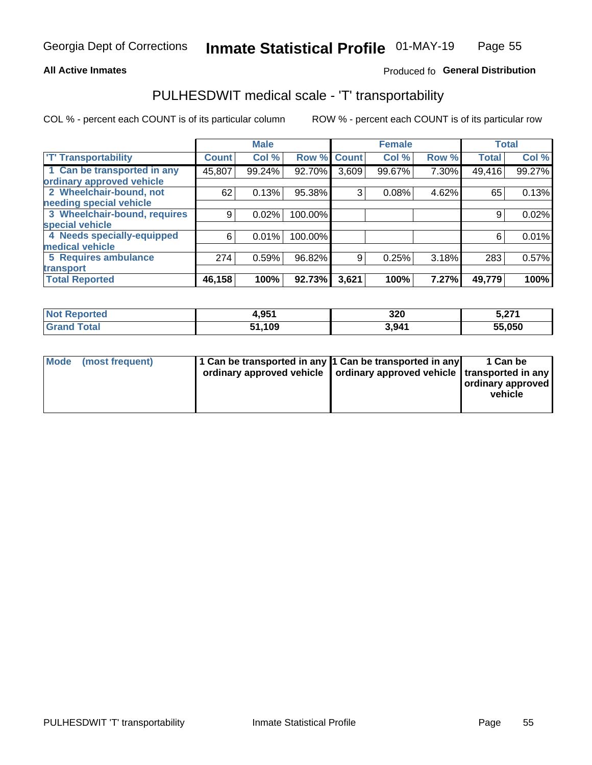Georgia Dept of Corrections **Inmate Statistical Profile** 01-MAY-19

**All Active Inmates** Produced fo **General Distribution**

## PULHESDWIT medical scale - 'T' transportability

COL % - percent each COUNT is of its particular column ROW % - percent each COUNT is of its particular row

| | Male | | | Female | | | Total | |
|---|---|---|---|---|---|---|---|---|
| 'T' Transportability | Count | Col % | Row % | Count | Col % | Row % | Total | Col % |
| 1 Can be transported in any ordinary approved vehicle | 45,807 | 99.24% | 92.70% | 3,609 | 99.67% | 7.30% | 49,416 | 99.27% |
| 2 Wheelchair-bound, not needing special vehicle | 62 | 0.13% | 95.38% | 3 | 0.08% | 4.62% | 65 | 0.13% |
| 3 Wheelchair-bound, requires special vehicle | 9 | 0.02% | 100.00% | | | | 9 | 0.02% |
| 4 Needs specially-equipped medical vehicle | 6 | 0.01% | 100.00% | | | | 6 | 0.01% |
| 5 Requires ambulance transport | 274 | 0.59% | 96.82% | 9 | 0.25% | 3.18% | 283 | 0.57% |
| **Total Reported** | **46,158** | **100%** | **92.73%** | **3,621** | **100%** | **7.27%** | **49,779** | **100%** |

| | Male | Female | Total |
|---|---|---|---|
| **Not Reported** | **4,951** | **320** | **5,271** |
| **Grand Total** | **51,109** | **3,941** | **55,050** |

| | Male | Female | Total |
|---|---|---|---|
| **Mode (most frequent)** | **1 Can be transported in any ordinary approved vehicle** | **1 Can be transported in any ordinary approved vehicle** | **1 Can be transported in any ordinary approved vehicle** |

PULHESDWIT 'T' transportability Inmate Statistical Profile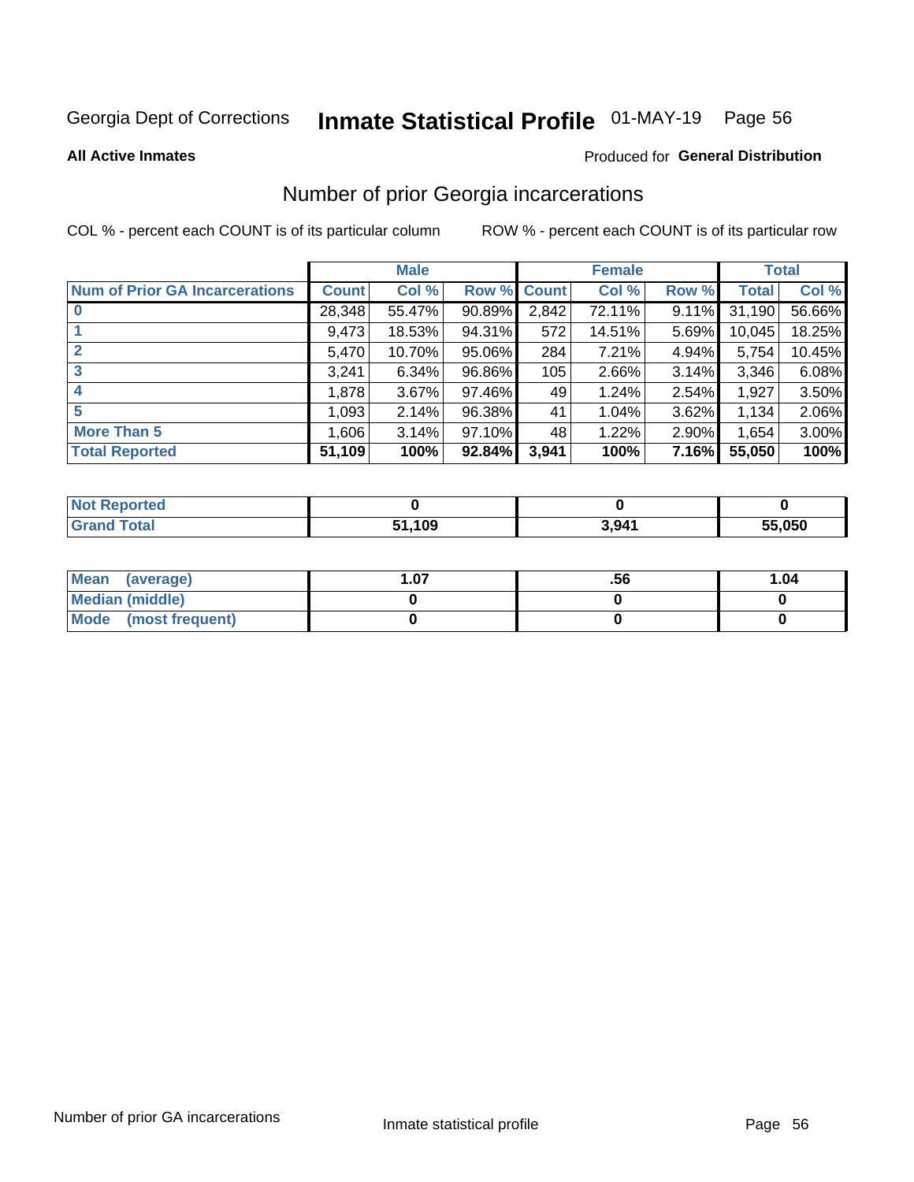Georgia Dept of Corrections **Inmate Statistical Profile** 01-MAY-19

**All Active Inmates**

Produced for **General Distribution**

## Number of prior Georgia incarcerations

COL % - percent each COUNT is of its particular column     ROW % - percent each COUNT is of its particular row

| | Male | | | Female | | | Total | |
|---|---|---|---|---|---|---|---|---|
| **Num of Prior GA Incarcerations** | **Count** | **Col %** | **Row %** | **Count** | **Col %** | **Row %** | **Total** | **Col %** |
| **0** | 28,348 | 55.47% | 90.89% | 2,842 | 72.11% | 9.11% | 31,190 | 56.66% |
| **1** | 9,473 | 18.53% | 94.31% | 572 | 14.51% | 5.69% | 10,045 | 18.25% |
| **2** | 5,470 | 10.70% | 95.06% | 284 | 7.21% | 4.94% | 5,754 | 10.45% |
| **3** | 3,241 | 6.34% | 96.86% | 105 | 2.66% | 3.14% | 3,346 | 6.08% |
| **4** | 1,878 | 3.67% | 97.46% | 49 | 1.24% | 2.54% | 1,927 | 3.50% |
| **5** | 1,093 | 2.14% | 96.38% | 41 | 1.04% | 3.62% | 1,134 | 2.06% |
| **More Than 5** | 1,606 | 3.14% | 97.10% | 48 | 1.22% | 2.90% | 1,654 | 3.00% |
| **Total Reported** | **51,109** | **100%** | **92.84%** | **3,941** | **100%** | **7.16%** | **55,050** | **100%** |

| | Male | Female | Total |
|---|---|---|---|
| **Not Reported** | **0** | **0** | **0** |
| **Grand Total** | **51,109** | **3,941** | **55,050** |

| | Male | Female | Total |
|---|---|---|---|
| **Mean (average)** | **1.07** | **.56** | **1.04** |
| **Median (middle)** | **0** | **0** | **0** |
| **Mode (most frequent)** | **0** | **0** | **0** |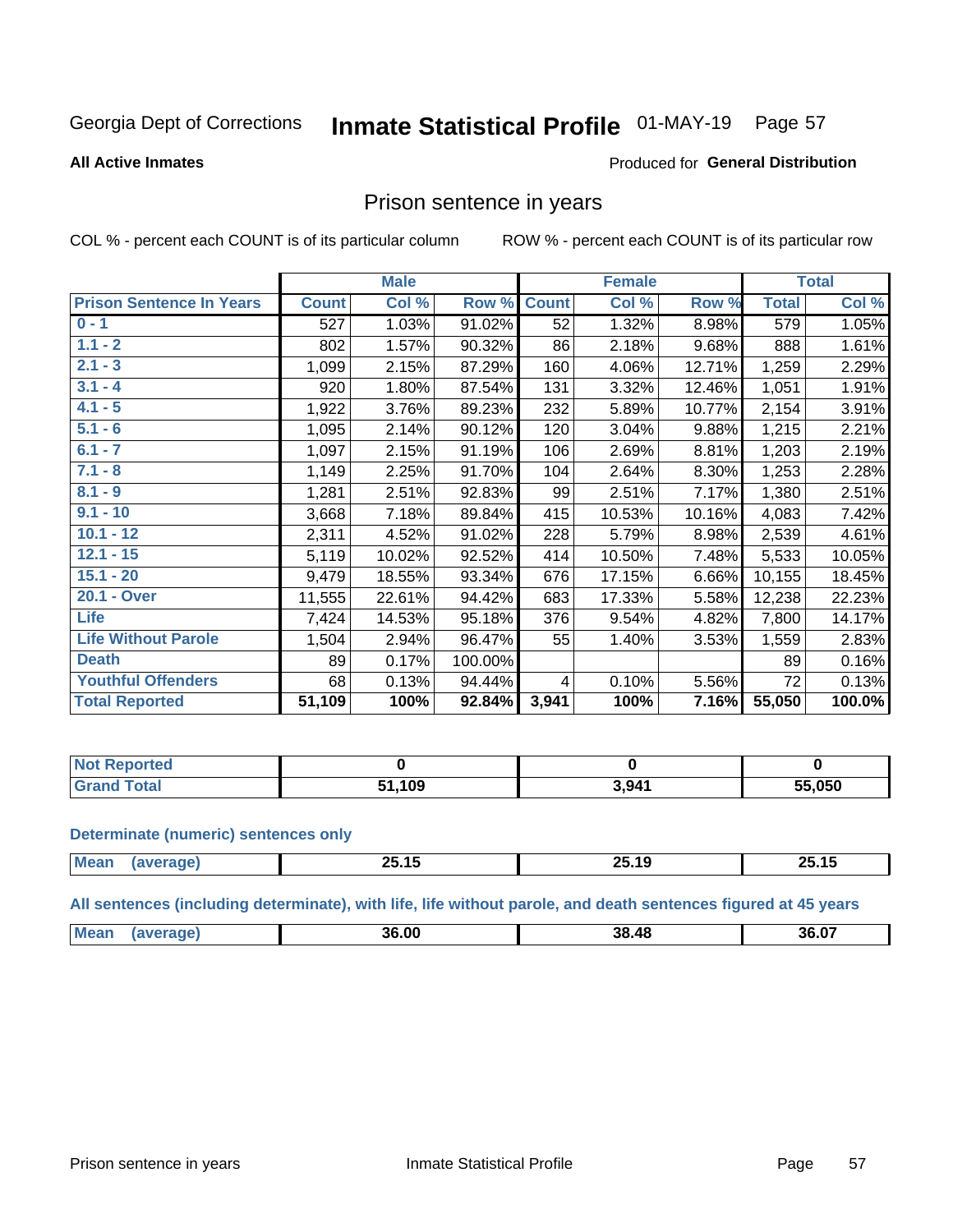Georgia Dept of Corrections **Inmate Statistical Profile** 01-MAY-19

**All Active Inmates**

Produced for **General Distribution**

## Prison sentence in years

COL % - percent each COUNT is of its particular column        ROW % - percent each COUNT is of its particular row

| | Male | | | Female | | | Total | |
|---|---|---|---|---|---|---|---|---|
| **Prison Sentence In Years** | **Count** | **Col %** | **Row %** | **Count** | **Col %** | **Row %** | **Total** | **Col %** |
| **0 - 1** | 527 | 1.03% | 91.02% | 52 | 1.32% | 8.98% | 579 | 1.05% |
| **1.1 - 2** | 802 | 1.57% | 90.32% | 86 | 2.18% | 9.68% | 888 | 1.61% |
| **2.1 - 3** | 1,099 | 2.15% | 87.29% | 160 | 4.06% | 12.71% | 1,259 | 2.29% |
| **3.1 - 4** | 920 | 1.80% | 87.54% | 131 | 3.32% | 12.46% | 1,051 | 1.91% |
| **4.1 - 5** | 1,922 | 3.76% | 89.23% | 232 | 5.89% | 10.77% | 2,154 | 3.91% |
| **5.1 - 6** | 1,095 | 2.14% | 90.12% | 120 | 3.04% | 9.88% | 1,215 | 2.21% |
| **6.1 - 7** | 1,097 | 2.15% | 91.19% | 106 | 2.69% | 8.81% | 1,203 | 2.19% |
| **7.1 - 8** | 1,149 | 2.25% | 91.70% | 104 | 2.64% | 8.30% | 1,253 | 2.28% |
| **8.1 - 9** | 1,281 | 2.51% | 92.83% | 99 | 2.51% | 7.17% | 1,380 | 2.51% |
| **9.1 - 10** | 3,668 | 7.18% | 89.84% | 415 | 10.53% | 10.16% | 4,083 | 7.42% |
| **10.1 - 12** | 2,311 | 4.52% | 91.02% | 228 | 5.79% | 8.98% | 2,539 | 4.61% |
| **12.1 - 15** | 5,119 | 10.02% | 92.52% | 414 | 10.50% | 7.48% | 5,533 | 10.05% |
| **15.1 - 20** | 9,479 | 18.55% | 93.34% | 676 | 17.15% | 6.66% | 10,155 | 18.45% |
| **20.1 - Over** | 11,555 | 22.61% | 94.42% | 683 | 17.33% | 5.58% | 12,238 | 22.23% |
| **Life** | 7,424 | 14.53% | 95.18% | 376 | 9.54% | 4.82% | 7,800 | 14.17% |
| **Life Without Parole** | 1,504 | 2.94% | 96.47% | 55 | 1.40% | 3.53% | 1,559 | 2.83% |
| **Death** | 89 | 0.17% | 100.00% | | | | 89 | 0.16% |
| **Youthful Offenders** | 68 | 0.13% | 94.44% | 4 | 0.10% | 5.56% | 72 | 0.13% |
| **Total Reported** | **51,109** | **100%** | **92.84%** | **3,941** | **100%** | **7.16%** | **55,050** | **100.0%** |

| | Male | Female | Total |
|---|---|---|---|
| **Not Reported** | **0** | **0** | **0** |
| **Grand Total** | **51,109** | **3,941** | **55,050** |

**Determinate (numeric) sentences only**

| | Male | Female | Total |
|---|---|---|---|
| **Mean (average)** | **25.15** | **25.19** | **25.15** |

**All sentences (including determinate), with life, life without parole, and death sentences figured at 45 years**

| | Male | Female | Total |
|---|---|---|---|
| **Mean (average)** | **36.00** | **38.48** | **36.07** |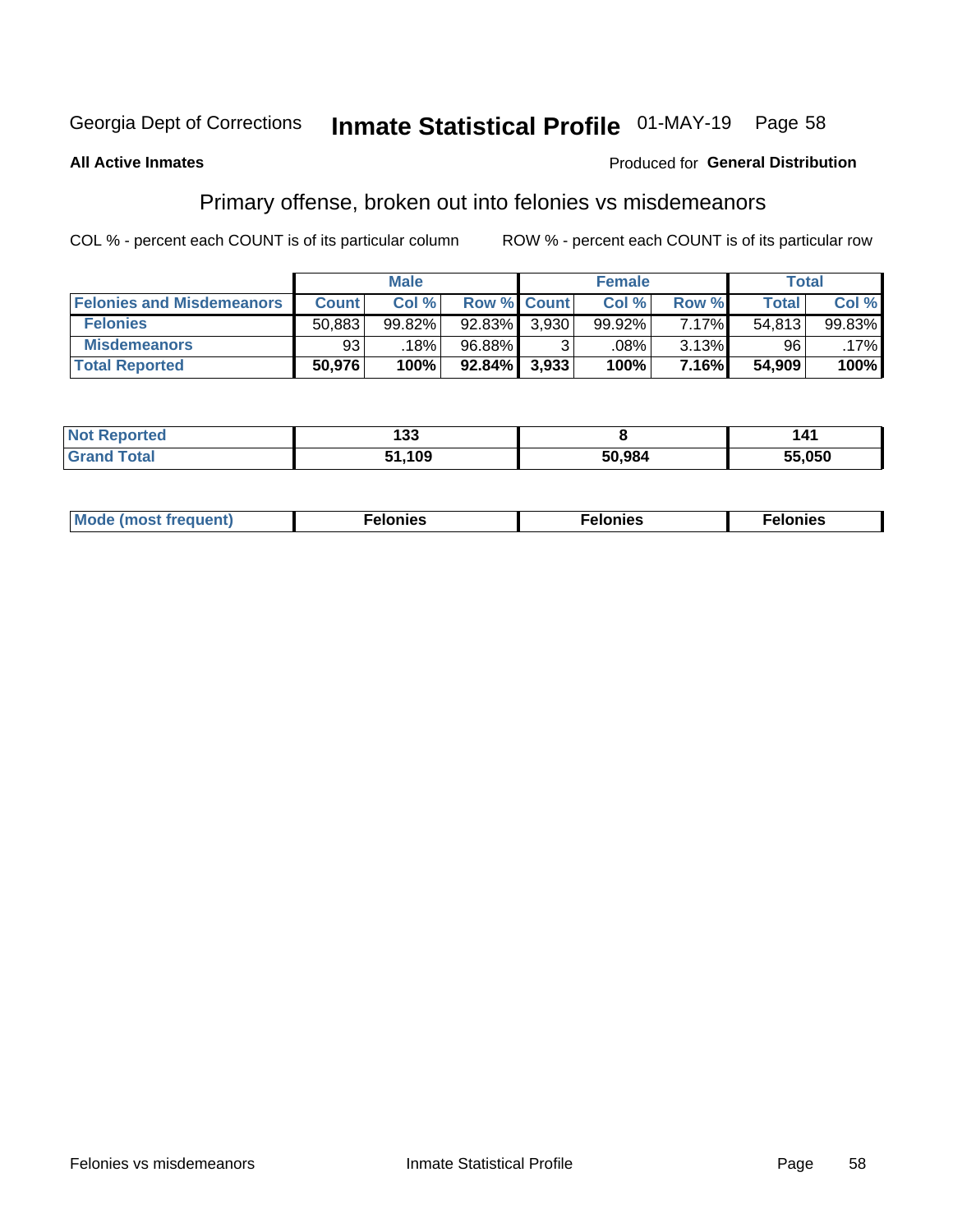Georgia Dept of Corrections **Inmate Statistical Profile** 01-MAY-19

**All Active Inmates**

Produced for **General Distribution**

## Primary offense, broken out into felonies vs misdemeanors

COL % - percent each COUNT is of its particular column    ROW % - percent each COUNT is of its particular row

| | Male | | | Female | | | Total | |
|---|---|---|---|---|---|---|---|---|
| **Felonies and Misdemeanors** | **Count** | **Col %** | **Row %** | **Count** | **Col %** | **Row %** | **Total** | **Col %** |
| **Felonies** | 50,883 | 99.82% | 92.83% | 3,930 | 99.92% | 7.17% | 54,813 | 99.83% |
| **Misdemeanors** | 93 | .18% | 96.88% | 3 | .08% | 3.13% | 96 | .17% |
| **Total Reported** | **50,976** | **100%** | **92.84%** | **3,933** | **100%** | **7.16%** | **54,909** | **100%** |

| | Male | Female | Total |
|---|---|---|---|
| **Not Reported** | **133** | **8** | **141** |
| **Grand Total** | **51,109** | **50,984** | **55,050** |

| | Male | Female | Total |
|---|---|---|---|
| **Mode (most frequent)** | **Felonies** | **Felonies** | **Felonies** |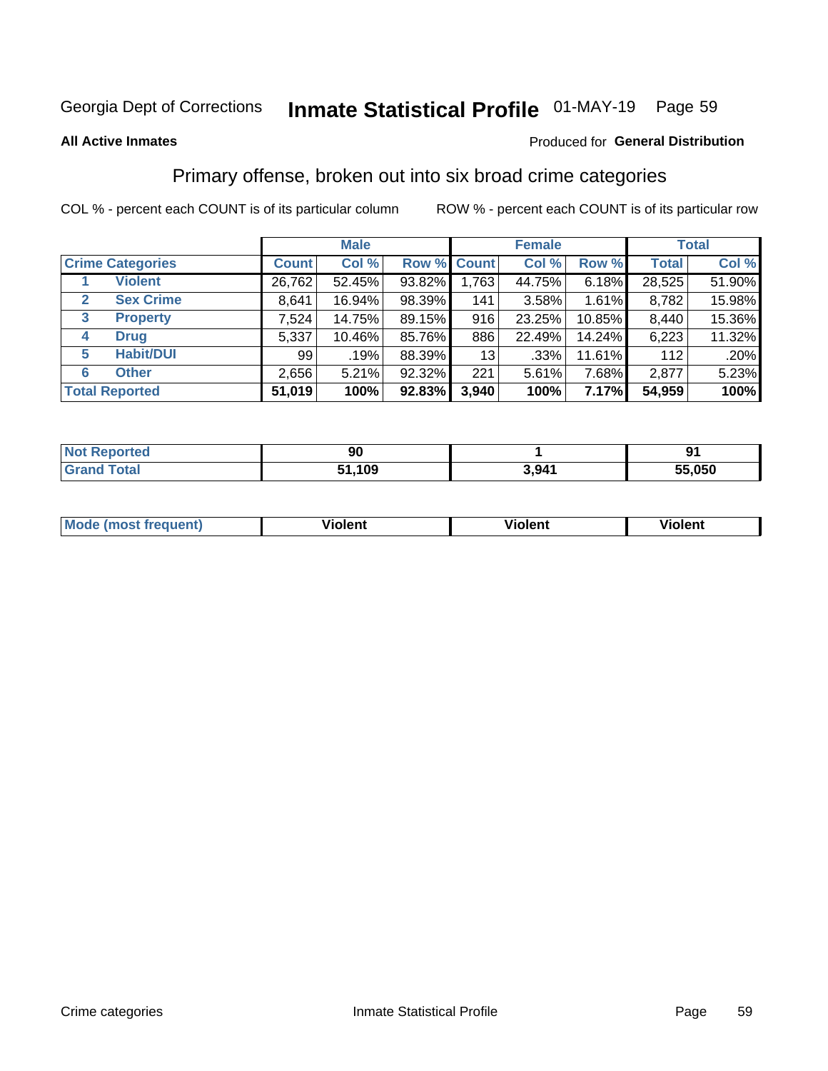Georgia Dept of Corrections **Inmate Statistical Profile** 01-MAY-19

**All Active Inmates**

Produced for **General Distribution**

## Primary offense, broken out into six broad crime categories

COL % - percent each COUNT is of its particular column

ROW % - percent each COUNT is of its particular row

| | | Male | | | Female | | | Total | |
|---|---|---|---|---|---|---|---|---|---|
| **Crime Categories** | | **Count** | **Col %** | **Row %** | **Count** | **Col %** | **Row %** | **Total** | **Col %** |
| 1 | **Violent** | 26,762 | 52.45% | 93.82% | 1,763 | 44.75% | 6.18% | 28,525 | 51.90% |
| 2 | **Sex Crime** | 8,641 | 16.94% | 98.39% | 141 | 3.58% | 1.61% | 8,782 | 15.98% |
| 3 | **Property** | 7,524 | 14.75% | 89.15% | 916 | 23.25% | 10.85% | 8,440 | 15.36% |
| 4 | **Drug** | 5,337 | 10.46% | 85.76% | 886 | 22.49% | 14.24% | 6,223 | 11.32% |
| 5 | **Habit/DUI** | 99 | .19% | 88.39% | 13 | .33% | 11.61% | 112 | .20% |
| 6 | **Other** | 2,656 | 5.21% | 92.32% | 221 | 5.61% | 7.68% | 2,877 | 5.23% |
| **Total Reported** | | **51,019** | **100%** | **92.83%** | **3,940** | **100%** | **7.17%** | **54,959** | **100%** |

| | Male | Female | Total |
|---|---|---|---|
| **Not Reported** | **90** | **1** | **91** |
| **Grand Total** | **51,109** | **3,941** | **55,050** |

| | Male | Female | Total |
|---|---|---|---|
| **Mode (most frequent)** | **Violent** | **Violent** | **Violent** |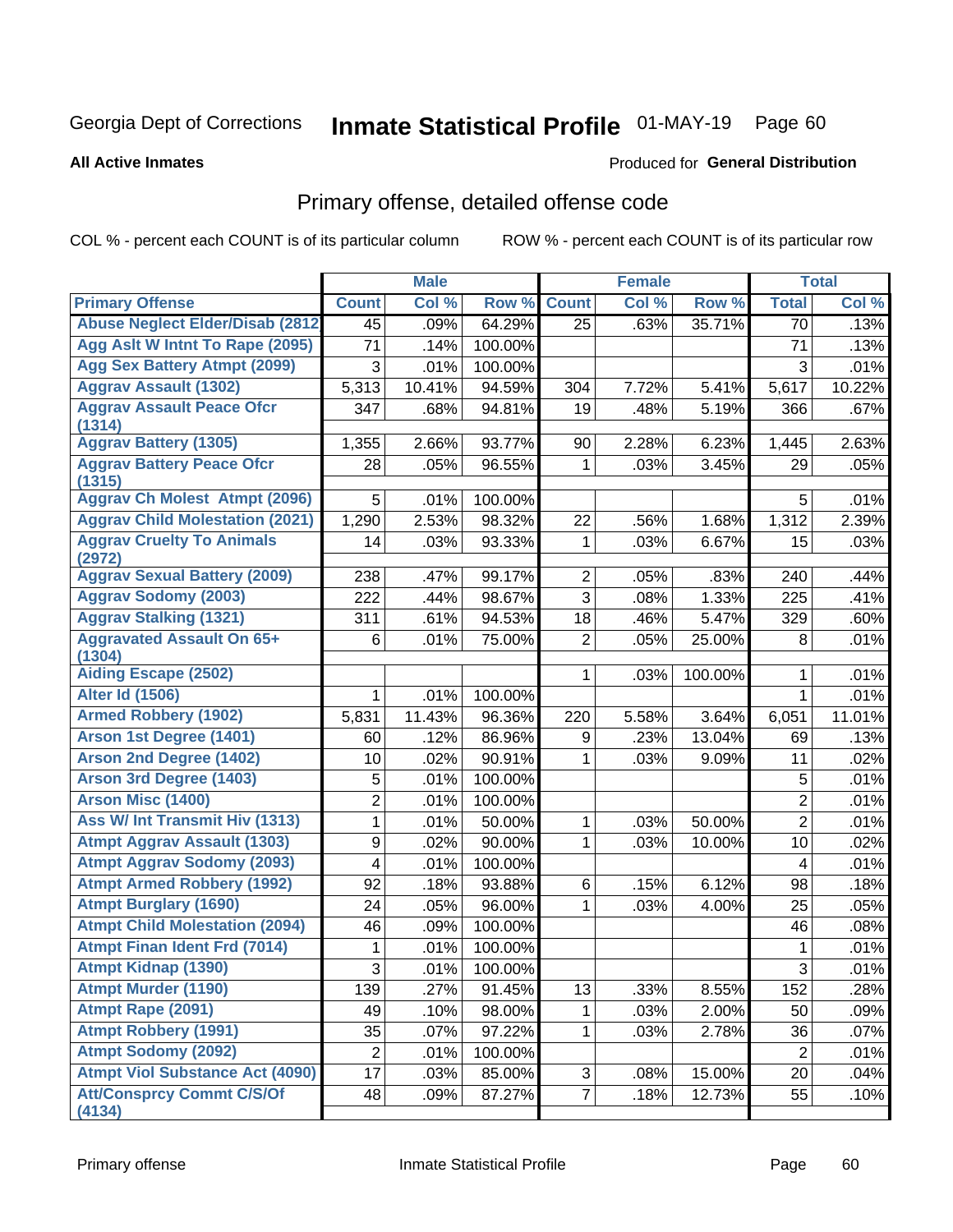Georgia Dept of Corrections **Inmate Statistical Profile** 01-MAY-19

**All Active Inmates**

Produced for **General Distribution**

## Primary offense, detailed offense code

COL % - percent each COUNT is of its particular column

ROW % - percent each COUNT is of its particular row

| | Male | | | Female | | | Total | |
|---|---|---|---|---|---|---|---|---|
| **Primary Offense** | **Count** | **Col %** | **Row %** | **Count** | **Col %** | **Row %** | **Total** | **Col %** |
| Abuse Neglect Elder/Disab (2812 | 45 | .09% | 64.29% | 25 | .63% | 35.71% | 70 | .13% |
| Agg Aslt W Intnt To Rape (2095) | 71 | .14% | 100.00% | | | | 71 | .13% |
| Agg Sex Battery Atmpt (2099) | 3 | .01% | 100.00% | | | | 3 | .01% |
| Aggrav Assault (1302) | 5,313 | 10.41% | 94.59% | 304 | 7.72% | 5.41% | 5,617 | 10.22% |
| Aggrav Assault Peace Ofcr (1314) | 347 | .68% | 94.81% | 19 | .48% | 5.19% | 366 | .67% |
| Aggrav Battery (1305) | 1,355 | 2.66% | 93.77% | 90 | 2.28% | 6.23% | 1,445 | 2.63% |
| Aggrav Battery Peace Ofcr (1315) | 28 | .05% | 96.55% | 1 | .03% | 3.45% | 29 | .05% |
| Aggrav Ch Molest Atmpt (2096) | 5 | .01% | 100.00% | | | | 5 | .01% |
| Aggrav Child Molestation (2021) | 1,290 | 2.53% | 98.32% | 22 | .56% | 1.68% | 1,312 | 2.39% |
| Aggrav Cruelty To Animals (2972) | 14 | .03% | 93.33% | 1 | .03% | 6.67% | 15 | .03% |
| Aggrav Sexual Battery (2009) | 238 | .47% | 99.17% | 2 | .05% | .83% | 240 | .44% |
| Aggrav Sodomy (2003) | 222 | .44% | 98.67% | 3 | .08% | 1.33% | 225 | .41% |
| Aggrav Stalking (1321) | 311 | .61% | 94.53% | 18 | .46% | 5.47% | 329 | .60% |
| Aggravated Assault On 65+ (1304) | 6 | .01% | 75.00% | 2 | .05% | 25.00% | 8 | .01% |
| Aiding Escape (2502) | | | | 1 | .03% | 100.00% | 1 | .01% |
| Alter Id (1506) | 1 | .01% | 100.00% | | | | 1 | .01% |
| Armed Robbery (1902) | 5,831 | 11.43% | 96.36% | 220 | 5.58% | 3.64% | 6,051 | 11.01% |
| Arson 1st Degree (1401) | 60 | .12% | 86.96% | 9 | .23% | 13.04% | 69 | .13% |
| Arson 2nd Degree (1402) | 10 | .02% | 90.91% | 1 | .03% | 9.09% | 11 | .02% |
| Arson 3rd Degree (1403) | 5 | .01% | 100.00% | | | | 5 | .01% |
| Arson Misc (1400) | 2 | .01% | 100.00% | | | | 2 | .01% |
| Ass W/ Int Transmit Hiv (1313) | 1 | .01% | 50.00% | 1 | .03% | 50.00% | 2 | .01% |
| Atmpt Aggrav Assault (1303) | 9 | .02% | 90.00% | 1 | .03% | 10.00% | 10 | .02% |
| Atmpt Aggrav Sodomy (2093) | 4 | .01% | 100.00% | | | | 4 | .01% |
| Atmpt Armed Robbery (1992) | 92 | .18% | 93.88% | 6 | .15% | 6.12% | 98 | .18% |
| Atmpt Burglary (1690) | 24 | .05% | 96.00% | 1 | .03% | 4.00% | 25 | .05% |
| Atmpt Child Molestation (2094) | 46 | .09% | 100.00% | | | | 46 | .08% |
| Atmpt Finan Ident Frd (7014) | 1 | .01% | 100.00% | | | | 1 | .01% |
| Atmpt Kidnap (1390) | 3 | .01% | 100.00% | | | | 3 | .01% |
| Atmpt Murder (1190) | 139 | .27% | 91.45% | 13 | .33% | 8.55% | 152 | .28% |
| Atmpt Rape (2091) | 49 | .10% | 98.00% | 1 | .03% | 2.00% | 50 | .09% |
| Atmpt Robbery (1991) | 35 | .07% | 97.22% | 1 | .03% | 2.78% | 36 | .07% |
| Atmpt Sodomy (2092) | 2 | .01% | 100.00% | | | | 2 | .01% |
| Atmpt Viol Substance Act (4090) | 17 | .03% | 85.00% | 3 | .08% | 15.00% | 20 | .04% |
| Att/Consprcy Commt C/S/Of (4134) | 48 | .09% | 87.27% | 7 | .18% | 12.73% | 55 | .10% |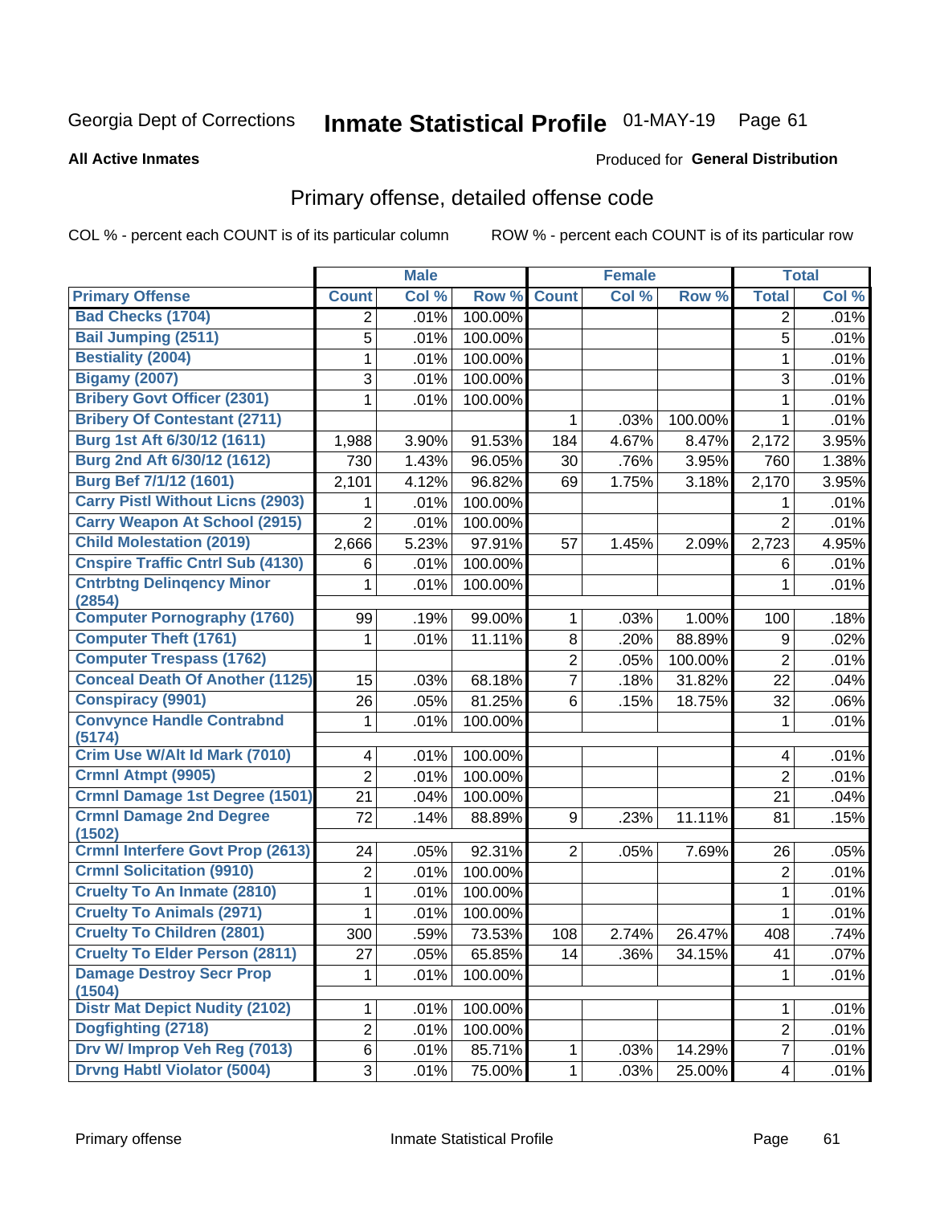Georgia Dept of Corrections **Inmate Statistical Profile** 01-MAY-19

**All Active Inmates**

Produced for **General Distribution**

## Primary offense, detailed offense code

COL % - percent each COUNT is of its particular column    ROW % - percent each COUNT is of its particular row

| | Male | | | Female | | | Total | |
|---|---|---|---|---|---|---|---|---|
| Primary Offense | Count | Col % | Row % | Count | Col % | Row % | Total | Col % |
| Bad Checks (1704) | 2 | .01% | 100.00% | | | | 2 | .01% |
| Bail Jumping (2511) | 5 | .01% | 100.00% | | | | 5 | .01% |
| Bestiality (2004) | 1 | .01% | 100.00% | | | | 1 | .01% |
| Bigamy (2007) | 3 | .01% | 100.00% | | | | 3 | .01% |
| Bribery Govt Officer (2301) | 1 | .01% | 100.00% | | | | 1 | .01% |
| Bribery Of Contestant (2711) | | | | 1 | .03% | 100.00% | 1 | .01% |
| Burg 1st Aft 6/30/12 (1611) | 1,988 | 3.90% | 91.53% | 184 | 4.67% | 8.47% | 2,172 | 3.95% |
| Burg 2nd Aft 6/30/12 (1612) | 730 | 1.43% | 96.05% | 30 | .76% | 3.95% | 760 | 1.38% |
| Burg Bef 7/1/12 (1601) | 2,101 | 4.12% | 96.82% | 69 | 1.75% | 3.18% | 2,170 | 3.95% |
| Carry Pistl Without Licns (2903) | 1 | .01% | 100.00% | | | | 1 | .01% |
| Carry Weapon At School (2915) | 2 | .01% | 100.00% | | | | 2 | .01% |
| Child Molestation (2019) | 2,666 | 5.23% | 97.91% | 57 | 1.45% | 2.09% | 2,723 | 4.95% |
| Cnspire Traffic Cntrl Sub (4130) | 6 | .01% | 100.00% | | | | 6 | .01% |
| Cntrbtng Delinqency Minor (2854) | 1 | .01% | 100.00% | | | | 1 | .01% |
| Computer Pornography (1760) | 99 | .19% | 99.00% | 1 | .03% | 1.00% | 100 | .18% |
| Computer Theft (1761) | 1 | .01% | 11.11% | 8 | .20% | 88.89% | 9 | .02% |
| Computer Trespass (1762) | | | | 2 | .05% | 100.00% | 2 | .01% |
| Conceal Death Of Another (1125) | 15 | .03% | 68.18% | 7 | .18% | 31.82% | 22 | .04% |
| Conspiracy (9901) | 26 | .05% | 81.25% | 6 | .15% | 18.75% | 32 | .06% |
| Convynce Handle Contrabnd (5174) | 1 | .01% | 100.00% | | | | 1 | .01% |
| Crim Use W/Alt Id Mark (7010) | 4 | .01% | 100.00% | | | | 4 | .01% |
| Crmnl Atmpt (9905) | 2 | .01% | 100.00% | | | | 2 | .01% |
| Crmnl Damage 1st Degree (1501) | 21 | .04% | 100.00% | | | | 21 | .04% |
| Crmnl Damage 2nd Degree (1502) | 72 | .14% | 88.89% | 9 | .23% | 11.11% | 81 | .15% |
| Crmnl Interfere Govt Prop (2613) | 24 | .05% | 92.31% | 2 | .05% | 7.69% | 26 | .05% |
| Crmnl Solicitation (9910) | 2 | .01% | 100.00% | | | | 2 | .01% |
| Cruelty To An Inmate (2810) | 1 | .01% | 100.00% | | | | 1 | .01% |
| Cruelty To Animals (2971) | 1 | .01% | 100.00% | | | | 1 | .01% |
| Cruelty To Children (2801) | 300 | .59% | 73.53% | 108 | 2.74% | 26.47% | 408 | .74% |
| Cruelty To Elder Person (2811) | 27 | .05% | 65.85% | 14 | .36% | 34.15% | 41 | .07% |
| Damage Destroy Secr Prop (1504) | 1 | .01% | 100.00% | | | | 1 | .01% |
| Distr Mat Depict Nudity (2102) | 1 | .01% | 100.00% | | | | 1 | .01% |
| Dogfighting (2718) | 2 | .01% | 100.00% | | | | 2 | .01% |
| Drv W/ Improp Veh Reg (7013) | 6 | .01% | 85.71% | 1 | .03% | 14.29% | 7 | .01% |
| Drvng Habtl Violator (5004) | 3 | .01% | 75.00% | 1 | .03% | 25.00% | 4 | .01% |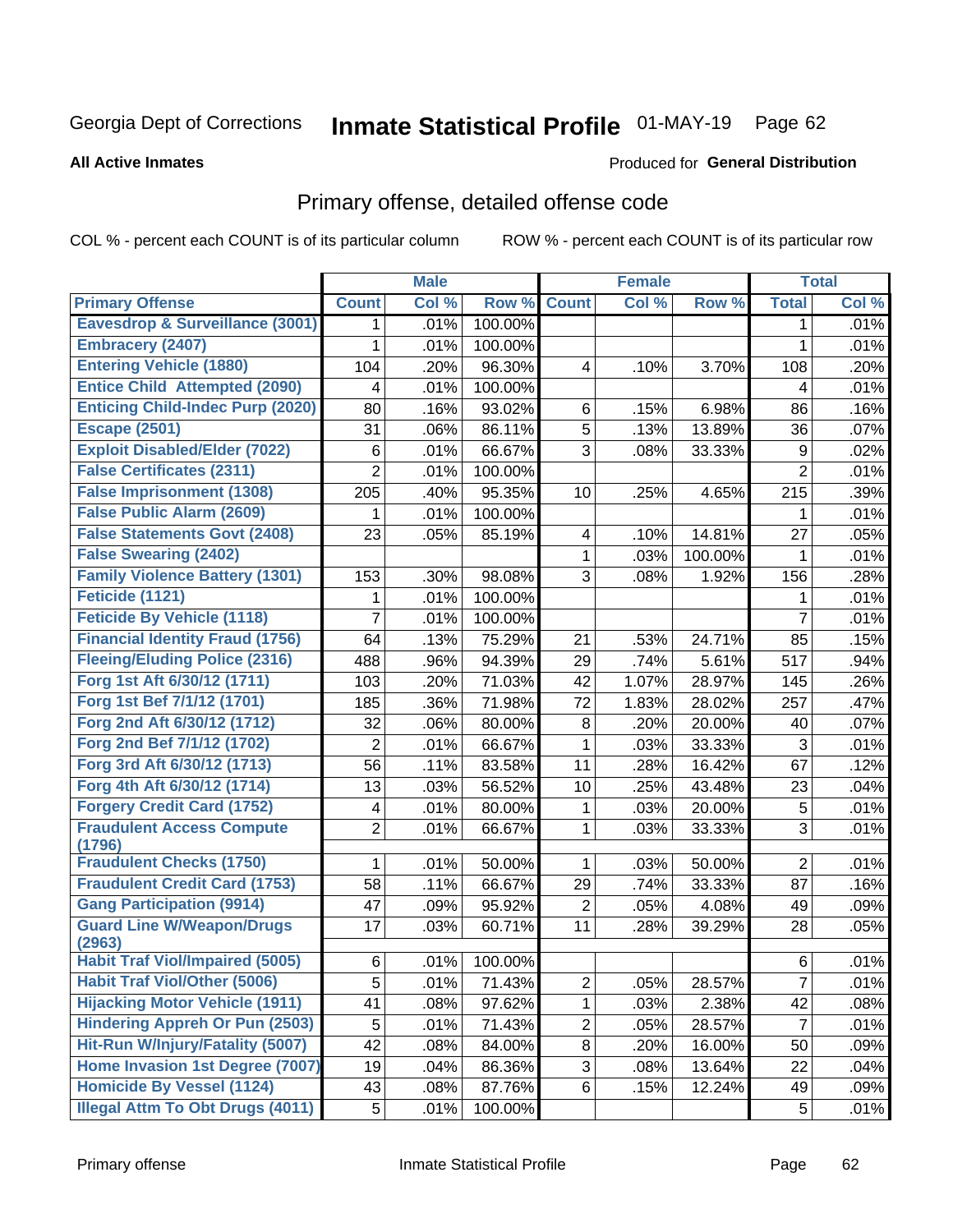Georgia Dept of Corrections **Inmate Statistical Profile** 01-MAY-19 Page 62

**All Active Inmates**

Produced for **General Distribution**

## Primary offense, detailed offense code

COL % - percent each COUNT is of its particular column ROW % - percent each COUNT is of its particular row

| | Male | | | Female | | | Total | |
|---|---|---|---|---|---|---|---|---|
| **Primary Offense** | **Count** | **Col %** | **Row %** | **Count** | **Col %** | **Row %** | **Total** | **Col %** |
| **Eavesdrop & Surveillance (3001)** | 1 | .01% | 100.00% | | | | 1 | .01% |
| **Embracery (2407)** | 1 | .01% | 100.00% | | | | 1 | .01% |
| **Entering Vehicle (1880)** | 104 | .20% | 96.30% | 4 | .10% | 3.70% | 108 | .20% |
| **Entice Child Attempted (2090)** | 4 | .01% | 100.00% | | | | 4 | .01% |
| **Enticing Child-Indec Purp (2020)** | 80 | .16% | 93.02% | 6 | .15% | 6.98% | 86 | .16% |
| **Escape (2501)** | 31 | .06% | 86.11% | 5 | .13% | 13.89% | 36 | .07% |
| **Exploit Disabled/Elder (7022)** | 6 | .01% | 66.67% | 3 | .08% | 33.33% | 9 | .02% |
| **False Certificates (2311)** | 2 | .01% | 100.00% | | | | 2 | .01% |
| **False Imprisonment (1308)** | 205 | .40% | 95.35% | 10 | .25% | 4.65% | 215 | .39% |
| **False Public Alarm (2609)** | 1 | .01% | 100.00% | | | | 1 | .01% |
| **False Statements Govt (2408)** | 23 | .05% | 85.19% | 4 | .10% | 14.81% | 27 | .05% |
| **False Swearing (2402)** | | | | 1 | .03% | 100.00% | 1 | .01% |
| **Family Violence Battery (1301)** | 153 | .30% | 98.08% | 3 | .08% | 1.92% | 156 | .28% |
| **Feticide (1121)** | 1 | .01% | 100.00% | | | | 1 | .01% |
| **Feticide By Vehicle (1118)** | 7 | .01% | 100.00% | | | | 7 | .01% |
| **Financial Identity Fraud (1756)** | 64 | .13% | 75.29% | 21 | .53% | 24.71% | 85 | .15% |
| **Fleeing/Eluding Police (2316)** | 488 | .96% | 94.39% | 29 | .74% | 5.61% | 517 | .94% |
| **Forg 1st Aft 6/30/12 (1711)** | 103 | .20% | 71.03% | 42 | 1.07% | 28.97% | 145 | .26% |
| **Forg 1st Bef 7/1/12 (1701)** | 185 | .36% | 71.98% | 72 | 1.83% | 28.02% | 257 | .47% |
| **Forg 2nd Aft 6/30/12 (1712)** | 32 | .06% | 80.00% | 8 | .20% | 20.00% | 40 | .07% |
| **Forg 2nd Bef 7/1/12 (1702)** | 2 | .01% | 66.67% | 1 | .03% | 33.33% | 3 | .01% |
| **Forg 3rd Aft 6/30/12 (1713)** | 56 | .11% | 83.58% | 11 | .28% | 16.42% | 67 | .12% |
| **Forg 4th Aft 6/30/12 (1714)** | 13 | .03% | 56.52% | 10 | .25% | 43.48% | 23 | .04% |
| **Forgery Credit Card (1752)** | 4 | .01% | 80.00% | 1 | .03% | 20.00% | 5 | .01% |
| **Fraudulent Access Compute (1796)** | 2 | .01% | 66.67% | 1 | .03% | 33.33% | 3 | .01% |
| **Fraudulent Checks (1750)** | 1 | .01% | 50.00% | 1 | .03% | 50.00% | 2 | .01% |
| **Fraudulent Credit Card (1753)** | 58 | .11% | 66.67% | 29 | .74% | 33.33% | 87 | .16% |
| **Gang Participation (9914)** | 47 | .09% | 95.92% | 2 | .05% | 4.08% | 49 | .09% |
| **Guard Line W/Weapon/Drugs (2963)** | 17 | .03% | 60.71% | 11 | .28% | 39.29% | 28 | .05% |
| **Habit Traf Viol/Impaired (5005)** | 6 | .01% | 100.00% | | | | 6 | .01% |
| **Habit Traf Viol/Other (5006)** | 5 | .01% | 71.43% | 2 | .05% | 28.57% | 7 | .01% |
| **Hijacking Motor Vehicle (1911)** | 41 | .08% | 97.62% | 1 | .03% | 2.38% | 42 | .08% |
| **Hindering Appreh Or Pun (2503)** | 5 | .01% | 71.43% | 2 | .05% | 28.57% | 7 | .01% |
| **Hit-Run W/Injury/Fatality (5007)** | 42 | .08% | 84.00% | 8 | .20% | 16.00% | 50 | .09% |
| **Home Invasion 1st Degree (7007)** | 19 | .04% | 86.36% | 3 | .08% | 13.64% | 22 | .04% |
| **Homicide By Vessel (1124)** | 43 | .08% | 87.76% | 6 | .15% | 12.24% | 49 | .09% |
| **Illegal Attm To Obt Drugs (4011)** | 5 | .01% | 100.00% | | | | 5 | .01% |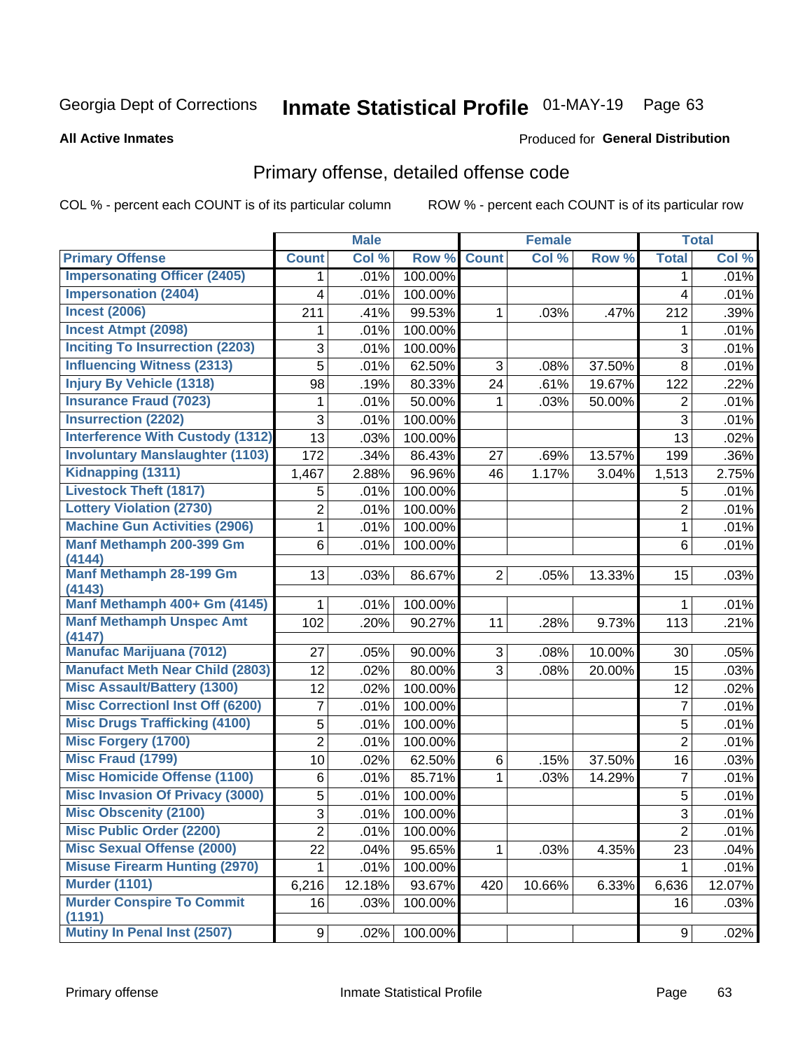Georgia Dept of Corrections **Inmate Statistical Profile** 01-MAY-19

**All Active Inmates**

Produced for **General Distribution**

## Primary offense, detailed offense code

COL % - percent each COUNT is of its particular column ROW % - percent each COUNT is of its particular row

| | Male | | | Female | | | Total | |
|---|---|---|---|---|---|---|---|---|
| **Primary Offense** | **Count** | **Col %** | **Row %** | **Count** | **Col %** | **Row %** | **Total** | **Col %** |
| Impersonating Officer (2405) | 1 | .01% | 100.00% | | | | 1 | .01% |
| Impersonation (2404) | 4 | .01% | 100.00% | | | | 4 | .01% |
| Incest (2006) | 211 | .41% | 99.53% | 1 | .03% | .47% | 212 | .39% |
| Incest Atmpt (2098) | 1 | .01% | 100.00% | | | | 1 | .01% |
| Inciting To Insurrection (2203) | 3 | .01% | 100.00% | | | | 3 | .01% |
| Influencing Witness (2313) | 5 | .01% | 62.50% | 3 | .08% | 37.50% | 8 | .01% |
| Injury By Vehicle (1318) | 98 | .19% | 80.33% | 24 | .61% | 19.67% | 122 | .22% |
| Insurance Fraud (7023) | 1 | .01% | 50.00% | 1 | .03% | 50.00% | 2 | .01% |
| Insurrection (2202) | 3 | .01% | 100.00% | | | | 3 | .01% |
| Interference With Custody (1312) | 13 | .03% | 100.00% | | | | 13 | .02% |
| Involuntary Manslaughter (1103) | 172 | .34% | 86.43% | 27 | .69% | 13.57% | 199 | .36% |
| Kidnapping (1311) | 1,467 | 2.88% | 96.96% | 46 | 1.17% | 3.04% | 1,513 | 2.75% |
| Livestock Theft (1817) | 5 | .01% | 100.00% | | | | 5 | .01% |
| Lottery Violation (2730) | 2 | .01% | 100.00% | | | | 2 | .01% |
| Machine Gun Activities (2906) | 1 | .01% | 100.00% | | | | 1 | .01% |
| Manf Methamph 200-399 Gm (4144) | 6 | .01% | 100.00% | | | | 6 | .01% |
| Manf Methamph 28-199 Gm (4143) | 13 | .03% | 86.67% | 2 | .05% | 13.33% | 15 | .03% |
| Manf Methamph 400+ Gm (4145) | 1 | .01% | 100.00% | | | | 1 | .01% |
| Manf Methamph Unspec Amt (4147) | 102 | .20% | 90.27% | 11 | .28% | 9.73% | 113 | .21% |
| Manufac Marijuana (7012) | 27 | .05% | 90.00% | 3 | .08% | 10.00% | 30 | .05% |
| Manufact Meth Near Child (2803) | 12 | .02% | 80.00% | 3 | .08% | 20.00% | 15 | .03% |
| Misc Assault/Battery (1300) | 12 | .02% | 100.00% | | | | 12 | .02% |
| Misc Correctionl Inst Off (6200) | 7 | .01% | 100.00% | | | | 7 | .01% |
| Misc Drugs Trafficking (4100) | 5 | .01% | 100.00% | | | | 5 | .01% |
| Misc Forgery (1700) | 2 | .01% | 100.00% | | | | 2 | .01% |
| Misc Fraud (1799) | 10 | .02% | 62.50% | 6 | .15% | 37.50% | 16 | .03% |
| Misc Homicide Offense (1100) | 6 | .01% | 85.71% | 1 | .03% | 14.29% | 7 | .01% |
| Misc Invasion Of Privacy (3000) | 5 | .01% | 100.00% | | | | 5 | .01% |
| Misc Obscenity (2100) | 3 | .01% | 100.00% | | | | 3 | .01% |
| Misc Public Order (2200) | 2 | .01% | 100.00% | | | | 2 | .01% |
| Misc Sexual Offense (2000) | 22 | .04% | 95.65% | 1 | .03% | 4.35% | 23 | .04% |
| Misuse Firearm Hunting (2970) | 1 | .01% | 100.00% | | | | 1 | .01% |
| Murder (1101) | 6,216 | 12.18% | 93.67% | 420 | 10.66% | 6.33% | 6,636 | 12.07% |
| Murder Conspire To Commit (1191) | 16 | .03% | 100.00% | | | | 16 | .03% |
| Mutiny In Penal Inst (2507) | 9 | .02% | 100.00% | | | | 9 | .02% |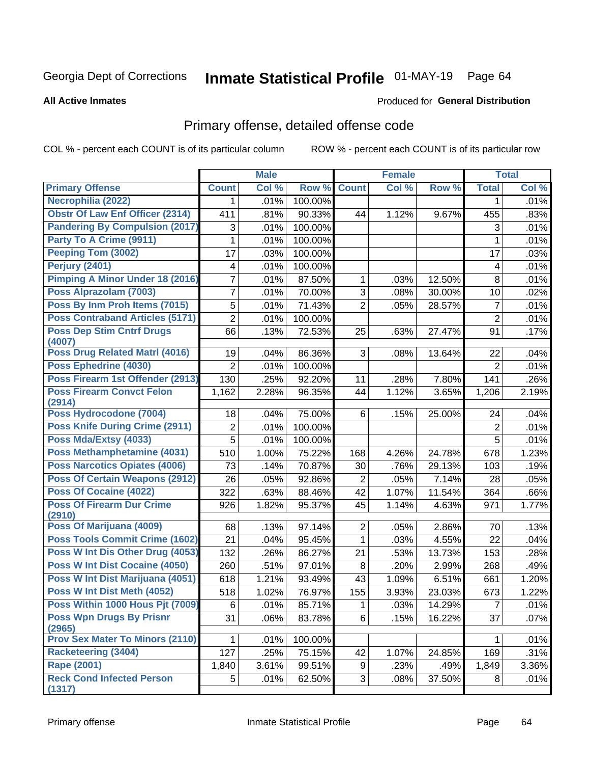Georgia Dept of Corrections **Inmate Statistical Profile** 01-MAY-19

**All Active Inmates**

Produced for **General Distribution**

## Primary offense, detailed offense code

COL % - percent each COUNT is of its particular column ROW % - percent each COUNT is of its particular row

| | Male | | | Female | | | Total | |
|---|---|---|---|---|---|---|---|---|
| **Primary Offense** | **Count** | **Col %** | **Row %** | **Count** | **Col %** | **Row %** | **Total** | **Col %** |
| Necrophilia (2022) | 1 | .01% | 100.00% | | | | 1 | .01% |
| Obstr Of Law Enf Officer (2314) | 411 | .81% | 90.33% | 44 | 1.12% | 9.67% | 455 | .83% |
| Pandering By Compulsion (2017) | 3 | .01% | 100.00% | | | | 3 | .01% |
| Party To A Crime (9911) | 1 | .01% | 100.00% | | | | 1 | .01% |
| Peeping Tom (3002) | 17 | .03% | 100.00% | | | | 17 | .03% |
| Perjury (2401) | 4 | .01% | 100.00% | | | | 4 | .01% |
| Pimping A Minor Under 18 (2016) | 7 | .01% | 87.50% | 1 | .03% | 12.50% | 8 | .01% |
| Poss Alprazolam (7003) | 7 | .01% | 70.00% | 3 | .08% | 30.00% | 10 | .02% |
| Poss By Inm Proh Items (7015) | 5 | .01% | 71.43% | 2 | .05% | 28.57% | 7 | .01% |
| Poss Contraband Articles (5171) | 2 | .01% | 100.00% | | | | 2 | .01% |
| Poss Dep Stim Cntrf Drugs (4007) | 66 | .13% | 72.53% | 25 | .63% | 27.47% | 91 | .17% |
| Poss Drug Related Matrl (4016) | 19 | .04% | 86.36% | 3 | .08% | 13.64% | 22 | .04% |
| Poss Ephedrine (4030) | 2 | .01% | 100.00% | | | | 2 | .01% |
| Poss Firearm 1st Offender (2913) | 130 | .25% | 92.20% | 11 | .28% | 7.80% | 141 | .26% |
| Poss Firearm Convct Felon (2914) | 1,162 | 2.28% | 96.35% | 44 | 1.12% | 3.65% | 1,206 | 2.19% |
| Poss Hydrocodone (7004) | 18 | .04% | 75.00% | 6 | .15% | 25.00% | 24 | .04% |
| Poss Knife During Crime (2911) | 2 | .01% | 100.00% | | | | 2 | .01% |
| Poss Mda/Extsy (4033) | 5 | .01% | 100.00% | | | | 5 | .01% |
| Poss Methamphetamine (4031) | 510 | 1.00% | 75.22% | 168 | 4.26% | 24.78% | 678 | 1.23% |
| Poss Narcotics Opiates (4006) | 73 | .14% | 70.87% | 30 | .76% | 29.13% | 103 | .19% |
| Poss Of Certain Weapons (2912) | 26 | .05% | 92.86% | 2 | .05% | 7.14% | 28 | .05% |
| Poss Of Cocaine (4022) | 322 | .63% | 88.46% | 42 | 1.07% | 11.54% | 364 | .66% |
| Poss Of Firearm Dur Crime (2910) | 926 | 1.82% | 95.37% | 45 | 1.14% | 4.63% | 971 | 1.77% |
| Poss Of Marijuana (4009) | 68 | .13% | 97.14% | 2 | .05% | 2.86% | 70 | .13% |
| Poss Tools Commit Crime (1602) | 21 | .04% | 95.45% | 1 | .03% | 4.55% | 22 | .04% |
| Poss W Int Dis Other Drug (4053) | 132 | .26% | 86.27% | 21 | .53% | 13.73% | 153 | .28% |
| Poss W Int Dist Cocaine (4050) | 260 | .51% | 97.01% | 8 | .20% | 2.99% | 268 | .49% |
| Poss W Int Dist Marijuana (4051) | 618 | 1.21% | 93.49% | 43 | 1.09% | 6.51% | 661 | 1.20% |
| Poss W Int Dist Meth (4052) | 518 | 1.02% | 76.97% | 155 | 3.93% | 23.03% | 673 | 1.22% |
| Poss Within 1000 Hous Pjt (7009) | 6 | .01% | 85.71% | 1 | .03% | 14.29% | 7 | .01% |
| Poss Wpn Drugs By Prisnr (2965) | 31 | .06% | 83.78% | 6 | .15% | 16.22% | 37 | .07% |
| Prov Sex Mater To Minors (2110) | 1 | .01% | 100.00% | | | | 1 | .01% |
| Racketeering (3404) | 127 | .25% | 75.15% | 42 | 1.07% | 24.85% | 169 | .31% |
| Rape (2001) | 1,840 | 3.61% | 99.51% | 9 | .23% | .49% | 1,849 | 3.36% |
| Reck Cond Infected Person (1317) | 5 | .01% | 62.50% | 3 | .08% | 37.50% | 8 | .01% |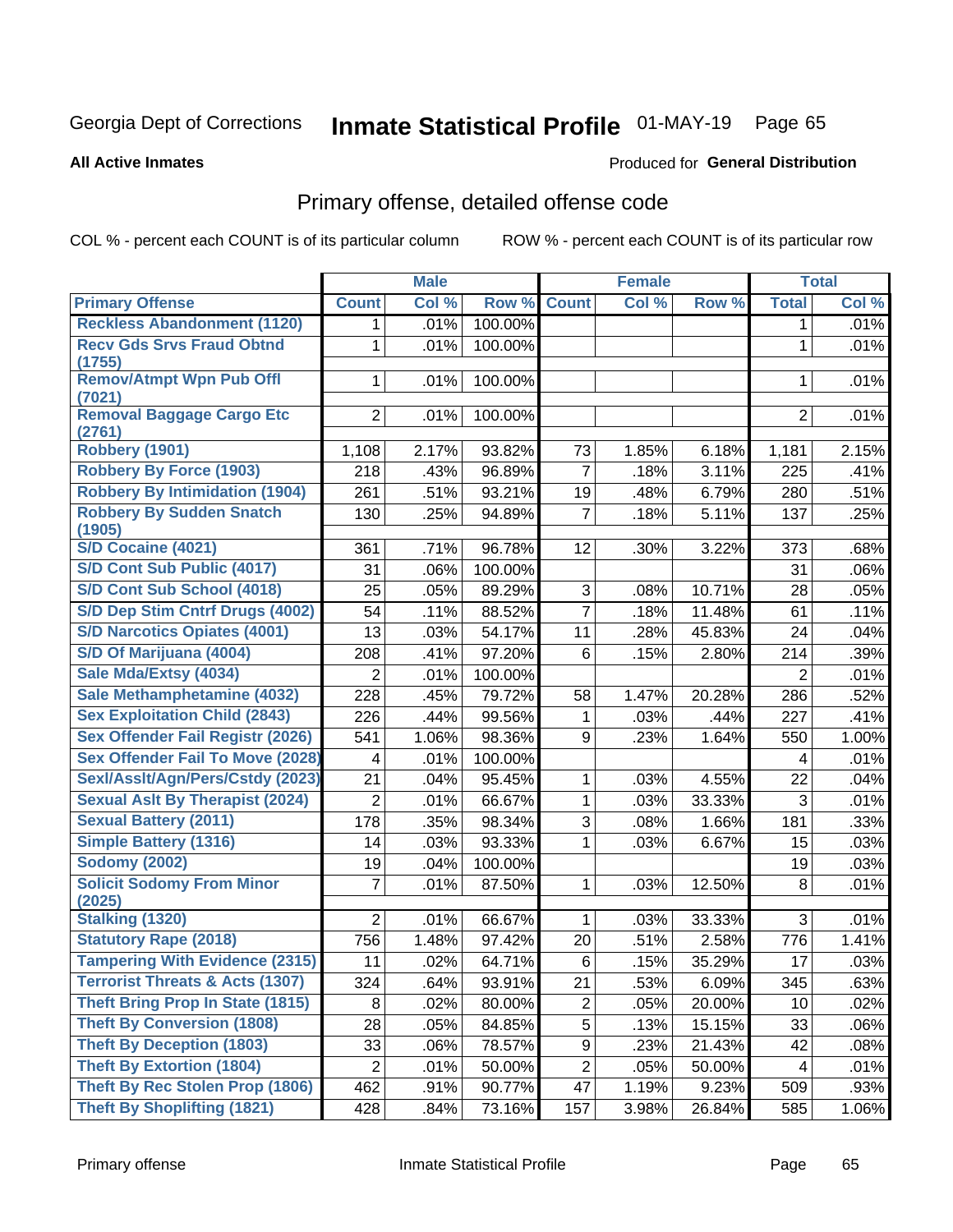Georgia Dept of Corrections **Inmate Statistical Profile** 01-MAY-19

**All Active Inmates**

Produced for **General Distribution**

## Primary offense, detailed offense code

COL % - percent each COUNT is of its particular column

ROW % - percent each COUNT is of its particular row

| | Male | | | Female | | | Total | |
|---|---|---|---|---|---|---|---|---|
| **Primary Offense** | **Count** | **Col %** | **Row %** | **Count** | **Col %** | **Row %** | **Total** | **Col %** |
| Reckless Abandonment (1120) | 1 | .01% | 100.00% | | | | 1 | .01% |
| Recv Gds Srvs Fraud Obtnd (1755) | 1 | .01% | 100.00% | | | | 1 | .01% |
| Remov/Atmpt Wpn Pub Offl (7021) | 1 | .01% | 100.00% | | | | 1 | .01% |
| Removal Baggage Cargo Etc (2761) | 2 | .01% | 100.00% | | | | 2 | .01% |
| Robbery (1901) | 1,108 | 2.17% | 93.82% | 73 | 1.85% | 6.18% | 1,181 | 2.15% |
| Robbery By Force (1903) | 218 | .43% | 96.89% | 7 | .18% | 3.11% | 225 | .41% |
| Robbery By Intimidation (1904) | 261 | .51% | 93.21% | 19 | .48% | 6.79% | 280 | .51% |
| Robbery By Sudden Snatch (1905) | 130 | .25% | 94.89% | 7 | .18% | 5.11% | 137 | .25% |
| S/D Cocaine (4021) | 361 | .71% | 96.78% | 12 | .30% | 3.22% | 373 | .68% |
| S/D Cont Sub Public (4017) | 31 | .06% | 100.00% | | | | 31 | .06% |
| S/D Cont Sub School (4018) | 25 | .05% | 89.29% | 3 | .08% | 10.71% | 28 | .05% |
| S/D Dep Stim Cntrf Drugs (4002) | 54 | .11% | 88.52% | 7 | .18% | 11.48% | 61 | .11% |
| S/D Narcotics Opiates (4001) | 13 | .03% | 54.17% | 11 | .28% | 45.83% | 24 | .04% |
| S/D Of Marijuana (4004) | 208 | .41% | 97.20% | 6 | .15% | 2.80% | 214 | .39% |
| Sale Mda/Extsy (4034) | 2 | .01% | 100.00% | | | | 2 | .01% |
| Sale Methamphetamine (4032) | 228 | .45% | 79.72% | 58 | 1.47% | 20.28% | 286 | .52% |
| Sex Exploitation Child (2843) | 226 | .44% | 99.56% | 1 | .03% | .44% | 227 | .41% |
| Sex Offender Fail Registr (2026) | 541 | 1.06% | 98.36% | 9 | .23% | 1.64% | 550 | 1.00% |
| Sex Offender Fail To Move (2028) | 4 | .01% | 100.00% | | | | 4 | .01% |
| Sexl/Asslt/Agn/Pers/Cstdy (2023) | 21 | .04% | 95.45% | 1 | .03% | 4.55% | 22 | .04% |
| Sexual Aslt By Therapist (2024) | 2 | .01% | 66.67% | 1 | .03% | 33.33% | 3 | .01% |
| Sexual Battery (2011) | 178 | .35% | 98.34% | 3 | .08% | 1.66% | 181 | .33% |
| Simple Battery (1316) | 14 | .03% | 93.33% | 1 | .03% | 6.67% | 15 | .03% |
| Sodomy (2002) | 19 | .04% | 100.00% | | | | 19 | .03% |
| Solicit Sodomy From Minor (2025) | 7 | .01% | 87.50% | 1 | .03% | 12.50% | 8 | .01% |
| Stalking (1320) | 2 | .01% | 66.67% | 1 | .03% | 33.33% | 3 | .01% |
| Statutory Rape (2018) | 756 | 1.48% | 97.42% | 20 | .51% | 2.58% | 776 | 1.41% |
| Tampering With Evidence (2315) | 11 | .02% | 64.71% | 6 | .15% | 35.29% | 17 | .03% |
| Terrorist Threats & Acts (1307) | 324 | .64% | 93.91% | 21 | .53% | 6.09% | 345 | .63% |
| Theft Bring Prop In State (1815) | 8 | .02% | 80.00% | 2 | .05% | 20.00% | 10 | .02% |
| Theft By Conversion (1808) | 28 | .05% | 84.85% | 5 | .13% | 15.15% | 33 | .06% |
| Theft By Deception (1803) | 33 | .06% | 78.57% | 9 | .23% | 21.43% | 42 | .08% |
| Theft By Extortion (1804) | 2 | .01% | 50.00% | 2 | .05% | 50.00% | 4 | .01% |
| Theft By Rec Stolen Prop (1806) | 462 | .91% | 90.77% | 47 | 1.19% | 9.23% | 509 | .93% |
| Theft By Shoplifting (1821) | 428 | .84% | 73.16% | 157 | 3.98% | 26.84% | 585 | 1.06% |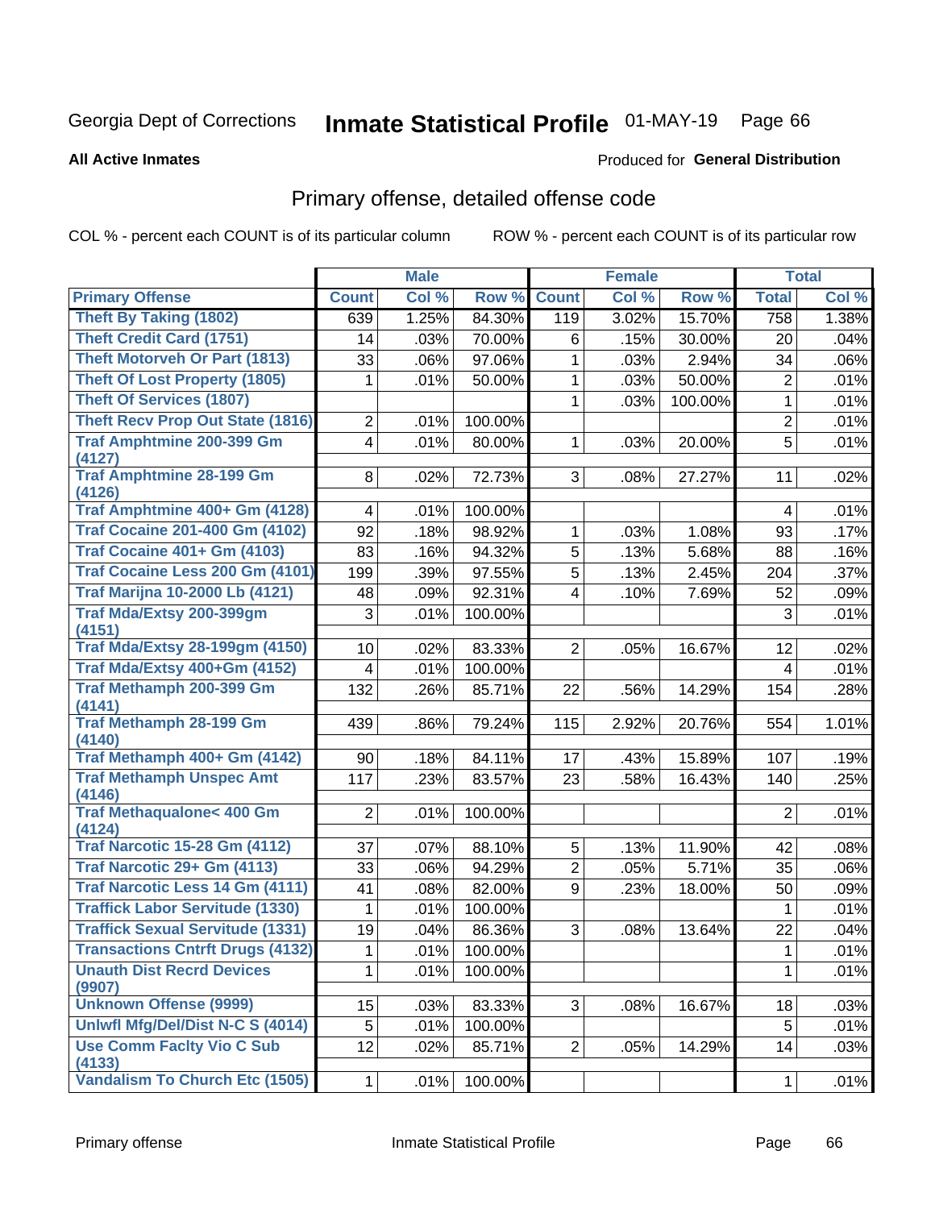Georgia Dept of Corrections **Inmate Statistical Profile** 01-MAY-19

**All Active Inmates**

Produced for **General Distribution**

## Primary offense, detailed offense code

COL % - percent each COUNT is of its particular column ROW % - percent each COUNT is of its particular row

| | Male | | | Female | | | Total | |
|---|---|---|---|---|---|---|---|---|
| **Primary Offense** | **Count** | **Col %** | **Row %** | **Count** | **Col %** | **Row %** | **Total** | **Col %** |
| Theft By Taking (1802) | 639 | 1.25% | 84.30% | 119 | 3.02% | 15.70% | 758 | 1.38% |
| Theft Credit Card (1751) | 14 | .03% | 70.00% | 6 | .15% | 30.00% | 20 | .04% |
| Theft Motorveh Or Part (1813) | 33 | .06% | 97.06% | 1 | .03% | 2.94% | 34 | .06% |
| Theft Of Lost Property (1805) | 1 | .01% | 50.00% | 1 | .03% | 50.00% | 2 | .01% |
| Theft Of Services (1807) | | | | 1 | .03% | 100.00% | 1 | .01% |
| Theft Recv Prop Out State (1816) | 2 | .01% | 100.00% | | | | 2 | .01% |
| Traf Amphtmine 200-399 Gm (4127) | 4 | .01% | 80.00% | 1 | .03% | 20.00% | 5 | .01% |
| Traf Amphtmine 28-199 Gm (4126) | 8 | .02% | 72.73% | 3 | .08% | 27.27% | 11 | .02% |
| Traf Amphtmine 400+ Gm (4128) | 4 | .01% | 100.00% | | | | 4 | .01% |
| Traf Cocaine 201-400 Gm (4102) | 92 | .18% | 98.92% | 1 | .03% | 1.08% | 93 | .17% |
| Traf Cocaine 401+ Gm (4103) | 83 | .16% | 94.32% | 5 | .13% | 5.68% | 88 | .16% |
| Traf Cocaine Less 200 Gm (4101) | 199 | .39% | 97.55% | 5 | .13% | 2.45% | 204 | .37% |
| Traf Marijna 10-2000 Lb (4121) | 48 | .09% | 92.31% | 4 | .10% | 7.69% | 52 | .09% |
| Traf Mda/Extsy 200-399gm (4151) | 3 | .01% | 100.00% | | | | 3 | .01% |
| Traf Mda/Extsy 28-199gm (4150) | 10 | .02% | 83.33% | 2 | .05% | 16.67% | 12 | .02% |
| Traf Mda/Extsy 400+Gm (4152) | 4 | .01% | 100.00% | | | | 4 | .01% |
| Traf Methamph 200-399 Gm (4141) | 132 | .26% | 85.71% | 22 | .56% | 14.29% | 154 | .28% |
| Traf Methamph 28-199 Gm (4140) | 439 | .86% | 79.24% | 115 | 2.92% | 20.76% | 554 | 1.01% |
| Traf Methamph 400+ Gm (4142) | 90 | .18% | 84.11% | 17 | .43% | 15.89% | 107 | .19% |
| Traf Methamph Unspec Amt (4146) | 117 | .23% | 83.57% | 23 | .58% | 16.43% | 140 | .25% |
| Traf Methaqualone< 400 Gm (4124) | 2 | .01% | 100.00% | | | | 2 | .01% |
| Traf Narcotic 15-28 Gm (4112) | 37 | .07% | 88.10% | 5 | .13% | 11.90% | 42 | .08% |
| Traf Narcotic 29+ Gm (4113) | 33 | .06% | 94.29% | 2 | .05% | 5.71% | 35 | .06% |
| Traf Narcotic Less 14 Gm (4111) | 41 | .08% | 82.00% | 9 | .23% | 18.00% | 50 | .09% |
| Traffick Labor Servitude (1330) | 1 | .01% | 100.00% | | | | 1 | .01% |
| Traffick Sexual Servitude (1331) | 19 | .04% | 86.36% | 3 | .08% | 13.64% | 22 | .04% |
| Transactions Cntrft Drugs (4132) | 1 | .01% | 100.00% | | | | 1 | .01% |
| Unauth Dist Recrd Devices (9907) | 1 | .01% | 100.00% | | | | 1 | .01% |
| Unknown Offense (9999) | 15 | .03% | 83.33% | 3 | .08% | 16.67% | 18 | .03% |
| Unlwfl Mfg/Del/Dist N-C S (4014) | 5 | .01% | 100.00% | | | | 5 | .01% |
| Use Comm Faclty Vio C Sub (4133) | 12 | .02% | 85.71% | 2 | .05% | 14.29% | 14 | .03% |
| Vandalism To Church Etc (1505) | 1 | .01% | 100.00% | | | | 1 | .01% |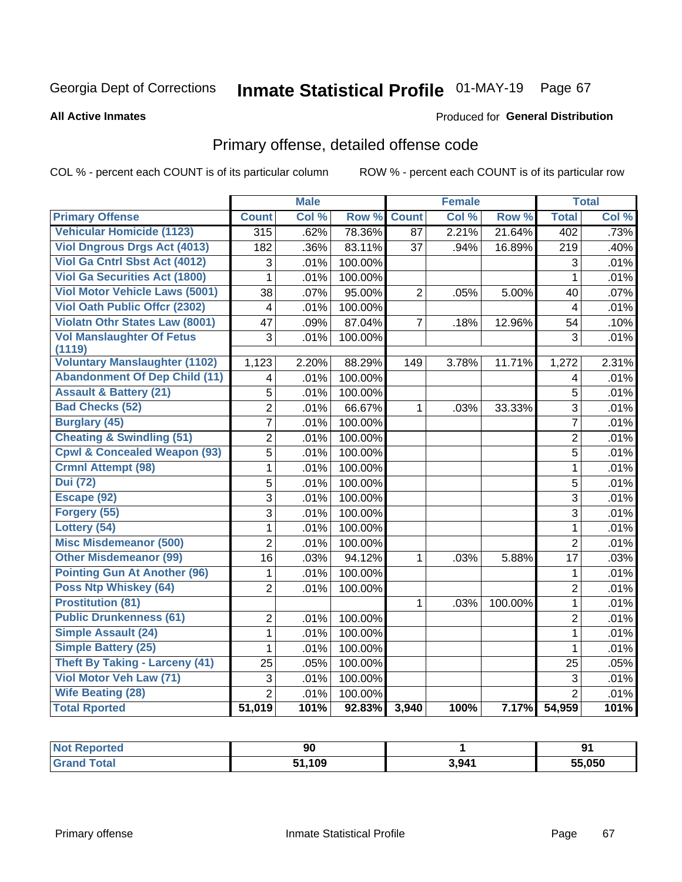Georgia Dept of Corrections **Inmate Statistical Profile** 01-MAY-19

**All Active Inmates**

Produced for **General Distribution**

## Primary offense, detailed offense code

COL % - percent each COUNT is of its particular column ROW % - percent each COUNT is of its particular row

| | Male | | | Female | | | Total | |
|---|---|---|---|---|---|---|---|---|
| **Primary Offense** | **Count** | **Col %** | **Row %** | **Count** | **Col %** | **Row %** | **Total** | **Col %** |
| Vehicular Homicide (1123) | 315 | .62% | 78.36% | 87 | 2.21% | 21.64% | 402 | .73% |
| Viol Dngrous Drgs Act (4013) | 182 | .36% | 83.11% | 37 | .94% | 16.89% | 219 | .40% |
| Viol Ga Cntrl Sbst Act (4012) | 3 | .01% | 100.00% | | | | 3 | .01% |
| Viol Ga Securities Act (1800) | 1 | .01% | 100.00% | | | | 1 | .01% |
| Viol Motor Vehicle Laws (5001) | 38 | .07% | 95.00% | 2 | .05% | 5.00% | 40 | .07% |
| Viol Oath Public Offcr (2302) | 4 | .01% | 100.00% | | | | 4 | .01% |
| Violatn Othr States Law (8001) | 47 | .09% | 87.04% | 7 | .18% | 12.96% | 54 | .10% |
| Vol Manslaughter Of Fetus (1119) | 3 | .01% | 100.00% | | | | 3 | .01% |
| Voluntary Manslaughter (1102) | 1,123 | 2.20% | 88.29% | 149 | 3.78% | 11.71% | 1,272 | 2.31% |
| Abandonment Of Dep Child (11) | 4 | .01% | 100.00% | | | | 4 | .01% |
| Assault & Battery (21) | 5 | .01% | 100.00% | | | | 5 | .01% |
| Bad Checks (52) | 2 | .01% | 66.67% | 1 | .03% | 33.33% | 3 | .01% |
| Burglary (45) | 7 | .01% | 100.00% | | | | 7 | .01% |
| Cheating & Swindling (51) | 2 | .01% | 100.00% | | | | 2 | .01% |
| Cpwl & Concealed Weapon (93) | 5 | .01% | 100.00% | | | | 5 | .01% |
| Crmnl Attempt (98) | 1 | .01% | 100.00% | | | | 1 | .01% |
| Dui (72) | 5 | .01% | 100.00% | | | | 5 | .01% |
| Escape (92) | 3 | .01% | 100.00% | | | | 3 | .01% |
| Forgery (55) | 3 | .01% | 100.00% | | | | 3 | .01% |
| Lottery (54) | 1 | .01% | 100.00% | | | | 1 | .01% |
| Misc Misdemeanor (500) | 2 | .01% | 100.00% | | | | 2 | .01% |
| Other Misdemeanor (99) | 16 | .03% | 94.12% | 1 | .03% | 5.88% | 17 | .03% |
| Pointing Gun At Another (96) | 1 | .01% | 100.00% | | | | 1 | .01% |
| Poss Ntp Whiskey (64) | 2 | .01% | 100.00% | | | | 2 | .01% |
| Prostitution (81) | | | | 1 | .03% | 100.00% | 1 | .01% |
| Public Drunkenness (61) | 2 | .01% | 100.00% | | | | 2 | .01% |
| Simple Assault (24) | 1 | .01% | 100.00% | | | | 1 | .01% |
| Simple Battery (25) | 1 | .01% | 100.00% | | | | 1 | .01% |
| Theft By Taking - Larceny (41) | 25 | .05% | 100.00% | | | | 25 | .05% |
| Viol Motor Veh Law (71) | 3 | .01% | 100.00% | | | | 3 | .01% |
| Wife Beating (28) | 2 | .01% | 100.00% | | | | 2 | .01% |
| **Total Rported** | **51,019** | **101%** | **92.83%** | **3,940** | **100%** | **7.17%** | **54,959** | **101%** |

| | Male | Female | Total |
|---|---|---|---|
| Not Reported | 90 | 1 | 91 |
| Grand Total | 51,109 | 3,941 | 55,050 |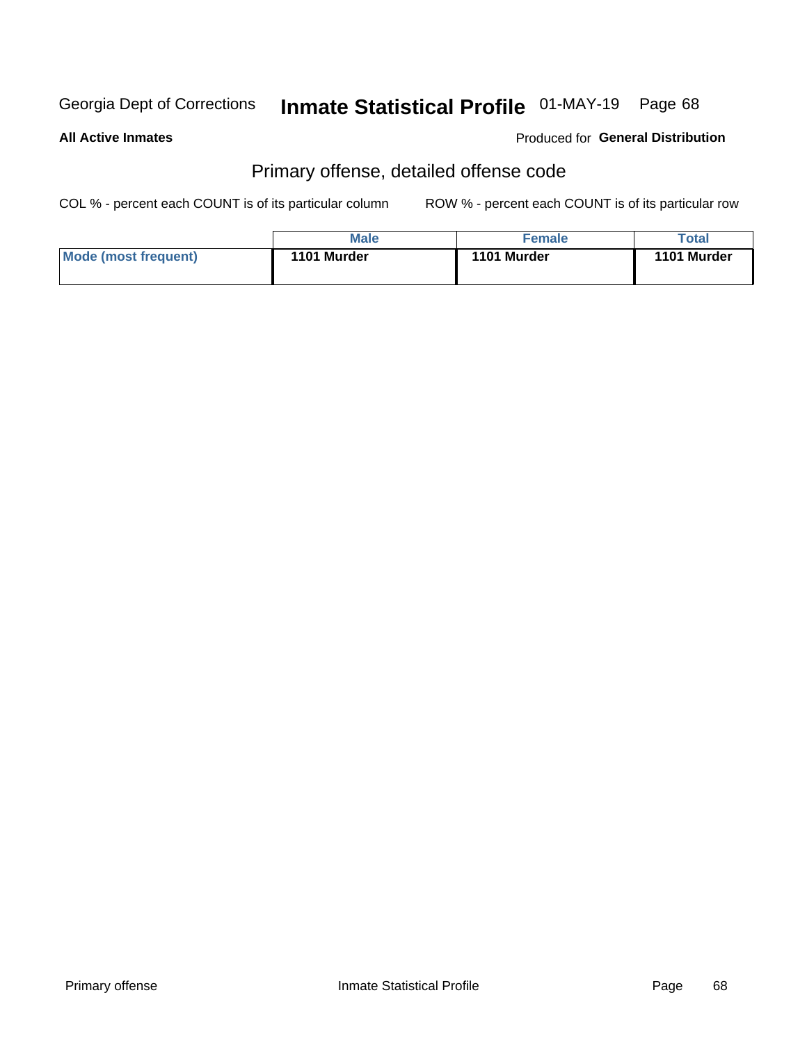Georgia Dept of Corrections **Inmate Statistical Profile** 01-MAY-19

**All Active Inmates**

Produced for **General Distribution**

## Primary offense, detailed offense code

COL % - percent each COUNT is of its particular column

ROW % - percent each COUNT is of its particular row

| | Male | Female | Total |
|---|---|---|---|
| **Mode (most frequent)** | **1101 Murder** | **1101 Murder** | **1101 Murder** |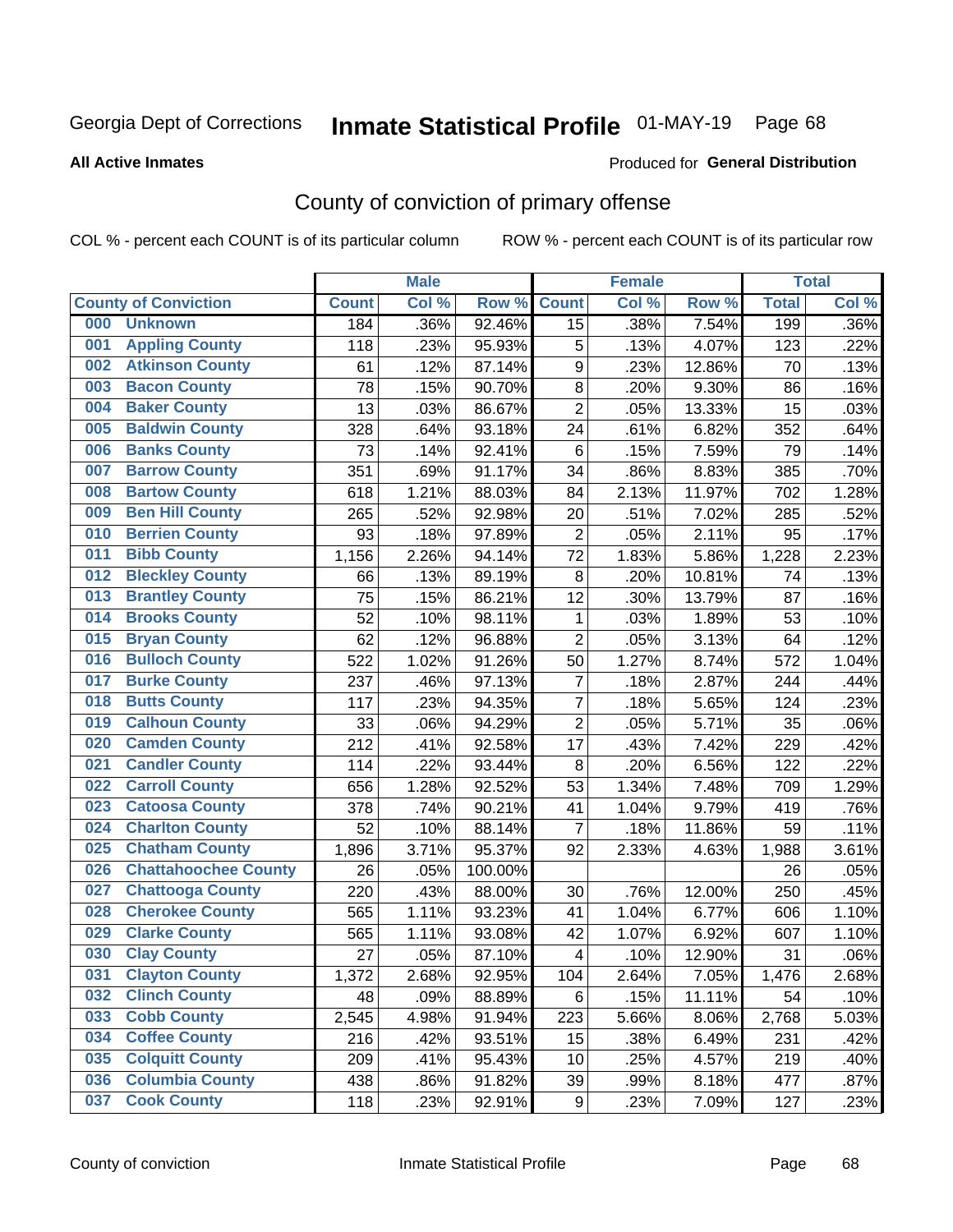Georgia Dept of Corrections **Inmate Statistical Profile** 01-MAY-19

**All Active Inmates**

Produced for **General Distribution**

## County of conviction of primary offense

COL % - percent each COUNT is of its particular column ROW % - percent each COUNT is of its particular row

| County of Conviction | Male | | | Female | | | Total | |
|---|---|---|---|---|---|---|---|---|
| | Count | Col % | Row % | Count | Col % | Row % | Total | Col % |
| 000 Unknown | 184 | .36% | 92.46% | 15 | .38% | 7.54% | 199 | .36% |
| 001 Appling County | 118 | .23% | 95.93% | 5 | .13% | 4.07% | 123 | .22% |
| 002 Atkinson County | 61 | .12% | 87.14% | 9 | .23% | 12.86% | 70 | .13% |
| 003 Bacon County | 78 | .15% | 90.70% | 8 | .20% | 9.30% | 86 | .16% |
| 004 Baker County | 13 | .03% | 86.67% | 2 | .05% | 13.33% | 15 | .03% |
| 005 Baldwin County | 328 | .64% | 93.18% | 24 | .61% | 6.82% | 352 | .64% |
| 006 Banks County | 73 | .14% | 92.41% | 6 | .15% | 7.59% | 79 | .14% |
| 007 Barrow County | 351 | .69% | 91.17% | 34 | .86% | 8.83% | 385 | .70% |
| 008 Bartow County | 618 | 1.21% | 88.03% | 84 | 2.13% | 11.97% | 702 | 1.28% |
| 009 Ben Hill County | 265 | .52% | 92.98% | 20 | .51% | 7.02% | 285 | .52% |
| 010 Berrien County | 93 | .18% | 97.89% | 2 | .05% | 2.11% | 95 | .17% |
| 011 Bibb County | 1,156 | 2.26% | 94.14% | 72 | 1.83% | 5.86% | 1,228 | 2.23% |
| 012 Bleckley County | 66 | .13% | 89.19% | 8 | .20% | 10.81% | 74 | .13% |
| 013 Brantley County | 75 | .15% | 86.21% | 12 | .30% | 13.79% | 87 | .16% |
| 014 Brooks County | 52 | .10% | 98.11% | 1 | .03% | 1.89% | 53 | .10% |
| 015 Bryan County | 62 | .12% | 96.88% | 2 | .05% | 3.13% | 64 | .12% |
| 016 Bulloch County | 522 | 1.02% | 91.26% | 50 | 1.27% | 8.74% | 572 | 1.04% |
| 017 Burke County | 237 | .46% | 97.13% | 7 | .18% | 2.87% | 244 | .44% |
| 018 Butts County | 117 | .23% | 94.35% | 7 | .18% | 5.65% | 124 | .23% |
| 019 Calhoun County | 33 | .06% | 94.29% | 2 | .05% | 5.71% | 35 | .06% |
| 020 Camden County | 212 | .41% | 92.58% | 17 | .43% | 7.42% | 229 | .42% |
| 021 Candler County | 114 | .22% | 93.44% | 8 | .20% | 6.56% | 122 | .22% |
| 022 Carroll County | 656 | 1.28% | 92.52% | 53 | 1.34% | 7.48% | 709 | 1.29% |
| 023 Catoosa County | 378 | .74% | 90.21% | 41 | 1.04% | 9.79% | 419 | .76% |
| 024 Charlton County | 52 | .10% | 88.14% | 7 | .18% | 11.86% | 59 | .11% |
| 025 Chatham County | 1,896 | 3.71% | 95.37% | 92 | 2.33% | 4.63% | 1,988 | 3.61% |
| 026 Chattahoochee County | 26 | .05% | 100.00% | | | | 26 | .05% |
| 027 Chattooga County | 220 | .43% | 88.00% | 30 | .76% | 12.00% | 250 | .45% |
| 028 Cherokee County | 565 | 1.11% | 93.23% | 41 | 1.04% | 6.77% | 606 | 1.10% |
| 029 Clarke County | 565 | 1.11% | 93.08% | 42 | 1.07% | 6.92% | 607 | 1.10% |
| 030 Clay County | 27 | .05% | 87.10% | 4 | .10% | 12.90% | 31 | .06% |
| 031 Clayton County | 1,372 | 2.68% | 92.95% | 104 | 2.64% | 7.05% | 1,476 | 2.68% |
| 032 Clinch County | 48 | .09% | 88.89% | 6 | .15% | 11.11% | 54 | .10% |
| 033 Cobb County | 2,545 | 4.98% | 91.94% | 223 | 5.66% | 8.06% | 2,768 | 5.03% |
| 034 Coffee County | 216 | .42% | 93.51% | 15 | .38% | 6.49% | 231 | .42% |
| 035 Colquitt County | 209 | .41% | 95.43% | 10 | .25% | 4.57% | 219 | .40% |
| 036 Columbia County | 438 | .86% | 91.82% | 39 | .99% | 8.18% | 477 | .87% |
| 037 Cook County | 118 | .23% | 92.91% | 9 | .23% | 7.09% | 127 | .23% |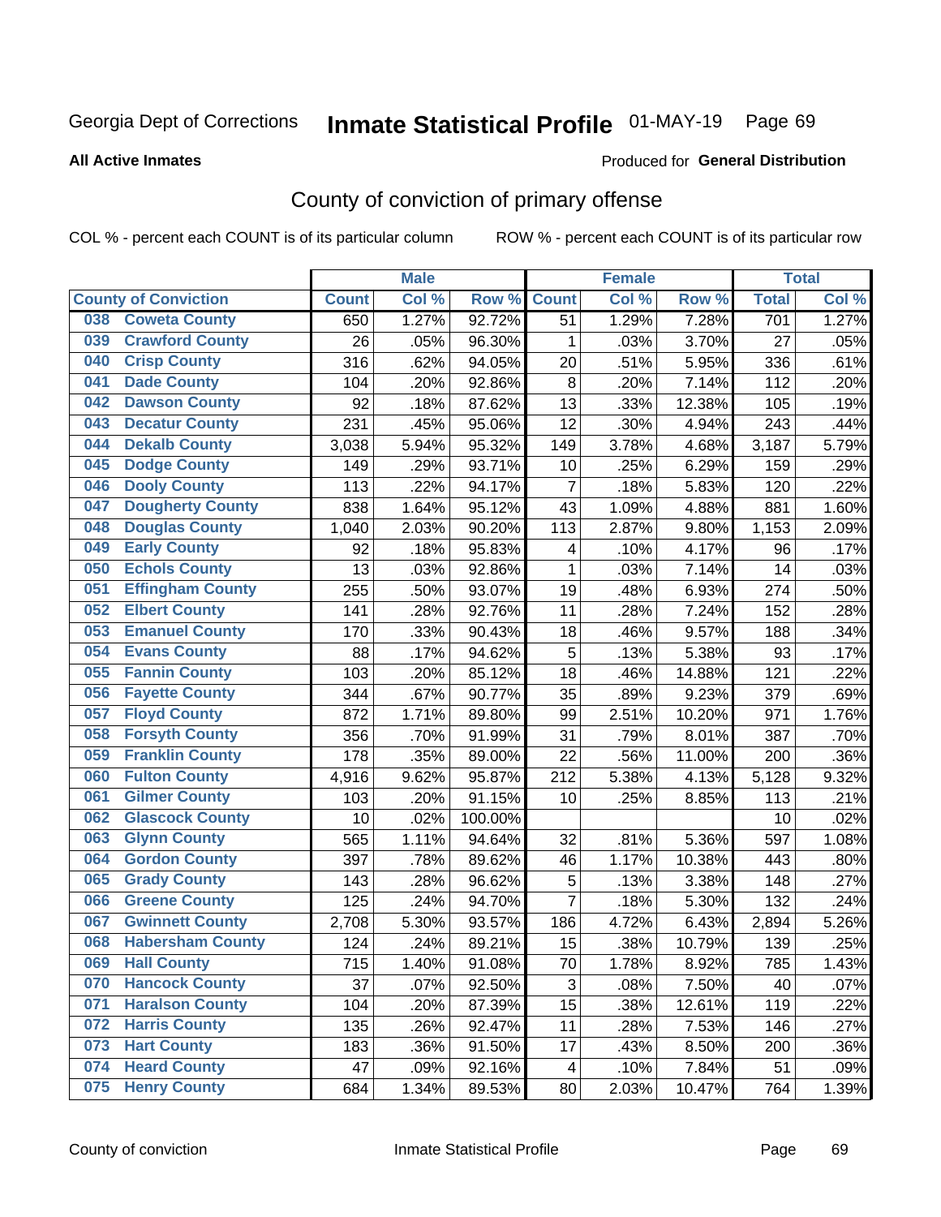Georgia Dept of Corrections **Inmate Statistical Profile** 01-MAY-19

**All Active Inmates**

Produced for **General Distribution**

## County of conviction of primary offense

COL % - percent each COUNT is of its particular column ROW % - percent each COUNT is of its particular row

| County of Conviction | Male | | | Female | | | Total | |
|---|---|---|---|---|---|---|---|---|
| | Count | Col % | Row % | Count | Col % | Row % | Total | Col % |
| 038 Coweta County | 650 | 1.27% | 92.72% | 51 | 1.29% | 7.28% | 701 | 1.27% |
| 039 Crawford County | 26 | .05% | 96.30% | 1 | .03% | 3.70% | 27 | .05% |
| 040 Crisp County | 316 | .62% | 94.05% | 20 | .51% | 5.95% | 336 | .61% |
| 041 Dade County | 104 | .20% | 92.86% | 8 | .20% | 7.14% | 112 | .20% |
| 042 Dawson County | 92 | .18% | 87.62% | 13 | .33% | 12.38% | 105 | .19% |
| 043 Decatur County | 231 | .45% | 95.06% | 12 | .30% | 4.94% | 243 | .44% |
| 044 Dekalb County | 3,038 | 5.94% | 95.32% | 149 | 3.78% | 4.68% | 3,187 | 5.79% |
| 045 Dodge County | 149 | .29% | 93.71% | 10 | .25% | 6.29% | 159 | .29% |
| 046 Dooly County | 113 | .22% | 94.17% | 7 | .18% | 5.83% | 120 | .22% |
| 047 Dougherty County | 838 | 1.64% | 95.12% | 43 | 1.09% | 4.88% | 881 | 1.60% |
| 048 Douglas County | 1,040 | 2.03% | 90.20% | 113 | 2.87% | 9.80% | 1,153 | 2.09% |
| 049 Early County | 92 | .18% | 95.83% | 4 | .10% | 4.17% | 96 | .17% |
| 050 Echols County | 13 | .03% | 92.86% | 1 | .03% | 7.14% | 14 | .03% |
| 051 Effingham County | 255 | .50% | 93.07% | 19 | .48% | 6.93% | 274 | .50% |
| 052 Elbert County | 141 | .28% | 92.76% | 11 | .28% | 7.24% | 152 | .28% |
| 053 Emanuel County | 170 | .33% | 90.43% | 18 | .46% | 9.57% | 188 | .34% |
| 054 Evans County | 88 | .17% | 94.62% | 5 | .13% | 5.38% | 93 | .17% |
| 055 Fannin County | 103 | .20% | 85.12% | 18 | .46% | 14.88% | 121 | .22% |
| 056 Fayette County | 344 | .67% | 90.77% | 35 | .89% | 9.23% | 379 | .69% |
| 057 Floyd County | 872 | 1.71% | 89.80% | 99 | 2.51% | 10.20% | 971 | 1.76% |
| 058 Forsyth County | 356 | .70% | 91.99% | 31 | .79% | 8.01% | 387 | .70% |
| 059 Franklin County | 178 | .35% | 89.00% | 22 | .56% | 11.00% | 200 | .36% |
| 060 Fulton County | 4,916 | 9.62% | 95.87% | 212 | 5.38% | 4.13% | 5,128 | 9.32% |
| 061 Gilmer County | 103 | .20% | 91.15% | 10 | .25% | 8.85% | 113 | .21% |
| 062 Glascock County | 10 | .02% | 100.00% | | | | 10 | .02% |
| 063 Glynn County | 565 | 1.11% | 94.64% | 32 | .81% | 5.36% | 597 | 1.08% |
| 064 Gordon County | 397 | .78% | 89.62% | 46 | 1.17% | 10.38% | 443 | .80% |
| 065 Grady County | 143 | .28% | 96.62% | 5 | .13% | 3.38% | 148 | .27% |
| 066 Greene County | 125 | .24% | 94.70% | 7 | .18% | 5.30% | 132 | .24% |
| 067 Gwinnett County | 2,708 | 5.30% | 93.57% | 186 | 4.72% | 6.43% | 2,894 | 5.26% |
| 068 Habersham County | 124 | .24% | 89.21% | 15 | .38% | 10.79% | 139 | .25% |
| 069 Hall County | 715 | 1.40% | 91.08% | 70 | 1.78% | 8.92% | 785 | 1.43% |
| 070 Hancock County | 37 | .07% | 92.50% | 3 | .08% | 7.50% | 40 | .07% |
| 071 Haralson County | 104 | .20% | 87.39% | 15 | .38% | 12.61% | 119 | .22% |
| 072 Harris County | 135 | .26% | 92.47% | 11 | .28% | 7.53% | 146 | .27% |
| 073 Hart County | 183 | .36% | 91.50% | 17 | .43% | 8.50% | 200 | .36% |
| 074 Heard County | 47 | .09% | 92.16% | 4 | .10% | 7.84% | 51 | .09% |
| 075 Henry County | 684 | 1.34% | 89.53% | 80 | 2.03% | 10.47% | 764 | 1.39% |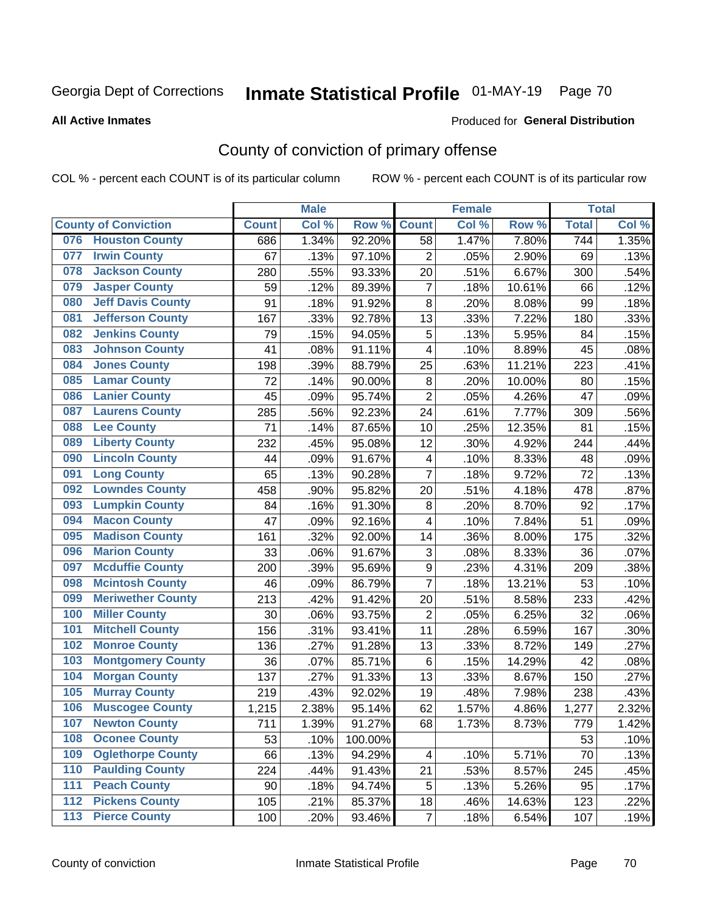Georgia Dept of Corrections **Inmate Statistical Profile** 01-MAY-19

**All Active Inmates**

Produced for **General Distribution**

## County of conviction of primary offense

COL % - percent each COUNT is of its particular column ROW % - percent each COUNT is of its particular row

| County of Conviction | Male | | | Female | | | Total | |
|---|---|---|---|---|---|---|---|---|
| | Count | Col % | Row % | Count | Col % | Row % | Total | Col % |
| 076 Houston County | 686 | 1.34% | 92.20% | 58 | 1.47% | 7.80% | 744 | 1.35% |
| 077 Irwin County | 67 | .13% | 97.10% | 2 | .05% | 2.90% | 69 | .13% |
| 078 Jackson County | 280 | .55% | 93.33% | 20 | .51% | 6.67% | 300 | .54% |
| 079 Jasper County | 59 | .12% | 89.39% | 7 | .18% | 10.61% | 66 | .12% |
| 080 Jeff Davis County | 91 | .18% | 91.92% | 8 | .20% | 8.08% | 99 | .18% |
| 081 Jefferson County | 167 | .33% | 92.78% | 13 | .33% | 7.22% | 180 | .33% |
| 082 Jenkins County | 79 | .15% | 94.05% | 5 | .13% | 5.95% | 84 | .15% |
| 083 Johnson County | 41 | .08% | 91.11% | 4 | .10% | 8.89% | 45 | .08% |
| 084 Jones County | 198 | .39% | 88.79% | 25 | .63% | 11.21% | 223 | .41% |
| 085 Lamar County | 72 | .14% | 90.00% | 8 | .20% | 10.00% | 80 | .15% |
| 086 Lanier County | 45 | .09% | 95.74% | 2 | .05% | 4.26% | 47 | .09% |
| 087 Laurens County | 285 | .56% | 92.23% | 24 | .61% | 7.77% | 309 | .56% |
| 088 Lee County | 71 | .14% | 87.65% | 10 | .25% | 12.35% | 81 | .15% |
| 089 Liberty County | 232 | .45% | 95.08% | 12 | .30% | 4.92% | 244 | .44% |
| 090 Lincoln County | 44 | .09% | 91.67% | 4 | .10% | 8.33% | 48 | .09% |
| 091 Long County | 65 | .13% | 90.28% | 7 | .18% | 9.72% | 72 | .13% |
| 092 Lowndes County | 458 | .90% | 95.82% | 20 | .51% | 4.18% | 478 | .87% |
| 093 Lumpkin County | 84 | .16% | 91.30% | 8 | .20% | 8.70% | 92 | .17% |
| 094 Macon County | 47 | .09% | 92.16% | 4 | .10% | 7.84% | 51 | .09% |
| 095 Madison County | 161 | .32% | 92.00% | 14 | .36% | 8.00% | 175 | .32% |
| 096 Marion County | 33 | .06% | 91.67% | 3 | .08% | 8.33% | 36 | .07% |
| 097 Mcduffie County | 200 | .39% | 95.69% | 9 | .23% | 4.31% | 209 | .38% |
| 098 Mcintosh County | 46 | .09% | 86.79% | 7 | .18% | 13.21% | 53 | .10% |
| 099 Meriwether County | 213 | .42% | 91.42% | 20 | .51% | 8.58% | 233 | .42% |
| 100 Miller County | 30 | .06% | 93.75% | 2 | .05% | 6.25% | 32 | .06% |
| 101 Mitchell County | 156 | .31% | 93.41% | 11 | .28% | 6.59% | 167 | .30% |
| 102 Monroe County | 136 | .27% | 91.28% | 13 | .33% | 8.72% | 149 | .27% |
| 103 Montgomery County | 36 | .07% | 85.71% | 6 | .15% | 14.29% | 42 | .08% |
| 104 Morgan County | 137 | .27% | 91.33% | 13 | .33% | 8.67% | 150 | .27% |
| 105 Murray County | 219 | .43% | 92.02% | 19 | .48% | 7.98% | 238 | .43% |
| 106 Muscogee County | 1,215 | 2.38% | 95.14% | 62 | 1.57% | 4.86% | 1,277 | 2.32% |
| 107 Newton County | 711 | 1.39% | 91.27% | 68 | 1.73% | 8.73% | 779 | 1.42% |
| 108 Oconee County | 53 | .10% | 100.00% | | | | 53 | .10% |
| 109 Oglethorpe County | 66 | .13% | 94.29% | 4 | .10% | 5.71% | 70 | .13% |
| 110 Paulding County | 224 | .44% | 91.43% | 21 | .53% | 8.57% | 245 | .45% |
| 111 Peach County | 90 | .18% | 94.74% | 5 | .13% | 5.26% | 95 | .17% |
| 112 Pickens County | 105 | .21% | 85.37% | 18 | .46% | 14.63% | 123 | .22% |
| 113 Pierce County | 100 | .20% | 93.46% | 7 | .18% | 6.54% | 107 | .19% |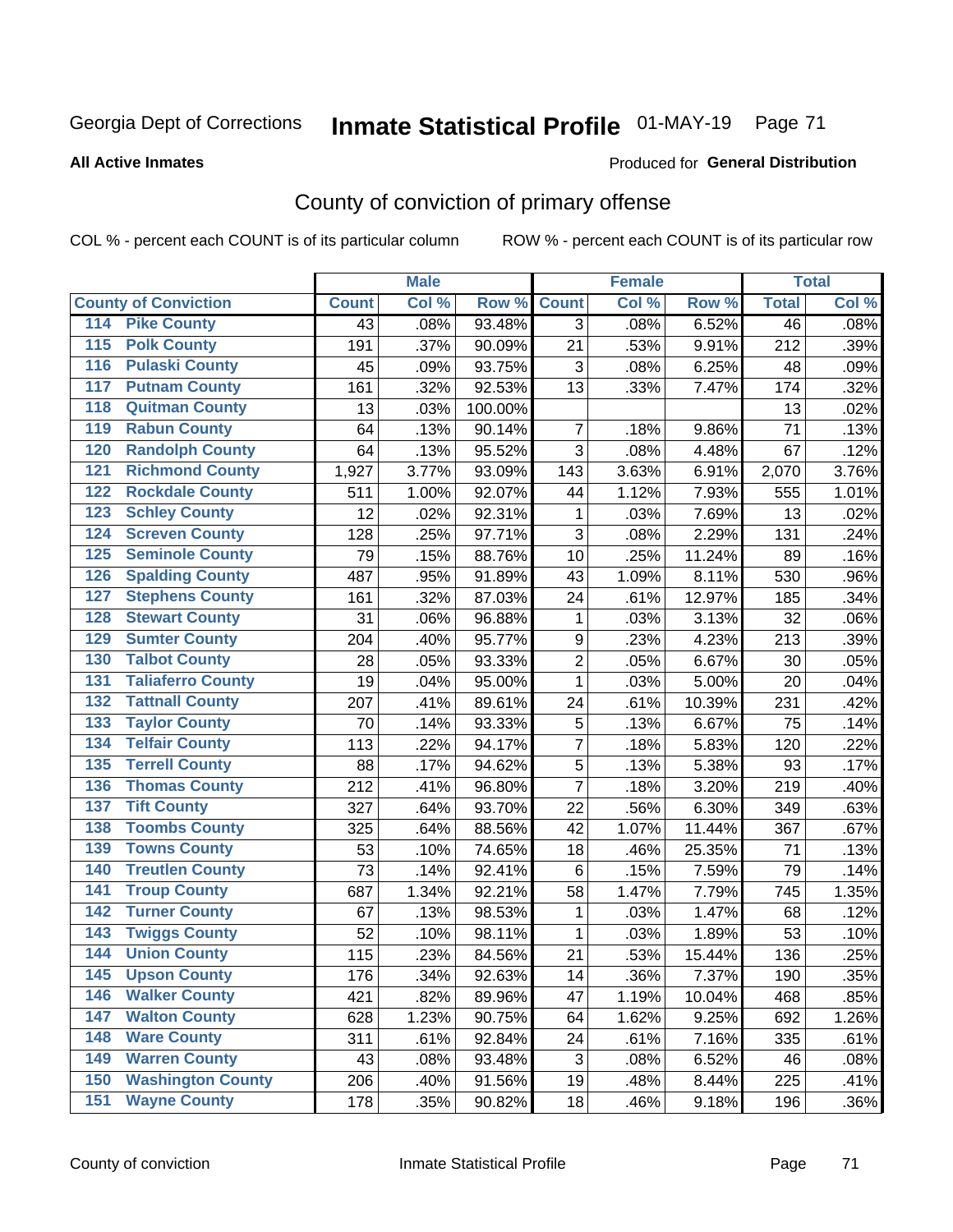Georgia Dept of Corrections **Inmate Statistical Profile** 01-MAY-19

**All Active Inmates**

Produced for **General Distribution**

## County of conviction of primary offense

COL % - percent each COUNT is of its particular column ROW % - percent each COUNT is of its particular row

| | | Male | | | Female | | | Total | |
|---|---|---|---|---|---|---|---|---|---|
| County of Conviction | | Count | Col % | Row % | Count | Col % | Row % | Total | Col % |
| 114 | Pike County | 43 | .08% | 93.48% | 3 | .08% | 6.52% | 46 | .08% |
| 115 | Polk County | 191 | .37% | 90.09% | 21 | .53% | 9.91% | 212 | .39% |
| 116 | Pulaski County | 45 | .09% | 93.75% | 3 | .08% | 6.25% | 48 | .09% |
| 117 | Putnam County | 161 | .32% | 92.53% | 13 | .33% | 7.47% | 174 | .32% |
| 118 | Quitman County | 13 | .03% | 100.00% | | | | 13 | .02% |
| 119 | Rabun County | 64 | .13% | 90.14% | 7 | .18% | 9.86% | 71 | .13% |
| 120 | Randolph County | 64 | .13% | 95.52% | 3 | .08% | 4.48% | 67 | .12% |
| 121 | Richmond County | 1,927 | 3.77% | 93.09% | 143 | 3.63% | 6.91% | 2,070 | 3.76% |
| 122 | Rockdale County | 511 | 1.00% | 92.07% | 44 | 1.12% | 7.93% | 555 | 1.01% |
| 123 | Schley County | 12 | .02% | 92.31% | 1 | .03% | 7.69% | 13 | .02% |
| 124 | Screven County | 128 | .25% | 97.71% | 3 | .08% | 2.29% | 131 | .24% |
| 125 | Seminole County | 79 | .15% | 88.76% | 10 | .25% | 11.24% | 89 | .16% |
| 126 | Spalding County | 487 | .95% | 91.89% | 43 | 1.09% | 8.11% | 530 | .96% |
| 127 | Stephens County | 161 | .32% | 87.03% | 24 | .61% | 12.97% | 185 | .34% |
| 128 | Stewart County | 31 | .06% | 96.88% | 1 | .03% | 3.13% | 32 | .06% |
| 129 | Sumter County | 204 | .40% | 95.77% | 9 | .23% | 4.23% | 213 | .39% |
| 130 | Talbot County | 28 | .05% | 93.33% | 2 | .05% | 6.67% | 30 | .05% |
| 131 | Taliaferro County | 19 | .04% | 95.00% | 1 | .03% | 5.00% | 20 | .04% |
| 132 | Tattnall County | 207 | .41% | 89.61% | 24 | .61% | 10.39% | 231 | .42% |
| 133 | Taylor County | 70 | .14% | 93.33% | 5 | .13% | 6.67% | 75 | .14% |
| 134 | Telfair County | 113 | .22% | 94.17% | 7 | .18% | 5.83% | 120 | .22% |
| 135 | Terrell County | 88 | .17% | 94.62% | 5 | .13% | 5.38% | 93 | .17% |
| 136 | Thomas County | 212 | .41% | 96.80% | 7 | .18% | 3.20% | 219 | .40% |
| 137 | Tift County | 327 | .64% | 93.70% | 22 | .56% | 6.30% | 349 | .63% |
| 138 | Toombs County | 325 | .64% | 88.56% | 42 | 1.07% | 11.44% | 367 | .67% |
| 139 | Towns County | 53 | .10% | 74.65% | 18 | .46% | 25.35% | 71 | .13% |
| 140 | Treutlen County | 73 | .14% | 92.41% | 6 | .15% | 7.59% | 79 | .14% |
| 141 | Troup County | 687 | 1.34% | 92.21% | 58 | 1.47% | 7.79% | 745 | 1.35% |
| 142 | Turner County | 67 | .13% | 98.53% | 1 | .03% | 1.47% | 68 | .12% |
| 143 | Twiggs County | 52 | .10% | 98.11% | 1 | .03% | 1.89% | 53 | .10% |
| 144 | Union County | 115 | .23% | 84.56% | 21 | .53% | 15.44% | 136 | .25% |
| 145 | Upson County | 176 | .34% | 92.63% | 14 | .36% | 7.37% | 190 | .35% |
| 146 | Walker County | 421 | .82% | 89.96% | 47 | 1.19% | 10.04% | 468 | .85% |
| 147 | Walton County | 628 | 1.23% | 90.75% | 64 | 1.62% | 9.25% | 692 | 1.26% |
| 148 | Ware County | 311 | .61% | 92.84% | 24 | .61% | 7.16% | 335 | .61% |
| 149 | Warren County | 43 | .08% | 93.48% | 3 | .08% | 6.52% | 46 | .08% |
| 150 | Washington County | 206 | .40% | 91.56% | 19 | .48% | 8.44% | 225 | .41% |
| 151 | Wayne County | 178 | .35% | 90.82% | 18 | .46% | 9.18% | 196 | .36% |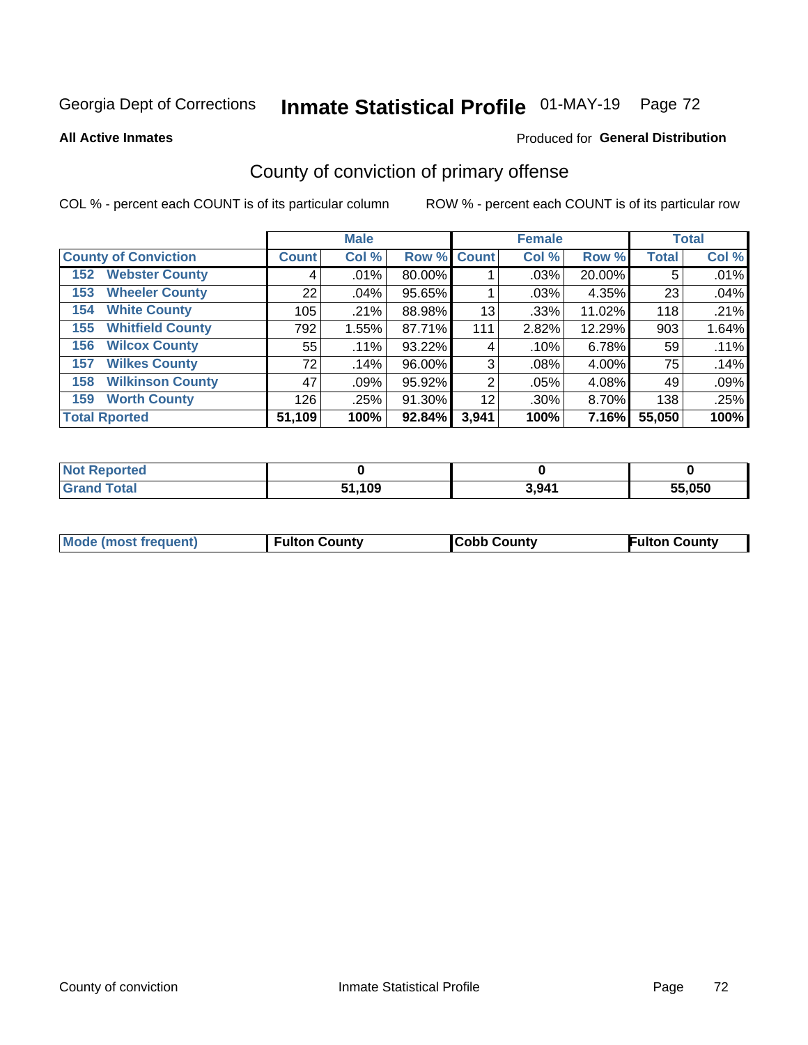Georgia Dept of Corrections **Inmate Statistical Profile** 01-MAY-19

**All Active Inmates**

Produced for **General Distribution**

## County of conviction of primary offense

COL % - percent each COUNT is of its particular column

ROW % - percent each COUNT is of its particular row

| County of Conviction | Male | | | Female | | | Total | |
|---|---|---|---|---|---|---|---|---|
| | Count | Col % | Row % | Count | Col % | Row % | Total | Col % |
| 152 Webster County | 4 | .01% | 80.00% | 1 | .03% | 20.00% | 5 | .01% |
| 153 Wheeler County | 22 | .04% | 95.65% | 1 | .03% | 4.35% | 23 | .04% |
| 154 White County | 105 | .21% | 88.98% | 13 | .33% | 11.02% | 118 | .21% |
| 155 Whitfield County | 792 | 1.55% | 87.71% | 111 | 2.82% | 12.29% | 903 | 1.64% |
| 156 Wilcox County | 55 | .11% | 93.22% | 4 | .10% | 6.78% | 59 | .11% |
| 157 Wilkes County | 72 | .14% | 96.00% | 3 | .08% | 4.00% | 75 | .14% |
| 158 Wilkinson County | 47 | .09% | 95.92% | 2 | .05% | 4.08% | 49 | .09% |
| 159 Worth County | 126 | .25% | 91.30% | 12 | .30% | 8.70% | 138 | .25% |
| **Total Rported** | **51,109** | **100%** | **92.84%** | **3,941** | **100%** | **7.16%** | **55,050** | **100%** |

| | Male | Female | Total |
|---|---|---|---|
| Not Reported | **0** | **0** | **0** |
| Grand Total | **51,109** | **3,941** | **55,050** |

| | Male | Female | Total |
|---|---|---|---|
| Mode (most frequent) | **Fulton County** | **Cobb County** | **Fulton County** |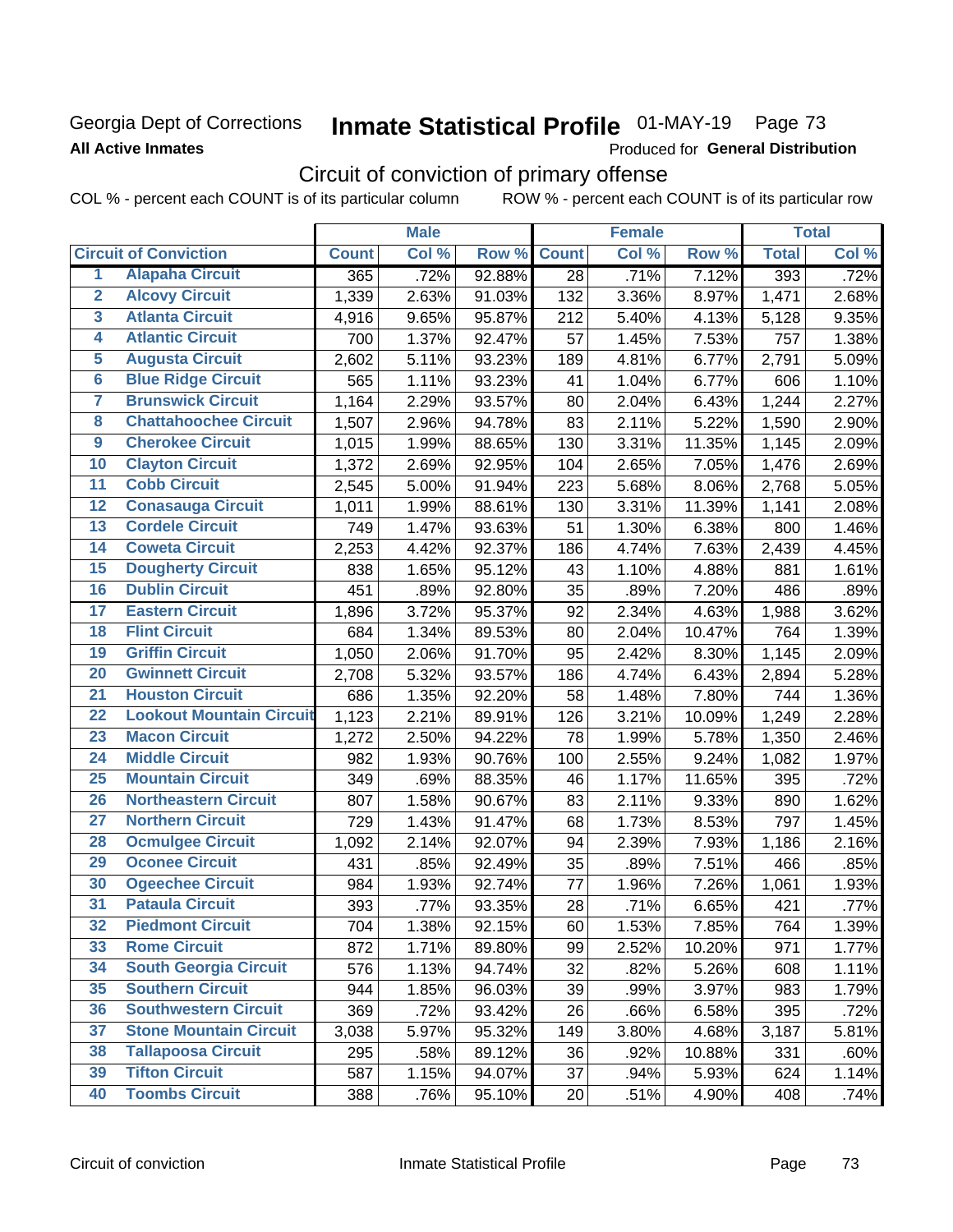Georgia Dept of Corrections
**All Active Inmates**

# Inmate Statistical Profile 01-MAY-19 Page 73

Produced for **General Distribution**

## Circuit of conviction of primary offense

COL % - percent each COUNT is of its particular column ROW % - percent each COUNT is of its particular row

| | Circuit of Conviction | Male | | | Female | | | Total | |
|---|---|---|---|---|---|---|---|---|---|
| | | Count | Col % | Row % | Count | Col % | Row % | Total | Col % |
| 1 | Alapaha Circuit | 365 | .72% | 92.88% | 28 | .71% | 7.12% | 393 | .72% |
| 2 | Alcovy Circuit | 1,339 | 2.63% | 91.03% | 132 | 3.36% | 8.97% | 1,471 | 2.68% |
| 3 | Atlanta Circuit | 4,916 | 9.65% | 95.87% | 212 | 5.40% | 4.13% | 5,128 | 9.35% |
| 4 | Atlantic Circuit | 700 | 1.37% | 92.47% | 57 | 1.45% | 7.53% | 757 | 1.38% |
| 5 | Augusta Circuit | 2,602 | 5.11% | 93.23% | 189 | 4.81% | 6.77% | 2,791 | 5.09% |
| 6 | Blue Ridge Circuit | 565 | 1.11% | 93.23% | 41 | 1.04% | 6.77% | 606 | 1.10% |
| 7 | Brunswick Circuit | 1,164 | 2.29% | 93.57% | 80 | 2.04% | 6.43% | 1,244 | 2.27% |
| 8 | Chattahoochee Circuit | 1,507 | 2.96% | 94.78% | 83 | 2.11% | 5.22% | 1,590 | 2.90% |
| 9 | Cherokee Circuit | 1,015 | 1.99% | 88.65% | 130 | 3.31% | 11.35% | 1,145 | 2.09% |
| 10 | Clayton Circuit | 1,372 | 2.69% | 92.95% | 104 | 2.65% | 7.05% | 1,476 | 2.69% |
| 11 | Cobb Circuit | 2,545 | 5.00% | 91.94% | 223 | 5.68% | 8.06% | 2,768 | 5.05% |
| 12 | Conasauga Circuit | 1,011 | 1.99% | 88.61% | 130 | 3.31% | 11.39% | 1,141 | 2.08% |
| 13 | Cordele Circuit | 749 | 1.47% | 93.63% | 51 | 1.30% | 6.38% | 800 | 1.46% |
| 14 | Coweta Circuit | 2,253 | 4.42% | 92.37% | 186 | 4.74% | 7.63% | 2,439 | 4.45% |
| 15 | Dougherty Circuit | 838 | 1.65% | 95.12% | 43 | 1.10% | 4.88% | 881 | 1.61% |
| 16 | Dublin Circuit | 451 | .89% | 92.80% | 35 | .89% | 7.20% | 486 | .89% |
| 17 | Eastern Circuit | 1,896 | 3.72% | 95.37% | 92 | 2.34% | 4.63% | 1,988 | 3.62% |
| 18 | Flint Circuit | 684 | 1.34% | 89.53% | 80 | 2.04% | 10.47% | 764 | 1.39% |
| 19 | Griffin Circuit | 1,050 | 2.06% | 91.70% | 95 | 2.42% | 8.30% | 1,145 | 2.09% |
| 20 | Gwinnett Circuit | 2,708 | 5.32% | 93.57% | 186 | 4.74% | 6.43% | 2,894 | 5.28% |
| 21 | Houston Circuit | 686 | 1.35% | 92.20% | 58 | 1.48% | 7.80% | 744 | 1.36% |
| 22 | Lookout Mountain Circuit | 1,123 | 2.21% | 89.91% | 126 | 3.21% | 10.09% | 1,249 | 2.28% |
| 23 | Macon Circuit | 1,272 | 2.50% | 94.22% | 78 | 1.99% | 5.78% | 1,350 | 2.46% |
| 24 | Middle Circuit | 982 | 1.93% | 90.76% | 100 | 2.55% | 9.24% | 1,082 | 1.97% |
| 25 | Mountain Circuit | 349 | .69% | 88.35% | 46 | 1.17% | 11.65% | 395 | .72% |
| 26 | Northeastern Circuit | 807 | 1.58% | 90.67% | 83 | 2.11% | 9.33% | 890 | 1.62% |
| 27 | Northern Circuit | 729 | 1.43% | 91.47% | 68 | 1.73% | 8.53% | 797 | 1.45% |
| 28 | Ocmulgee Circuit | 1,092 | 2.14% | 92.07% | 94 | 2.39% | 7.93% | 1,186 | 2.16% |
| 29 | Oconee Circuit | 431 | .85% | 92.49% | 35 | .89% | 7.51% | 466 | .85% |
| 30 | Ogeechee Circuit | 984 | 1.93% | 92.74% | 77 | 1.96% | 7.26% | 1,061 | 1.93% |
| 31 | Pataula Circuit | 393 | .77% | 93.35% | 28 | .71% | 6.65% | 421 | .77% |
| 32 | Piedmont Circuit | 704 | 1.38% | 92.15% | 60 | 1.53% | 7.85% | 764 | 1.39% |
| 33 | Rome Circuit | 872 | 1.71% | 89.80% | 99 | 2.52% | 10.20% | 971 | 1.77% |
| 34 | South Georgia Circuit | 576 | 1.13% | 94.74% | 32 | .82% | 5.26% | 608 | 1.11% |
| 35 | Southern Circuit | 944 | 1.85% | 96.03% | 39 | .99% | 3.97% | 983 | 1.79% |
| 36 | Southwestern Circuit | 369 | .72% | 93.42% | 26 | .66% | 6.58% | 395 | .72% |
| 37 | Stone Mountain Circuit | 3,038 | 5.97% | 95.32% | 149 | 3.80% | 4.68% | 3,187 | 5.81% |
| 38 | Tallapoosa Circuit | 295 | .58% | 89.12% | 36 | .92% | 10.88% | 331 | .60% |
| 39 | Tifton Circuit | 587 | 1.15% | 94.07% | 37 | .94% | 5.93% | 624 | 1.14% |
| 40 | Toombs Circuit | 388 | .76% | 95.10% | 20 | .51% | 4.90% | 408 | .74% |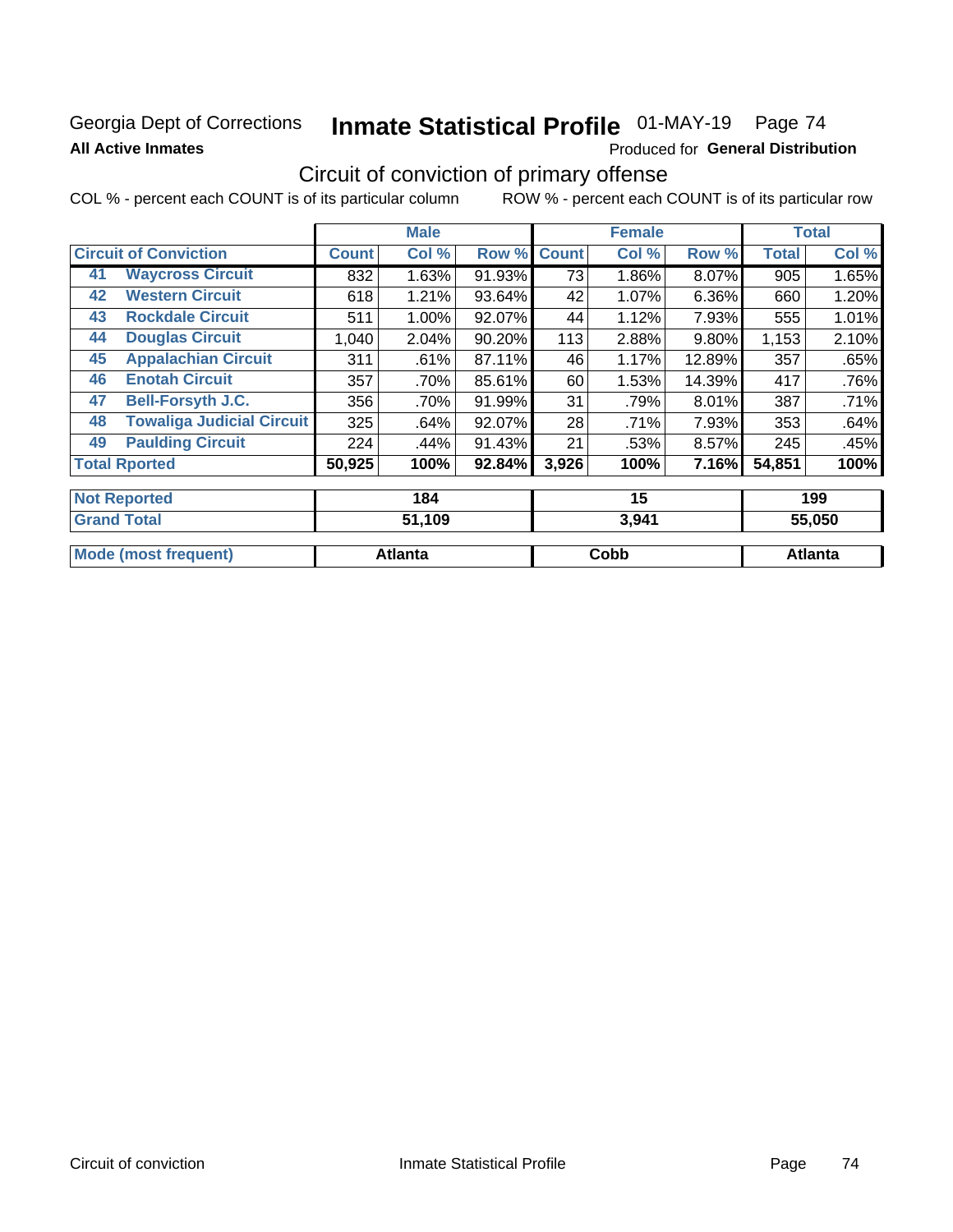Georgia Dept of Corrections **Inmate Statistical Profile** 01-MAY-19 Page 74

**All Active Inmates**

Produced for **General Distribution**

## Circuit of conviction of primary offense

COL % - percent each COUNT is of its particular column ROW % - percent each COUNT is of its particular row

| Circuit of Conviction | | Male | | | Female | | | Total | |
|---|---|---|---|---|---|---|---|---|---|
| | | Count | Col % | Row % | Count | Col % | Row % | Total | Col % |
| 41 | Waycross Circuit | 832 | 1.63% | 91.93% | 73 | 1.86% | 8.07% | 905 | 1.65% |
| 42 | Western Circuit | 618 | 1.21% | 93.64% | 42 | 1.07% | 6.36% | 660 | 1.20% |
| 43 | Rockdale Circuit | 511 | 1.00% | 92.07% | 44 | 1.12% | 7.93% | 555 | 1.01% |
| 44 | Douglas Circuit | 1,040 | 2.04% | 90.20% | 113 | 2.88% | 9.80% | 1,153 | 2.10% |
| 45 | Appalachian Circuit | 311 | .61% | 87.11% | 46 | 1.17% | 12.89% | 357 | .65% |
| 46 | Enotah Circuit | 357 | .70% | 85.61% | 60 | 1.53% | 14.39% | 417 | .76% |
| 47 | Bell-Forsyth J.C. | 356 | .70% | 91.99% | 31 | .79% | 8.01% | 387 | .71% |
| 48 | Towaliga Judicial Circuit | 325 | .64% | 92.07% | 28 | .71% | 7.93% | 353 | .64% |
| 49 | Paulding Circuit | 224 | .44% | 91.43% | 21 | .53% | 8.57% | 245 | .45% |
| Total Rported | | 50,925 | 100% | 92.84% | 3,926 | 100% | 7.16% | 54,851 | 100% |

| | Male | Female | Total |
|---|---|---|---|
| Not Reported | 184 | 15 | 199 |
| Grand Total | 51,109 | 3,941 | 55,050 |
| Mode (most frequent) | Atlanta | Cobb | Atlanta |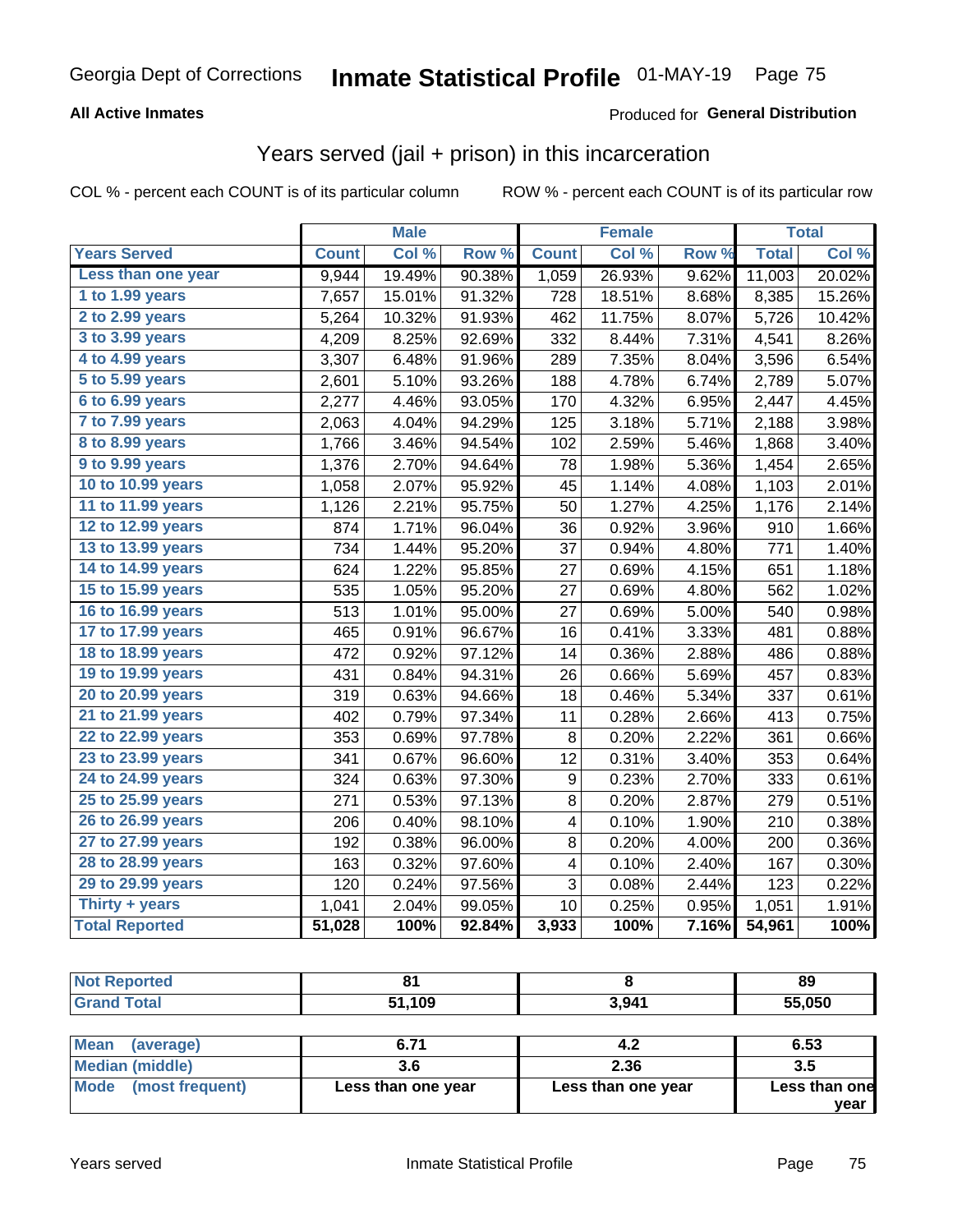Georgia Dept of Corrections **Inmate Statistical Profile** 01-MAY-19

**All Active Inmates**

Produced for **General Distribution**

## Years served (jail + prison) in this incarceration

COL % - percent each COUNT is of its particular column ROW % - percent each COUNT is of its particular row

| | Male | | | Female | | | Total | |
|---|---|---|---|---|---|---|---|---|
| Years Served | Count | Col % | Row % | Count | Col % | Row % | Total | Col % |
| Less than one year | 9,944 | 19.49% | 90.38% | 1,059 | 26.93% | 9.62% | 11,003 | 20.02% |
| 1 to 1.99 years | 7,657 | 15.01% | 91.32% | 728 | 18.51% | 8.68% | 8,385 | 15.26% |
| 2 to 2.99 years | 5,264 | 10.32% | 91.93% | 462 | 11.75% | 8.07% | 5,726 | 10.42% |
| 3 to 3.99 years | 4,209 | 8.25% | 92.69% | 332 | 8.44% | 7.31% | 4,541 | 8.26% |
| 4 to 4.99 years | 3,307 | 6.48% | 91.96% | 289 | 7.35% | 8.04% | 3,596 | 6.54% |
| 5 to 5.99 years | 2,601 | 5.10% | 93.26% | 188 | 4.78% | 6.74% | 2,789 | 5.07% |
| 6 to 6.99 years | 2,277 | 4.46% | 93.05% | 170 | 4.32% | 6.95% | 2,447 | 4.45% |
| 7 to 7.99 years | 2,063 | 4.04% | 94.29% | 125 | 3.18% | 5.71% | 2,188 | 3.98% |
| 8 to 8.99 years | 1,766 | 3.46% | 94.54% | 102 | 2.59% | 5.46% | 1,868 | 3.40% |
| 9 to 9.99 years | 1,376 | 2.70% | 94.64% | 78 | 1.98% | 5.36% | 1,454 | 2.65% |
| 10 to 10.99 years | 1,058 | 2.07% | 95.92% | 45 | 1.14% | 4.08% | 1,103 | 2.01% |
| 11 to 11.99 years | 1,126 | 2.21% | 95.75% | 50 | 1.27% | 4.25% | 1,176 | 2.14% |
| 12 to 12.99 years | 874 | 1.71% | 96.04% | 36 | 0.92% | 3.96% | 910 | 1.66% |
| 13 to 13.99 years | 734 | 1.44% | 95.20% | 37 | 0.94% | 4.80% | 771 | 1.40% |
| 14 to 14.99 years | 624 | 1.22% | 95.85% | 27 | 0.69% | 4.15% | 651 | 1.18% |
| 15 to 15.99 years | 535 | 1.05% | 95.20% | 27 | 0.69% | 4.80% | 562 | 1.02% |
| 16 to 16.99 years | 513 | 1.01% | 95.00% | 27 | 0.69% | 5.00% | 540 | 0.98% |
| 17 to 17.99 years | 465 | 0.91% | 96.67% | 16 | 0.41% | 3.33% | 481 | 0.88% |
| 18 to 18.99 years | 472 | 0.92% | 97.12% | 14 | 0.36% | 2.88% | 486 | 0.88% |
| 19 to 19.99 years | 431 | 0.84% | 94.31% | 26 | 0.66% | 5.69% | 457 | 0.83% |
| 20 to 20.99 years | 319 | 0.63% | 94.66% | 18 | 0.46% | 5.34% | 337 | 0.61% |
| 21 to 21.99 years | 402 | 0.79% | 97.34% | 11 | 0.28% | 2.66% | 413 | 0.75% |
| 22 to 22.99 years | 353 | 0.69% | 97.78% | 8 | 0.20% | 2.22% | 361 | 0.66% |
| 23 to 23.99 years | 341 | 0.67% | 96.60% | 12 | 0.31% | 3.40% | 353 | 0.64% |
| 24 to 24.99 years | 324 | 0.63% | 97.30% | 9 | 0.23% | 2.70% | 333 | 0.61% |
| 25 to 25.99 years | 271 | 0.53% | 97.13% | 8 | 0.20% | 2.87% | 279 | 0.51% |
| 26 to 26.99 years | 206 | 0.40% | 98.10% | 4 | 0.10% | 1.90% | 210 | 0.38% |
| 27 to 27.99 years | 192 | 0.38% | 96.00% | 8 | 0.20% | 4.00% | 200 | 0.36% |
| 28 to 28.99 years | 163 | 0.32% | 97.60% | 4 | 0.10% | 2.40% | 167 | 0.30% |
| 29 to 29.99 years | 120 | 0.24% | 97.56% | 3 | 0.08% | 2.44% | 123 | 0.22% |
| Thirty + years | 1,041 | 2.04% | 99.05% | 10 | 0.25% | 0.95% | 1,051 | 1.91% |
| **Total Reported** | **51,028** | **100%** | **92.84%** | **3,933** | **100%** | **7.16%** | **54,961** | **100%** |

| | Male | Female | Total |
|---|---|---|---|
| Not Reported | 81 | 8 | 89 |
| Grand Total | 51,109 | 3,941 | 55,050 |

| | Male | Female | Total |
|---|---|---|---|
| Mean (average) | 6.71 | 4.2 | 6.53 |
| Median (middle) | 3.6 | 2.36 | 3.5 |
| Mode (most frequent) | Less than one year | Less than one year | Less than one year |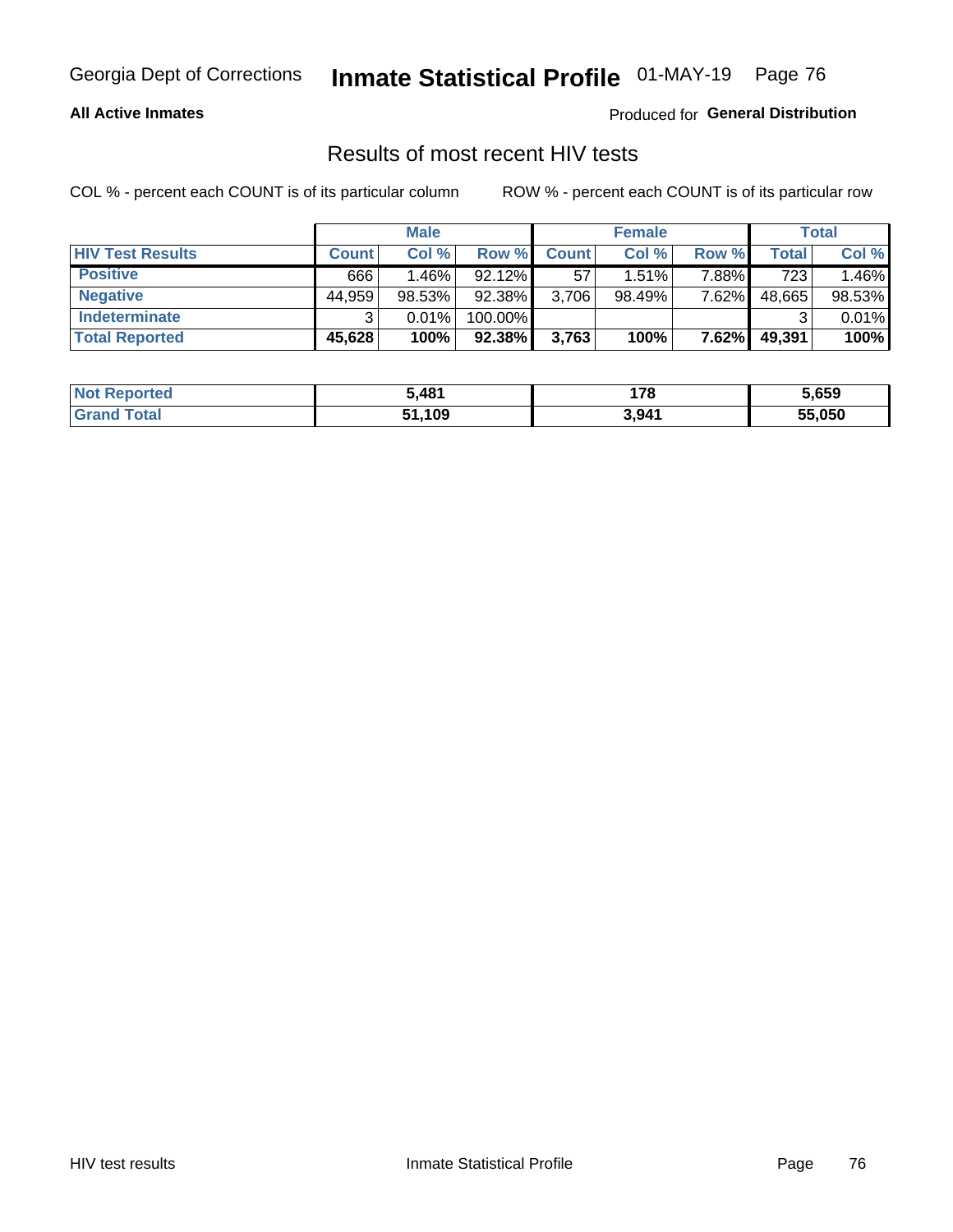Georgia Dept of Corrections **Inmate Statistical Profile** 01-MAY-19

**All Active Inmates**

Produced for **General Distribution**

## Results of most recent HIV tests

COL % - percent each COUNT is of its particular column

ROW % - percent each COUNT is of its particular row

| | Male | | | Female | | | Total | |
|---|---|---|---|---|---|---|---|---|
| **HIV Test Results** | **Count** | **Col %** | **Row %** | **Count** | **Col %** | **Row %** | **Total** | **Col %** |
| **Positive** | 666 | 1.46% | 92.12% | 57 | 1.51% | 7.88% | 723 | 1.46% |
| **Negative** | 44,959 | 98.53% | 92.38% | 3,706 | 98.49% | 7.62% | 48,665 | 98.53% |
| **Indeterminate** | 3 | 0.01% | 100.00% | | | | 3 | 0.01% |
| **Total Reported** | **45,628** | **100%** | **92.38%** | **3,763** | **100%** | **7.62%** | **49,391** | **100%** |

| | Male | Female | Total |
|---|---|---|---|
| **Not Reported** | **5,481** | **178** | **5,659** |
| **Grand Total** | **51,109** | **3,941** | **55,050** |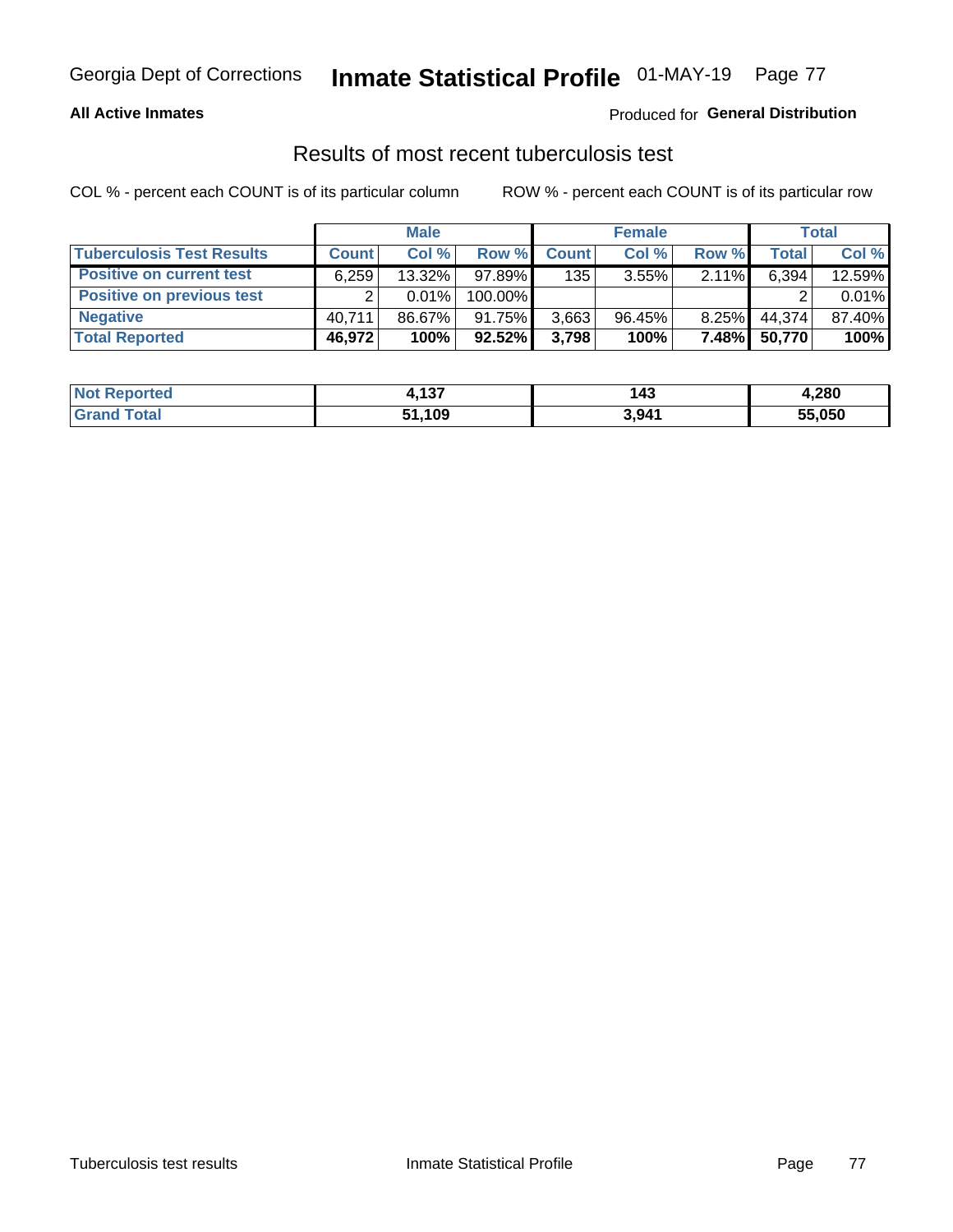Georgia Dept of Corrections **Inmate Statistical Profile** 01-MAY-19

**All Active Inmates**

Produced for **General Distribution**

## Results of most recent tuberculosis test

COL % - percent each COUNT is of its particular column ROW % - percent each COUNT is of its particular row

| | Male | | | Female | | | Total | |
|---|---|---|---|---|---|---|---|---|
| **Tuberculosis Test Results** | **Count** | **Col %** | **Row %** | **Count** | **Col %** | **Row %** | **Total** | **Col %** |
| **Positive on current test** | 6,259 | 13.32% | 97.89% | 135 | 3.55% | 2.11% | 6,394 | 12.59% |
| **Positive on previous test** | 2 | 0.01% | 100.00% | | | | 2 | 0.01% |
| **Negative** | 40,711 | 86.67% | 91.75% | 3,663 | 96.45% | 8.25% | 44,374 | 87.40% |
| **Total Reported** | **46,972** | **100%** | **92.52%** | **3,798** | **100%** | **7.48%** | **50,770** | **100%** |

| | Male | Female | Total |
|---|---|---|---|
| **Not Reported** | **4,137** | **143** | **4,280** |
| **Grand Total** | **51,109** | **3,941** | **55,050** |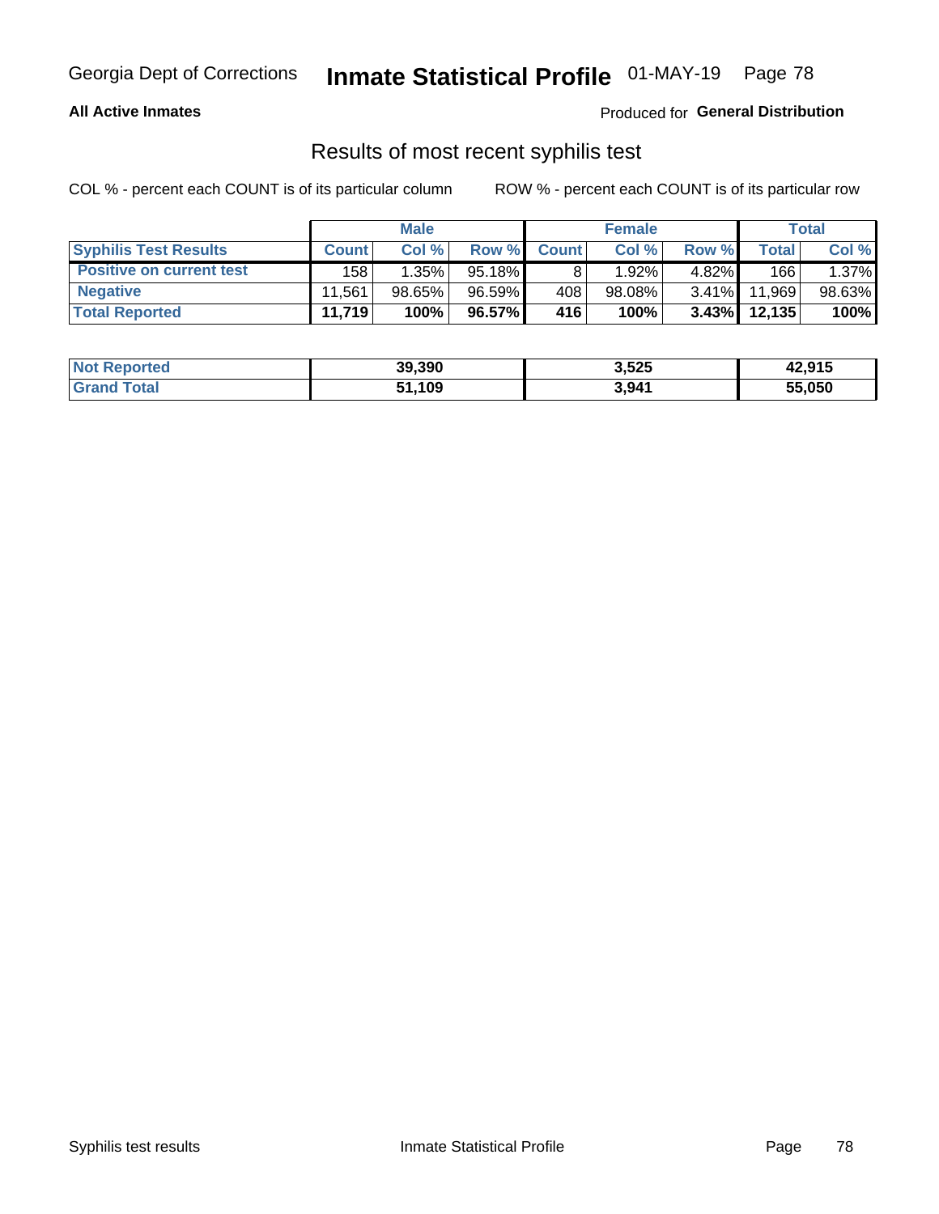## Results of most recent syphilis test

COL % - percent each COUNT is of its particular column

ROW % - percent each COUNT is of its particular row

| | Male | | | Female | | | Total | |
|---|---|---|---|---|---|---|---|---|
| **Syphilis Test Results** | **Count** | **Col %** | **Row %** | **Count** | **Col %** | **Row %** | **Total** | **Col %** |
| **Positive on current test** | 158 | 1.35% | 95.18% | 8 | 1.92% | 4.82% | 166 | 1.37% |
| **Negative** | 11,561 | 98.65% | 96.59% | 408 | 98.08% | 3.41% | 11,969 | 98.63% |
| **Total Reported** | **11,719** | **100%** | **96.57%** | **416** | **100%** | **3.43%** | **12,135** | **100%** |

| | Male | Female | Total |
|---|---|---|---|
| **Not Reported** | **39,390** | **3,525** | **42,915** |
| **Grand Total** | **51,109** | **3,941** | **55,050** |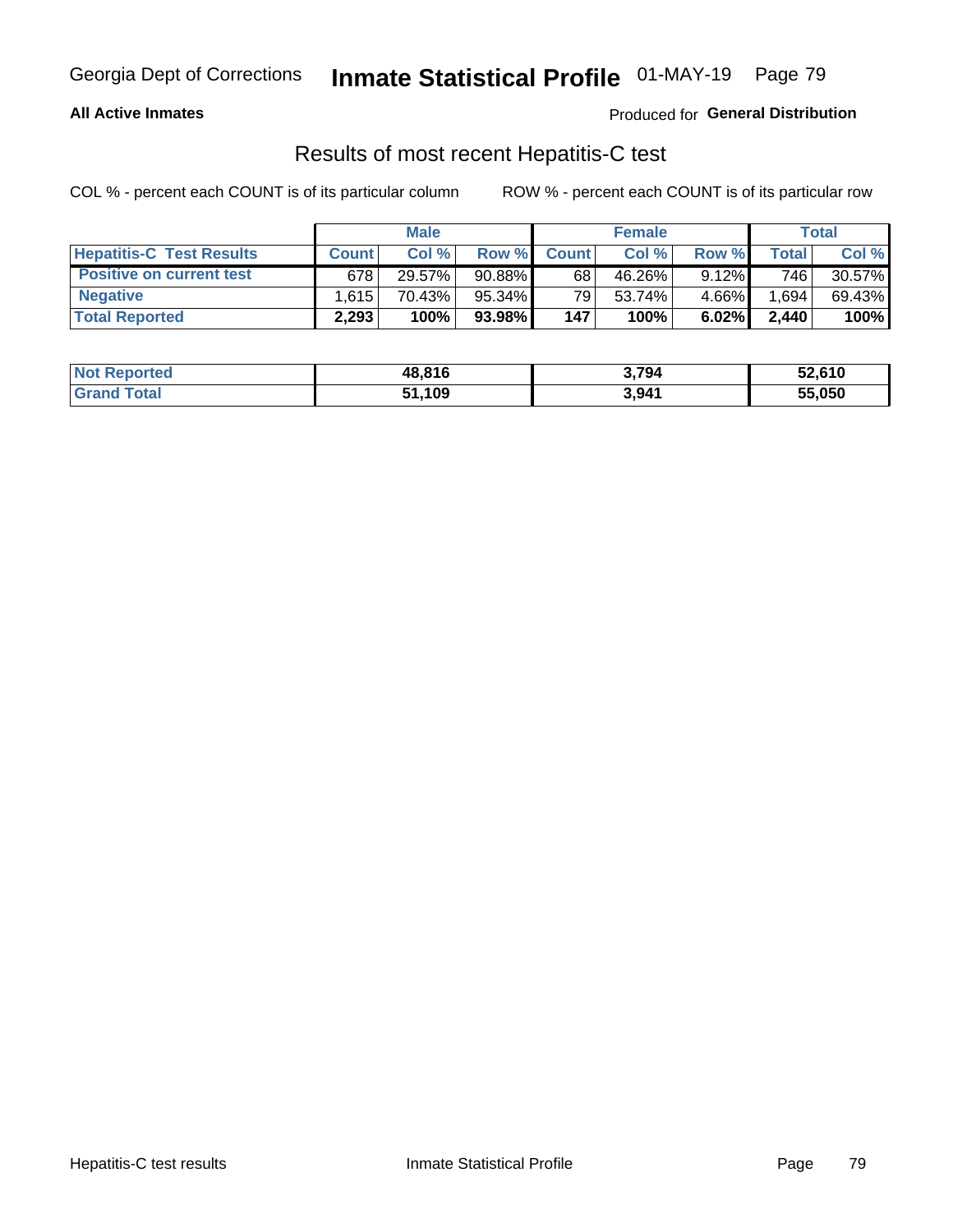**All Active Inmates**

Produced for **General Distribution**

## Results of most recent Hepatitis-C test

COL % - percent each COUNT is of its particular column

ROW % - percent each COUNT is of its particular row

| | Male | | | Female | | | Total | |
|---|---|---|---|---|---|---|---|---|
| **Hepatitis-C Test Results** | **Count** | **Col %** | **Row %** | **Count** | **Col %** | **Row %** | **Total** | **Col %** |
| **Positive on current test** | 678 | 29.57% | 90.88% | 68 | 46.26% | 9.12% | 746 | 30.57% |
| **Negative** | 1,615 | 70.43% | 95.34% | 79 | 53.74% | 4.66% | 1,694 | 69.43% |
| **Total Reported** | **2,293** | **100%** | **93.98%** | **147** | **100%** | **6.02%** | **2,440** | **100%** |

| | Male | Female | Total |
|---|---|---|---|
| **Not Reported** | **48,816** | **3,794** | **52,610** |
| **Grand Total** | **51,109** | **3,941** | **55,050** |